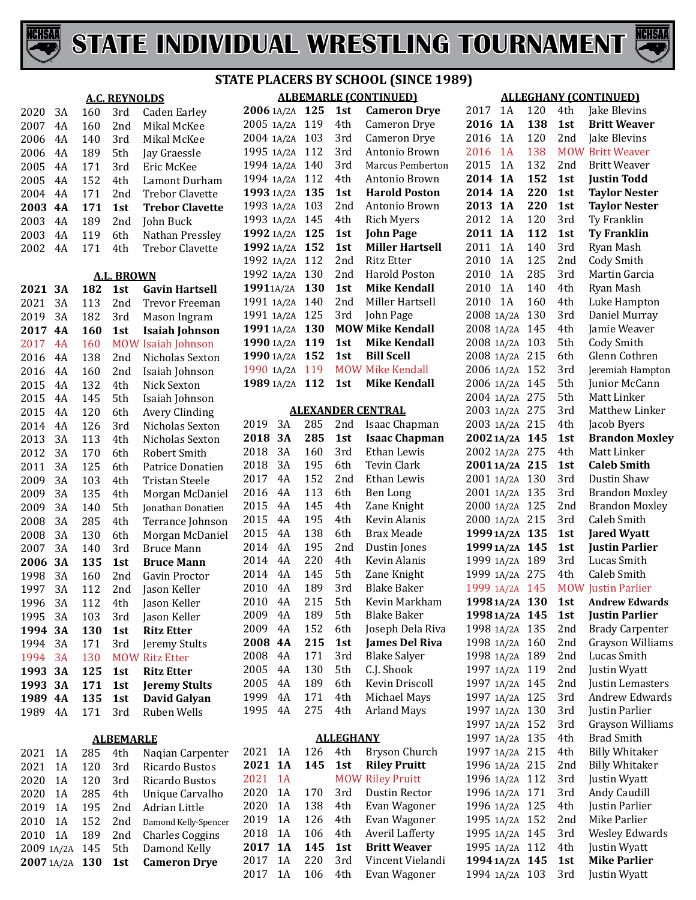# STATE INDIVIDUAL WRESTLING TOURNAMENT

## STATE PLACERS BY SCHOOL (SINCE 1989)

### A.C. REYNOLDS

| Year | Class | Weight | Place | Name |
|---|---|---|---|---|
| 2020 | 3A | 160 | 3rd | Caden Earley |
| 2007 | 4A | 160 | 2nd | Mikal McKee |
| 2006 | 4A | 140 | 3rd | Mikal McKee |
| 2006 | 4A | 189 | 5th | Jay Graessle |
| 2005 | 4A | 171 | 3rd | Eric McKee |
| 2005 | 4A | 152 | 4th | Lamont Durham |
| 2004 | 4A | 171 | 2nd | Trebor Clavette |
| **2003** | **4A** | **171** | **1st** | **Trebor Clavette** |
| 2003 | 4A | 189 | 2nd | John Buck |
| 2003 | 4A | 119 | 6th | Nathan Pressley |
| 2002 | 4A | 171 | 4th | Trebor Clavette |

### A.L. BROWN

| Year | Class | Weight | Place | Name |
|---|---|---|---|---|
| **2021** | **3A** | **182** | **1st** | **Gavin Hartsell** |
| 2021 | 3A | 113 | 2nd | Trevor Freeman |
| 2019 | 3A | 182 | 3rd | Mason Ingram |
| **2017** | **4A** | **160** | **1st** | **Isaiah Johnson** |
| 2017 | 4A | 160 | MOW | Isaiah Johnson |
| 2016 | 4A | 138 | 2nd | Nicholas Sexton |
| 2016 | 4A | 160 | 2nd | Isaiah Johnson |
| 2015 | 4A | 132 | 4th | Nick Sexton |
| 2015 | 4A | 145 | 5th | Isaiah Johnson |
| 2015 | 4A | 120 | 6th | Avery Clinding |
| 2014 | 4A | 126 | 3rd | Nicholas Sexton |
| 2013 | 3A | 113 | 4th | Nicholas Sexton |
| 2012 | 3A | 170 | 6th | Robert Smith |
| 2011 | 3A | 125 | 6th | Patrice Donatien |
| 2009 | 3A | 103 | 4th | Tristan Steele |
| 2009 | 3A | 135 | 4th | Morgan McDaniel |
| 2009 | 3A | 140 | 5th | Jonathan Donatien |
| 2008 | 3A | 285 | 4th | Terrance Johnson |
| 2008 | 3A | 130 | 6th | Morgan McDaniel |
| 2007 | 3A | 140 | 3rd | Bruce Mann |
| **2006** | **3A** | **135** | **1st** | **Bruce Mann** |
| 1998 | 3A | 160 | 2nd | Gavin Proctor |
| 1997 | 3A | 112 | 2nd | Jason Keller |
| 1996 | 3A | 112 | 4th | Jason Keller |
| 1995 | 3A | 103 | 3rd | Jason Keller |
| **1994** | **3A** | **130** | **1st** | **Ritz Etter** |
| 1994 | 3A | 171 | 3rd | Jeremy Stults |
| 1994 | 3A | 130 | MOW | Ritz Etter |
| **1993** | **3A** | **125** | **1st** | **Ritz Etter** |
| **1993** | **3A** | **171** | **1st** | **Jeremy Stults** |
| **1989** | **4A** | **135** | **1st** | **David Galyan** |
| 1989 | 4A | 171 | 3rd | Ruben Wells |

### ALBEMARLE

| Year | Class | Weight | Place | Name |
|---|---|---|---|---|
| 2021 | 1A | 285 | 4th | Naqian Carpenter |
| 2021 | 1A | 120 | 3rd | Ricardo Bustos |
| 2020 | 1A | 120 | 3rd | Ricardo Bustos |
| 2020 | 1A | 285 | 4th | Unique Carvalho |
| 2019 | 1A | 195 | 2nd | Adrian Little |
| 2010 | 1A | 152 | 2nd | Damond Kelly-Spencer |
| 2010 | 1A | 189 | 2nd | Charles Coggins |
| 2009 | 1A/2A | 145 | 5th | Damond Kelly |
| **2007** | **1A/2A** | **130** | **1st** | **Cameron Drye** |

### ALBEMARLE (CONTINUED)

| Year | Class | Weight | Place | Name |
|---|---|---|---|---|
| **2006** | **1A/2A** | **125** | **1st** | **Cameron Drye** |
| 2005 | 1A/2A | 119 | 4th | Cameron Drye |
| 2004 | 1A/2A | 103 | 3rd | Cameron Drye |
| 1995 | 1A/2A | 112 | 3rd | Antonio Brown |
| 1994 | 1A/2A | 140 | 3rd | Marcus Pemberton |
| 1994 | 1A/2A | 112 | 4th | Antonio Brown |
| **1993** | **1A/2A** | **135** | **1st** | **Harold Poston** |
| 1993 | 1A/2A | 103 | 2nd | Antonio Brown |
| 1993 | 1A/2A | 145 | 4th | Rich Myers |
| **1992** | **1A/2A** | **125** | **1st** | **John Page** |
| **1992** | **1A/2A** | **152** | **1st** | **Miller Hartsell** |
| 1992 | 1A/2A | 112 | 2nd | Ritz Etter |
| 1992 | 1A/2A | 130 | 2nd | Harold Poston |
| **1991** | **1A/2A** | **130** | **1st** | **Mike Kendall** |
| 1991 | 1A/2A | 140 | 2nd | Miller Hartsell |
| 1991 | 1A/2A | 125 | 3rd | John Page |
| **1991** | **1A/2A** | **130** | **MOW** | **Mike Kendall** |
| **1990** | **1A/2A** | **119** | **1st** | **Mike Kendall** |
| **1990** | **1A/2A** | **152** | **1st** | **Bill Scell** |
| 1990 | 1A/2A | 119 | MOW | Mike Kendall |
| **1989** | **1A/2A** | **112** | **1st** | **Mike Kendall** |

### ALEXANDER CENTRAL

| Year | Class | Weight | Place | Name |
|---|---|---|---|---|
| 2019 | 3A | 285 | 2nd | Isaac Chapman |
| **2018** | **3A** | **285** | **1st** | **Isaac Chapman** |
| 2018 | 3A | 160 | 3rd | Ethan Lewis |
| 2018 | 3A | 195 | 6th | Tevin Clark |
| 2017 | 4A | 152 | 2nd | Ethan Lewis |
| 2016 | 4A | 113 | 6th | Ben Long |
| 2015 | 4A | 145 | 4th | Zane Knight |
| 2015 | 4A | 195 | 4th | Kevin Alanis |
| 2015 | 4A | 138 | 6th | Brax Meade |
| 2014 | 4A | 195 | 2nd | Dustin Jones |
| 2014 | 4A | 220 | 4th | Kevin Alanis |
| 2014 | 4A | 145 | 5th | Zane Knight |
| 2010 | 4A | 189 | 3rd | Blake Baker |
| 2010 | 4A | 215 | 5th | Kevin Markham |
| 2009 | 4A | 189 | 5th | Blake Baker |
| 2009 | 4A | 152 | 6th | Joseph Dela Riva |
| **2008** | **4A** | **215** | **1st** | **James Del Riva** |
| 2008 | 4A | 171 | 3rd | Blake Salyer |
| 2005 | 4A | 130 | 5th | C.J. Shook |
| 2005 | 4A | 189 | 6th | Kevin Driscoll |
| 1999 | 4A | 171 | 4th | Michael Mays |
| 1995 | 4A | 275 | 4th | Arland Mays |

### ALLEGHANY

| Year | Class | Weight | Place | Name |
|---|---|---|---|---|
| 2021 | 1A | 126 | 4th | Bryson Church |
| **2021** | **1A** | **145** | **1st** | **Riley Pruitt** |
| 2021 | 1A | | MOW | Riley Pruitt |
| 2020 | 1A | 170 | 3rd | Dustin Rector |
| 2020 | 1A | 138 | 4th | Evan Wagoner |
| 2019 | 1A | 126 | 4th | Evan Wagoner |
| 2018 | 1A | 106 | 4th | Averil Lafferty |
| **2017** | **1A** | **145** | **1st** | **Britt Weaver** |
| 2017 | 1A | 220 | 3rd | Vincent Vielandi |
| 2017 | 1A | 106 | 4th | Evan Wagoner |

### ALLEGHANY (CONTINUED)

| Year | Class | Weight | Place | Name |
|---|---|---|---|---|
| 2017 | 1A | 120 | 4th | Jake Blevins |
| **2016** | **1A** | **138** | **1st** | **Britt Weaver** |
| 2016 | 1A | 120 | 2nd | Jake Blevins |
| 2016 | 1A | 138 | MOW | Britt Weaver |
| 2015 | 1A | 132 | 2nd | Britt Weaver |
| **2014** | **1A** | **152** | **1st** | **Justin Todd** |
| **2014** | **1A** | **220** | **1st** | **Taylor Nester** |
| **2013** | **1A** | **220** | **1st** | **Taylor Nester** |
| 2012 | 1A | 120 | 3rd | Ty Franklin |
| **2011** | **1A** | **112** | **1st** | **Ty Franklin** |
| 2011 | 1A | 140 | 3rd | Ryan Mash |
| 2010 | 1A | 125 | 2nd | Cody Smith |
| 2010 | 1A | 285 | 3rd | Martin Garcia |
| 2010 | 1A | 140 | 4th | Ryan Mash |
| 2010 | 1A | 160 | 4th | Luke Hampton |
| 2008 | 1A/2A | 130 | 3rd | Daniel Murray |
| 2008 | 1A/2A | 145 | 4th | Jamie Weaver |
| 2008 | 1A/2A | 103 | 5th | Cody Smith |
| 2008 | 1A/2A | 215 | 6th | Glenn Cothren |
| 2006 | 1A/2A | 152 | 3rd | Jeremiah Hampton |
| 2006 | 1A/2A | 145 | 5th | Junior McCann |
| 2004 | 1A/2A | 275 | 5th | Matt Linker |
| 2003 | 1A/2A | 275 | 3rd | Matthew Linker |
| 2003 | 1A/2A | 215 | 4th | Jacob Byers |
| **2002** | **1A/2A** | **145** | **1st** | **Brandon Moxley** |
| 2002 | 1A/2A | 275 | 4th | Matt Linker |
| **2001** | **1A/2A** | **215** | **1st** | **Caleb Smith** |
| 2001 | 1A/2A | 130 | 3rd | Dustin Shaw |
| 2001 | 1A/2A | 135 | 3rd | Brandon Moxley |
| 2000 | 1A/2A | 125 | 2nd | Brandon Moxley |
| 2000 | 1A/2A | 215 | 3rd | Caleb Smith |
| **1999** | **1A/2A** | **135** | **1st** | **Jared Wyatt** |
| **1999** | **1A/2A** | **145** | **1st** | **Justin Parlier** |
| 1999 | 1A/2A | 189 | 3rd | Lucas Smith |
| 1999 | 1A/2A | 275 | 4th | Caleb Smith |
| 1999 | 1A/2A | 145 | MOW | Justin Parlier |
| **1998** | **1A/2A** | **130** | **1st** | **Andrew Edwards** |
| **1998** | **1A/2A** | **145** | **1st** | **Justin Parlier** |
| 1998 | 1A/2A | 135 | 2nd | Brady Carpenter |
| 1998 | 1A/2A | 160 | 2nd | Grayson Williams |
| 1998 | 1A/2A | 189 | 2nd | Lucas Smith |
| 1997 | 1A/2A | 119 | 2nd | Justin Wyatt |
| 1997 | 1A/2A | 145 | 2nd | Justin Lemasters |
| 1997 | 1A/2A | 125 | 3rd | Andrew Edwards |
| 1997 | 1A/2A | 130 | 3rd | Justin Parlier |
| 1997 | 1A/2A | 152 | 3rd | Grayson Williams |
| 1997 | 1A/2A | 135 | 4th | Brad Smith |
| 1997 | 1A/2A | 215 | 4th | Billy Whitaker |
| 1996 | 1A/2A | 215 | 2nd | Billy Whitaker |
| 1996 | 1A/2A | 112 | 3rd | Justin Wyatt |
| 1996 | 1A/2A | 171 | 3rd | Andy Caudill |
| 1996 | 1A/2A | 125 | 4th | Justin Parlier |
| 1995 | 1A/2A | 152 | 2nd | Mike Parlier |
| 1995 | 1A/2A | 145 | 3rd | Wesley Edwards |
| 1995 | 1A/2A | 112 | 4th | Justin Wyatt |
| **1994** | **1A/2A** | **145** | **1st** | **Mike Parlier** |
| 1994 | 1A/2A | 103 | 3rd | Justin Wyatt |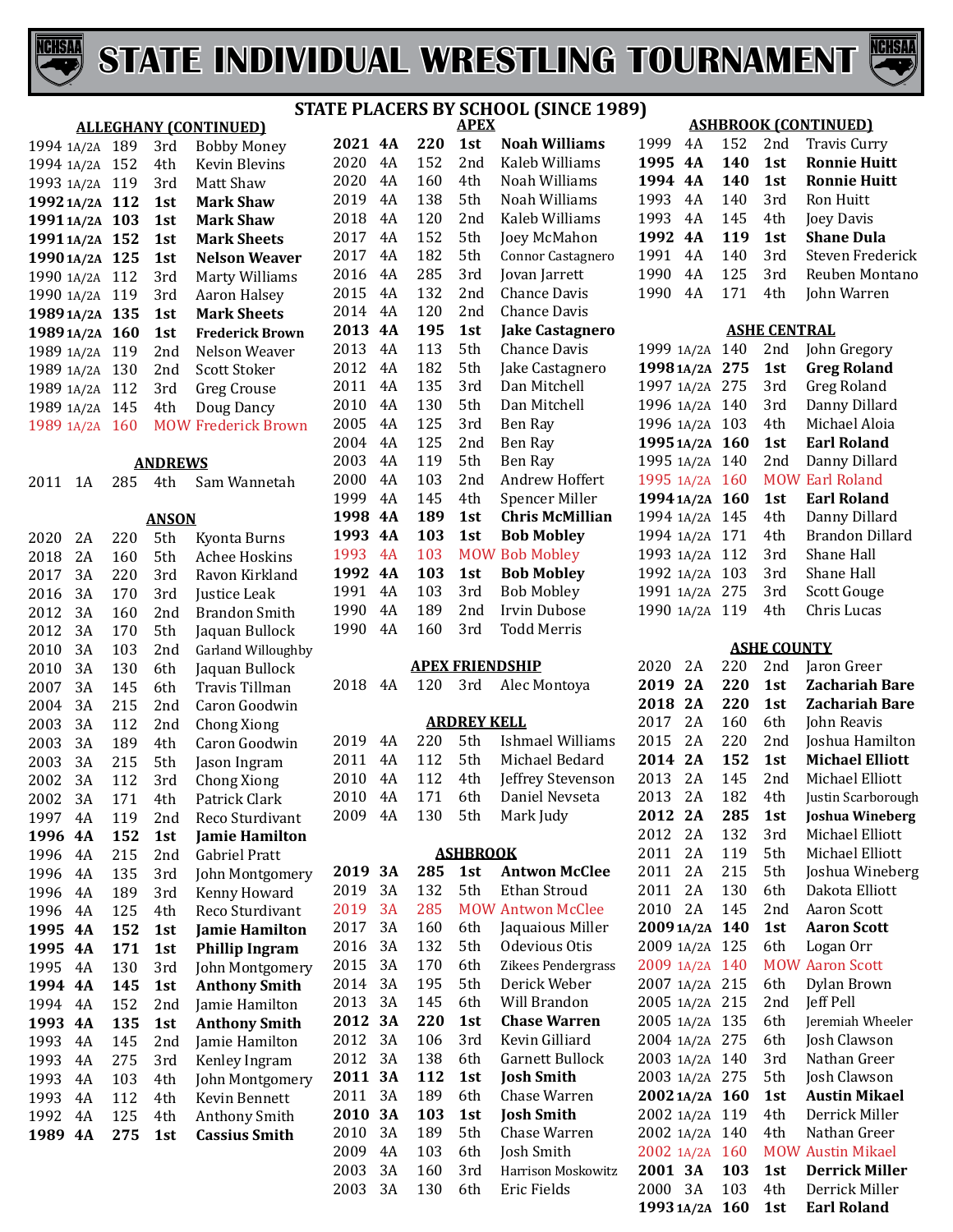# STATE INDIVIDUAL WRESTLING TOURNAMENT

## STATE PLACERS BY SCHOOL (SINCE 1989)

### ALLEGHANY (CONTINUED)

| Year | Class | Weight | Place | Name |
|---|---|---|---|---|
| 1994 | 1A/2A | 189 | 3rd | Bobby Money |
| 1994 | 1A/2A | 152 | 4th | Kevin Blevins |
| 1993 | 1A/2A | 119 | 3rd | Matt Shaw |
| **1992** | **1A/2A** | **112** | **1st** | **Mark Shaw** |
| **1991** | **1A/2A** | **103** | **1st** | **Mark Shaw** |
| **1991** | **1A/2A** | **152** | **1st** | **Mark Sheets** |
| **1990** | **1A/2A** | **125** | **1st** | **Nelson Weaver** |
| 1990 | 1A/2A | 112 | 3rd | Marty Williams |
| 1990 | 1A/2A | 119 | 3rd | Aaron Halsey |
| **1989** | **1A/2A** | **135** | **1st** | **Mark Sheets** |
| **1989** | **1A/2A** | **160** | **1st** | **Frederick Brown** |
| 1989 | 1A/2A | 119 | 2nd | Nelson Weaver |
| 1989 | 1A/2A | 130 | 2nd | Scott Stoker |
| 1989 | 1A/2A | 112 | 3rd | Greg Crouse |
| 1989 | 1A/2A | 145 | 4th | Doug Dancy |
| 1989 | 1A/2A | 160 | MOW | Frederick Brown |

### ANDREWS

| Year | Class | Weight | Place | Name |
|---|---|---|---|---|
| 2011 | 1A | 285 | 4th | Sam Wannetah |

### ANSON

| Year | Class | Weight | Place | Name |
|---|---|---|---|---|
| 2020 | 2A | 220 | 5th | Kyonta Burns |
| 2018 | 2A | 160 | 5th | Achee Hoskins |
| 2017 | 3A | 220 | 3rd | Ravon Kirkland |
| 2016 | 3A | 170 | 3rd | Justice Leak |
| 2012 | 3A | 160 | 2nd | Brandon Smith |
| 2012 | 3A | 170 | 5th | Jaquan Bullock |
| 2010 | 3A | 103 | 2nd | Garland Willoughby |
| 2010 | 3A | 130 | 6th | Jaquan Bullock |
| 2007 | 3A | 145 | 6th | Travis Tillman |
| 2004 | 3A | 215 | 2nd | Caron Goodwin |
| 2003 | 3A | 112 | 2nd | Chong Xiong |
| 2003 | 3A | 189 | 4th | Caron Goodwin |
| 2003 | 3A | 215 | 5th | Jason Ingram |
| 2002 | 3A | 112 | 3rd | Chong Xiong |
| 2002 | 3A | 171 | 4th | Patrick Clark |
| 1997 | 4A | 119 | 2nd | Reco Sturdivant |
| **1996** | **4A** | **152** | **1st** | **Jamie Hamilton** |
| 1996 | 4A | 215 | 2nd | Gabriel Pratt |
| 1996 | 4A | 135 | 3rd | John Montgomery |
| 1996 | 4A | 189 | 3rd | Kenny Howard |
| 1996 | 4A | 125 | 4th | Reco Sturdivant |
| **1995** | **4A** | **152** | **1st** | **Jamie Hamilton** |
| **1995** | **4A** | **171** | **1st** | **Phillip Ingram** |
| 1995 | 4A | 130 | 3rd | John Montgomery |
| **1994** | **4A** | **145** | **1st** | **Anthony Smith** |
| 1994 | 4A | 152 | 2nd | Jamie Hamilton |
| **1993** | **4A** | **135** | **1st** | **Anthony Smith** |
| 1993 | 4A | 145 | 2nd | Jamie Hamilton |
| 1993 | 4A | 275 | 3rd | Kenley Ingram |
| 1993 | 4A | 103 | 4th | John Montgomery |
| 1993 | 4A | 112 | 4th | Kevin Bennett |
| 1992 | 4A | 125 | 4th | Anthony Smith |
| **1989** | **4A** | **275** | **1st** | **Cassius Smith** |

### APEX

| Year | Class | Weight | Place | Name |
|---|---|---|---|---|
| **2021** | **4A** | **220** | **1st** | **Noah Williams** |
| 2020 | 4A | 152 | 2nd | Kaleb Williams |
| 2020 | 4A | 160 | 4th | Noah Williams |
| 2019 | 4A | 138 | 5th | Noah Williams |
| 2018 | 4A | 120 | 2nd | Kaleb Williams |
| 2017 | 4A | 152 | 5th | Joey McMahon |
| 2017 | 4A | 182 | 5th | Connor Castagnero |
| 2016 | 4A | 285 | 3rd | Jovan Jarrett |
| 2015 | 4A | 132 | 2nd | Chance Davis |
| 2014 | 4A | 120 | 2nd | Chance Davis |
| **2013** | **4A** | **195** | **1st** | **Jake Castagnero** |
| 2013 | 4A | 113 | 5th | Chance Davis |
| 2012 | 4A | 182 | 5th | Jake Castagnero |
| 2011 | 4A | 135 | 3rd | Dan Mitchell |
| 2010 | 4A | 130 | 5th | Dan Mitchell |
| 2005 | 4A | 125 | 3rd | Ben Ray |
| 2004 | 4A | 125 | 2nd | Ben Ray |
| 2003 | 4A | 119 | 5th | Ben Ray |
| 2000 | 4A | 103 | 2nd | Andrew Hoffert |
| 1999 | 4A | 145 | 4th | Spencer Miller |
| **1998** | **4A** | **189** | **1st** | **Chris McMillian** |
| **1993** | **4A** | **103** | **1st** | **Bob Mobley** |
| 1993 | 4A | 103 | MOW | Bob Mobley |
| **1992** | **4A** | **103** | **1st** | **Bob Mobley** |
| 1991 | 4A | 103 | 3rd | Bob Mobley |
| 1990 | 4A | 189 | 2nd | Irvin Dubose |
| 1990 | 4A | 160 | 3rd | Todd Merris |

### APEX FRIENDSHIP

| Year | Class | Weight | Place | Name |
|---|---|---|---|---|
| 2018 | 4A | 120 | 3rd | Alec Montoya |

### ARDREY KELL

| Year | Class | Weight | Place | Name |
|---|---|---|---|---|
| 2019 | 4A | 220 | 5th | Ishmael Williams |
| 2011 | 4A | 112 | 5th | Michael Bedard |
| 2010 | 4A | 112 | 4th | Jeffrey Stevenson |
| 2010 | 4A | 171 | 6th | Daniel Nevseta |
| 2009 | 4A | 130 | 5th | Mark Judy |

### ASHBROOK

| Year | Class | Weight | Place | Name |
|---|---|---|---|---|
| **2019** | **3A** | **285** | **1st** | **Antwon McClee** |
| 2019 | 3A | 132 | 5th | Ethan Stroud |
| 2019 | 3A | 285 | MOW | Antwon McClee |
| 2017 | 3A | 160 | 6th | Jaquaious Miller |
| 2016 | 3A | 132 | 5th | Odevious Otis |
| 2015 | 3A | 170 | 6th | Zikees Pendergrass |
| 2014 | 3A | 195 | 5th | Derick Weber |
| 2013 | 3A | 145 | 6th | Will Brandon |
| **2012** | **3A** | **220** | **1st** | **Chase Warren** |
| 2012 | 3A | 106 | 3rd | Kevin Gilliard |
| 2012 | 3A | 138 | 6th | Garnett Bullock |
| **2011** | **3A** | **112** | **1st** | **Josh Smith** |
| 2011 | 3A | 189 | 6th | Chase Warren |
| **2010** | **3A** | **103** | **1st** | **Josh Smith** |
| 2010 | 3A | 189 | 5th | Chase Warren |
| 2009 | 4A | 103 | 6th | Josh Smith |
| 2003 | 3A | 160 | 3rd | Harrison Moskowitz |
| 2003 | 3A | 130 | 6th | Eric Fields |

### ASHBROOK (CONTINUED)

| Year | Class | Weight | Place | Name |
|---|---|---|---|---|
| 1999 | 4A | 152 | 2nd | Travis Curry |
| **1995** | **4A** | **140** | **1st** | **Ronnie Huitt** |
| **1994** | **4A** | **140** | **1st** | **Ronnie Huitt** |
| 1993 | 4A | 140 | 3rd | Ron Huitt |
| 1993 | 4A | 145 | 4th | Joey Davis |
| **1992** | **4A** | **119** | **1st** | **Shane Dula** |
| 1991 | 4A | 140 | 3rd | Steven Frederick |
| 1990 | 4A | 125 | 3rd | Reuben Montano |
| 1990 | 4A | 171 | 4th | John Warren |

### ASHE CENTRAL

| Year | Class | Weight | Place | Name |
|---|---|---|---|---|
| 1999 | 1A/2A | 140 | 2nd | John Gregory |
| **1998** | **1A/2A** | **275** | **1st** | **Greg Roland** |
| 1997 | 1A/2A | 275 | 3rd | Greg Roland |
| 1996 | 1A/2A | 140 | 3rd | Danny Dillard |
| 1996 | 1A/2A | 103 | 4th | Michael Aloia |
| **1995** | **1A/2A** | **160** | **1st** | **Earl Roland** |
| 1995 | 1A/2A | 140 | 2nd | Danny Dillard |
| 1995 | 1A/2A | 160 | MOW | Earl Roland |
| **1994** | **1A/2A** | **160** | **1st** | **Earl Roland** |
| 1994 | 1A/2A | 145 | 4th | Danny Dillard |
| 1994 | 1A/2A | 171 | 4th | Brandon Dillard |
| 1993 | 1A/2A | 112 | 3rd | Shane Hall |
| 1992 | 1A/2A | 103 | 3rd | Shane Hall |
| 1991 | 1A/2A | 275 | 3rd | Scott Gouge |
| 1990 | 1A/2A | 119 | 4th | Chris Lucas |

### ASHE COUNTY

| Year | Class | Weight | Place | Name |
|---|---|---|---|---|
| 2020 | 2A | 220 | 2nd | Jaron Greer |
| **2019** | **2A** | **220** | **1st** | **Zachariah Bare** |
| **2018** | **2A** | **220** | **1st** | **Zachariah Bare** |
| 2017 | 2A | 160 | 6th | John Reavis |
| 2015 | 2A | 220 | 2nd | Joshua Hamilton |
| **2014** | **2A** | **152** | **1st** | **Michael Elliott** |
| 2013 | 2A | 145 | 2nd | Michael Elliott |
| 2013 | 2A | 182 | 4th | Justin Scarborough |
| **2012** | **2A** | **285** | **1st** | **Joshua Wineberg** |
| 2012 | 2A | 132 | 3rd | Michael Elliott |
| 2011 | 2A | 119 | 5th | Michael Elliott |
| 2011 | 2A | 215 | 5th | Joshua Wineberg |
| 2011 | 2A | 130 | 6th | Dakota Elliott |
| 2010 | 2A | 145 | 2nd | Aaron Scott |
| **2009** | **1A/2A** | **140** | **1st** | **Aaron Scott** |
| 2009 | 1A/2A | 125 | 6th | Logan Orr |
| 2009 | 1A/2A | 140 | MOW | Aaron Scott |
| 2007 | 1A/2A | 215 | 6th | Dylan Brown |
| 2005 | 1A/2A | 215 | 2nd | Jeff Pell |
| 2005 | 1A/2A | 135 | 6th | Jeremiah Wheeler |
| 2004 | 1A/2A | 275 | 6th | Josh Clawson |
| 2003 | 1A/2A | 140 | 3rd | Nathan Greer |
| 2003 | 1A/2A | 275 | 5th | Josh Clawson |
| **2002** | **1A/2A** | **160** | **1st** | **Austin Mikael** |
| 2002 | 1A/2A | 119 | 4th | Derrick Miller |
| 2002 | 1A/2A | 140 | 4th | Nathan Greer |
| 2002 | 1A/2A | 160 | MOW | Austin Mikael |
| **2001** | **3A** | **103** | **1st** | **Derrick Miller** |
| 2000 | 3A | 103 | 4th | Derrick Miller |
| **1993** | **1A/2A** | **160** | **1st** | **Earl Roland** |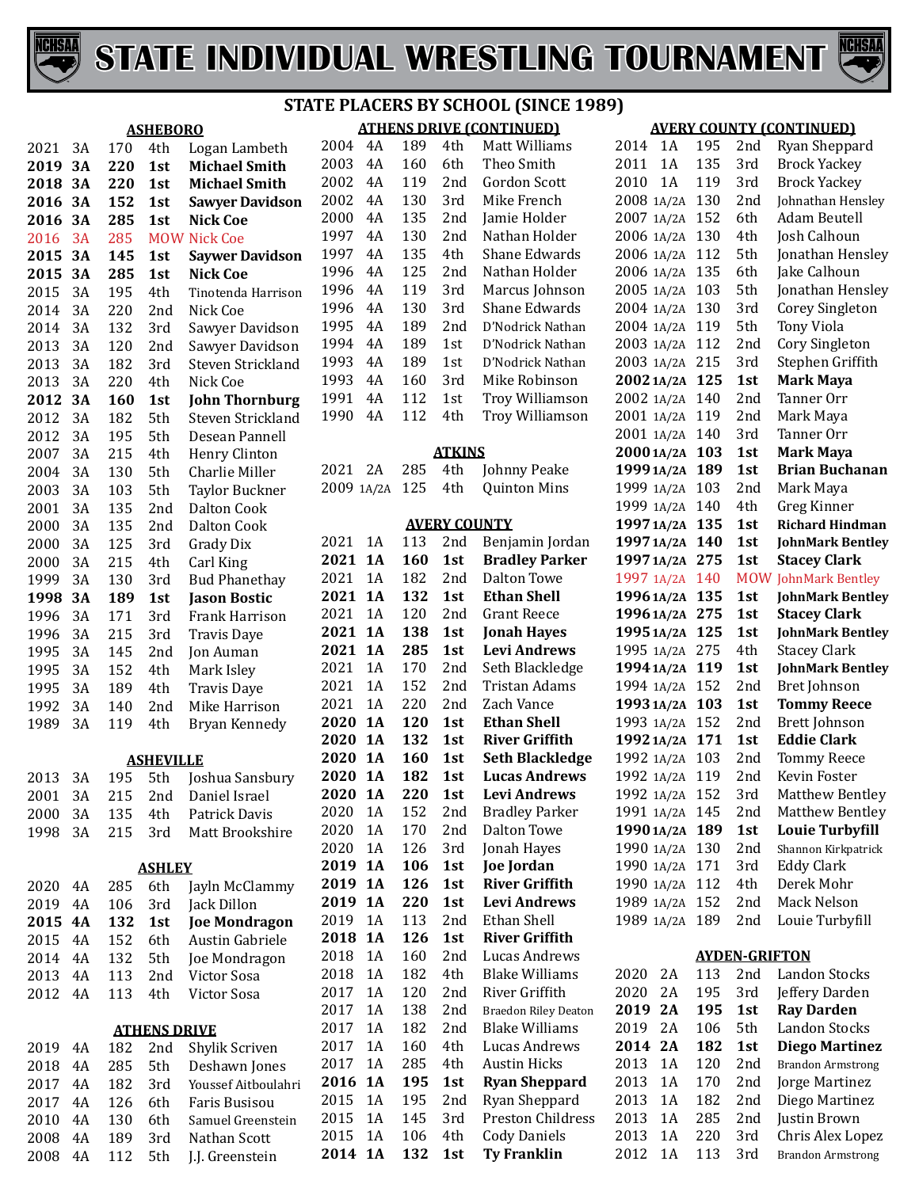# STATE INDIVIDUAL WRESTLING TOURNAMENT

## STATE PLACERS BY SCHOOL (SINCE 1989)

### ASHEBORO

| Year | Class | Weight | Place | Name |
|---|---|---|---|---|
| 2021 | 3A | 170 | 4th | Logan Lambeth |
| **2019** | **3A** | **220** | **1st** | **Michael Smith** |
| **2018** | **3A** | **220** | **1st** | **Michael Smith** |
| **2016** | **3A** | **152** | **1st** | **Sawyer Davidson** |
| **2016** | **3A** | **285** | **1st** | **Nick Coe** |
| 2016 | 3A | 285 | MOW | Nick Coe |
| **2015** | **3A** | **145** | **1st** | **Saywer Davidson** |
| **2015** | **3A** | **285** | **1st** | **Nick Coe** |
| 2015 | 3A | 195 | 4th | Tinotenda Harrison |
| 2014 | 3A | 220 | 2nd | Nick Coe |
| 2014 | 3A | 132 | 3rd | Sawyer Davidson |
| 2013 | 3A | 120 | 2nd | Sawyer Davidson |
| 2013 | 3A | 182 | 3rd | Steven Strickland |
| 2013 | 3A | 220 | 4th | Nick Coe |
| **2012** | **3A** | **160** | **1st** | **John Thornburg** |
| 2012 | 3A | 182 | 5th | Steven Strickland |
| 2012 | 3A | 195 | 5th | Desean Pannell |
| 2007 | 3A | 215 | 4th | Henry Clinton |
| 2004 | 3A | 130 | 5th | Charlie Miller |
| 2003 | 3A | 103 | 5th | Taylor Buckner |
| 2001 | 3A | 135 | 2nd | Dalton Cook |
| 2000 | 3A | 135 | 2nd | Dalton Cook |
| 2000 | 3A | 125 | 3rd | Grady Dix |
| 2000 | 3A | 215 | 4th | Carl King |
| 1999 | 3A | 130 | 3rd | Bud Phanethay |
| **1998** | **3A** | **189** | **1st** | **Jason Bostic** |
| 1996 | 3A | 171 | 3rd | Frank Harrison |
| 1996 | 3A | 215 | 3rd | Travis Daye |
| 1995 | 3A | 145 | 2nd | Jon Auman |
| 1995 | 3A | 152 | 4th | Mark Isley |
| 1995 | 3A | 189 | 4th | Travis Daye |
| 1992 | 3A | 140 | 2nd | Mike Harrison |
| 1989 | 3A | 119 | 4th | Bryan Kennedy |

### ASHEVILLE

| Year | Class | Weight | Place | Name |
|---|---|---|---|---|
| 2013 | 3A | 195 | 5th | Joshua Sansbury |
| 2001 | 3A | 215 | 2nd | Daniel Israel |
| 2000 | 3A | 135 | 4th | Patrick Davis |
| 1998 | 3A | 215 | 3rd | Matt Brookshire |

### ASHLEY

| Year | Class | Weight | Place | Name |
|---|---|---|---|---|
| 2020 | 4A | 285 | 6th | Jayln McClammy |
| 2019 | 4A | 106 | 3rd | Jack Dillon |
| **2015** | **4A** | **132** | **1st** | **Joe Mondragon** |
| 2015 | 4A | 152 | 6th | Austin Gabriele |
| 2014 | 4A | 132 | 5th | Joe Mondragon |
| 2013 | 4A | 113 | 2nd | Victor Sosa |
| 2012 | 4A | 113 | 4th | Victor Sosa |

### ATHENS DRIVE

| Year | Class | Weight | Place | Name |
|---|---|---|---|---|
| 2019 | 4A | 182 | 2nd | Shylik Scriven |
| 2018 | 4A | 285 | 5th | Deshawn Jones |
| 2017 | 4A | 182 | 3rd | Youssef Aitboulahri |
| 2017 | 4A | 126 | 6th | Faris Busisou |
| 2010 | 4A | 130 | 6th | Samuel Greenstein |
| 2008 | 4A | 189 | 3rd | Nathan Scott |
| 2008 | 4A | 112 | 5th | J.J. Greenstein |

### ATHENS DRIVE (CONTINUED)

| Year | Class | Weight | Place | Name |
|---|---|---|---|---|
| 2004 | 4A | 189 | 4th | Matt Williams |
| 2003 | 4A | 160 | 6th | Theo Smith |
| 2002 | 4A | 119 | 2nd | Gordon Scott |
| 2002 | 4A | 130 | 3rd | Mike French |
| 2000 | 4A | 135 | 2nd | Jamie Holder |
| 1997 | 4A | 130 | 2nd | Nathan Holder |
| 1997 | 4A | 135 | 4th | Shane Edwards |
| 1996 | 4A | 125 | 2nd | Nathan Holder |
| 1996 | 4A | 119 | 3rd | Marcus Johnson |
| 1996 | 4A | 130 | 3rd | Shane Edwards |
| 1995 | 4A | 189 | 2nd | D'Nodrick Nathan |
| 1994 | 4A | 189 | 1st | D'Nodrick Nathan |
| 1993 | 4A | 189 | 1st | D'Nodrick Nathan |
| 1993 | 4A | 160 | 3rd | Mike Robinson |
| 1991 | 4A | 112 | 1st | Troy Williamson |
| 1990 | 4A | 112 | 4th | Troy Williamson |

### ATKINS

| Year | Class | Weight | Place | Name |
|---|---|---|---|---|
| 2021 | 2A | 285 | 4th | Johnny Peake |
| 2009 | 1A/2A | 125 | 4th | Quinton Mins |

### AVERY COUNTY

| Year | Class | Weight | Place | Name |
|---|---|---|---|---|
| 2021 | 1A | 113 | 2nd | Benjamin Jordan |
| **2021** | **1A** | **160** | **1st** | **Bradley Parker** |
| 2021 | 1A | 182 | 2nd | Dalton Towe |
| **2021** | **1A** | **132** | **1st** | **Ethan Shell** |
| 2021 | 1A | 120 | 2nd | Grant Reece |
| **2021** | **1A** | **138** | **1st** | **Jonah Hayes** |
| **2021** | **1A** | **285** | **1st** | **Levi Andrews** |
| 2021 | 1A | 170 | 2nd | Seth Blackledge |
| 2021 | 1A | 152 | 2nd | Tristan Adams |
| 2021 | 1A | 220 | 2nd | Zach Vance |
| **2020** | **1A** | **120** | **1st** | **Ethan Shell** |
| **2020** | **1A** | **132** | **1st** | **River Griffith** |
| **2020** | **1A** | **160** | **1st** | **Seth Blackledge** |
| **2020** | **1A** | **182** | **1st** | **Lucas Andrews** |
| **2020** | **1A** | **220** | **1st** | **Levi Andrews** |
| 2020 | 1A | 152 | 2nd | Bradley Parker |
| 2020 | 1A | 170 | 2nd | Dalton Towe |
| 2020 | 1A | 126 | 3rd | Jonah Hayes |
| **2019** | **1A** | **106** | **1st** | **Joe Jordan** |
| **2019** | **1A** | **126** | **1st** | **River Griffith** |
| **2019** | **1A** | **220** | **1st** | **Levi Andrews** |
| 2019 | 1A | 113 | 2nd | Ethan Shell |
| **2018** | **1A** | **126** | **1st** | **River Griffith** |
| 2018 | 1A | 160 | 2nd | Lucas Andrews |
| 2018 | 1A | 182 | 4th | Blake Williams |
| 2017 | 1A | 120 | 2nd | River Griffith |
| 2017 | 1A | 138 | 2nd | Braedon Riley Deaton |
| 2017 | 1A | 182 | 2nd | Blake Williams |
| 2017 | 1A | 160 | 4th | Lucas Andrews |
| 2017 | 1A | 285 | 4th | Austin Hicks |
| **2016** | **1A** | **195** | **1st** | **Ryan Sheppard** |
| 2015 | 1A | 195 | 2nd | Ryan Sheppard |
| 2015 | 1A | 145 | 3rd | Preston Childress |
| 2015 | 1A | 106 | 4th | Cody Daniels |
| **2014** | **1A** | **132** | **1st** | **Ty Franklin** |

### AVERY COUNTY (CONTINUED)

| Year | Class | Weight | Place | Name |
|---|---|---|---|---|
| 2014 | 1A | 195 | 2nd | Ryan Sheppard |
| 2011 | 1A | 135 | 3rd | Brock Yackey |
| 2010 | 1A | 119 | 3rd | Brock Yackey |
| 2008 | 1A/2A | 130 | 2nd | Johnathan Hensley |
| 2007 | 1A/2A | 152 | 6th | Adam Beutell |
| 2006 | 1A/2A | 130 | 4th | Josh Calhoun |
| 2006 | 1A/2A | 112 | 5th | Jonathan Hensley |
| 2006 | 1A/2A | 135 | 6th | Jake Calhoun |
| 2005 | 1A/2A | 103 | 5th | Jonathan Hensley |
| 2004 | 1A/2A | 130 | 3rd | Corey Singleton |
| 2004 | 1A/2A | 119 | 5th | Tony Viola |
| 2003 | 1A/2A | 112 | 2nd | Cory Singleton |
| 2003 | 1A/2A | 215 | 3rd | Stephen Griffith |
| **2002** | **1A/2A** | **125** | **1st** | **Mark Maya** |
| 2002 | 1A/2A | 140 | 2nd | Tanner Orr |
| 2001 | 1A/2A | 119 | 2nd | Mark Maya |
| 2001 | 1A/2A | 140 | 3rd | Tanner Orr |
| **2000** | **1A/2A** | **103** | **1st** | **Mark Maya** |
| **1999** | **1A/2A** | **189** | **1st** | **Brian Buchanan** |
| 1999 | 1A/2A | 103 | 2nd | Mark Maya |
| 1999 | 1A/2A | 140 | 4th | Greg Kinner |
| **1997** | **1A/2A** | **135** | **1st** | **Richard Hindman** |
| **1997** | **1A/2A** | **140** | **1st** | **JohnMark Bentley** |
| **1997** | **1A/2A** | **275** | **1st** | **Stacey Clark** |
| 1997 | 1A/2A | 140 | MOW | JohnMark Bentley |
| **1996** | **1A/2A** | **135** | **1st** | **JohnMark Bentley** |
| **1996** | **1A/2A** | **275** | **1st** | **Stacey Clark** |
| **1995** | **1A/2A** | **125** | **1st** | **JohnMark Bentley** |
| 1995 | 1A/2A | 275 | 4th | Stacey Clark |
| **1994** | **1A/2A** | **119** | **1st** | **JohnMark Bentley** |
| 1994 | 1A/2A | 152 | 2nd | Bret Johnson |
| **1993** | **1A/2A** | **103** | **1st** | **Tommy Reece** |
| 1993 | 1A/2A | 152 | 2nd | Brett Johnson |
| **1992** | **1A/2A** | **171** | **1st** | **Eddie Clark** |
| 1992 | 1A/2A | 103 | 2nd | Tommy Reece |
| 1992 | 1A/2A | 119 | 2nd | Kevin Foster |
| 1992 | 1A/2A | 152 | 3rd | Matthew Bentley |
| 1991 | 1A/2A | 145 | 2nd | Matthew Bentley |
| **1990** | **1A/2A** | **189** | **1st** | **Louie Turbyfill** |
| 1990 | 1A/2A | 130 | 2nd | Shannon Kirkpatrick |
| 1990 | 1A/2A | 171 | 3rd | Eddy Clark |
| 1990 | 1A/2A | 112 | 4th | Derek Mohr |
| 1989 | 1A/2A | 152 | 2nd | Mack Nelson |
| 1989 | 1A/2A | 189 | 2nd | Louie Turbyfill |

### AYDEN-GRIFTON

| Year | Class | Weight | Place | Name |
|---|---|---|---|---|
| 2020 | 2A | 113 | 2nd | Landon Stocks |
| 2020 | 2A | 195 | 3rd | Jeffery Darden |
| **2019** | **2A** | **195** | **1st** | **Ray Darden** |
| 2019 | 2A | 106 | 5th | Landon Stocks |
| **2014** | **2A** | **182** | **1st** | **Diego Martinez** |
| 2013 | 1A | 120 | 2nd | Brandon Armstrong |
| 2013 | 1A | 170 | 2nd | Jorge Martinez |
| 2013 | 1A | 182 | 2nd | Diego Martinez |
| 2013 | 1A | 285 | 2nd | Justin Brown |
| 2013 | 1A | 220 | 3rd | Chris Alex Lopez |
| 2012 | 1A | 113 | 3rd | Brandon Armstrong |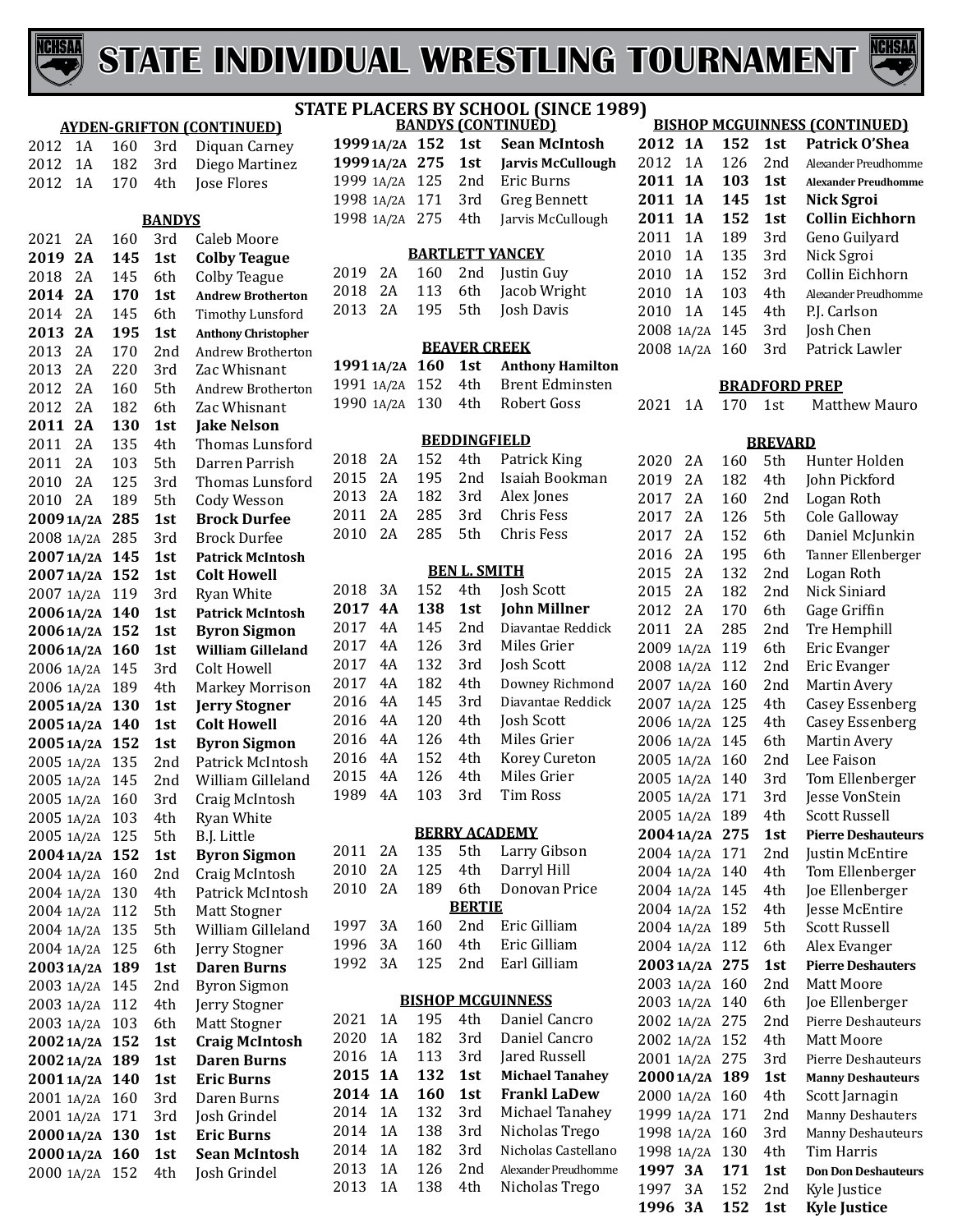# STATE INDIVIDUAL WRESTLING TOURNAMENT

## STATE PLACERS BY SCHOOL (SINCE 1989)

### AYDEN-GRIFTON (CONTINUED)

| Year | Class | Weight | Place | Name |
|---|---|---|---|---|
| 2012 | 1A | 160 | 3rd | Diquan Carney |
| 2012 | 1A | 182 | 3rd | Diego Martinez |
| 2012 | 1A | 170 | 4th | Jose Flores |

### BANDYS

| Year | Class | Weight | Place | Name |
|---|---|---|---|---|
| 2021 | 2A | 160 | 3rd | Caleb Moore |
| **2019** | **2A** | **145** | **1st** | **Colby Teague** |
| 2018 | 2A | 145 | 6th | Colby Teague |
| **2014** | **2A** | **170** | **1st** | **Andrew Brotherton** |
| 2014 | 2A | 145 | 6th | Timothy Lunsford |
| **2013** | **2A** | **195** | **1st** | **Anthony Christopher** |
| 2013 | 2A | 170 | 2nd | Andrew Brotherton |
| 2013 | 2A | 220 | 3rd | Zac Whisnant |
| 2012 | 2A | 160 | 5th | Andrew Brotherton |
| 2012 | 2A | 182 | 6th | Zac Whisnant |
| **2011** | **2A** | **130** | **1st** | **Jake Nelson** |
| 2011 | 2A | 135 | 4th | Thomas Lunsford |
| 2011 | 2A | 103 | 5th | Darren Parrish |
| 2010 | 2A | 125 | 3rd | Thomas Lunsford |
| 2010 | 2A | 189 | 5th | Cody Wesson |
| **2009** | **1A/2A** | **285** | **1st** | **Brock Durfee** |
| 2008 | 1A/2A | 285 | 3rd | Brock Durfee |
| **2007** | **1A/2A** | **145** | **1st** | **Patrick McIntosh** |
| **2007** | **1A/2A** | **152** | **1st** | **Colt Howell** |
| 2007 | 1A/2A | 119 | 3rd | Ryan White |
| **2006** | **1A/2A** | **140** | **1st** | **Patrick McIntosh** |
| **2006** | **1A/2A** | **152** | **1st** | **Byron Sigmon** |
| **2006** | **1A/2A** | **160** | **1st** | **William Gilleland** |
| 2006 | 1A/2A | 145 | 3rd | Colt Howell |
| 2006 | 1A/2A | 189 | 4th | Markey Morrison |
| **2005** | **1A/2A** | **130** | **1st** | **Jerry Stogner** |
| **2005** | **1A/2A** | **140** | **1st** | **Colt Howell** |
| **2005** | **1A/2A** | **152** | **1st** | **Byron Sigmon** |
| 2005 | 1A/2A | 135 | 2nd | Patrick McIntosh |
| 2005 | 1A/2A | 145 | 2nd | William Gilleland |
| 2005 | 1A/2A | 160 | 3rd | Craig McIntosh |
| 2005 | 1A/2A | 103 | 4th | Ryan White |
| 2005 | 1A/2A | 125 | 5th | B.J. Little |
| **2004** | **1A/2A** | **152** | **1st** | **Byron Sigmon** |
| 2004 | 1A/2A | 160 | 2nd | Craig McIntosh |
| 2004 | 1A/2A | 130 | 4th | Patrick McIntosh |
| 2004 | 1A/2A | 112 | 5th | Matt Stogner |
| 2004 | 1A/2A | 135 | 5th | William Gilleland |
| 2004 | 1A/2A | 125 | 6th | Jerry Stogner |
| **2003** | **1A/2A** | **189** | **1st** | **Daren Burns** |
| 2003 | 1A/2A | 145 | 2nd | Byron Sigmon |
| 2003 | 1A/2A | 112 | 4th | Jerry Stogner |
| 2003 | 1A/2A | 103 | 6th | Matt Stogner |
| **2002** | **1A/2A** | **152** | **1st** | **Craig McIntosh** |
| **2002** | **1A/2A** | **189** | **1st** | **Daren Burns** |
| **2001** | **1A/2A** | **140** | **1st** | **Eric Burns** |
| 2001 | 1A/2A | 160 | 3rd | Daren Burns |
| 2001 | 1A/2A | 171 | 3rd | Josh Grindel |
| **2000** | **1A/2A** | **130** | **1st** | **Eric Burns** |
| **2000** | **1A/2A** | **160** | **1st** | **Sean McIntosh** |
| 2000 | 1A/2A | 152 | 4th | Josh Grindel |

### BANDYS (CONTINUED)

| Year | Class | Weight | Place | Name |
|---|---|---|---|---|
| **1999** | **1A/2A** | **152** | **1st** | **Sean McIntosh** |
| **1999** | **1A/2A** | **275** | **1st** | **Jarvis McCullough** |
| 1999 | 1A/2A | 125 | 2nd | Eric Burns |
| 1998 | 1A/2A | 171 | 3rd | Greg Bennett |
| 1998 | 1A/2A | 275 | 4th | Jarvis McCullough |

### BARTLETT YANCEY

| Year | Class | Weight | Place | Name |
|---|---|---|---|---|
| 2019 | 2A | 160 | 2nd | Justin Guy |
| 2018 | 2A | 113 | 6th | Jacob Wright |
| 2013 | 2A | 195 | 5th | Josh Davis |

### BEAVER CREEK

| Year | Class | Weight | Place | Name |
|---|---|---|---|---|
| **1991** | **1A/2A** | **160** | **1st** | **Anthony Hamilton** |
| 1991 | 1A/2A | 152 | 4th | Brent Edminsten |
| 1990 | 1A/2A | 130 | 4th | Robert Goss |

### BEDDINGFIELD

| Year | Class | Weight | Place | Name |
|---|---|---|---|---|
| 2018 | 2A | 152 | 4th | Patrick King |
| 2015 | 2A | 195 | 2nd | Isaiah Bookman |
| 2013 | 2A | 182 | 3rd | Alex Jones |
| 2011 | 2A | 285 | 3rd | Chris Fess |
| 2010 | 2A | 285 | 5th | Chris Fess |

### BEN L. SMITH

| Year | Class | Weight | Place | Name |
|---|---|---|---|---|
| 2018 | 3A | 152 | 4th | Josh Scott |
| **2017** | **4A** | **138** | **1st** | **John Millner** |
| 2017 | 4A | 145 | 2nd | Diavantae Reddick |
| 2017 | 4A | 126 | 3rd | Miles Grier |
| 2017 | 4A | 132 | 3rd | Josh Scott |
| 2017 | 4A | 182 | 4th | Downey Richmond |
| 2016 | 4A | 145 | 3rd | Diavantae Reddick |
| 2016 | 4A | 120 | 4th | Josh Scott |
| 2016 | 4A | 126 | 4th | Miles Grier |
| 2016 | 4A | 152 | 4th | Korey Cureton |
| 2015 | 4A | 126 | 4th | Miles Grier |
| 1989 | 4A | 103 | 3rd | Tim Ross |

### BERRY ACADEMY

| Year | Class | Weight | Place | Name |
|---|---|---|---|---|
| 2011 | 2A | 135 | 5th | Larry Gibson |
| 2010 | 2A | 125 | 4th | Darryl Hill |
| 2010 | 2A | 189 | 6th | Donovan Price |

### BERTIE

| Year | Class | Weight | Place | Name |
|---|---|---|---|---|
| 1997 | 3A | 160 | 2nd | Eric Gilliam |
| 1996 | 3A | 160 | 4th | Eric Gilliam |
| 1992 | 3A | 125 | 2nd | Earl Gilliam |

### BISHOP MCGUINNESS

| Year | Class | Weight | Place | Name |
|---|---|---|---|---|
| 2021 | 1A | 195 | 4th | Daniel Cancro |
| 2020 | 1A | 182 | 3rd | Daniel Cancro |
| 2016 | 1A | 113 | 3rd | Jared Russell |
| **2015** | **1A** | **132** | **1st** | **Michael Tanahey** |
| **2014** | **1A** | **160** | **1st** | **Frankl LaDew** |
| 2014 | 1A | 132 | 3rd | Michael Tanahey |
| 2014 | 1A | 138 | 3rd | Nicholas Trego |
| 2014 | 1A | 182 | 3rd | Nicholas Castellano |
| 2013 | 1A | 126 | 2nd | Alexander Preudhomme |
| 2013 | 1A | 138 | 4th | Nicholas Trego |

### BISHOP MCGUINNESS (CONTINUED)

| Year | Class | Weight | Place | Name |
|---|---|---|---|---|
| **2012** | **1A** | **152** | **1st** | **Patrick O'Shea** |
| 2012 | 1A | 126 | 2nd | Alexander Preudhomme |
| **2011** | **1A** | **103** | **1st** | **Alexander Preudhomme** |
| **2011** | **1A** | **145** | **1st** | **Nick Sgroi** |
| **2011** | **1A** | **152** | **1st** | **Collin Eichhorn** |
| 2011 | 1A | 189 | 3rd | Geno Guilyard |
| 2010 | 1A | 135 | 3rd | Nick Sgroi |
| 2010 | 1A | 152 | 3rd | Collin Eichhorn |
| 2010 | 1A | 103 | 4th | Alexander Preudhomme |
| 2010 | 1A | 145 | 4th | P.J. Carlson |
| 2008 | 1A/2A | 145 | 3rd | Josh Chen |
| 2008 | 1A/2A | 160 | 3rd | Patrick Lawler |

### BRADFORD PREP

| Year | Class | Weight | Place | Name |
|---|---|---|---|---|
| 2021 | 1A | 170 | 1st | Matthew Mauro |

### BREVARD

| Year | Class | Weight | Place | Name |
|---|---|---|---|---|
| 2020 | 2A | 160 | 5th | Hunter Holden |
| 2019 | 2A | 182 | 4th | John Pickford |
| 2017 | 2A | 160 | 2nd | Logan Roth |
| 2017 | 2A | 126 | 5th | Cole Galloway |
| 2017 | 2A | 152 | 6th | Daniel McJunkin |
| 2016 | 2A | 195 | 6th | Tanner Ellenberger |
| 2015 | 2A | 132 | 2nd | Logan Roth |
| 2015 | 2A | 182 | 2nd | Nick Siniard |
| 2012 | 2A | 170 | 6th | Gage Griffin |
| 2011 | 2A | 285 | 2nd | Tre Hemphill |
| 2009 | 1A/2A | 119 | 6th | Eric Evanger |
| 2008 | 1A/2A | 112 | 2nd | Eric Evanger |
| 2007 | 1A/2A | 160 | 2nd | Martin Avery |
| 2007 | 1A/2A | 125 | 4th | Casey Essenberg |
| 2006 | 1A/2A | 125 | 4th | Casey Essenberg |
| 2006 | 1A/2A | 145 | 6th | Martin Avery |
| 2005 | 1A/2A | 160 | 2nd | Lee Faison |
| 2005 | 1A/2A | 140 | 3rd | Tom Ellenberger |
| 2005 | 1A/2A | 171 | 3rd | Jesse VonStein |
| 2005 | 1A/2A | 189 | 4th | Scott Russell |
| **2004** | **1A/2A** | **275** | **1st** | **Pierre Deshauteurs** |
| 2004 | 1A/2A | 171 | 2nd | Justin McEntire |
| 2004 | 1A/2A | 140 | 4th | Tom Ellenberger |
| 2004 | 1A/2A | 145 | 4th | Joe Ellenberger |
| 2004 | 1A/2A | 152 | 4th | Jesse McEntire |
| 2004 | 1A/2A | 189 | 5th | Scott Russell |
| 2004 | 1A/2A | 112 | 6th | Alex Evanger |
| **2003** | **1A/2A** | **275** | **1st** | **Pierre Deshauteurs** |
| 2003 | 1A/2A | 160 | 2nd | Matt Moore |
| 2003 | 1A/2A | 140 | 6th | Joe Ellenberger |
| 2002 | 1A/2A | 275 | 2nd | Pierre Deshauteurs |
| 2002 | 1A/2A | 152 | 4th | Matt Moore |
| 2001 | 1A/2A | 275 | 3rd | Pierre Deshauteurs |
| **2000** | **1A/2A** | **189** | **1st** | **Manny Deshauteurs** |
| 2000 | 1A/2A | 160 | 4th | Scott Jarnagin |
| 1999 | 1A/2A | 171 | 2nd | Manny Deshauters |
| 1998 | 1A/2A | 160 | 3rd | Manny Deshauteurs |
| 1998 | 1A/2A | 130 | 4th | Tim Harris |
| **1997** | **3A** | **171** | **1st** | **Don Don Deshauteurs** |
| 1997 | 3A | 152 | 2nd | Kyle Justice |
| **1996** | **3A** | **152** | **1st** | **Kyle Justice** |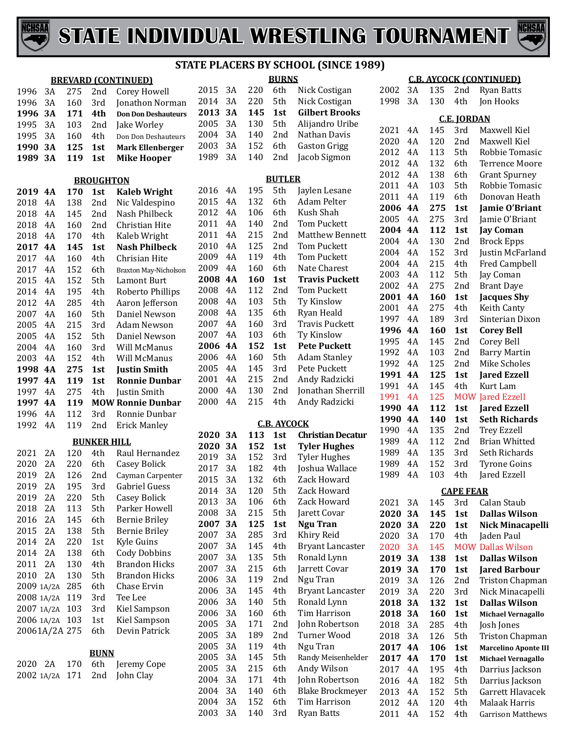# STATE INDIVIDUAL WRESTLING TOURNAMENT

## STATE PLACERS BY SCHOOL (SINCE 1989)

### BREVARD (CONTINUED)

| Year | Class | Weight | Place | Name |
|---|---|---|---|---|
| 1996 | 3A | 275 | 2nd | Corey Howell |
| 1996 | 3A | 160 | 3rd | Jonathon Norman |
| **1996** | **3A** | **171** | **4th** | **Don Don Deshauteurs** |
| 1995 | 3A | 103 | 2nd | Jake Worley |
| 1995 | 3A | 160 | 4th | Don Don Deshauteurs |
| **1990** | **3A** | **125** | **1st** | **Mark Ellenberger** |
| **1989** | **3A** | **119** | **1st** | **Mike Hooper** |

### BROUGHTON

| Year | Class | Weight | Place | Name |
|---|---|---|---|---|
| **2019** | **4A** | **170** | **1st** | **Kaleb Wright** |
| 2018 | 4A | 138 | 2nd | Nic Valdespino |
| 2018 | 4A | 145 | 2nd | Nash Philbeck |
| 2018 | 4A | 160 | 2nd | Christian Hite |
| 2018 | 4A | 170 | 4th | Kaleb Wright |
| **2017** | **4A** | **145** | **1st** | **Nash Philbeck** |
| 2017 | 4A | 160 | 4th | Chrisian Hite |
| 2017 | 4A | 152 | 6th | Braxton May-Nicholson |
| 2015 | 4A | 152 | 5th | Lamont Burt |
| 2014 | 4A | 195 | 4th | Roberto Phillips |
| 2012 | 4A | 285 | 4th | Aaron Jefferson |
| 2007 | 4A | 160 | 5th | Daniel Newson |
| 2005 | 4A | 215 | 3rd | Adam Newson |
| 2005 | 4A | 152 | 5th | Daniel Newson |
| 2004 | 4A | 160 | 3rd | Will McManus |
| 2003 | 4A | 152 | 4th | Will McManus |
| **1998** | **4A** | **275** | **1st** | **Justin Smith** |
| **1997** | **4A** | **119** | **1st** | **Ronnie Dunbar** |
| 1997 | 4A | 275 | 4th | Justin Smith |
| **1997** | **4A** | **119** | **MOW** | **Ronnie Dunbar** |
| 1996 | 4A | 112 | 3rd | Ronnie Dunbar |
| 1992 | 4A | 119 | 2nd | Erick Manley |

### BUNKER HILL

| Year | Class | Weight | Place | Name |
|---|---|---|---|---|
| 2021 | 2A | 120 | 4th | Raul Hernandez |
| 2020 | 2A | 220 | 6th | Casey Bolick |
| 2019 | 2A | 126 | 2nd | Cayman Carpenter |
| 2019 | 2A | 195 | 3rd | Gabriel Guess |
| 2019 | 2A | 220 | 5th | Casey Bolick |
| 2018 | 2A | 113 | 5th | Parker Howell |
| 2016 | 2A | 145 | 6th | Bernie Briley |
| 2015 | 2A | 138 | 5th | Bernie Briley |
| 2014 | 2A | 220 | 1st | Kyle Guins |
| 2014 | 2A | 138 | 6th | Cody Dobbins |
| 2011 | 2A | 130 | 4th | Brandon Hicks |
| 2010 | 2A | 130 | 5th | Brandon Hicks |
| 2009 | 1A/2A | 285 | 6th | Chase Ervin |
| 2008 | 1A/2A | 119 | 3rd | Tee Lee |
| 2007 | 1A/2A | 103 | 3rd | Kiel Sampson |
| 2006 | 1A/2A | 103 | 1st | Kiel Sampson |
| 2006 | 1A/2A | 275 | 6th | Devin Patrick |

### BUNN

| Year | Class | Weight | Place | Name |
|---|---|---|---|---|
| 2020 | 2A | 170 | 6th | Jeremy Cope |
| 2002 | 1A/2A | 171 | 2nd | John Clay |

### BURNS

| Year | Class | Weight | Place | Name |
|---|---|---|---|---|
| 2015 | 3A | 220 | 6th | Nick Costigan |
| 2014 | 3A | 220 | 5th | Nick Costigan |
| **2013** | **3A** | **145** | **1st** | **Gilbert Brooks** |
| 2005 | 3A | 130 | 5th | Alijandro Uribe |
| 2004 | 3A | 140 | 2nd | Nathan Davis |
| 2003 | 3A | 152 | 6th | Gaston Grigg |
| 1989 | 3A | 140 | 2nd | Jacob Sigmon |

### BUTLER

| Year | Class | Weight | Place | Name |
|---|---|---|---|---|
| 2016 | 4A | 195 | 5th | Jaylen Lesane |
| 2015 | 4A | 132 | 6th | Adam Pelter |
| 2012 | 4A | 106 | 6th | Kush Shah |
| 2011 | 4A | 140 | 2nd | Tom Puckett |
| 2011 | 4A | 215 | 2nd | Matthew Bennett |
| 2010 | 4A | 125 | 2nd | Tom Puckett |
| 2009 | 4A | 119 | 4th | Tom Puckett |
| 2009 | 4A | 160 | 6th | Nate Charest |
| **2008** | **4A** | **160** | **1st** | **Travis Puckett** |
| 2008 | 4A | 112 | 2nd | Tom Puckett |
| 2008 | 4A | 103 | 5th | Ty Kinslow |
| 2008 | 4A | 135 | 6th | Ryan Heald |
| 2007 | 4A | 160 | 3rd | Travis Puckett |
| 2007 | 4A | 103 | 6th | Ty Kinslow |
| **2006** | **4A** | **152** | **1st** | **Pete Puckett** |
| 2006 | 4A | 160 | 5th | Adam Stanley |
| 2005 | 4A | 145 | 3rd | Pete Puckett |
| 2001 | 4A | 215 | 2nd | Andy Radzicki |
| 2000 | 4A | 130 | 2nd | Jonathan Sherrill |
| 2000 | 4A | 215 | 4th | Andy Radzicki |

### C.B. AYCOCK

| Year | Class | Weight | Place | Name |
|---|---|---|---|---|
| **2020** | **3A** | **113** | **1st** | **Christian Decatur** |
| **2020** | **3A** | **152** | **1st** | **Tyler Hughes** |
| 2019 | 3A | 152 | 3rd | Tyler Hughes |
| 2017 | 3A | 182 | 4th | Joshua Wallace |
| 2015 | 3A | 132 | 6th | Zack Howard |
| 2014 | 3A | 120 | 5th | Zack Howard |
| 2013 | 3A | 106 | 6th | Zack Howard |
| 2008 | 3A | 215 | 5th | Jarett Covar |
| **2007** | **3A** | **125** | **1st** | **Ngu Tran** |
| 2007 | 3A | 285 | 3rd | Khiry Reid |
| 2007 | 3A | 145 | 4th | Bryant Lancaster |
| 2007 | 3A | 135 | 5th | Ronald Lynn |
| 2007 | 3A | 215 | 6th | Jarrett Covar |
| 2006 | 3A | 119 | 2nd | Ngu Tran |
| 2006 | 3A | 145 | 4th | Bryant Lancaster |
| 2006 | 3A | 140 | 5th | Ronald Lynn |
| 2006 | 3A | 160 | 6th | Tim Harrison |
| 2005 | 3A | 171 | 2nd | John Robertson |
| 2005 | 3A | 189 | 2nd | Turner Wood |
| 2005 | 3A | 119 | 4th | Ngu Tran |
| 2005 | 3A | 145 | 5th | Randy Meisenhelder |
| 2005 | 3A | 215 | 6th | Andy Wilson |
| 2004 | 3A | 171 | 4th | John Robertson |
| 2004 | 3A | 140 | 6th | Blake Brockmeyer |
| 2004 | 3A | 152 | 6th | Tim Harrison |
| 2003 | 3A | 140 | 3rd | Ryan Batts |

### C.B. AYCOCK (CONTINUED)

| Year | Class | Weight | Place | Name |
|---|---|---|---|---|
| 2002 | 3A | 135 | 2nd | Ryan Batts |
| 1998 | 3A | 130 | 4th | Jon Hooks |

### C.E. JORDAN

| Year | Class | Weight | Place | Name |
|---|---|---|---|---|
| 2021 | 4A | 145 | 3rd | Maxwell Kiel |
| 2020 | 4A | 120 | 2nd | Maxwell Kiel |
| 2012 | 4A | 113 | 5th | Robbie Tomasic |
| 2012 | 4A | 132 | 6th | Terrence Moore |
| 2012 | 4A | 138 | 6th | Grant Spurney |
| 2011 | 4A | 103 | 5th | Robbie Tomasic |
| 2011 | 4A | 119 | 6th | Donovan Heath |
| **2006** | **4A** | **275** | **1st** | **Jamie O'Briant** |
| 2005 | 4A | 275 | 3rd | Jamie O'Briant |
| **2004** | **4A** | **112** | **1st** | **Jay Coman** |
| 2004 | 4A | 130 | 2nd | Brock Epps |
| 2004 | 4A | 152 | 3rd | Justin McFarland |
| 2004 | 4A | 215 | 4th | Fred Campbell |
| 2003 | 4A | 112 | 5th | Jay Coman |
| 2002 | 4A | 275 | 2nd | Brant Daye |
| **2001** | **4A** | **160** | **1st** | **Jacques Shy** |
| 2001 | 4A | 275 | 4th | Keith Canty |
| 1997 | 4A | 189 | 3rd | Sinterian Dixon |
| **1996** | **4A** | **160** | **1st** | **Corey Bell** |
| 1995 | 4A | 145 | 2nd | Corey Bell |
| 1992 | 4A | 103 | 2nd | Barry Martin |
| 1992 | 4A | 125 | 2nd | Mike Scholes |
| **1991** | **4A** | **125** | **1st** | **Jared Ezzell** |
| 1991 | 4A | 145 | 4th | Kurt Lam |
| 1991 | 4A | 125 | MOW | Jared Ezzell |
| **1990** | **4A** | **112** | **1st** | **Jared Ezzell** |
| **1990** | **4A** | **140** | **1st** | **Seth Richards** |
| 1990 | 4A | 135 | 2nd | Trey Ezzell |
| 1989 | 4A | 112 | 2nd | Brian Whitted |
| 1989 | 4A | 135 | 3rd | Seth Richards |
| 1989 | 4A | 152 | 3rd | Tyrone Goins |
| 1989 | 4A | 103 | 4th | Jared Ezzell |

### CAPE FEAR

| Year | Class | Weight | Place | Name |
|---|---|---|---|---|
| 2021 | 3A | 145 | 3rd | Calan Staub |
| **2020** | **3A** | **145** | **1st** | **Dallas Wilson** |
| **2020** | **3A** | **220** | **1st** | **Nick Minacapelli** |
| 2020 | 3A | 170 | 4th | Jaden Paul |
| 2020 | 3A | 145 | MOW | Dallas Wilson |
| **2019** | **3A** | **138** | **1st** | **Dallas Wilson** |
| **2019** | **3A** | **170** | **1st** | **Jared Barbour** |
| 2019 | 3A | 126 | 2nd | Triston Chapman |
| 2019 | 3A | 220 | 3rd | Nick Minacapelli |
| **2018** | **3A** | **132** | **1st** | **Dallas Wilson** |
| **2018** | **3A** | **160** | **1st** | **Michael Vernagallo** |
| 2018 | 3A | 285 | 4th | Josh Jones |
| 2018 | 3A | 126 | 5th | Triston Chapman |
| **2017** | **4A** | **106** | **1st** | **Marcelino Aponte III** |
| **2017** | **4A** | **170** | **1st** | **Michael Vernagallo** |
| 2017 | 4A | 195 | 4th | Darrius Jackson |
| 2016 | 4A | 182 | 5th | Darrius Jackson |
| 2013 | 4A | 152 | 5th | Garrett Hlavacek |
| 2012 | 4A | 120 | 4th | Malaak Harris |
| 2011 | 4A | 152 | 4th | Garrison Matthews |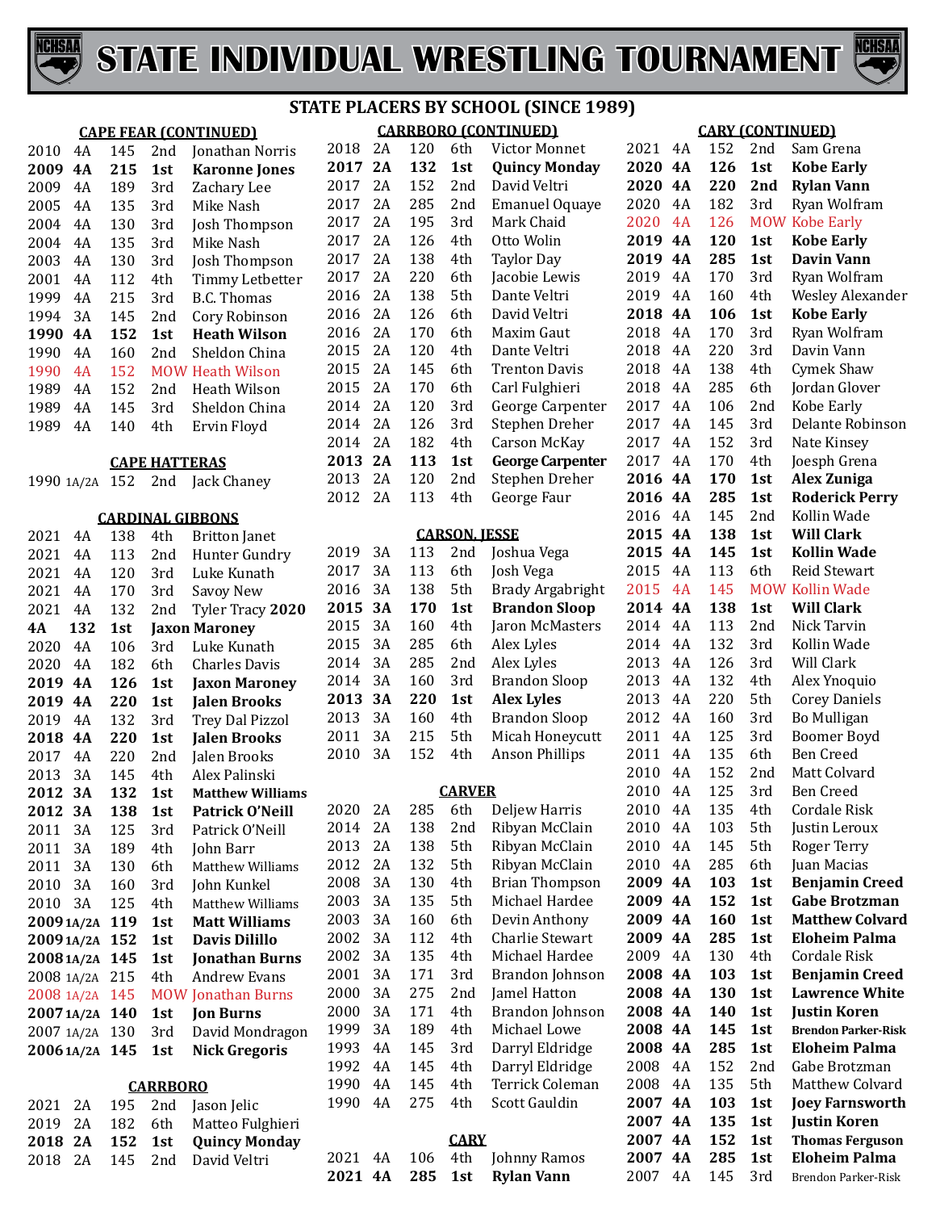# STATE INDIVIDUAL WRESTLING TOURNAMENT

## STATE PLACERS BY SCHOOL (SINCE 1989)

### CAPE FEAR (CONTINUED)

| Year | Class | Wt | Place | Name |
|---|---|---|---|---|
| 2010 | 4A | 145 | 2nd | Jonathan Norris |
| **2009** | **4A** | **215** | **1st** | **Karonne Jones** |
| 2009 | 4A | 189 | 3rd | Zachary Lee |
| 2005 | 4A | 135 | 3rd | Mike Nash |
| 2004 | 4A | 130 | 3rd | Josh Thompson |
| 2004 | 4A | 135 | 3rd | Mike Nash |
| 2003 | 4A | 130 | 3rd | Josh Thompson |
| 2001 | 4A | 112 | 4th | Timmy Letbetter |
| 1999 | 4A | 215 | 3rd | B.C. Thomas |
| 1994 | 3A | 145 | 2nd | Cory Robinson |
| **1990** | **4A** | **152** | **1st** | **Heath Wilson** |
| 1990 | 4A | 160 | 2nd | Sheldon China |
| 1990 | 4A | 152 | MOW | Heath Wilson |
| 1989 | 4A | 152 | 2nd | Heath Wilson |
| 1989 | 4A | 145 | 3rd | Sheldon China |
| 1989 | 4A | 140 | 4th | Ervin Floyd |

### CAPE HATTERAS

| Year | Class | Wt | Place | Name |
|---|---|---|---|---|
| 1990 | 1A/2A | 152 | 2nd | Jack Chaney |

### CARDINAL GIBBONS

| Year | Class | Wt | Place | Name |
|---|---|---|---|---|
| 2021 | 4A | 138 | 4th | Britton Janet |
| 2021 | 4A | 113 | 2nd | Hunter Gundry |
| 2021 | 4A | 120 | 3rd | Luke Kunath |
| 2021 | 4A | 170 | 3rd | Savoy New |
| 2021 | 4A | 132 | 2nd | Tyler Tracy |
| **2020** | **4A** | **132** | **1st** | **Jaxon Maroney** |
| 2020 | 4A | 106 | 3rd | Luke Kunath |
| 2020 | 4A | 182 | 6th | Charles Davis |
| **2019** | **4A** | **126** | **1st** | **Jaxon Maroney** |
| **2019** | **4A** | **220** | **1st** | **Jalen Brooks** |
| 2019 | 4A | 132 | 3rd | Trey Dal Pizzol |
| **2018** | **4A** | **220** | **1st** | **Jalen Brooks** |
| 2017 | 4A | 220 | 2nd | Jalen Brooks |
| 2013 | 3A | 145 | 4th | Alex Palinski |
| **2012** | **3A** | **132** | **1st** | **Matthew Williams** |
| **2012** | **3A** | **138** | **1st** | **Patrick O'Neill** |
| 2011 | 3A | 125 | 3rd | Patrick O'Neill |
| 2011 | 3A | 189 | 4th | John Barr |
| 2011 | 3A | 130 | 6th | Matthew Williams |
| 2010 | 3A | 160 | 3rd | John Kunkel |
| 2010 | 3A | 125 | 4th | Matthew Williams |
| **2009** | **1A/2A** | **119** | **1st** | **Matt Williams** |
| **2009** | **1A/2A** | **152** | **1st** | **Davis Dilillo** |
| **2008** | **1A/2A** | **145** | **1st** | **Jonathan Burns** |
| 2008 | 1A/2A | 215 | 4th | Andrew Evans |
| 2008 | 1A/2A | 145 | MOW | Jonathan Burns |
| **2007** | **1A/2A** | **140** | **1st** | **Jon Burns** |
| 2007 | 1A/2A | 130 | 3rd | David Mondragon |
| **2006** | **1A/2A** | **145** | **1st** | **Nick Gregoris** |

### CARRBORO

| Year | Class | Wt | Place | Name |
|---|---|---|---|---|
| 2021 | 2A | 195 | 2nd | Jason Jelic |
| 2019 | 2A | 182 | 6th | Matteo Fulghieri |
| **2018** | **2A** | **152** | **1st** | **Quincy Monday** |
| 2018 | 2A | 145 | 2nd | David Veltri |

### CARRBORO (CONTINUED)

| Year | Class | Wt | Place | Name |
|---|---|---|---|---|
| 2018 | 2A | 120 | 6th | Victor Monnet |
| **2017** | **2A** | **132** | **1st** | **Quincy Monday** |
| 2017 | 2A | 152 | 2nd | David Veltri |
| 2017 | 2A | 285 | 2nd | Emanuel Oquaye |
| 2017 | 2A | 195 | 3rd | Mark Chaid |
| 2017 | 2A | 126 | 4th | Otto Wolin |
| 2017 | 2A | 138 | 4th | Taylor Day |
| 2017 | 2A | 220 | 6th | Jacobie Lewis |
| 2016 | 2A | 138 | 5th | Dante Veltri |
| 2016 | 2A | 126 | 6th | David Veltri |
| 2016 | 2A | 170 | 6th | Maxim Gaut |
| 2015 | 2A | 120 | 4th | Dante Veltri |
| 2015 | 2A | 145 | 6th | Trenton Davis |
| 2015 | 2A | 170 | 6th | Carl Fulghieri |
| 2014 | 2A | 120 | 3rd | George Carpenter |
| 2014 | 2A | 126 | 3rd | Stephen Dreher |
| 2014 | 2A | 182 | 4th | Carson McKay |
| **2013** | **2A** | **113** | **1st** | **George Carpenter** |
| 2013 | 2A | 120 | 2nd | Stephen Dreher |
| 2012 | 2A | 113 | 4th | George Faur |

### CARSON, JESSE

| Year | Class | Wt | Place | Name |
|---|---|---|---|---|
| 2019 | 3A | 113 | 2nd | Joshua Vega |
| 2017 | 3A | 113 | 6th | Josh Vega |
| 2016 | 3A | 138 | 5th | Brady Argabright |
| **2015** | **3A** | **170** | **1st** | **Brandon Sloop** |
| 2015 | 3A | 160 | 4th | Jaron McMasters |
| 2015 | 3A | 285 | 6th | Alex Lyles |
| 2014 | 3A | 285 | 2nd | Alex Lyles |
| 2014 | 3A | 160 | 3rd | Brandon Sloop |
| **2013** | **3A** | **220** | **1st** | **Alex Lyles** |
| 2013 | 3A | 160 | 4th | Brandon Sloop |
| 2011 | 3A | 215 | 5th | Micah Honeycutt |
| 2010 | 3A | 152 | 4th | Anson Phillips |

### CARVER

| Year | Class | Wt | Place | Name |
|---|---|---|---|---|
| 2020 | 2A | 285 | 6th | Deljew Harris |
| 2014 | 2A | 138 | 2nd | Ribyan McClain |
| 2013 | 2A | 138 | 5th | Ribyan McClain |
| 2012 | 2A | 132 | 5th | Ribyan McClain |
| 2008 | 3A | 130 | 4th | Brian Thompson |
| 2003 | 3A | 135 | 5th | Michael Hardee |
| 2003 | 3A | 160 | 6th | Devin Anthony |
| 2002 | 3A | 112 | 4th | Charlie Stewart |
| 2002 | 3A | 135 | 4th | Michael Hardee |
| 2001 | 3A | 171 | 3rd | Brandon Johnson |
| 2000 | 3A | 275 | 2nd | Jamel Hatton |
| 2000 | 3A | 171 | 4th | Brandon Johnson |
| 1999 | 3A | 189 | 4th | Michael Lowe |
| 1993 | 4A | 145 | 3rd | Darryl Eldridge |
| 1992 | 4A | 145 | 4th | Darryl Eldridge |
| 1990 | 4A | 145 | 4th | Terrick Coleman |
| 1990 | 4A | 275 | 4th | Scott Gauldin |

### CARY

| Year | Class | Wt | Place | Name |
|---|---|---|---|---|
| 2021 | 4A | 106 | 4th | Johnny Ramos |
| **2021** | **4A** | **285** | **1st** | **Rylan Vann** |

### CARY (CONTINUED)

| Year | Class | Wt | Place | Name |
|---|---|---|---|---|
| 2021 | 4A | 152 | 2nd | Sam Grena |
| **2020** | **4A** | **126** | **1st** | **Kobe Early** |
| **2020** | **4A** | **220** | **2nd** | **Rylan Vann** |
| 2020 | 4A | 182 | 3rd | Ryan Wolfram |
| 2020 | 4A | 126 | MOW | Kobe Early |
| **2019** | **4A** | **120** | **1st** | **Kobe Early** |
| **2019** | **4A** | **285** | **1st** | **Davin Vann** |
| 2019 | 4A | 170 | 3rd | Ryan Wolfram |
| 2019 | 4A | 160 | 4th | Wesley Alexander |
| **2018** | **4A** | **106** | **1st** | **Kobe Early** |
| 2018 | 4A | 170 | 3rd | Ryan Wolfram |
| 2018 | 4A | 220 | 3rd | Davin Vann |
| 2018 | 4A | 138 | 4th | Cymek Shaw |
| 2018 | 4A | 285 | 6th | Jordan Glover |
| 2017 | 4A | 106 | 2nd | Kobe Early |
| 2017 | 4A | 145 | 3rd | Delante Robinson |
| 2017 | 4A | 152 | 3rd | Nate Kinsey |
| 2017 | 4A | 170 | 4th | Joesph Grena |
| **2016** | **4A** | **170** | **1st** | **Alex Zuniga** |
| **2016** | **4A** | **285** | **1st** | **Roderick Perry** |
| 2016 | 4A | 145 | 2nd | Kollin Wade |
| **2015** | **4A** | **138** | **1st** | **Will Clark** |
| **2015** | **4A** | **145** | **1st** | **Kollin Wade** |
| 2015 | 4A | 113 | 6th | Reid Stewart |
| 2015 | 4A | 145 | MOW | Kollin Wade |
| **2014** | **4A** | **138** | **1st** | **Will Clark** |
| 2014 | 4A | 113 | 2nd | Nick Tarvin |
| 2014 | 4A | 132 | 3rd | Kollin Wade |
| 2013 | 4A | 126 | 3rd | Will Clark |
| 2013 | 4A | 132 | 4th | Alex Ynoquio |
| 2013 | 4A | 220 | 5th | Corey Daniels |
| 2012 | 4A | 160 | 3rd | Bo Mulligan |
| 2011 | 4A | 125 | 3rd | Boomer Boyd |
| 2011 | 4A | 135 | 6th | Ben Creed |
| 2010 | 4A | 152 | 2nd | Matt Colvard |
| 2010 | 4A | 125 | 3rd | Ben Creed |
| 2010 | 4A | 135 | 4th | Cordale Risk |
| 2010 | 4A | 103 | 5th | Justin Leroux |
| 2010 | 4A | 145 | 5th | Roger Terry |
| 2010 | 4A | 285 | 6th | Juan Macias |
| **2009** | **4A** | **103** | **1st** | **Benjamin Creed** |
| **2009** | **4A** | **152** | **1st** | **Gabe Brotzman** |
| **2009** | **4A** | **160** | **1st** | **Matthew Colvard** |
| **2009** | **4A** | **285** | **1st** | **Eloheim Palma** |
| 2009 | 4A | 130 | 4th | Cordale Risk |
| **2008** | **4A** | **103** | **1st** | **Benjamin Creed** |
| **2008** | **4A** | **130** | **1st** | **Lawrence White** |
| **2008** | **4A** | **140** | **1st** | **Justin Koren** |
| **2008** | **4A** | **145** | **1st** | **Brendon Parker-Risk** |
| **2008** | **4A** | **285** | **1st** | **Eloheim Palma** |
| 2008 | 4A | 152 | 2nd | Gabe Brotzman |
| 2008 | 4A | 135 | 5th | Matthew Colvard |
| **2007** | **4A** | **103** | **1st** | **Joey Farnsworth** |
| **2007** | **4A** | **135** | **1st** | **Justin Koren** |
| **2007** | **4A** | **152** | **1st** | **Thomas Ferguson** |
| **2007** | **4A** | **285** | **1st** | **Eloheim Palma** |
| 2007 | 4A | 145 | 3rd | Brendon Parker-Risk |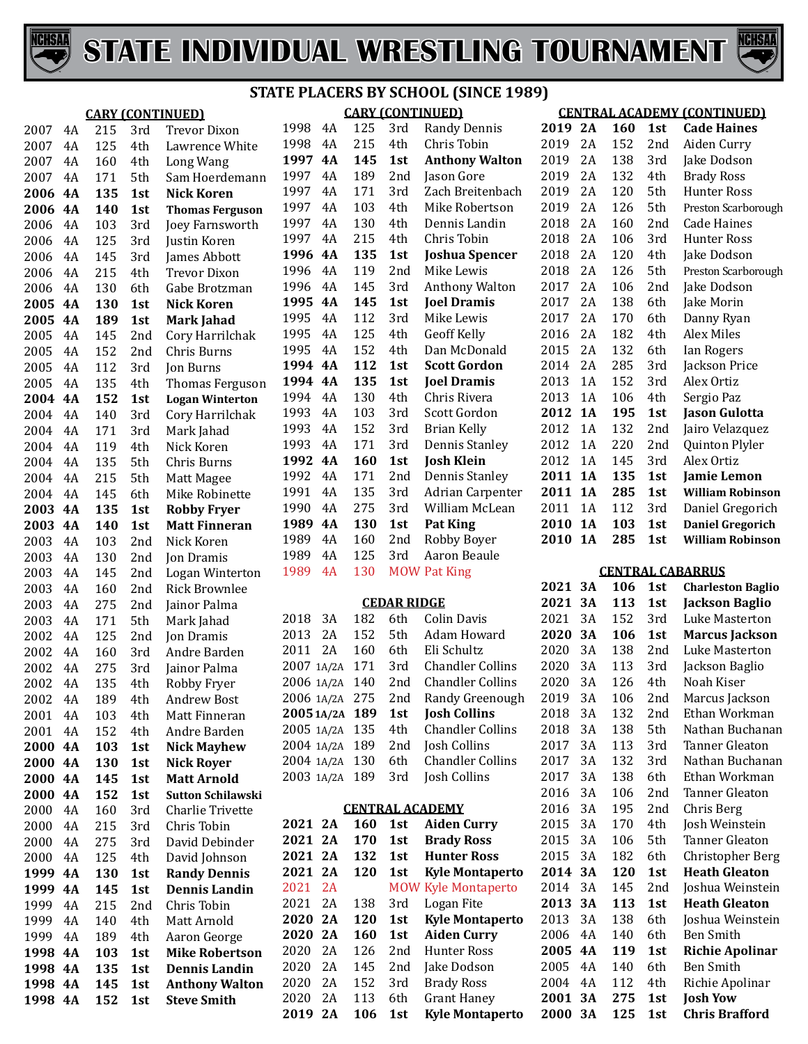# STATE INDIVIDUAL WRESTLING TOURNAMENT

## STATE PLACERS BY SCHOOL (SINCE 1989)

### CARY (CONTINUED)

| Year | Class | Weight | Place | Name |
|---|---|---|---|---|
| 2007 | 4A | 215 | 3rd | Trevor Dixon |
| 2007 | 4A | 125 | 4th | Lawrence White |
| 2007 | 4A | 160 | 4th | Long Wang |
| 2007 | 4A | 171 | 5th | Sam Hoerdemann |
| **2006** | **4A** | **135** | **1st** | **Nick Koren** |
| **2006** | **4A** | **140** | **1st** | **Thomas Ferguson** |
| 2006 | 4A | 103 | 3rd | Joey Farnsworth |
| 2006 | 4A | 125 | 3rd | Justin Koren |
| 2006 | 4A | 145 | 3rd | James Abbott |
| 2006 | 4A | 215 | 4th | Trevor Dixon |
| 2006 | 4A | 130 | 6th | Gabe Brotzman |
| **2005** | **4A** | **130** | **1st** | **Nick Koren** |
| **2005** | **4A** | **189** | **1st** | **Mark Jahad** |
| 2005 | 4A | 145 | 2nd | Cory Harrilchak |
| 2005 | 4A | 152 | 2nd | Chris Burns |
| 2005 | 4A | 112 | 3rd | Jon Burns |
| 2005 | 4A | 135 | 4th | Thomas Ferguson |
| **2004** | **4A** | **152** | **1st** | **Logan Winterton** |
| 2004 | 4A | 140 | 3rd | Cory Harrilchak |
| 2004 | 4A | 171 | 3rd | Mark Jahad |
| 2004 | 4A | 119 | 4th | Nick Koren |
| 2004 | 4A | 135 | 5th | Chris Burns |
| 2004 | 4A | 215 | 5th | Matt Magee |
| 2004 | 4A | 145 | 6th | Mike Robinette |
| **2003** | **4A** | **135** | **1st** | **Robby Fryer** |
| **2003** | **4A** | **140** | **1st** | **Matt Finneran** |
| 2003 | 4A | 103 | 2nd | Nick Koren |
| 2003 | 4A | 130 | 2nd | Jon Dramis |
| 2003 | 4A | 145 | 2nd | Logan Winterton |
| 2003 | 4A | 160 | 2nd | Rick Brownlee |
| 2003 | 4A | 275 | 2nd | Jainor Palma |
| 2003 | 4A | 171 | 5th | Mark Jahad |
| 2002 | 4A | 125 | 2nd | Jon Dramis |
| 2002 | 4A | 160 | 3rd | Andre Barden |
| 2002 | 4A | 275 | 3rd | Jainor Palma |
| 2002 | 4A | 135 | 4th | Robby Fryer |
| 2002 | 4A | 189 | 4th | Andrew Bost |
| 2001 | 4A | 103 | 4th | Matt Finneran |
| 2001 | 4A | 152 | 4th | Andre Barden |
| **2000** | **4A** | **103** | **1st** | **Nick Mayhew** |
| **2000** | **4A** | **130** | **1st** | **Nick Royer** |
| **2000** | **4A** | **145** | **1st** | **Matt Arnold** |
| **2000** | **4A** | **152** | **1st** | **Sutton Schilawski** |
| 2000 | 4A | 160 | 3rd | Charlie Trivette |
| 2000 | 4A | 215 | 3rd | Chris Tobin |
| 2000 | 4A | 275 | 3rd | David Debinder |
| 2000 | 4A | 125 | 4th | David Johnson |
| **1999** | **4A** | **130** | **1st** | **Randy Dennis** |
| **1999** | **4A** | **145** | **1st** | **Dennis Landin** |
| 1999 | 4A | 215 | 2nd | Chris Tobin |
| 1999 | 4A | 140 | 4th | Matt Arnold |
| 1999 | 4A | 189 | 4th | Aaron George |
| **1998** | **4A** | **103** | **1st** | **Mike Robertson** |
| **1998** | **4A** | **135** | **1st** | **Dennis Landin** |
| **1998** | **4A** | **145** | **1st** | **Anthony Walton** |
| **1998** | **4A** | **152** | **1st** | **Steve Smith** |

### CARY (CONTINUED)

| Year | Class | Weight | Place | Name |
|---|---|---|---|---|
| 1998 | 4A | 125 | 3rd | Randy Dennis |
| 1998 | 4A | 215 | 4th | Chris Tobin |
| **1997** | **4A** | **145** | **1st** | **Anthony Walton** |
| 1997 | 4A | 189 | 2nd | Jason Gore |
| 1997 | 4A | 171 | 3rd | Zach Breitenbach |
| 1997 | 4A | 103 | 4th | Mike Robertson |
| 1997 | 4A | 130 | 4th | Dennis Landin |
| 1997 | 4A | 215 | 4th | Chris Tobin |
| **1996** | **4A** | **135** | **1st** | **Joshua Spencer** |
| 1996 | 4A | 119 | 2nd | Mike Lewis |
| 1996 | 4A | 145 | 3rd | Anthony Walton |
| **1995** | **4A** | **145** | **1st** | **Joel Dramis** |
| 1995 | 4A | 112 | 3rd | Mike Lewis |
| 1995 | 4A | 125 | 4th | Geoff Kelly |
| 1995 | 4A | 152 | 4th | Dan McDonald |
| **1994** | **4A** | **112** | **1st** | **Scott Gordon** |
| **1994** | **4A** | **135** | **1st** | **Joel Dramis** |
| 1994 | 4A | 130 | 4th | Chris Rivera |
| 1993 | 4A | 103 | 3rd | Scott Gordon |
| 1993 | 4A | 152 | 3rd | Brian Kelly |
| 1993 | 4A | 171 | 3rd | Dennis Stanley |
| **1992** | **4A** | **160** | **1st** | **Josh Klein** |
| 1992 | 4A | 171 | 2nd | Dennis Stanley |
| 1991 | 4A | 135 | 3rd | Adrian Carpenter |
| 1990 | 4A | 275 | 3rd | William McLean |
| **1989** | **4A** | **130** | **1st** | **Pat King** |
| 1989 | 4A | 160 | 2nd | Robby Boyer |
| 1989 | 4A | 125 | 3rd | Aaron Beaule |
| 1989 | 4A | 130 | MOW | Pat King |

### CEDAR RIDGE

| Year | Class | Weight | Place | Name |
|---|---|---|---|---|
| 2018 | 3A | 182 | 6th | Colin Davis |
| 2013 | 2A | 152 | 5th | Adam Howard |
| 2011 | 2A | 160 | 6th | Eli Schultz |
| 2007 | 1A/2A | 171 | 3rd | Chandler Collins |
| 2006 | 1A/2A | 140 | 2nd | Chandler Collins |
| 2006 | 1A/2A | 275 | 2nd | Randy Greenough |
| **2005** | **1A/2A** | **189** | **1st** | **Josh Collins** |
| 2005 | 1A/2A | 135 | 4th | Chandler Collins |
| 2004 | 1A/2A | 189 | 2nd | Josh Collins |
| 2004 | 1A/2A | 130 | 6th | Chandler Collins |
| 2003 | 1A/2A | 189 | 3rd | Josh Collins |

### CENTRAL ACADEMY

| Year | Class | Weight | Place | Name |
|---|---|---|---|---|
| **2021** | **2A** | **160** | **1st** | **Aiden Curry** |
| **2021** | **2A** | **170** | **1st** | **Brady Ross** |
| **2021** | **2A** | **132** | **1st** | **Hunter Ross** |
| **2021** | **2A** | **120** | **1st** | **Kyle Montaperto** |
| 2021 | 2A | | MOW | Kyle Montaperto |
| 2021 | 2A | 138 | 3rd | Logan Fite |
| **2020** | **2A** | **120** | **1st** | **Kyle Montaperto** |
| **2020** | **2A** | **160** | **1st** | **Aiden Curry** |
| 2020 | 2A | 126 | 2nd | Hunter Ross |
| 2020 | 2A | 145 | 2nd | Jake Dodson |
| 2020 | 2A | 152 | 3rd | Brady Ross |
| 2020 | 2A | 113 | 6th | Grant Haney |
| **2019** | **2A** | **106** | **1st** | **Kyle Montaperto** |

### CENTRAL ACADEMY (CONTINUED)

| Year | Class | Weight | Place | Name |
|---|---|---|---|---|
| **2019** | **2A** | **160** | **1st** | **Cade Haines** |
| 2019 | 2A | 152 | 2nd | Aiden Curry |
| 2019 | 2A | 138 | 3rd | Jake Dodson |
| 2019 | 2A | 132 | 4th | Brady Ross |
| 2019 | 2A | 120 | 5th | Hunter Ross |
| 2019 | 2A | 126 | 5th | Preston Scarborough |
| 2018 | 2A | 160 | 2nd | Cade Haines |
| 2018 | 2A | 106 | 3rd | Hunter Ross |
| 2018 | 2A | 120 | 4th | Jake Dodson |
| 2018 | 2A | 126 | 5th | Preston Scarborough |
| 2017 | 2A | 106 | 2nd | Jake Dodson |
| 2017 | 2A | 138 | 6th | Jake Morin |
| 2017 | 2A | 170 | 6th | Danny Ryan |
| 2016 | 2A | 182 | 4th | Alex Miles |
| 2015 | 2A | 132 | 6th | Ian Rogers |
| 2014 | 2A | 285 | 3rd | Jackson Price |
| 2013 | 1A | 152 | 3rd | Alex Ortiz |
| 2013 | 1A | 106 | 4th | Sergio Paz |
| **2012** | **1A** | **195** | **1st** | **Jason Gulotta** |
| 2012 | 1A | 132 | 2nd | Jairo Velazquez |
| 2012 | 1A | 220 | 2nd | Quinton Plyler |
| 2012 | 1A | 145 | 3rd | Alex Ortiz |
| **2011** | **1A** | **135** | **1st** | **Jamie Lemon** |
| **2011** | **1A** | **285** | **1st** | **William Robinson** |
| 2011 | 1A | 112 | 3rd | Daniel Gregorich |
| **2010** | **1A** | **103** | **1st** | **Daniel Gregorich** |
| **2010** | **1A** | **285** | **1st** | **William Robinson** |

### CENTRAL CABARRUS

| Year | Class | Weight | Place | Name |
|---|---|---|---|---|
| **2021** | **3A** | **106** | **1st** | **Charleston Baglio** |
| **2021** | **3A** | **113** | **1st** | **Jackson Baglio** |
| 2021 | 3A | 152 | 3rd | Luke Masterton |
| **2020** | **3A** | **106** | **1st** | **Marcus Jackson** |
| 2020 | 3A | 138 | 2nd | Luke Masterton |
| 2020 | 3A | 113 | 3rd | Jackson Baglio |
| 2020 | 3A | 126 | 4th | Noah Kiser |
| 2019 | 3A | 106 | 2nd | Marcus Jackson |
| 2018 | 3A | 132 | 2nd | Ethan Workman |
| 2018 | 3A | 138 | 5th | Nathan Buchanan |
| 2017 | 3A | 113 | 3rd | Tanner Gleaton |
| 2017 | 3A | 132 | 3rd | Nathan Buchanan |
| 2017 | 3A | 138 | 6th | Ethan Workman |
| 2016 | 3A | 106 | 2nd | Tanner Gleaton |
| 2016 | 3A | 195 | 2nd | Chris Berg |
| 2015 | 3A | 170 | 4th | Josh Weinstein |
| 2015 | 3A | 106 | 5th | Tanner Gleaton |
| 2015 | 3A | 182 | 6th | Christopher Berg |
| **2014** | **3A** | **120** | **1st** | **Heath Gleaton** |
| 2014 | 3A | 145 | 2nd | Joshua Weinstein |
| **2013** | **3A** | **113** | **1st** | **Heath Gleaton** |
| 2013 | 3A | 138 | 6th | Joshua Weinstein |
| 2006 | 4A | 140 | 6th | Ben Smith |
| **2005** | **4A** | **119** | **1st** | **Richie Apolinar** |
| 2005 | 4A | 140 | 6th | Ben Smith |
| 2004 | 4A | 112 | 4th | Richie Apolinar |
| **2001** | **3A** | **275** | **1st** | **Josh Yow** |
| **2000** | **3A** | **125** | **1st** | **Chris Brafford** |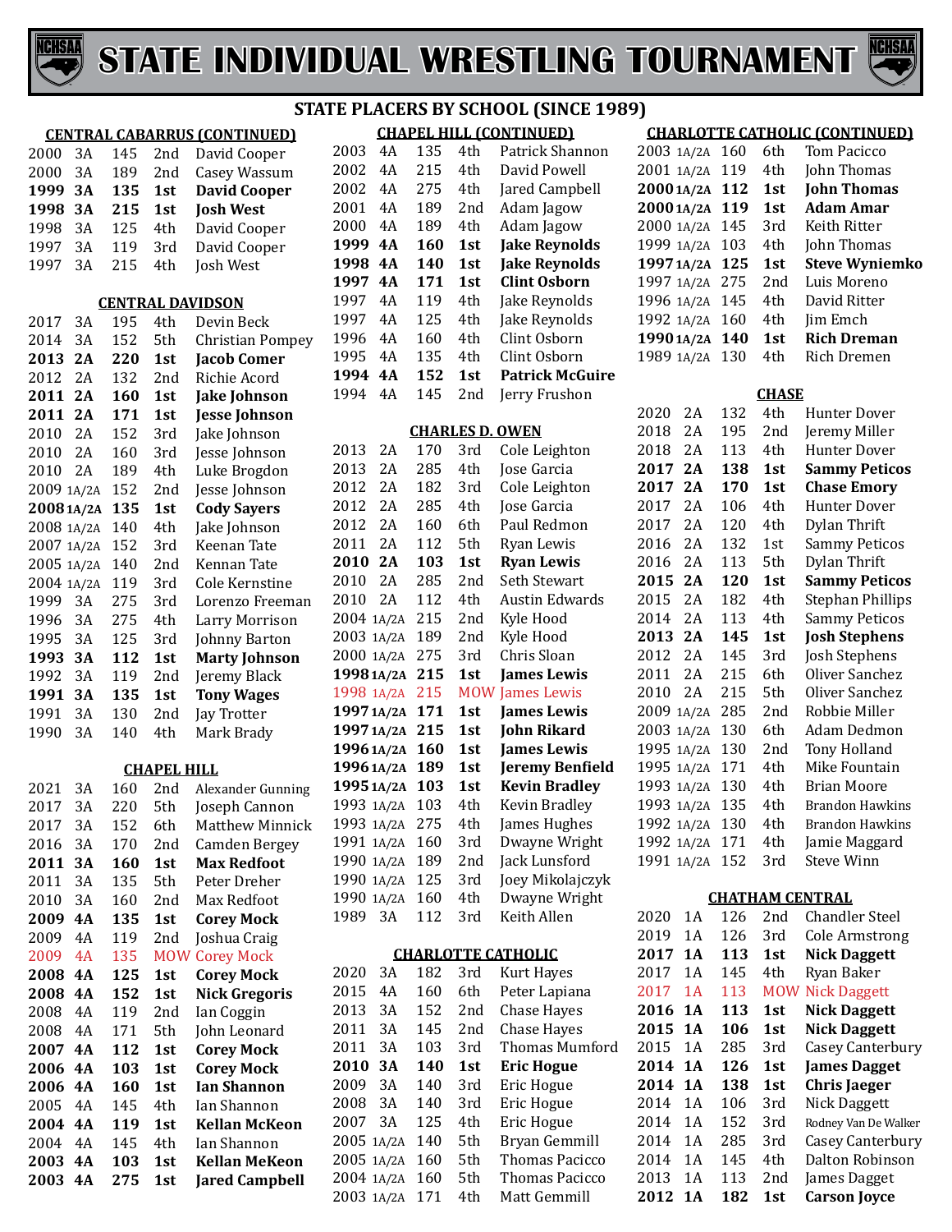# STATE INDIVIDUAL WRESTLING TOURNAMENT

## STATE PLACERS BY SCHOOL (SINCE 1989)

### CENTRAL CABARRUS (CONTINUED)

| Year | Class | Weight | Place | Name |
|---|---|---|---|---|
| 2000 | 3A | 145 | 2nd | David Cooper |
| 2000 | 3A | 189 | 2nd | Casey Wassum |
| **1999** | **3A** | **135** | **1st** | **David Cooper** |
| **1998** | **3A** | **215** | **1st** | **Josh West** |
| 1998 | 3A | 125 | 4th | David Cooper |
| 1997 | 3A | 119 | 3rd | David Cooper |
| 1997 | 3A | 215 | 4th | Josh West |

### CENTRAL DAVIDSON

| Year | Class | Weight | Place | Name |
|---|---|---|---|---|
| 2017 | 3A | 195 | 4th | Devin Beck |
| 2014 | 3A | 152 | 5th | Christian Pompey |
| **2013** | **2A** | **220** | **1st** | **Jacob Comer** |
| 2012 | 2A | 132 | 2nd | Richie Acord |
| **2011** | **2A** | **160** | **1st** | **Jake Johnson** |
| **2011** | **2A** | **171** | **1st** | **Jesse Johnson** |
| 2010 | 2A | 152 | 3rd | Jake Johnson |
| 2010 | 2A | 160 | 3rd | Jesse Johnson |
| 2010 | 2A | 189 | 4th | Luke Brogdon |
| 2009 | 1A/2A | 152 | 2nd | Jesse Johnson |
| **2008** | **1A/2A** | **135** | **1st** | **Cody Sayers** |
| 2008 | 1A/2A | 140 | 4th | Jake Johnson |
| 2007 | 1A/2A | 152 | 3rd | Keenan Tate |
| 2005 | 1A/2A | 140 | 2nd | Kennan Tate |
| 2004 | 1A/2A | 119 | 3rd | Cole Kernstine |
| 1999 | 3A | 275 | 3rd | Lorenzo Freeman |
| 1996 | 3A | 275 | 4th | Larry Morrison |
| 1995 | 3A | 125 | 3rd | Johnny Barton |
| **1993** | **3A** | **112** | **1st** | **Marty Johnson** |
| 1992 | 3A | 119 | 2nd | Jeremy Black |
| **1991** | **3A** | **135** | **1st** | **Tony Wages** |
| 1991 | 3A | 130 | 2nd | Jay Trotter |
| 1990 | 3A | 140 | 4th | Mark Brady |

### CHAPEL HILL

| Year | Class | Weight | Place | Name |
|---|---|---|---|---|
| 2021 | 3A | 160 | 2nd | Alexander Gunning |
| 2017 | 3A | 220 | 5th | Joseph Cannon |
| 2017 | 3A | 152 | 6th | Matthew Minnick |
| 2016 | 3A | 170 | 2nd | Camden Bergey |
| **2011** | **3A** | **160** | **1st** | **Max Redfoot** |
| 2011 | 3A | 135 | 5th | Peter Dreher |
| 2010 | 3A | 160 | 2nd | Max Redfoot |
| **2009** | **4A** | **135** | **1st** | **Corey Mock** |
| 2009 | 4A | 119 | 2nd | Joshua Craig |
| 2009 | 4A | 135 | MOW | Corey Mock |
| **2008** | **4A** | **125** | **1st** | **Corey Mock** |
| **2008** | **4A** | **152** | **1st** | **Nick Gregoris** |
| 2008 | 4A | 119 | 2nd | Ian Coggin |
| 2008 | 4A | 171 | 5th | John Leonard |
| **2007** | **4A** | **112** | **1st** | **Corey Mock** |
| **2006** | **4A** | **103** | **1st** | **Corey Mock** |
| **2006** | **4A** | **160** | **1st** | **Ian Shannon** |
| 2005 | 4A | 145 | 4th | Ian Shannon |
| **2004** | **4A** | **119** | **1st** | **Kellan McKeon** |
| 2004 | 4A | 145 | 4th | Ian Shannon |
| **2003** | **4A** | **103** | **1st** | **Kellan MeKeon** |
| **2003** | **4A** | **275** | **1st** | **Jared Campbell** |

### CHAPEL HILL (CONTINUED)

| Year | Class | Weight | Place | Name |
|---|---|---|---|---|
| 2003 | 4A | 135 | 4th | Patrick Shannon |
| 2002 | 4A | 215 | 4th | David Powell |
| 2002 | 4A | 275 | 4th | Jared Campbell |
| 2001 | 4A | 189 | 2nd | Adam Jagow |
| 2000 | 4A | 189 | 4th | Adam Jagow |
| **1999** | **4A** | **160** | **1st** | **Jake Reynolds** |
| **1998** | **4A** | **140** | **1st** | **Jake Reynolds** |
| **1997** | **4A** | **171** | **1st** | **Clint Osborn** |
| 1997 | 4A | 119 | 4th | Jake Reynolds |
| 1997 | 4A | 125 | 4th | Jake Reynolds |
| 1996 | 4A | 160 | 4th | Clint Osborn |
| 1995 | 4A | 135 | 4th | Clint Osborn |
| **1994** | **4A** | **152** | **1st** | **Patrick McGuire** |
| 1994 | 4A | 145 | 2nd | Jerry Frushon |

### CHARLES D. OWEN

| Year | Class | Weight | Place | Name |
|---|---|---|---|---|
| 2013 | 2A | 170 | 3rd | Cole Leighton |
| 2013 | 2A | 285 | 4th | Jose Garcia |
| 2012 | 2A | 182 | 3rd | Cole Leighton |
| 2012 | 2A | 285 | 4th | Jose Garcia |
| 2012 | 2A | 160 | 6th | Paul Redmon |
| 2011 | 2A | 112 | 5th | Ryan Lewis |
| **2010** | **2A** | **103** | **1st** | **Ryan Lewis** |
| 2010 | 2A | 285 | 2nd | Seth Stewart |
| 2010 | 2A | 112 | 4th | Austin Edwards |
| 2004 | 1A/2A | 215 | 2nd | Kyle Hood |
| 2003 | 1A/2A | 189 | 2nd | Kyle Hood |
| 2000 | 1A/2A | 275 | 3rd | Chris Sloan |
| **1998** | **1A/2A** | **215** | **1st** | **James Lewis** |
| 1998 | 1A/2A | 215 | MOW | James Lewis |
| **1997** | **1A/2A** | **171** | **1st** | **James Lewis** |
| **1997** | **1A/2A** | **215** | **1st** | **John Rikard** |
| **1996** | **1A/2A** | **160** | **1st** | **James Lewis** |
| **1996** | **1A/2A** | **189** | **1st** | **Jeremy Benfield** |
| **1995** | **1A/2A** | **103** | **1st** | **Kevin Bradley** |
| 1993 | 1A/2A | 103 | 4th | Kevin Bradley |
| 1993 | 1A/2A | 275 | 4th | James Hughes |
| 1991 | 1A/2A | 160 | 3rd | Dwayne Wright |
| 1990 | 1A/2A | 189 | 2nd | Jack Lunsford |
| 1990 | 1A/2A | 125 | 3rd | Joey Mikolajczyk |
| 1990 | 1A/2A | 160 | 4th | Dwayne Wright |
| 1989 | 3A | 112 | 3rd | Keith Allen |

### CHARLOTTE CATHOLIC

| Year | Class | Weight | Place | Name |
|---|---|---|---|---|
| 2020 | 3A | 182 | 3rd | Kurt Hayes |
| 2015 | 4A | 160 | 6th | Peter Lapiana |
| 2013 | 3A | 152 | 2nd | Chase Hayes |
| 2011 | 3A | 145 | 2nd | Chase Hayes |
| 2011 | 3A | 103 | 3rd | Thomas Mumford |
| **2010** | **3A** | **140** | **1st** | **Eric Hogue** |
| 2009 | 3A | 140 | 3rd | Eric Hogue |
| 2008 | 3A | 140 | 3rd | Eric Hogue |
| 2007 | 3A | 125 | 4th | Eric Hogue |
| 2005 | 1A/2A | 140 | 5th | Bryan Gemmill |
| 2005 | 1A/2A | 160 | 5th | Thomas Pacicco |
| 2004 | 1A/2A | 160 | 5th | Thomas Pacicco |
| 2003 | 1A/2A | 171 | 4th | Matt Gemmill |

### CHARLOTTE CATHOLIC (CONTINUED)

| Year | Class | Weight | Place | Name |
|---|---|---|---|---|
| 2003 | 1A/2A | 160 | 6th | Tom Pacicco |
| 2001 | 1A/2A | 119 | 4th | John Thomas |
| **2000** | **1A/2A** | **112** | **1st** | **John Thomas** |
| **2000** | **1A/2A** | **119** | **1st** | **Adam Amar** |
| 2000 | 1A/2A | 145 | 3rd | Keith Ritter |
| 1999 | 1A/2A | 103 | 4th | John Thomas |
| **1997** | **1A/2A** | **125** | **1st** | **Steve Wyniemko** |
| 1997 | 1A/2A | 275 | 2nd | Luis Moreno |
| 1996 | 1A/2A | 145 | 4th | David Ritter |
| 1992 | 1A/2A | 160 | 4th | Jim Emch |
| **1990** | **1A/2A** | **140** | **1st** | **Rich Dreman** |
| 1989 | 1A/2A | 130 | 4th | Rich Dremen |

### CHASE

| Year | Class | Weight | Place | Name |
|---|---|---|---|---|
| 2020 | 2A | 132 | 4th | Hunter Dover |
| 2018 | 2A | 195 | 2nd | Jeremy Miller |
| 2018 | 2A | 113 | 4th | Hunter Dover |
| **2017** | **2A** | **138** | **1st** | **Sammy Peticos** |
| **2017** | **2A** | **170** | **1st** | **Chase Emory** |
| 2017 | 2A | 106 | 4th | Hunter Dover |
| 2017 | 2A | 120 | 4th | Dylan Thrift |
| 2016 | 2A | 132 | 1st | Sammy Peticos |
| 2016 | 2A | 113 | 5th | Dylan Thrift |
| **2015** | **2A** | **120** | **1st** | **Sammy Peticos** |
| 2015 | 2A | 182 | 4th | Stephan Phillips |
| 2014 | 2A | 113 | 4th | Sammy Peticos |
| **2013** | **2A** | **145** | **1st** | **Josh Stephens** |
| 2012 | 2A | 145 | 3rd | Josh Stephens |
| 2011 | 2A | 215 | 6th | Oliver Sanchez |
| 2010 | 2A | 215 | 5th | Oliver Sanchez |
| 2009 | 1A/2A | 285 | 2nd | Robbie Miller |
| 2003 | 1A/2A | 130 | 6th | Adam Dedmon |
| 1995 | 1A/2A | 130 | 2nd | Tony Holland |
| 1995 | 1A/2A | 171 | 4th | Mike Fountain |
| 1993 | 1A/2A | 130 | 4th | Brian Moore |
| 1993 | 1A/2A | 135 | 4th | Brandon Hawkins |
| 1992 | 1A/2A | 130 | 4th | Brandon Hawkins |
| 1992 | 1A/2A | 171 | 4th | Jamie Maggard |
| 1991 | 1A/2A | 152 | 3rd | Steve Winn |

### CHATHAM CENTRAL

| Year | Class | Weight | Place | Name |
|---|---|---|---|---|
| 2020 | 1A | 126 | 2nd | Chandler Steel |
| 2019 | 1A | 126 | 3rd | Cole Armstrong |
| **2017** | **1A** | **113** | **1st** | **Nick Daggett** |
| 2017 | 1A | 145 | 4th | Ryan Baker |
| 2017 | 1A | 113 | MOW | Nick Daggett |
| **2016** | **1A** | **113** | **1st** | **Nick Daggett** |
| **2015** | **1A** | **106** | **1st** | **Nick Daggett** |
| 2015 | 1A | 285 | 3rd | Casey Canterbury |
| **2014** | **1A** | **126** | **1st** | **James Dagget** |
| **2014** | **1A** | **138** | **1st** | **Chris Jaeger** |
| 2014 | 1A | 106 | 3rd | Nick Daggett |
| 2014 | 1A | 152 | 3rd | Rodney Van De Walker |
| 2014 | 1A | 285 | 3rd | Casey Canterbury |
| 2014 | 1A | 145 | 4th | Dalton Robinson |
| 2013 | 1A | 113 | 2nd | James Dagget |
| **2012** | **1A** | **182** | **1st** | **Carson Joyce** |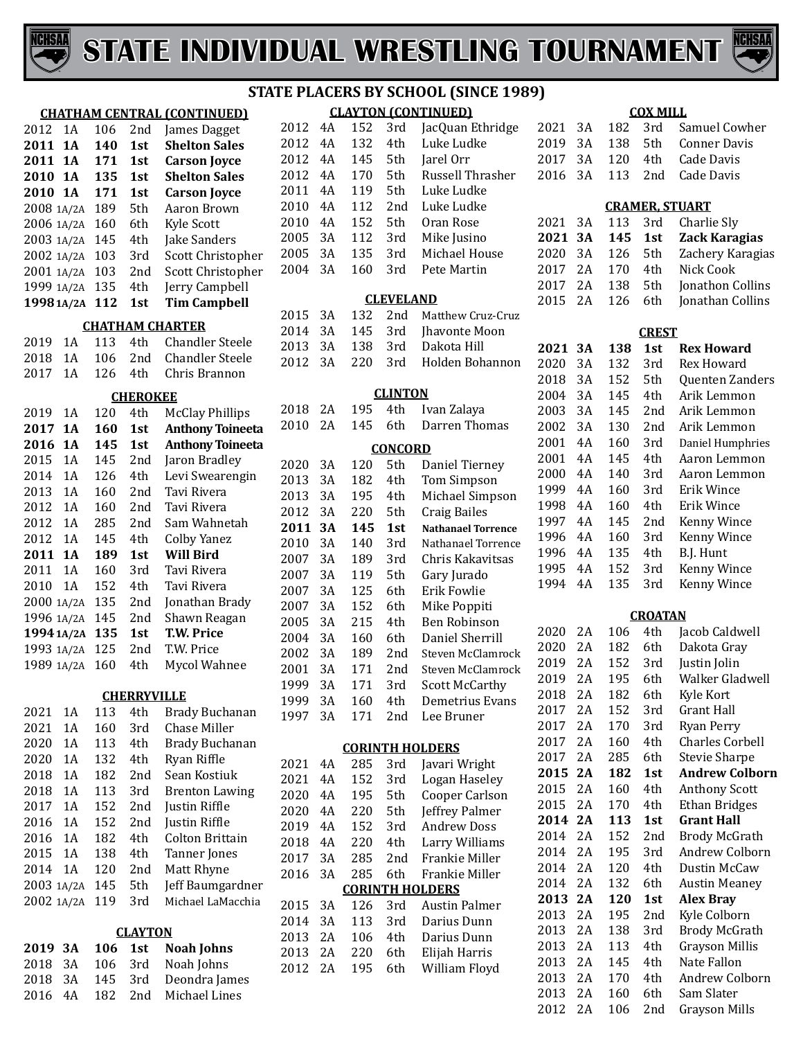# STATE INDIVIDUAL WRESTLING TOURNAMENT

## STATE PLACERS BY SCHOOL (SINCE 1989)

### CHATHAM CENTRAL (CONTINUED)

| Year | Class | Weight | Place | Name |
|---|---|---|---|---|
| 2012 | 1A | 106 | 2nd | James Dagget |
| **2011** | **1A** | **140** | **1st** | **Shelton Sales** |
| **2011** | **1A** | **171** | **1st** | **Carson Joyce** |
| **2010** | **1A** | **135** | **1st** | **Shelton Sales** |
| **2010** | **1A** | **171** | **1st** | **Carson Joyce** |
| 2008 | 1A/2A | 189 | 5th | Aaron Brown |
| 2006 | 1A/2A | 160 | 6th | Kyle Scott |
| 2003 | 1A/2A | 145 | 4th | Jake Sanders |
| 2002 | 1A/2A | 103 | 3rd | Scott Christopher |
| 2001 | 1A/2A | 103 | 2nd | Scott Christopher |
| 1999 | 1A/2A | 135 | 4th | Jerry Campbell |
| **1998** | **1A/2A** | **112** | **1st** | **Tim Campbell** |

### CHATHAM CHARTER

| Year | Class | Weight | Place | Name |
|---|---|---|---|---|
| 2019 | 1A | 113 | 4th | Chandler Steele |
| 2018 | 1A | 106 | 2nd | Chandler Steele |
| 2017 | 1A | 126 | 4th | Chris Brannon |

### CHEROKEE

| Year | Class | Weight | Place | Name |
|---|---|---|---|---|
| 2019 | 1A | 120 | 4th | McClay Phillips |
| **2017** | **1A** | **160** | **1st** | **Anthony Toineeta** |
| **2016** | **1A** | **145** | **1st** | **Anthony Toineeta** |
| 2015 | 1A | 145 | 2nd | Jaron Bradley |
| 2014 | 1A | 126 | 4th | Levi Swearengin |
| 2013 | 1A | 160 | 2nd | Tavi Rivera |
| 2012 | 1A | 160 | 2nd | Tavi Rivera |
| 2012 | 1A | 285 | 2nd | Sam Wahnetah |
| 2012 | 1A | 145 | 4th | Colby Yanez |
| **2011** | **1A** | **189** | **1st** | **Will Bird** |
| 2011 | 1A | 160 | 3rd | Tavi Rivera |
| 2010 | 1A | 152 | 4th | Tavi Rivera |
| 2000 | 1A/2A | 135 | 2nd | Jonathan Brady |
| 1996 | 1A/2A | 145 | 2nd | Shawn Reagan |
| **1994** | **1A/2A** | **135** | **1st** | **T.W. Price** |
| 1993 | 1A/2A | 125 | 2nd | T.W. Price |
| 1989 | 1A/2A | 160 | 4th | Mycol Wahnee |

### CHERRYVILLE

| Year | Class | Weight | Place | Name |
|---|---|---|---|---|
| 2021 | 1A | 113 | 4th | Brady Buchanan |
| 2021 | 1A | 160 | 3rd | Chase Miller |
| 2020 | 1A | 113 | 4th | Brady Buchanan |
| 2020 | 1A | 132 | 4th | Ryan Riffle |
| 2018 | 1A | 182 | 2nd | Sean Kostiuk |
| 2018 | 1A | 113 | 3rd | Brenton Lawing |
| 2017 | 1A | 152 | 2nd | Justin Riffle |
| 2016 | 1A | 152 | 2nd | Justin Riffle |
| 2016 | 1A | 182 | 4th | Colton Brittain |
| 2015 | 1A | 138 | 4th | Tanner Jones |
| 2014 | 1A | 120 | 2nd | Matt Rhyne |
| 2003 | 1A/2A | 145 | 5th | Jeff Baumgardner |
| 2002 | 1A/2A | 119 | 3rd | Michael LaMacchia |

### CLAYTON

| Year | Class | Weight | Place | Name |
|---|---|---|---|---|
| **2019** | **3A** | **106** | **1st** | **Noah Johns** |
| 2018 | 3A | 106 | 3rd | Noah Johns |
| 2018 | 3A | 145 | 3rd | Deondra James |
| 2016 | 4A | 182 | 2nd | Michael Lines |

### CLAYTON (CONTINUED)

| Year | Class | Weight | Place | Name |
|---|---|---|---|---|
| 2012 | 4A | 152 | 3rd | JacQuan Ethridge |
| 2012 | 4A | 132 | 4th | Luke Ludke |
| 2012 | 4A | 145 | 5th | Jarel Orr |
| 2012 | 4A | 170 | 5th | Russell Thrasher |
| 2011 | 4A | 119 | 5th | Luke Ludke |
| 2010 | 4A | 112 | 2nd | Luke Ludke |
| 2010 | 4A | 152 | 5th | Oran Rose |
| 2005 | 3A | 112 | 3rd | Mike Jusino |
| 2005 | 3A | 135 | 3rd | Michael House |
| 2004 | 3A | 160 | 3rd | Pete Martin |

### CLEVELAND

| Year | Class | Weight | Place | Name |
|---|---|---|---|---|
| 2015 | 3A | 132 | 2nd | Matthew Cruz-Cruz |
| 2014 | 3A | 145 | 3rd | Jhavonte Moon |
| 2013 | 3A | 138 | 3rd | Dakota Hill |
| 2012 | 3A | 220 | 3rd | Holden Bohannon |

### CLINTON

| Year | Class | Weight | Place | Name |
|---|---|---|---|---|
| 2018 | 2A | 195 | 4th | Ivan Zalaya |
| 2010 | 2A | 145 | 6th | Darren Thomas |

### CONCORD

| Year | Class | Weight | Place | Name |
|---|---|---|---|---|
| 2020 | 3A | 120 | 5th | Daniel Tierney |
| 2013 | 3A | 182 | 4th | Tom Simpson |
| 2013 | 3A | 195 | 4th | Michael Simpson |
| 2012 | 3A | 220 | 5th | Craig Bailes |
| **2011** | **3A** | **145** | **1st** | **Nathanael Torrence** |
| 2010 | 3A | 140 | 3rd | Nathanael Torrence |
| 2007 | 3A | 189 | 3rd | Chris Kakavitsas |
| 2007 | 3A | 119 | 5th | Gary Jurado |
| 2007 | 3A | 125 | 6th | Erik Fowlie |
| 2007 | 3A | 152 | 6th | Mike Poppiti |
| 2005 | 3A | 215 | 4th | Ben Robinson |
| 2004 | 3A | 160 | 6th | Daniel Sherrill |
| 2002 | 3A | 189 | 2nd | Steven McClamrock |
| 2001 | 3A | 171 | 2nd | Steven McClamrock |
| 1999 | 3A | 171 | 3rd | Scott McCarthy |
| 1999 | 3A | 160 | 4th | Demetrius Evans |
| 1997 | 3A | 171 | 2nd | Lee Bruner |

### CORINTH HOLDERS

| Year | Class | Weight | Place | Name |
|---|---|---|---|---|
| 2021 | 4A | 285 | 3rd | Javari Wright |
| 2021 | 4A | 152 | 3rd | Logan Haseley |
| 2020 | 4A | 195 | 5th | Cooper Carlson |
| 2020 | 4A | 220 | 5th | Jeffrey Palmer |
| 2019 | 4A | 152 | 3rd | Andrew Doss |
| 2018 | 4A | 220 | 4th | Larry Williams |
| 2017 | 3A | 285 | 2nd | Frankie Miller |
| 2016 | 3A | 285 | 6th | Frankie Miller |

### CORINTH HOLDERS

| Year | Class | Weight | Place | Name |
|---|---|---|---|---|
| 2015 | 3A | 126 | 3rd | Austin Palmer |
| 2014 | 3A | 113 | 3rd | Darius Dunn |
| 2013 | 2A | 106 | 4th | Darius Dunn |
| 2013 | 2A | 220 | 6th | Elijah Harris |
| 2012 | 2A | 195 | 6th | William Floyd |

### COX MILL

| Year | Class | Weight | Place | Name |
|---|---|---|---|---|
| 2021 | 3A | 182 | 3rd | Samuel Cowher |
| 2019 | 3A | 138 | 5th | Conner Davis |
| 2017 | 3A | 120 | 4th | Cade Davis |
| 2016 | 3A | 113 | 2nd | Cade Davis |

### CRAMER, STUART

| Year | Class | Weight | Place | Name |
|---|---|---|---|---|
| 2021 | 3A | 113 | 3rd | Charlie Sly |
| **2021** | **3A** | **145** | **1st** | **Zack Karagias** |
| 2020 | 3A | 126 | 5th | Zachery Karagias |
| 2017 | 2A | 170 | 4th | Nick Cook |
| 2017 | 2A | 138 | 5th | Jonathon Collins |
| 2015 | 2A | 126 | 6th | Jonathan Collins |

### CREST

| Year | Class | Weight | Place | Name |
|---|---|---|---|---|
| **2021** | **3A** | **138** | **1st** | **Rex Howard** |
| 2020 | 3A | 132 | 3rd | Rex Howard |
| 2018 | 3A | 152 | 5th | Quenten Zanders |
| 2004 | 3A | 145 | 4th | Arik Lemmon |
| 2003 | 3A | 145 | 2nd | Arik Lemmon |
| 2002 | 3A | 130 | 2nd | Arik Lemmon |
| 2001 | 4A | 160 | 3rd | Daniel Humphries |
| 2001 | 4A | 145 | 4th | Aaron Lemmon |
| 2000 | 4A | 140 | 3rd | Aaron Lemmon |
| 1999 | 4A | 160 | 3rd | Erik Wince |
| 1998 | 4A | 160 | 4th | Erik Wince |
| 1997 | 4A | 145 | 2nd | Kenny Wince |
| 1996 | 4A | 160 | 3rd | Kenny Wince |
| 1996 | 4A | 135 | 4th | B.J. Hunt |
| 1995 | 4A | 152 | 3rd | Kenny Wince |
| 1994 | 4A | 135 | 3rd | Kenny Wince |

### CROATAN

| Year | Class | Weight | Place | Name |
|---|---|---|---|---|
| 2020 | 2A | 106 | 4th | Jacob Caldwell |
| 2020 | 2A | 182 | 6th | Dakota Gray |
| 2019 | 2A | 152 | 3rd | Justin Jolin |
| 2019 | 2A | 195 | 6th | Walker Gladwell |
| 2018 | 2A | 182 | 6th | Kyle Kort |
| 2017 | 2A | 152 | 3rd | Grant Hall |
| 2017 | 2A | 170 | 3rd | Ryan Perry |
| 2017 | 2A | 160 | 4th | Charles Corbell |
| 2017 | 2A | 285 | 6th | Stevie Sharpe |
| **2015** | **2A** | **182** | **1st** | **Andrew Colborn** |
| 2015 | 2A | 160 | 4th | Anthony Scott |
| 2015 | 2A | 170 | 4th | Ethan Bridges |
| **2014** | **2A** | **113** | **1st** | **Grant Hall** |
| 2014 | 2A | 152 | 2nd | Brody McGrath |
| 2014 | 2A | 195 | 3rd | Andrew Colborn |
| 2014 | 2A | 120 | 4th | Dustin McCaw |
| 2014 | 2A | 132 | 6th | Austin Meaney |
| **2013** | **2A** | **120** | **1st** | **Alex Bray** |
| 2013 | 2A | 195 | 2nd | Kyle Colborn |
| 2013 | 2A | 138 | 3rd | Brody McGrath |
| 2013 | 2A | 113 | 4th | Grayson Millis |
| 2013 | 2A | 145 | 4th | Nate Fallon |
| 2013 | 2A | 170 | 4th | Andrew Colborn |
| 2013 | 2A | 160 | 6th | Sam Slater |
| 2012 | 2A | 106 | 2nd | Grayson Mills |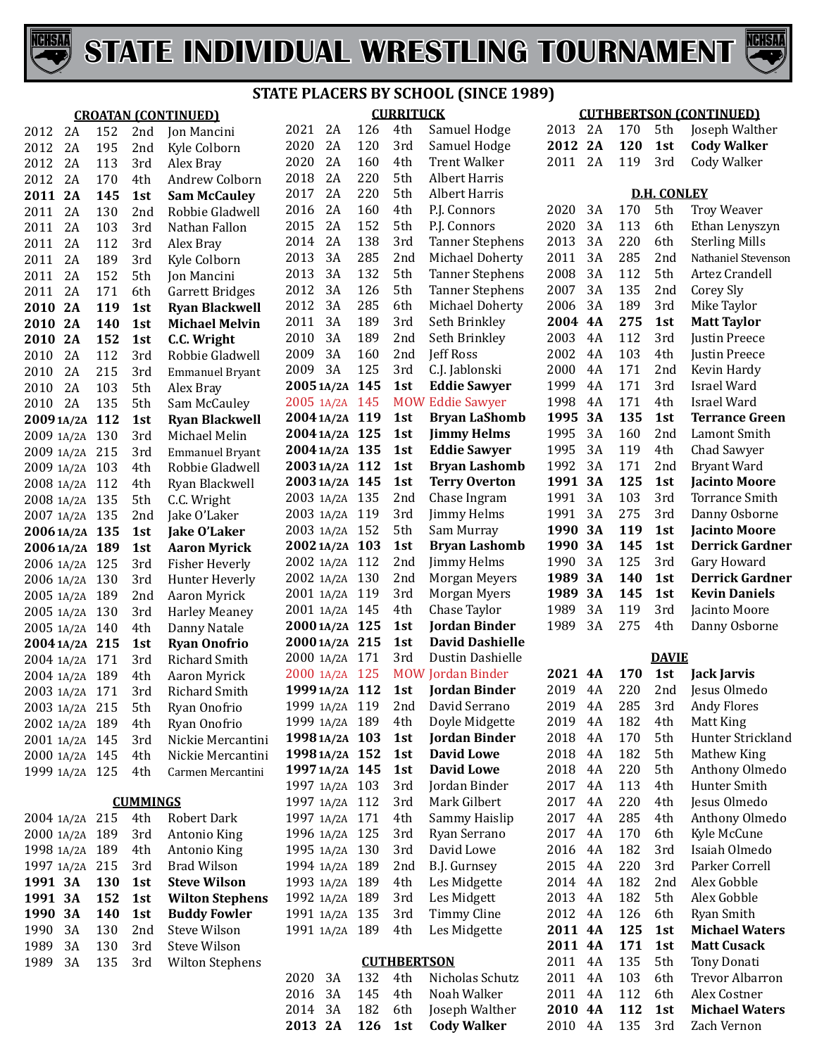# STATE INDIVIDUAL WRESTLING TOURNAMENT

## STATE PLACERS BY SCHOOL (SINCE 1989)

### CROATAN (CONTINUED)

| Year | Class | Weight | Place | Name |
|---|---|---|---|---|
| 2012 | 2A | 152 | 2nd | Jon Mancini |
| 2012 | 2A | 195 | 2nd | Kyle Colborn |
| 2012 | 2A | 113 | 3rd | Alex Bray |
| 2012 | 2A | 170 | 4th | Andrew Colborn |
| **2011** | **2A** | **145** | **1st** | **Sam McCauley** |
| 2011 | 2A | 130 | 2nd | Robbie Gladwell |
| 2011 | 2A | 103 | 3rd | Nathan Fallon |
| 2011 | 2A | 112 | 3rd | Alex Bray |
| 2011 | 2A | 189 | 3rd | Kyle Colborn |
| 2011 | 2A | 152 | 5th | Jon Mancini |
| 2011 | 2A | 171 | 6th | Garrett Bridges |
| **2010** | **2A** | **119** | **1st** | **Ryan Blackwell** |
| **2010** | **2A** | **140** | **1st** | **Michael Melvin** |
| **2010** | **2A** | **152** | **1st** | **C.C. Wright** |
| 2010 | 2A | 112 | 3rd | Robbie Gladwell |
| 2010 | 2A | 215 | 3rd | Emmanuel Bryant |
| 2010 | 2A | 103 | 5th | Alex Bray |
| 2010 | 2A | 135 | 5th | Sam McCauley |
| **2009** | **1A/2A** | **112** | **1st** | **Ryan Blackwell** |
| 2009 | 1A/2A | 130 | 3rd | Michael Melin |
| 2009 | 1A/2A | 215 | 3rd | Emmanuel Bryant |
| 2009 | 1A/2A | 103 | 4th | Robbie Gladwell |
| 2008 | 1A/2A | 112 | 4th | Ryan Blackwell |
| 2008 | 1A/2A | 135 | 5th | C.C. Wright |
| 2007 | 1A/2A | 135 | 2nd | Jake O'Laker |
| **2006** | **1A/2A** | **135** | **1st** | **Jake O'Laker** |
| **2006** | **1A/2A** | **189** | **1st** | **Aaron Myrick** |
| 2006 | 1A/2A | 125 | 3rd | Fisher Heverly |
| 2006 | 1A/2A | 130 | 3rd | Hunter Heverly |
| 2005 | 1A/2A | 189 | 2nd | Aaron Myrick |
| 2005 | 1A/2A | 130 | 3rd | Harley Meaney |
| 2005 | 1A/2A | 140 | 4th | Danny Natale |
| **2004** | **1A/2A** | **215** | **1st** | **Ryan Onofrio** |
| 2004 | 1A/2A | 171 | 3rd | Richard Smith |
| 2004 | 1A/2A | 189 | 4th | Aaron Myrick |
| 2003 | 1A/2A | 171 | 3rd | Richard Smith |
| 2003 | 1A/2A | 215 | 5th | Ryan Onofrio |
| 2002 | 1A/2A | 189 | 4th | Ryan Onofrio |
| 2001 | 1A/2A | 145 | 3rd | Nickie Mercantini |
| 2000 | 1A/2A | 145 | 4th | Nickie Mercantini |
| 1999 | 1A/2A | 125 | 4th | Carmen Mercantini |

### CUMMINGS

| Year | Class | Weight | Place | Name |
|---|---|---|---|---|
| 2004 | 1A/2A | 215 | 4th | Robert Dark |
| 2000 | 1A/2A | 189 | 3rd | Antonio King |
| 1998 | 1A/2A | 189 | 4th | Antonio King |
| 1997 | 1A/2A | 215 | 3rd | Brad Wilson |
| **1991** | **3A** | **130** | **1st** | **Steve Wilson** |
| **1991** | **3A** | **152** | **1st** | **Wilton Stephens** |
| **1990** | **3A** | **140** | **1st** | **Buddy Fowler** |
| 1990 | 3A | 130 | 2nd | Steve Wilson |
| 1989 | 3A | 130 | 3rd | Steve Wilson |
| 1989 | 3A | 135 | 3rd | Wilton Stephens |

### CURRITUCK

| Year | Class | Weight | Place | Name |
|---|---|---|---|---|
| 2021 | 2A | 126 | 4th | Samuel Hodge |
| 2020 | 2A | 120 | 3rd | Samuel Hodge |
| 2020 | 2A | 160 | 4th | Trent Walker |
| 2018 | 2A | 220 | 5th | Albert Harris |
| 2017 | 2A | 220 | 5th | Albert Harris |
| 2016 | 2A | 160 | 4th | P.J. Connors |
| 2015 | 2A | 152 | 5th | P.J. Connors |
| 2014 | 2A | 138 | 3rd | Tanner Stephens |
| 2013 | 3A | 285 | 2nd | Michael Doherty |
| 2013 | 3A | 132 | 5th | Tanner Stephens |
| 2012 | 3A | 126 | 5th | Tanner Stephens |
| 2012 | 3A | 285 | 6th | Michael Doherty |
| 2011 | 3A | 189 | 3rd | Seth Brinkley |
| 2010 | 3A | 189 | 2nd | Seth Brinkley |
| 2009 | 3A | 160 | 2nd | Jeff Ross |
| 2009 | 3A | 125 | 3rd | C.J. Jablonski |
| **2005** | **1A/2A** | **145** | **1st** | **Eddie Sawyer** |
| 2005 | 1A/2A | 145 | MOW | Eddie Sawyer |
| **2004** | **1A/2A** | **119** | **1st** | **Bryan LaShomb** |
| **2004** | **1A/2A** | **125** | **1st** | **Jimmy Helms** |
| **2004** | **1A/2A** | **135** | **1st** | **Eddie Sawyer** |
| **2003** | **1A/2A** | **112** | **1st** | **Bryan Lashomb** |
| **2003** | **1A/2A** | **145** | **1st** | **Terry Overton** |
| 2003 | 1A/2A | 135 | 2nd | Chase Ingram |
| 2003 | 1A/2A | 119 | 3rd | Jimmy Helms |
| 2003 | 1A/2A | 152 | 5th | Sam Murray |
| **2002** | **1A/2A** | **103** | **1st** | **Bryan Lashomb** |
| 2002 | 1A/2A | 112 | 2nd | Jimmy Helms |
| 2002 | 1A/2A | 130 | 2nd | Morgan Meyers |
| 2001 | 1A/2A | 119 | 3rd | Morgan Myers |
| 2001 | 1A/2A | 145 | 4th | Chase Taylor |
| **2000** | **1A/2A** | **125** | **1st** | **Jordan Binder** |
| **2000** | **1A/2A** | **215** | **1st** | **David Dashielle** |
| 2000 | 1A/2A | 171 | 3rd | Dustin Dashielle |
| 2000 | 1A/2A | 125 | MOW | Jordan Binder |
| **1999** | **1A/2A** | **112** | **1st** | **Jordan Binder** |
| 1999 | 1A/2A | 119 | 2nd | David Serrano |
| 1999 | 1A/2A | 189 | 4th | Doyle Midgette |
| **1998** | **1A/2A** | **103** | **1st** | **Jordan Binder** |
| **1998** | **1A/2A** | **152** | **1st** | **David Lowe** |
| **1997** | **1A/2A** | **145** | **1st** | **David Lowe** |
| 1997 | 1A/2A | 103 | 3rd | Jordan Binder |
| 1997 | 1A/2A | 112 | 3rd | Mark Gilbert |
| 1997 | 1A/2A | 171 | 4th | Sammy Haislip |
| 1996 | 1A/2A | 125 | 3rd | Ryan Serrano |
| 1995 | 1A/2A | 130 | 3rd | David Lowe |
| 1994 | 1A/2A | 189 | 2nd | B.J. Gurnsey |
| 1993 | 1A/2A | 189 | 4th | Les Midgette |
| 1992 | 1A/2A | 189 | 3rd | Les Midgett |
| 1991 | 1A/2A | 135 | 3rd | Timmy Cline |
| 1991 | 1A/2A | 189 | 4th | Les Midgette |

### CUTHBERTSON

| Year | Class | Weight | Place | Name |
|---|---|---|---|---|
| 2020 | 3A | 132 | 4th | Nicholas Schutz |
| 2016 | 3A | 145 | 4th | Noah Walker |
| 2014 | 3A | 182 | 6th | Joseph Walther |
| **2013** | **2A** | **126** | **1st** | **Cody Walker** |

### CUTHBERTSON (CONTINUED)

| Year | Class | Weight | Place | Name |
|---|---|---|---|---|
| 2013 | 2A | 170 | 5th | Joseph Walther |
| **2012** | **2A** | **120** | **1st** | **Cody Walker** |
| 2011 | 2A | 119 | 3rd | Cody Walker |

### D.H. CONLEY

| Year | Class | Weight | Place | Name |
|---|---|---|---|---|
| 2020 | 3A | 170 | 5th | Troy Weaver |
| 2020 | 3A | 113 | 6th | Ethan Lenyszyn |
| 2013 | 3A | 220 | 6th | Sterling Mills |
| 2011 | 3A | 285 | 2nd | Nathaniel Stevenson |
| 2008 | 3A | 112 | 5th | Artez Crandell |
| 2007 | 3A | 135 | 2nd | Corey Sly |
| 2006 | 3A | 189 | 3rd | Mike Taylor |
| **2004** | **4A** | **275** | **1st** | **Matt Taylor** |
| 2003 | 4A | 112 | 3rd | Justin Preece |
| 2002 | 4A | 103 | 4th | Justin Preece |
| 2000 | 4A | 171 | 2nd | Kevin Hardy |
| 1999 | 4A | 171 | 3rd | Israel Ward |
| 1998 | 4A | 171 | 4th | Israel Ward |
| **1995** | **3A** | **135** | **1st** | **Terrance Green** |
| 1995 | 3A | 160 | 2nd | Lamont Smith |
| 1995 | 3A | 119 | 4th | Chad Sawyer |
| 1992 | 3A | 171 | 2nd | Bryant Ward |
| **1991** | **3A** | **125** | **1st** | **Jacinto Moore** |
| 1991 | 3A | 103 | 3rd | Torrance Smith |
| 1991 | 3A | 275 | 3rd | Danny Osborne |
| **1990** | **3A** | **119** | **1st** | **Jacinto Moore** |
| **1990** | **3A** | **145** | **1st** | **Derrick Gardner** |
| 1990 | 3A | 125 | 3rd | Gary Howard |
| **1989** | **3A** | **140** | **1st** | **Derrick Gardner** |
| **1989** | **3A** | **145** | **1st** | **Kevin Daniels** |
| 1989 | 3A | 119 | 3rd | Jacinto Moore |
| 1989 | 3A | 275 | 4th | Danny Osborne |

### DAVIE

| Year | Class | Weight | Place | Name |
|---|---|---|---|---|
| **2021** | **4A** | **170** | **1st** | **Jack Jarvis** |
| 2019 | 4A | 220 | 2nd | Jesus Olmedo |
| 2019 | 4A | 285 | 3rd | Andy Flores |
| 2019 | 4A | 182 | 4th | Matt King |
| 2018 | 4A | 170 | 5th | Hunter Strickland |
| 2018 | 4A | 182 | 5th | Mathew King |
| 2018 | 4A | 220 | 5th | Anthony Olmedo |
| 2017 | 4A | 113 | 4th | Hunter Smith |
| 2017 | 4A | 220 | 4th | Jesus Olmedo |
| 2017 | 4A | 285 | 4th | Anthony Olmedo |
| 2017 | 4A | 170 | 6th | Kyle McCune |
| 2016 | 4A | 182 | 3rd | Isaiah Olmedo |
| 2015 | 4A | 220 | 3rd | Parker Correll |
| 2014 | 4A | 182 | 2nd | Alex Gobble |
| 2013 | 4A | 182 | 5th | Alex Gobble |
| 2012 | 4A | 126 | 6th | Ryan Smith |
| **2011** | **4A** | **125** | **1st** | **Michael Waters** |
| **2011** | **4A** | **171** | **1st** | **Matt Cusack** |
| 2011 | 4A | 135 | 5th | Tony Donati |
| 2011 | 4A | 103 | 6th | Trevor Albarron |
| 2011 | 4A | 112 | 6th | Alex Costner |
| **2010** | **4A** | **112** | **1st** | **Michael Waters** |
| 2010 | 4A | 135 | 3rd | Zach Vernon |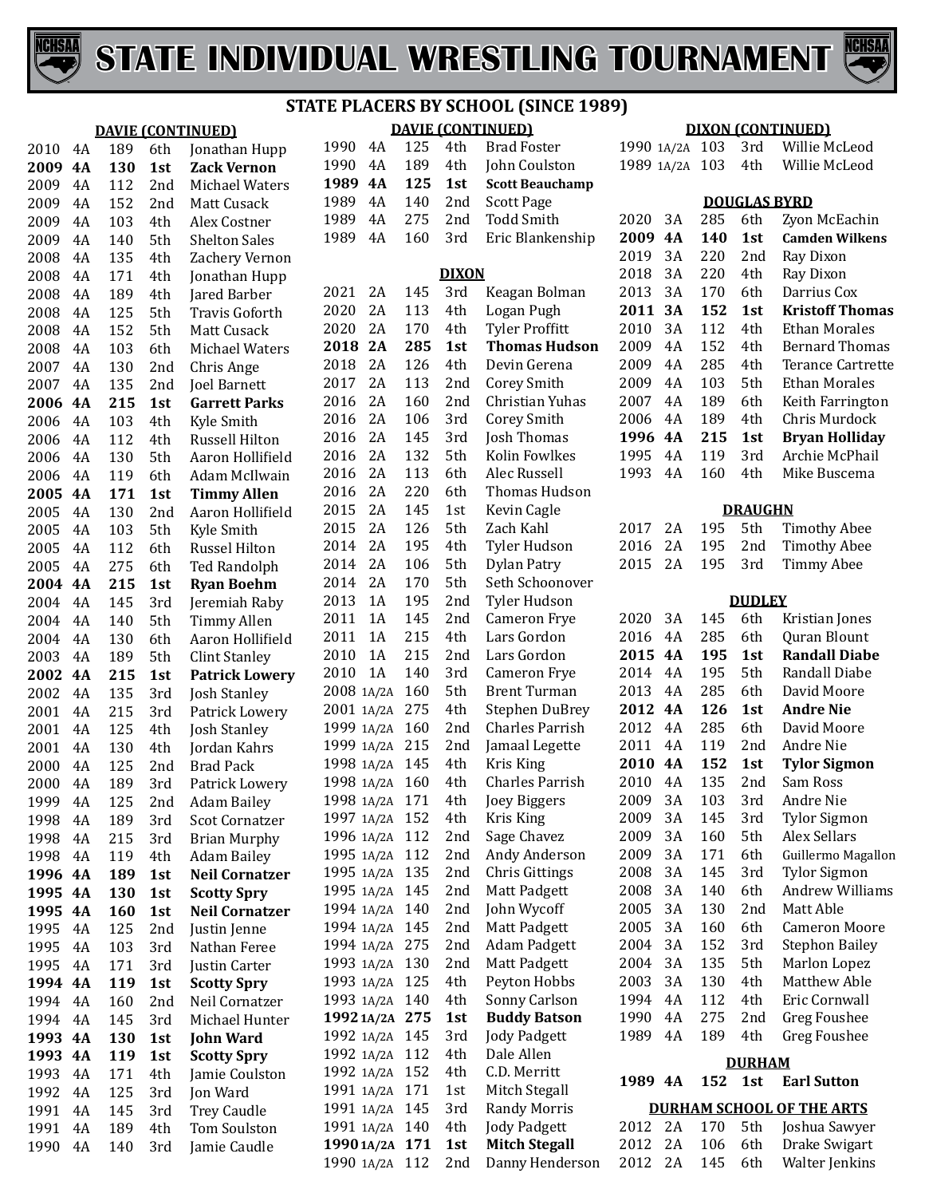# STATE INDIVIDUAL WRESTLING TOURNAMENT

## STATE PLACERS BY SCHOOL (SINCE 1989)

### DAVIE (CONTINUED)

| Year | Class | Weight | Place | Name |
|---|---|---|---|---|
| 2010 | 4A | 189 | 6th | Jonathan Hupp |
| **2009** | **4A** | **130** | **1st** | **Zack Vernon** |
| 2009 | 4A | 112 | 2nd | Michael Waters |
| 2009 | 4A | 152 | 2nd | Matt Cusack |
| 2009 | 4A | 103 | 4th | Alex Costner |
| 2009 | 4A | 140 | 5th | Shelton Sales |
| 2008 | 4A | 135 | 4th | Zachery Vernon |
| 2008 | 4A | 171 | 4th | Jonathan Hupp |
| 2008 | 4A | 189 | 4th | Jared Barber |
| 2008 | 4A | 125 | 5th | Travis Goforth |
| 2008 | 4A | 152 | 5th | Matt Cusack |
| 2008 | 4A | 103 | 6th | Michael Waters |
| 2007 | 4A | 130 | 2nd | Chris Ange |
| 2007 | 4A | 135 | 2nd | Joel Barnett |
| **2006** | **4A** | **215** | **1st** | **Garrett Parks** |
| 2006 | 4A | 103 | 4th | Kyle Smith |
| 2006 | 4A | 112 | 4th | Russell Hilton |
| 2006 | 4A | 130 | 5th | Aaron Hollifield |
| 2006 | 4A | 119 | 6th | Adam McIlwain |
| **2005** | **4A** | **171** | **1st** | **Timmy Allen** |
| 2005 | 4A | 130 | 2nd | Aaron Hollifield |
| 2005 | 4A | 103 | 5th | Kyle Smith |
| 2005 | 4A | 112 | 6th | Russel Hilton |
| 2005 | 4A | 275 | 6th | Ted Randolph |
| **2004** | **4A** | **215** | **1st** | **Ryan Boehm** |
| 2004 | 4A | 145 | 3rd | Jeremiah Raby |
| 2004 | 4A | 140 | 5th | Timmy Allen |
| 2004 | 4A | 130 | 6th | Aaron Hollifield |
| 2003 | 4A | 189 | 5th | Clint Stanley |
| **2002** | **4A** | **215** | **1st** | **Patrick Lowery** |
| 2002 | 4A | 135 | 3rd | Josh Stanley |
| 2001 | 4A | 215 | 3rd | Patrick Lowery |
| 2001 | 4A | 125 | 4th | Josh Stanley |
| 2001 | 4A | 130 | 4th | Jordan Kahrs |
| 2000 | 4A | 125 | 2nd | Brad Pack |
| 2000 | 4A | 189 | 3rd | Patrick Lowery |
| 1999 | 4A | 125 | 2nd | Adam Bailey |
| 1998 | 4A | 189 | 3rd | Scot Cornatzer |
| 1998 | 4A | 215 | 3rd | Brian Murphy |
| 1998 | 4A | 119 | 4th | Adam Bailey |
| **1996** | **4A** | **189** | **1st** | **Neil Cornatzer** |
| **1995** | **4A** | **130** | **1st** | **Scotty Spry** |
| **1995** | **4A** | **160** | **1st** | **Neil Cornatzer** |
| 1995 | 4A | 125 | 2nd | Justin Jenne |
| 1995 | 4A | 103 | 3rd | Nathan Feree |
| 1995 | 4A | 171 | 3rd | Justin Carter |
| **1994** | **4A** | **119** | **1st** | **Scotty Spry** |
| 1994 | 4A | 160 | 2nd | Neil Cornatzer |
| 1994 | 4A | 145 | 3rd | Michael Hunter |
| **1993** | **4A** | **130** | **1st** | **John Ward** |
| **1993** | **4A** | **119** | **1st** | **Scotty Spry** |
| 1993 | 4A | 171 | 4th | Jamie Coulston |
| 1992 | 4A | 125 | 3rd | Jon Ward |
| 1991 | 4A | 145 | 3rd | Trey Caudle |
| 1991 | 4A | 189 | 4th | Tom Soulston |
| 1990 | 4A | 140 | 3rd | Jamie Caudle |
| 1990 | 4A | 125 | 4th | Brad Foster |
| 1990 | 4A | 189 | 4th | John Coulston |
| **1989** | **4A** | **125** | **1st** | **Scott Beauchamp** |
| 1989 | 4A | 140 | 2nd | Scott Page |
| 1989 | 4A | 275 | 2nd | Todd Smith |
| 1989 | 4A | 160 | 3rd | Eric Blankenship |

### DIXON

| Year | Class | Weight | Place | Name |
|---|---|---|---|---|
| 2021 | 2A | 145 | 3rd | Keagan Bolman |
| 2020 | 2A | 113 | 4th | Logan Pugh |
| 2020 | 2A | 170 | 4th | Tyler Proffitt |
| **2018** | **2A** | **285** | **1st** | **Thomas Hudson** |
| 2018 | 2A | 126 | 4th | Devin Gerena |
| 2017 | 2A | 113 | 2nd | Corey Smith |
| 2016 | 2A | 160 | 2nd | Christian Yuhas |
| 2016 | 2A | 106 | 3rd | Corey Smith |
| 2016 | 2A | 145 | 3rd | Josh Thomas |
| 2016 | 2A | 132 | 5th | Kolin Fowlkes |
| 2016 | 2A | 113 | 6th | Alec Russell |
| 2016 | 2A | 220 | 6th | Thomas Hudson |
| 2015 | 2A | 145 | 1st | Kevin Cagle |
| 2015 | 2A | 126 | 5th | Zach Kahl |
| 2014 | 2A | 195 | 4th | Tyler Hudson |
| 2014 | 2A | 106 | 5th | Dylan Patry |
| 2014 | 2A | 170 | 5th | Seth Schoonover |
| 2013 | 1A | 195 | 2nd | Tyler Hudson |
| 2011 | 1A | 145 | 2nd | Cameron Frye |
| 2011 | 1A | 215 | 4th | Lars Gordon |
| 2010 | 1A | 215 | 2nd | Lars Gordon |
| 2010 | 1A | 140 | 3rd | Cameron Frye |
| 2008 | 1A/2A | 160 | 5th | Brent Turman |
| 2001 | 1A/2A | 275 | 4th | Stephen DuBrey |
| 1999 | 1A/2A | 160 | 2nd | Charles Parrish |
| 1999 | 1A/2A | 215 | 2nd | Jamaal Legette |
| 1998 | 1A/2A | 145 | 4th | Kris King |
| 1998 | 1A/2A | 160 | 4th | Charles Parrish |
| 1998 | 1A/2A | 171 | 4th | Joey Biggers |
| 1997 | 1A/2A | 152 | 4th | Kris King |
| 1996 | 1A/2A | 112 | 2nd | Sage Chavez |
| 1995 | 1A/2A | 112 | 2nd | Andy Anderson |
| 1995 | 1A/2A | 135 | 2nd | Chris Gittings |
| 1995 | 1A/2A | 145 | 2nd | Matt Padgett |
| 1994 | 1A/2A | 140 | 2nd | John Wycoff |
| 1994 | 1A/2A | 145 | 2nd | Matt Padgett |
| 1994 | 1A/2A | 275 | 2nd | Adam Padgett |
| 1993 | 1A/2A | 130 | 2nd | Matt Padgett |
| 1993 | 1A/2A | 125 | 4th | Peyton Hobbs |
| 1993 | 1A/2A | 140 | 4th | Sonny Carlson |
| **1992** | **1A/2A** | **275** | **1st** | **Buddy Batson** |
| 1992 | 1A/2A | 145 | 3rd | Jody Padgett |
| 1992 | 1A/2A | 112 | 4th | Dale Allen |
| 1992 | 1A/2A | 152 | 4th | C.D. Merritt |
| 1991 | 1A/2A | 171 | 1st | Mitch Stegall |
| 1991 | 1A/2A | 145 | 3rd | Randy Morris |
| 1991 | 1A/2A | 140 | 4th | Jody Padgett |
| **1990** | **1A/2A** | **171** | **1st** | **Mitch Stegall** |
| 1990 | 1A/2A | 112 | 2nd | Danny Henderson |
| 1990 | 1A/2A | 103 | 3rd | Willie McLeod |
| 1989 | 1A/2A | 103 | 4th | Willie McLeod |

### DOUGLAS BYRD

| Year | Class | Weight | Place | Name |
|---|---|---|---|---|
| 2020 | 3A | 285 | 6th | Zyon McEachin |
| **2009** | **4A** | **140** | **1st** | **Camden Wilkens** |
| 2019 | 3A | 220 | 2nd | Ray Dixon |
| 2018 | 3A | 220 | 4th | Ray Dixon |
| 2013 | 3A | 170 | 6th | Darrius Cox |
| **2011** | **3A** | **152** | **1st** | **Kristoff Thomas** |
| 2010 | 3A | 112 | 4th | Ethan Morales |
| 2009 | 4A | 152 | 4th | Bernard Thomas |
| 2009 | 4A | 285 | 4th | Terance Cartrette |
| 2009 | 4A | 103 | 5th | Ethan Morales |
| 2007 | 4A | 189 | 6th | Keith Farrington |
| 2006 | 4A | 189 | 4th | Chris Murdock |
| **1996** | **4A** | **215** | **1st** | **Bryan Holliday** |
| 1995 | 4A | 119 | 3rd | Archie McPhail |
| 1993 | 4A | 160 | 4th | Mike Buscema |

### DRAUGHN

| Year | Class | Weight | Place | Name |
|---|---|---|---|---|
| 2017 | 2A | 195 | 5th | Timothy Abee |
| 2016 | 2A | 195 | 2nd | Timothy Abee |
| 2015 | 2A | 195 | 3rd | Timmy Abee |

### DUDLEY

| Year | Class | Weight | Place | Name |
|---|---|---|---|---|
| 2020 | 3A | 145 | 6th | Kristian Jones |
| 2016 | 4A | 285 | 6th | Quran Blount |
| **2015** | **4A** | **195** | **1st** | **Randall Diabe** |
| 2014 | 4A | 195 | 5th | Randall Diabe |
| 2013 | 4A | 285 | 6th | David Moore |
| **2012** | **4A** | **126** | **1st** | **Andre Nie** |
| 2012 | 4A | 285 | 6th | David Moore |
| 2011 | 4A | 119 | 2nd | Andre Nie |
| **2010** | **4A** | **152** | **1st** | **Tylor Sigmon** |
| 2010 | 4A | 135 | 2nd | Sam Ross |
| 2009 | 3A | 103 | 3rd | Andre Nie |
| 2009 | 3A | 145 | 3rd | Tylor Sigmon |
| 2009 | 3A | 160 | 5th | Alex Sellars |
| 2009 | 3A | 171 | 6th | Guillermo Magallon |
| 2008 | 3A | 145 | 3rd | Tylor Sigmon |
| 2008 | 3A | 140 | 6th | Andrew Williams |
| 2005 | 3A | 130 | 2nd | Matt Able |
| 2005 | 3A | 160 | 6th | Cameron Moore |
| 2004 | 3A | 152 | 3rd | Stephon Bailey |
| 2004 | 3A | 135 | 5th | Marlon Lopez |
| 2003 | 3A | 130 | 4th | Matthew Able |
| 1994 | 4A | 112 | 4th | Eric Cornwall |
| 1990 | 4A | 275 | 2nd | Greg Foushee |
| 1989 | 4A | 189 | 4th | Greg Foushee |

### DURHAM

| Year | Class | Weight | Place | Name |
|---|---|---|---|---|
| **1989** | **4A** | **152** | **1st** | **Earl Sutton** |

### DURHAM SCHOOL OF THE ARTS

| Year | Class | Weight | Place | Name |
|---|---|---|---|---|
| 2012 | 2A | 170 | 5th | Joshua Sawyer |
| 2012 | 2A | 106 | 6th | Drake Swigart |
| 2012 | 2A | 145 | 6th | Walter Jenkins |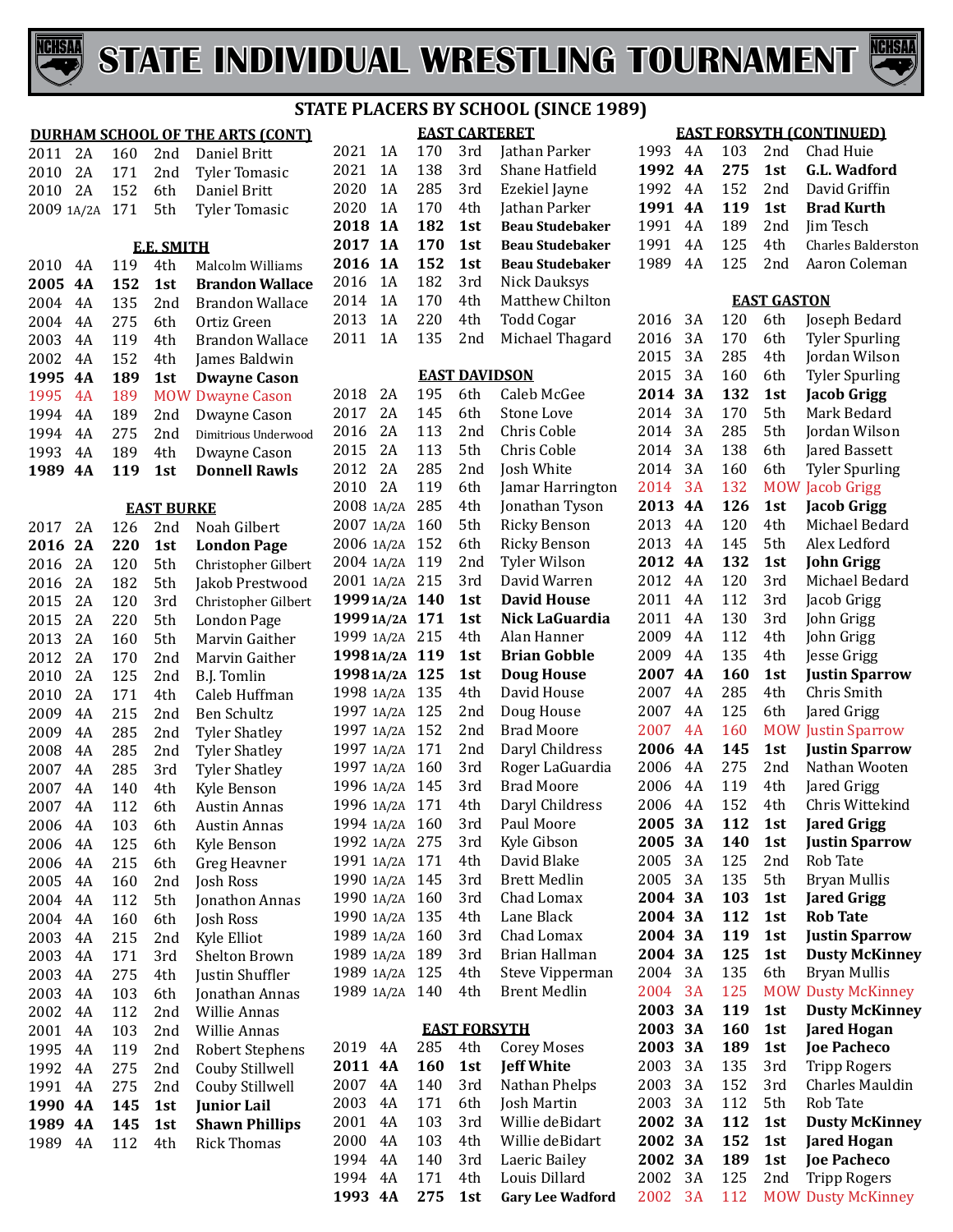# STATE INDIVIDUAL WRESTLING TOURNAMENT

## STATE PLACERS BY SCHOOL (SINCE 1989)

### DURHAM SCHOOL OF THE ARTS (CONT)

| Year | Class | Wt | Place | Name |
|---|---|---|---|---|
| 2011 | 2A | 160 | 2nd | Daniel Britt |
| 2010 | 2A | 171 | 2nd | Tyler Tomasic |
| 2010 | 2A | 152 | 6th | Daniel Britt |
| 2009 | 1A/2A | 171 | 5th | Tyler Tomasic |

### E.E. SMITH

| Year | Class | Wt | Place | Name |
|---|---|---|---|---|
| 2010 | 4A | 119 | 4th | Malcolm Williams |
| **2005** | **4A** | **152** | **1st** | **Brandon Wallace** |
| 2004 | 4A | 135 | 2nd | Brandon Wallace |
| 2004 | 4A | 275 | 6th | Ortiz Green |
| 2003 | 4A | 119 | 4th | Brandon Wallace |
| 2002 | 4A | 152 | 4th | James Baldwin |
| **1995** | **4A** | **189** | **1st** | **Dwayne Cason** |
| 1995 | 4A | 189 | MOW | Dwayne Cason |
| 1994 | 4A | 189 | 2nd | Dwayne Cason |
| 1994 | 4A | 275 | 2nd | Dimitrious Underwood |
| 1993 | 4A | 189 | 4th | Dwayne Cason |
| **1989** | **4A** | **119** | **1st** | **Donnell Rawls** |

### EAST BURKE

| Year | Class | Wt | Place | Name |
|---|---|---|---|---|
| 2017 | 2A | 126 | 2nd | Noah Gilbert |
| **2016** | **2A** | **220** | **1st** | **London Page** |
| 2016 | 2A | 120 | 5th | Christopher Gilbert |
| 2016 | 2A | 182 | 5th | Jakob Prestwood |
| 2015 | 2A | 120 | 3rd | Christopher Gilbert |
| 2015 | 2A | 220 | 5th | London Page |
| 2013 | 2A | 160 | 5th | Marvin Gaither |
| 2012 | 2A | 170 | 2nd | Marvin Gaither |
| 2010 | 2A | 125 | 2nd | B.J. Tomlin |
| 2010 | 2A | 171 | 4th | Caleb Huffman |
| 2009 | 4A | 215 | 2nd | Ben Schultz |
| 2009 | 4A | 285 | 2nd | Tyler Shatley |
| 2008 | 4A | 285 | 2nd | Tyler Shatley |
| 2007 | 4A | 285 | 3rd | Tyler Shatley |
| 2007 | 4A | 140 | 4th | Kyle Benson |
| 2007 | 4A | 112 | 6th | Austin Annas |
| 2006 | 4A | 103 | 6th | Austin Annas |
| 2006 | 4A | 125 | 6th | Kyle Benson |
| 2006 | 4A | 215 | 6th | Greg Heavner |
| 2005 | 4A | 160 | 2nd | Josh Ross |
| 2004 | 4A | 112 | 5th | Jonathon Annas |
| 2004 | 4A | 160 | 6th | Josh Ross |
| 2003 | 4A | 215 | 2nd | Kyle Elliot |
| 2003 | 4A | 171 | 3rd | Shelton Brown |
| 2003 | 4A | 275 | 4th | Justin Shuffler |
| 2003 | 4A | 103 | 6th | Jonathan Annas |
| 2002 | 4A | 112 | 2nd | Willie Annas |
| 2001 | 4A | 103 | 2nd | Willie Annas |
| 1995 | 4A | 119 | 2nd | Robert Stephens |
| 1992 | 4A | 275 | 2nd | Couby Stillwell |
| 1991 | 4A | 275 | 2nd | Couby Stillwell |
| **1990** | **4A** | **145** | **1st** | **Junior Lail** |
| **1989** | **4A** | **145** | **1st** | **Shawn Phillips** |
| 1989 | 4A | 112 | 4th | Rick Thomas |

### EAST CARTERET

| Year | Class | Wt | Place | Name |
|---|---|---|---|---|
| 2021 | 1A | 170 | 3rd | Jathan Parker |
| 2021 | 1A | 138 | 3rd | Shane Hatfield |
| 2020 | 1A | 285 | 3rd | Ezekiel Jayne |
| 2020 | 1A | 170 | 4th | Jathan Parker |
| **2018** | **1A** | **182** | **1st** | **Beau Studebaker** |
| **2017** | **1A** | **170** | **1st** | **Beau Studebaker** |
| **2016** | **1A** | **152** | **1st** | **Beau Studebaker** |
| 2016 | 1A | 182 | 3rd | Nick Dauksys |
| 2014 | 1A | 170 | 4th | Matthew Chilton |
| 2013 | 1A | 220 | 4th | Todd Cogar |
| 2011 | 1A | 135 | 2nd | Michael Thagard |

### EAST DAVIDSON

| Year | Class | Wt | Place | Name |
|---|---|---|---|---|
| 2018 | 2A | 195 | 6th | Caleb McGee |
| 2017 | 2A | 145 | 6th | Stone Love |
| 2016 | 2A | 113 | 2nd | Chris Coble |
| 2015 | 2A | 113 | 5th | Chris Coble |
| 2012 | 2A | 285 | 2nd | Josh White |
| 2010 | 2A | 119 | 6th | Jamar Harrington |
| 2008 | 1A/2A | 285 | 4th | Jonathan Tyson |
| 2007 | 1A/2A | 160 | 5th | Ricky Benson |
| 2006 | 1A/2A | 152 | 6th | Ricky Benson |
| 2004 | 1A/2A | 119 | 2nd | Tyler Wilson |
| 2001 | 1A/2A | 215 | 3rd | David Warren |
| **1999** | **1A/2A** | **140** | **1st** | **David House** |
| **1999** | **1A/2A** | **171** | **1st** | **Nick LaGuardia** |
| 1999 | 1A/2A | 215 | 4th | Alan Hanner |
| **1998** | **1A/2A** | **119** | **1st** | **Brian Gobble** |
| **1998** | **1A/2A** | **125** | **1st** | **Doug House** |
| 1998 | 1A/2A | 135 | 4th | David House |
| 1997 | 1A/2A | 125 | 2nd | Doug House |
| 1997 | 1A/2A | 152 | 2nd | Brad Moore |
| 1997 | 1A/2A | 171 | 2nd | Daryl Childress |
| 1997 | 1A/2A | 160 | 3rd | Roger LaGuardia |
| 1996 | 1A/2A | 145 | 3rd | Brad Moore |
| 1996 | 1A/2A | 171 | 4th | Daryl Childress |
| 1994 | 1A/2A | 160 | 3rd | Paul Moore |
| 1992 | 1A/2A | 275 | 3rd | Kyle Gibson |
| 1991 | 1A/2A | 171 | 4th | David Blake |
| 1990 | 1A/2A | 145 | 3rd | Brett Medlin |
| 1990 | 1A/2A | 160 | 3rd | Chad Lomax |
| 1990 | 1A/2A | 135 | 4th | Lane Black |
| 1989 | 1A/2A | 160 | 3rd | Chad Lomax |
| 1989 | 1A/2A | 189 | 3rd | Brian Hallman |
| 1989 | 1A/2A | 125 | 4th | Steve Vipperman |
| 1989 | 1A/2A | 140 | 4th | Brent Medlin |

### EAST FORSYTH

| Year | Class | Wt | Place | Name |
|---|---|---|---|---|
| 2019 | 4A | 285 | 4th | Corey Moses |
| **2011** | **4A** | **160** | **1st** | **Jeff White** |
| 2007 | 4A | 140 | 3rd | Nathan Phelps |
| 2003 | 4A | 171 | 6th | Josh Martin |
| 2001 | 4A | 103 | 3rd | Willie deBidart |
| 2000 | 4A | 103 | 4th | Willie deBidart |
| 1994 | 4A | 140 | 3rd | Laeric Bailey |
| 1994 | 4A | 171 | 4th | Louis Dillard |
| **1993** | **4A** | **275** | **1st** | **Gary Lee Wadford** |

### EAST FORSYTH (CONTINUED)

| Year | Class | Wt | Place | Name |
|---|---|---|---|---|
| 1993 | 4A | 103 | 2nd | Chad Huie |
| **1992** | **4A** | **275** | **1st** | **G.L. Wadford** |
| 1992 | 4A | 152 | 2nd | David Griffin |
| **1991** | **4A** | **119** | **1st** | **Brad Kurth** |
| 1991 | 4A | 189 | 2nd | Jim Tesch |
| 1991 | 4A | 125 | 4th | Charles Balderston |
| 1989 | 4A | 125 | 2nd | Aaron Coleman |

### EAST GASTON

| Year | Class | Wt | Place | Name |
|---|---|---|---|---|
| 2016 | 3A | 120 | 6th | Joseph Bedard |
| 2016 | 3A | 170 | 6th | Tyler Spurling |
| 2015 | 3A | 285 | 4th | Jordan Wilson |
| 2015 | 3A | 160 | 6th | Tyler Spurling |
| **2014** | **3A** | **132** | **1st** | **Jacob Grigg** |
| 2014 | 3A | 170 | 5th | Mark Bedard |
| 2014 | 3A | 285 | 5th | Jordan Wilson |
| 2014 | 3A | 138 | 6th | Jared Bassett |
| 2014 | 3A | 160 | 6th | Tyler Spurling |
| 2014 | 3A | 132 | MOW | Jacob Grigg |
| **2013** | **4A** | **126** | **1st** | **Jacob Grigg** |
| 2013 | 4A | 120 | 4th | Michael Bedard |
| 2013 | 4A | 145 | 5th | Alex Ledford |
| **2012** | **4A** | **132** | **1st** | **John Grigg** |
| 2012 | 4A | 120 | 3rd | Michael Bedard |
| 2011 | 4A | 112 | 3rd | Jacob Grigg |
| 2011 | 4A | 130 | 3rd | John Grigg |
| 2009 | 4A | 112 | 4th | John Grigg |
| 2009 | 4A | 135 | 4th | Jesse Grigg |
| **2007** | **4A** | **160** | **1st** | **Justin Sparrow** |
| 2007 | 4A | 285 | 4th | Chris Smith |
| 2007 | 4A | 125 | 6th | Jared Grigg |
| 2007 | 4A | 160 | MOW | Justin Sparrow |
| **2006** | **4A** | **145** | **1st** | **Justin Sparrow** |
| 2006 | 4A | 275 | 2nd | Nathan Wooten |
| 2006 | 4A | 119 | 4th | Jared Grigg |
| 2006 | 4A | 152 | 4th | Chris Wittekind |
| **2005** | **3A** | **112** | **1st** | **Jared Grigg** |
| **2005** | **3A** | **140** | **1st** | **Justin Sparrow** |
| 2005 | 3A | 125 | 2nd | Rob Tate |
| 2005 | 3A | 135 | 5th | Bryan Mullis |
| **2004** | **3A** | **103** | **1st** | **Jared Grigg** |
| **2004** | **3A** | **112** | **1st** | **Rob Tate** |
| **2004** | **3A** | **119** | **1st** | **Justin Sparrow** |
| **2004** | **3A** | **125** | **1st** | **Dusty McKinney** |
| 2004 | 3A | 135 | 6th | Bryan Mullis |
| 2004 | 3A | 125 | MOW | Dusty McKinney |
| **2003** | **3A** | **119** | **1st** | **Dusty McKinney** |
| **2003** | **3A** | **160** | **1st** | **Jared Hogan** |
| **2003** | **3A** | **189** | **1st** | **Joe Pacheco** |
| 2003 | 3A | 135 | 3rd | Tripp Rogers |
| 2003 | 3A | 152 | 3rd | Charles Mauldin |
| 2003 | 3A | 112 | 5th | Rob Tate |
| **2002** | **3A** | **112** | **1st** | **Dusty McKinney** |
| **2002** | **3A** | **152** | **1st** | **Jared Hogan** |
| **2002** | **3A** | **189** | **1st** | **Joe Pacheco** |
| 2002 | 3A | 125 | 2nd | Tripp Rogers |
| 2002 | 3A | 112 | MOW | Dusty McKinney |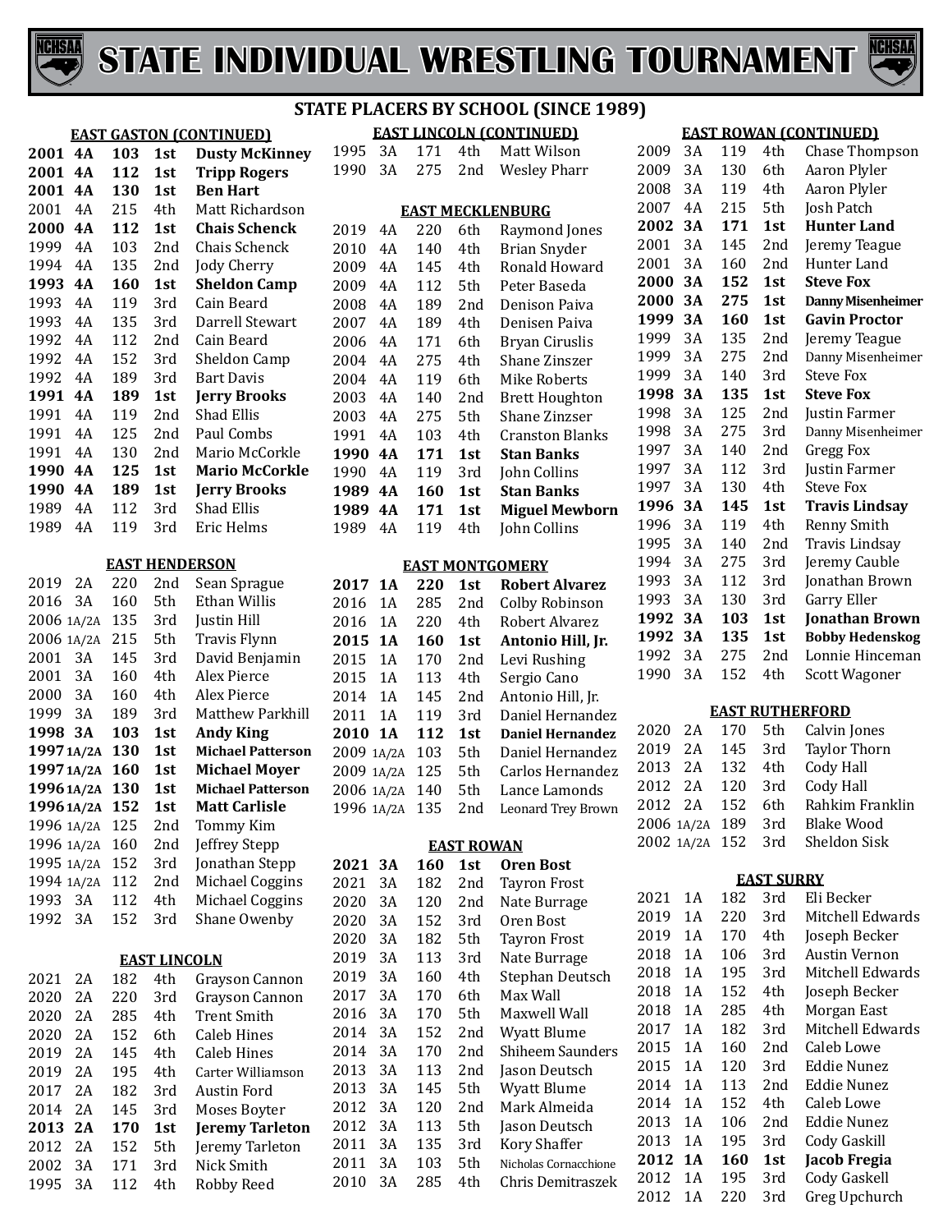# STATE INDIVIDUAL WRESTLING TOURNAMENT

## STATE PLACERS BY SCHOOL (SINCE 1989)

### EAST GASTON (CONTINUED)

| Year | Class | Weight | Place | Name |
|---|---|---|---|---|
| **2001** | **4A** | **103** | **1st** | **Dusty McKinney** |
| **2001** | **4A** | **112** | **1st** | **Tripp Rogers** |
| **2001** | **4A** | **130** | **1st** | **Ben Hart** |
| 2001 | 4A | 215 | 4th | Matt Richardson |
| **2000** | **4A** | **112** | **1st** | **Chais Schenck** |
| 1999 | 4A | 103 | 2nd | Chais Schenck |
| 1994 | 4A | 135 | 2nd | Jody Cherry |
| **1993** | **4A** | **160** | **1st** | **Sheldon Camp** |
| 1993 | 4A | 119 | 3rd | Cain Beard |
| 1993 | 4A | 135 | 3rd | Darrell Stewart |
| 1992 | 4A | 112 | 2nd | Cain Beard |
| 1992 | 4A | 152 | 3rd | Sheldon Camp |
| 1992 | 4A | 189 | 3rd | Bart Davis |
| **1991** | **4A** | **189** | **1st** | **Jerry Brooks** |
| 1991 | 4A | 119 | 2nd | Shad Ellis |
| 1991 | 4A | 125 | 2nd | Paul Combs |
| 1991 | 4A | 130 | 2nd | Mario McCorkle |
| **1990** | **4A** | **125** | **1st** | **Mario McCorkle** |
| **1990** | **4A** | **189** | **1st** | **Jerry Brooks** |
| 1989 | 4A | 112 | 3rd | Shad Ellis |
| 1989 | 4A | 119 | 3rd | Eric Helms |

### EAST HENDERSON

| Year | Class | Weight | Place | Name |
|---|---|---|---|---|
| 2019 | 2A | 220 | 2nd | Sean Sprague |
| 2016 | 3A | 160 | 5th | Ethan Willis |
| 2006 | 1A/2A | 135 | 3rd | Justin Hill |
| 2006 | 1A/2A | 215 | 5th | Travis Flynn |
| 2001 | 3A | 145 | 3rd | David Benjamin |
| 2001 | 3A | 160 | 4th | Alex Pierce |
| 2000 | 3A | 160 | 4th | Alex Pierce |
| 1999 | 3A | 189 | 3rd | Matthew Parkhill |
| **1998** | **3A** | **103** | **1st** | **Andy King** |
| **1997** | **1A/2A** | **130** | **1st** | **Michael Patterson** |
| **1997** | **1A/2A** | **160** | **1st** | **Michael Moyer** |
| **1996** | **1A/2A** | **130** | **1st** | **Michael Patterson** |
| **1996** | **1A/2A** | **152** | **1st** | **Matt Carlisle** |
| 1996 | 1A/2A | 125 | 2nd | Tommy Kim |
| 1996 | 1A/2A | 160 | 2nd | Jeffrey Stepp |
| 1995 | 1A/2A | 152 | 3rd | Jonathan Stepp |
| 1994 | 1A/2A | 112 | 2nd | Michael Coggins |
| 1993 | 3A | 112 | 4th | Michael Coggins |
| 1992 | 3A | 152 | 3rd | Shane Owenby |

### EAST LINCOLN

| Year | Class | Weight | Place | Name |
|---|---|---|---|---|
| 2021 | 2A | 182 | 4th | Grayson Cannon |
| 2020 | 2A | 220 | 3rd | Grayson Cannon |
| 2020 | 2A | 285 | 4th | Trent Smith |
| 2020 | 2A | 152 | 6th | Caleb Hines |
| 2019 | 2A | 145 | 4th | Caleb Hines |
| 2019 | 2A | 195 | 4th | Carter Williamson |
| 2017 | 2A | 182 | 3rd | Austin Ford |
| 2014 | 2A | 145 | 3rd | Moses Boyter |
| **2013** | **2A** | **170** | **1st** | **Jeremy Tarleton** |
| 2012 | 2A | 152 | 5th | Jeremy Tarleton |
| 2002 | 3A | 171 | 3rd | Nick Smith |
| 1995 | 3A | 112 | 4th | Robby Reed |

### EAST LINCOLN (CONTINUED)

| Year | Class | Weight | Place | Name |
|---|---|---|---|---|
| 1995 | 3A | 171 | 4th | Matt Wilson |
| 1990 | 3A | 275 | 2nd | Wesley Pharr |

### EAST MECKLENBURG

| Year | Class | Weight | Place | Name |
|---|---|---|---|---|
| 2019 | 4A | 220 | 6th | Raymond Jones |
| 2010 | 4A | 140 | 4th | Brian Snyder |
| 2009 | 4A | 145 | 4th | Ronald Howard |
| 2009 | 4A | 112 | 5th | Peter Baseda |
| 2008 | 4A | 189 | 2nd | Denison Paiva |
| 2007 | 4A | 189 | 4th | Denisen Paiva |
| 2006 | 4A | 171 | 6th | Bryan Ciruslis |
| 2004 | 4A | 275 | 4th | Shane Zinszer |
| 2004 | 4A | 119 | 6th | Mike Roberts |
| 2003 | 4A | 140 | 2nd | Brett Houghton |
| 2003 | 4A | 275 | 5th | Shane Zinzser |
| 1991 | 4A | 103 | 4th | Cranston Blanks |
| **1990** | **4A** | **171** | **1st** | **Stan Banks** |
| 1990 | 4A | 119 | 3rd | John Collins |
| **1989** | **4A** | **160** | **1st** | **Stan Banks** |
| **1989** | **4A** | **171** | **1st** | **Miguel Mewborn** |
| 1989 | 4A | 119 | 4th | John Collins |

### EAST MONTGOMERY

| Year | Class | Weight | Place | Name |
|---|---|---|---|---|
| **2017** | **1A** | **220** | **1st** | **Robert Alvarez** |
| 2016 | 1A | 285 | 2nd | Colby Robinson |
| 2016 | 1A | 220 | 4th | Robert Alvarez |
| **2015** | **1A** | **160** | **1st** | **Antonio Hill, Jr.** |
| 2015 | 1A | 170 | 2nd | Levi Rushing |
| 2015 | 1A | 113 | 4th | Sergio Cano |
| 2014 | 1A | 145 | 2nd | Antonio Hill, Jr. |
| 2011 | 1A | 119 | 3rd | Daniel Hernandez |
| **2010** | **1A** | **112** | **1st** | **Daniel Hernandez** |
| 2009 | 1A/2A | 103 | 5th | Daniel Hernandez |
| 2009 | 1A/2A | 125 | 5th | Carlos Hernandez |
| 2006 | 1A/2A | 140 | 5th | Lance Lamonds |
| 1996 | 1A/2A | 135 | 2nd | Leonard Trey Brown |

### EAST ROWAN

| Year | Class | Weight | Place | Name |
|---|---|---|---|---|
| **2021** | **3A** | **160** | **1st** | **Oren Bost** |
| 2021 | 3A | 182 | 2nd | Tayron Frost |
| 2020 | 3A | 120 | 2nd | Nate Burrage |
| 2020 | 3A | 152 | 3rd | Oren Bost |
| 2020 | 3A | 182 | 5th | Tayron Frost |
| 2019 | 3A | 113 | 3rd | Nate Burrage |
| 2019 | 3A | 160 | 4th | Stephan Deutsch |
| 2017 | 3A | 170 | 6th | Max Wall |
| 2016 | 3A | 170 | 5th | Maxwell Wall |
| 2014 | 3A | 152 | 2nd | Wyatt Blume |
| 2014 | 3A | 170 | 2nd | Shiheem Saunders |
| 2013 | 3A | 113 | 2nd | Jason Deutsch |
| 2013 | 3A | 145 | 5th | Wyatt Blume |
| 2012 | 3A | 120 | 2nd | Mark Almeida |
| 2012 | 3A | 113 | 5th | Jason Deutsch |
| 2011 | 3A | 135 | 3rd | Kory Shaffer |
| 2011 | 3A | 103 | 5th | Nicholas Cornacchione |
| 2010 | 3A | 285 | 4th | Chris Demitraszek |

### EAST ROWAN (CONTINUED)

| Year | Class | Weight | Place | Name |
|---|---|---|---|---|
| 2009 | 3A | 119 | 4th | Chase Thompson |
| 2009 | 3A | 130 | 6th | Aaron Plyler |
| 2008 | 3A | 119 | 4th | Aaron Plyler |
| 2007 | 4A | 215 | 5th | Josh Patch |
| **2002** | **3A** | **171** | **1st** | **Hunter Land** |
| 2001 | 3A | 145 | 2nd | Jeremy Teague |
| 2001 | 3A | 160 | 2nd | Hunter Land |
| **2000** | **3A** | **152** | **1st** | **Steve Fox** |
| **2000** | **3A** | **275** | **1st** | **Danny Misenheimer** |
| **1999** | **3A** | **160** | **1st** | **Gavin Proctor** |
| 1999 | 3A | 135 | 2nd | Jeremy Teague |
| 1999 | 3A | 275 | 2nd | Danny Misenheimer |
| 1999 | 3A | 140 | 3rd | Steve Fox |
| **1998** | **3A** | **135** | **1st** | **Steve Fox** |
| 1998 | 3A | 125 | 2nd | Justin Farmer |
| 1998 | 3A | 275 | 3rd | Danny Misenheimer |
| 1997 | 3A | 140 | 2nd | Gregg Fox |
| 1997 | 3A | 112 | 3rd | Justin Farmer |
| 1997 | 3A | 130 | 4th | Steve Fox |
| **1996** | **3A** | **145** | **1st** | **Travis Lindsay** |
| 1996 | 3A | 119 | 4th | Renny Smith |
| 1995 | 3A | 140 | 2nd | Travis Lindsay |
| 1994 | 3A | 275 | 3rd | Jeremy Cauble |
| 1993 | 3A | 112 | 3rd | Jonathan Brown |
| 1993 | 3A | 130 | 3rd | Garry Eller |
| **1992** | **3A** | **103** | **1st** | **Jonathan Brown** |
| **1992** | **3A** | **135** | **1st** | **Bobby Hedenskog** |
| 1992 | 3A | 275 | 2nd | Lonnie Hinceman |
| 1990 | 3A | 152 | 4th | Scott Wagoner |

### EAST RUTHERFORD

| Year | Class | Weight | Place | Name |
|---|---|---|---|---|
| 2020 | 2A | 170 | 5th | Calvin Jones |
| 2019 | 2A | 145 | 3rd | Taylor Thorn |
| 2013 | 2A | 132 | 4th | Cody Hall |
| 2012 | 2A | 120 | 3rd | Cody Hall |
| 2012 | 2A | 152 | 6th | Rahkim Franklin |
| 2006 | 1A/2A | 189 | 3rd | Blake Wood |
| 2002 | 1A/2A | 152 | 3rd | Sheldon Sisk |

### EAST SURRY

| Year | Class | Weight | Place | Name |
|---|---|---|---|---|
| 2021 | 1A | 182 | 3rd | Eli Becker |
| 2019 | 1A | 220 | 3rd | Mitchell Edwards |
| 2019 | 1A | 170 | 4th | Joseph Becker |
| 2018 | 1A | 106 | 3rd | Austin Vernon |
| 2018 | 1A | 195 | 3rd | Mitchell Edwards |
| 2018 | 1A | 152 | 4th | Joseph Becker |
| 2018 | 1A | 285 | 4th | Morgan East |
| 2017 | 1A | 182 | 3rd | Mitchell Edwards |
| 2015 | 1A | 160 | 2nd | Caleb Lowe |
| 2015 | 1A | 120 | 3rd | Eddie Nunez |
| 2014 | 1A | 113 | 2nd | Eddie Nunez |
| 2014 | 1A | 152 | 4th | Caleb Lowe |
| 2013 | 1A | 106 | 2nd | Eddie Nunez |
| 2013 | 1A | 195 | 3rd | Cody Gaskill |
| **2012** | **1A** | **160** | **1st** | **Jacob Fregia** |
| 2012 | 1A | 195 | 3rd | Cody Gaskell |
| 2012 | 1A | 220 | 3rd | Greg Upchurch |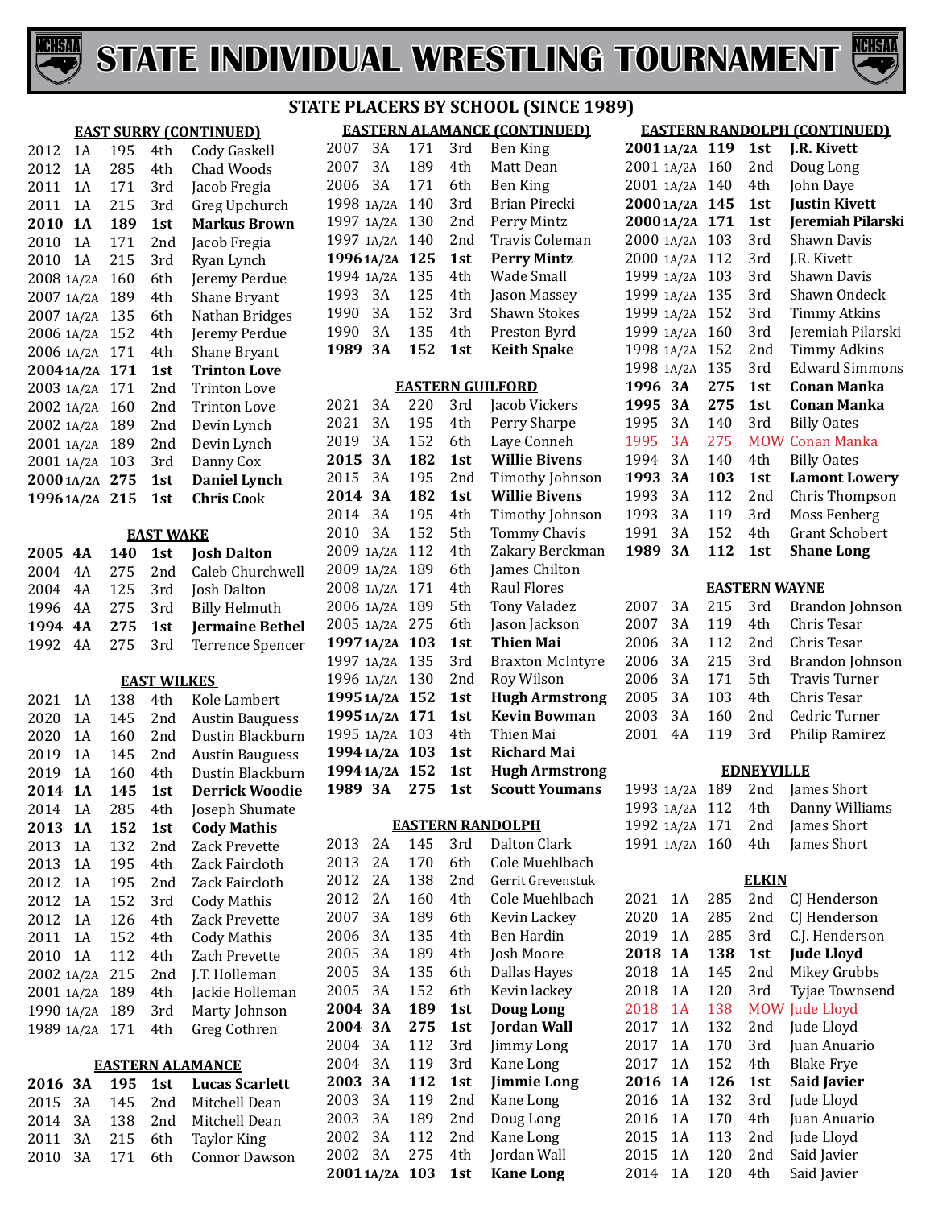# STATE INDIVIDUAL WRESTLING TOURNAMENT

## STATE PLACERS BY SCHOOL (SINCE 1989)

### EAST SURRY (CONTINUED)

| Year | Class | Weight | Place | Name |
|---|---|---|---|---|
| 2012 | 1A | 195 | 4th | Cody Gaskell |
| 2012 | 1A | 285 | 4th | Chad Woods |
| 2011 | 1A | 171 | 3rd | Jacob Fregia |
| 2011 | 1A | 215 | 3rd | Greg Upchurch |
| **2010** | **1A** | **189** | **1st** | **Markus Brown** |
| 2010 | 1A | 171 | 2nd | Jacob Fregia |
| 2010 | 1A | 215 | 3rd | Ryan Lynch |
| 2008 | 1A/2A | 160 | 6th | Jeremy Perdue |
| 2007 | 1A/2A | 189 | 4th | Shane Bryant |
| 2007 | 1A/2A | 135 | 6th | Nathan Bridges |
| 2006 | 1A/2A | 152 | 4th | Jeremy Perdue |
| 2006 | 1A/2A | 171 | 4th | Shane Bryant |
| **2004** | **1A/2A** | **171** | **1st** | **Trinton Love** |
| 2003 | 1A/2A | 171 | 2nd | Trinton Love |
| 2002 | 1A/2A | 160 | 2nd | Trinton Love |
| 2002 | 1A/2A | 189 | 2nd | Devin Lynch |
| 2001 | 1A/2A | 189 | 2nd | Devin Lynch |
| 2001 | 1A/2A | 103 | 3rd | Danny Cox |
| **2000** | **1A/2A** | **275** | **1st** | **Daniel Lynch** |
| **1996** | **1A/2A** | **215** | **1st** | **Chris Cook** |

### EAST WAKE

| Year | Class | Weight | Place | Name |
|---|---|---|---|---|
| **2005** | **4A** | **140** | **1st** | **Josh Dalton** |
| 2004 | 4A | 275 | 2nd | Caleb Churchwell |
| 2004 | 4A | 125 | 3rd | Josh Dalton |
| 1996 | 4A | 275 | 3rd | Billy Helmuth |
| **1994** | **4A** | **275** | **1st** | **Jermaine Bethel** |
| 1992 | 4A | 275 | 3rd | Terrence Spencer |

### EAST WILKES

| Year | Class | Weight | Place | Name |
|---|---|---|---|---|
| 2021 | 1A | 138 | 4th | Kole Lambert |
| 2020 | 1A | 145 | 2nd | Austin Bauguess |
| 2020 | 1A | 160 | 2nd | Dustin Blackburn |
| 2019 | 1A | 145 | 2nd | Austin Bauguess |
| 2019 | 1A | 160 | 4th | Dustin Blackburn |
| **2014** | **1A** | **145** | **1st** | **Derrick Woodie** |
| 2014 | 1A | 285 | 4th | Joseph Shumate |
| **2013** | **1A** | **152** | **1st** | **Cody Mathis** |
| 2013 | 1A | 132 | 2nd | Zack Prevette |
| 2013 | 1A | 195 | 4th | Zack Faircloth |
| 2012 | 1A | 195 | 2nd | Zack Faircloth |
| 2012 | 1A | 152 | 3rd | Cody Mathis |
| 2012 | 1A | 126 | 4th | Zack Prevette |
| 2011 | 1A | 152 | 4th | Cody Mathis |
| 2010 | 1A | 112 | 4th | Zach Prevette |
| 2002 | 1A/2A | 215 | 2nd | J.T. Holleman |
| 2001 | 1A/2A | 189 | 4th | Jackie Holleman |
| 1990 | 1A/2A | 189 | 3rd | Marty Johnson |
| 1989 | 1A/2A | 171 | 4th | Greg Cothren |

### EASTERN ALAMANCE

| Year | Class | Weight | Place | Name |
|---|---|---|---|---|
| **2016** | **3A** | **195** | **1st** | **Lucas Scarlett** |
| 2015 | 3A | 145 | 2nd | Mitchell Dean |
| 2014 | 3A | 138 | 2nd | Mitchell Dean |
| 2011 | 3A | 215 | 6th | Taylor King |
| 2010 | 3A | 171 | 6th | Connor Dawson |

### EASTERN ALAMANCE (CONTINUED)

| Year | Class | Weight | Place | Name |
|---|---|---|---|---|
| 2007 | 3A | 171 | 3rd | Ben King |
| 2007 | 3A | 189 | 4th | Matt Dean |
| 2006 | 3A | 171 | 6th | Ben King |
| 1998 | 1A/2A | 140 | 3rd | Brian Pirecki |
| 1997 | 1A/2A | 130 | 2nd | Perry Mintz |
| 1997 | 1A/2A | 140 | 2nd | Travis Coleman |
| **1996** | **1A/2A** | **125** | **1st** | **Perry Mintz** |
| 1994 | 1A/2A | 135 | 4th | Wade Small |
| 1993 | 3A | 125 | 4th | Jason Massey |
| 1990 | 3A | 152 | 3rd | Shawn Stokes |
| 1990 | 3A | 135 | 4th | Preston Byrd |
| **1989** | **3A** | **152** | **1st** | **Keith Spake** |

### EASTERN GUILFORD

| Year | Class | Weight | Place | Name |
|---|---|---|---|---|
| 2021 | 3A | 220 | 3rd | Jacob Vickers |
| 2021 | 3A | 195 | 4th | Perry Sharpe |
| 2019 | 3A | 152 | 6th | Laye Conneh |
| **2015** | **3A** | **182** | **1st** | **Willie Bivens** |
| 2015 | 3A | 195 | 2nd | Timothy Johnson |
| **2014** | **3A** | **182** | **1st** | **Willie Bivens** |
| 2014 | 3A | 195 | 4th | Timothy Johnson |
| 2010 | 3A | 152 | 5th | Tommy Chavis |
| 2009 | 1A/2A | 112 | 4th | Zakary Berckman |
| 2009 | 1A/2A | 189 | 6th | James Chilton |
| 2008 | 1A/2A | 171 | 4th | Raul Flores |
| 2006 | 1A/2A | 189 | 5th | Tony Valadez |
| 2005 | 1A/2A | 275 | 6th | Jason Jackson |
| **1997** | **1A/2A** | **103** | **1st** | **Thien Mai** |
| 1997 | 1A/2A | 135 | 3rd | Braxton McIntyre |
| 1996 | 1A/2A | 130 | 2nd | Roy Wilson |
| **1995** | **1A/2A** | **152** | **1st** | **Hugh Armstrong** |
| **1995** | **1A/2A** | **171** | **1st** | **Kevin Bowman** |
| 1995 | 1A/2A | 103 | 4th | Thien Mai |
| **1994** | **1A/2A** | **103** | **1st** | **Richard Mai** |
| **1994** | **1A/2A** | **152** | **1st** | **Hugh Armstrong** |
| **1989** | **3A** | **275** | **1st** | **Scoutt Youmans** |

### EASTERN RANDOLPH

| Year | Class | Weight | Place | Name |
|---|---|---|---|---|
| 2013 | 2A | 145 | 3rd | Dalton Clark |
| 2013 | 2A | 170 | 6th | Cole Muehlbach |
| 2012 | 2A | 138 | 2nd | Gerrit Grevenstuk |
| 2012 | 2A | 160 | 4th | Cole Muehlbach |
| 2007 | 3A | 189 | 6th | Kevin Lackey |
| 2006 | 3A | 135 | 4th | Ben Hardin |
| 2005 | 3A | 189 | 4th | Josh Moore |
| 2005 | 3A | 135 | 6th | Dallas Hayes |
| 2005 | 3A | 152 | 6th | Kevin lackey |
| **2004** | **3A** | **189** | **1st** | **Doug Long** |
| **2004** | **3A** | **275** | **1st** | **Jordan Wall** |
| 2004 | 3A | 112 | 3rd | Jimmy Long |
| 2004 | 3A | 119 | 3rd | Kane Long |
| **2003** | **3A** | **112** | **1st** | **Jimmie Long** |
| 2003 | 3A | 119 | 2nd | Kane Long |
| 2003 | 3A | 189 | 2nd | Doug Long |
| 2002 | 3A | 112 | 2nd | Kane Long |
| 2002 | 3A | 275 | 4th | Jordan Wall |
| **2001** | **1A/2A** | **103** | **1st** | **Kane Long** |

### EASTERN RANDOLPH (CONTINUED)

| Year | Class | Weight | Place | Name |
|---|---|---|---|---|
| **2001** | **1A/2A** | **119** | **1st** | **J.R. Kivett** |
| 2001 | 1A/2A | 160 | 2nd | Doug Long |
| 2001 | 1A/2A | 140 | 4th | John Daye |
| **2000** | **1A/2A** | **145** | **1st** | **Justin Kivett** |
| **2000** | **1A/2A** | **171** | **1st** | **Jeremiah Pilarski** |
| 2000 | 1A/2A | 103 | 3rd | Shawn Davis |
| 2000 | 1A/2A | 112 | 3rd | J.R. Kivett |
| 1999 | 1A/2A | 103 | 3rd | Shawn Davis |
| 1999 | 1A/2A | 135 | 3rd | Shawn Ondeck |
| 1999 | 1A/2A | 152 | 3rd | Timmy Atkins |
| 1999 | 1A/2A | 160 | 3rd | Jeremiah Pilarski |
| 1998 | 1A/2A | 152 | 2nd | Timmy Adkins |
| 1998 | 1A/2A | 135 | 3rd | Edward Simmons |
| **1996** | **3A** | **275** | **1st** | **Conan Manka** |
| **1995** | **3A** | **275** | **1st** | **Conan Manka** |
| 1995 | 3A | 140 | 3rd | Billy Oates |
| 1995 | 3A | 275 | MOW | Conan Manka |
| 1994 | 3A | 140 | 4th | Billy Oates |
| **1993** | **3A** | **103** | **1st** | **Lamont Lowery** |
| 1993 | 3A | 112 | 2nd | Chris Thompson |
| 1993 | 3A | 119 | 3rd | Moss Fenberg |
| 1991 | 3A | 152 | 4th | Grant Schobert |
| **1989** | **3A** | **112** | **1st** | **Shane Long** |

### EASTERN WAYNE

| Year | Class | Weight | Place | Name |
|---|---|---|---|---|
| 2007 | 3A | 215 | 3rd | Brandon Johnson |
| 2007 | 3A | 119 | 4th | Chris Tesar |
| 2006 | 3A | 112 | 2nd | Chris Tesar |
| 2006 | 3A | 215 | 3rd | Brandon Johnson |
| 2006 | 3A | 171 | 5th | Travis Turner |
| 2005 | 3A | 103 | 4th | Chris Tesar |
| 2003 | 3A | 160 | 2nd | Cedric Turner |
| 2001 | 4A | 119 | 3rd | Philip Ramirez |

### EDNEYVILLE

| Year | Class | Weight | Place | Name |
|---|---|---|---|---|
| 1993 | 1A/2A | 189 | 2nd | James Short |
| 1993 | 1A/2A | 112 | 4th | Danny Williams |
| 1992 | 1A/2A | 171 | 2nd | James Short |
| 1991 | 1A/2A | 160 | 4th | James Short |

### ELKIN

| Year | Class | Weight | Place | Name |
|---|---|---|---|---|
| 2021 | 1A | 285 | 2nd | CJ Henderson |
| 2020 | 1A | 285 | 2nd | CJ Henderson |
| 2019 | 1A | 285 | 3rd | C.J. Henderson |
| **2018** | **1A** | **138** | **1st** | **Jude Lloyd** |
| 2018 | 1A | 145 | 2nd | Mikey Grubbs |
| 2018 | 1A | 120 | 3rd | Tyjae Townsend |
| 2018 | 1A | 138 | MOW | Jude Lloyd |
| 2017 | 1A | 132 | 2nd | Jude Lloyd |
| 2017 | 1A | 170 | 3rd | Juan Anuario |
| 2017 | 1A | 152 | 4th | Blake Frye |
| **2016** | **1A** | **126** | **1st** | **Said Javier** |
| 2016 | 1A | 132 | 3rd | Jude Lloyd |
| 2016 | 1A | 170 | 4th | Juan Anuario |
| 2015 | 1A | 113 | 2nd | Jude Lloyd |
| 2015 | 1A | 120 | 2nd | Said Javier |
| 2014 | 1A | 120 | 4th | Said Javier |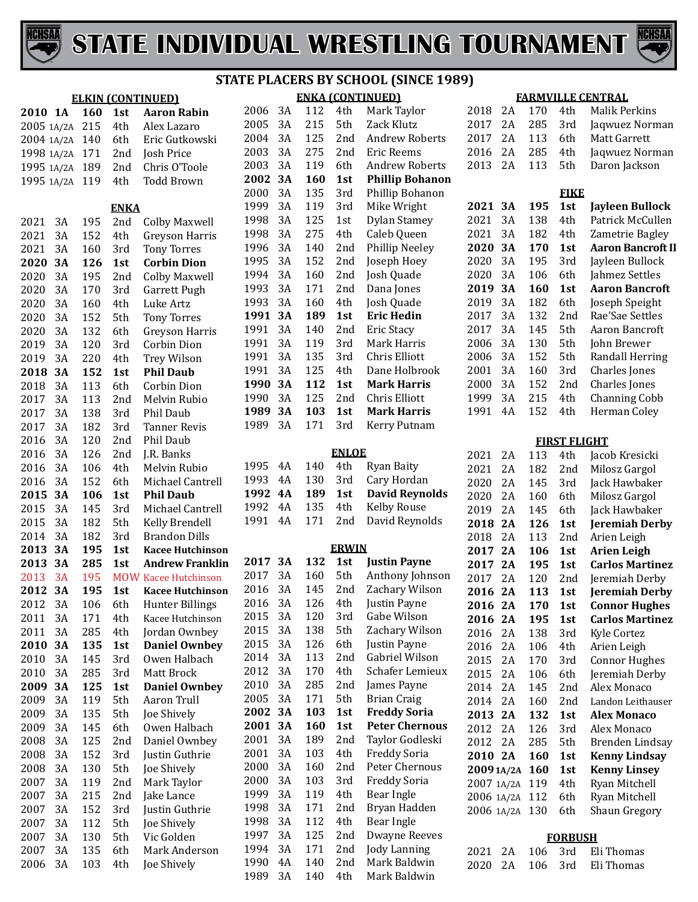# STATE INDIVIDUAL WRESTLING TOURNAMENT

## STATE PLACERS BY SCHOOL (SINCE 1989)

### ELKIN (CONTINUED)

| Year | Class | Weight | Place | Name |
|---|---|---|---|---|
| **2010** | **1A** | **160** | **1st** | **Aaron Rabin** |
| 2005 | 1A/2A | 215 | 4th | Alex Lazaro |
| 2004 | 1A/2A | 140 | 6th | Eric Gutkowski |
| 1998 | 1A/2A | 171 | 2nd | Josh Price |
| 1995 | 1A/2A | 189 | 2nd | Chris O'Toole |
| 1995 | 1A/2A | 119 | 4th | Todd Brown |

### ENKA

| Year | Class | Weight | Place | Name |
|---|---|---|---|---|
| 2021 | 3A | 195 | 2nd | Colby Maxwell |
| 2021 | 3A | 152 | 4th | Greyson Harris |
| 2021 | 3A | 160 | 3rd | Tony Torres |
| **2020** | **3A** | **126** | **1st** | **Corbin Dion** |
| 2020 | 3A | 195 | 2nd | Colby Maxwell |
| 2020 | 3A | 170 | 3rd | Garrett Pugh |
| 2020 | 3A | 160 | 4th | Luke Artz |
| 2020 | 3A | 152 | 5th | Tony Torres |
| 2020 | 3A | 132 | 6th | Greyson Harris |
| 2019 | 3A | 120 | 3rd | Corbin Dion |
| 2019 | 3A | 220 | 4th | Trey Wilson |
| **2018** | **3A** | **152** | **1st** | **Phil Daub** |
| 2018 | 3A | 113 | 6th | Corbin Dion |
| 2017 | 3A | 113 | 2nd | Melvin Rubio |
| 2017 | 3A | 138 | 3rd | Phil Daub |
| 2017 | 3A | 182 | 3rd | Tanner Revis |
| 2016 | 3A | 120 | 2nd | Phil Daub |
| 2016 | 3A | 126 | 2nd | J.R. Banks |
| 2016 | 3A | 106 | 4th | Melvin Rubio |
| 2016 | 3A | 152 | 6th | Michael Cantrell |
| **2015** | **3A** | **106** | **1st** | **Phil Daub** |
| 2015 | 3A | 145 | 3rd | Michael Cantrell |
| 2015 | 3A | 182 | 5th | Kelly Brendell |
| 2014 | 3A | 182 | 3rd | Brandon Dills |
| **2013** | **3A** | **195** | **1st** | **Kacee Hutchinson** |
| **2013** | **3A** | **285** | **1st** | **Andrew Franklin** |
| 2013 | 3A | 195 | MOW | Kacee Hutchinson |
| **2012** | **3A** | **195** | **1st** | **Kacee Hutchinson** |
| 2012 | 3A | 106 | 6th | Hunter Billings |
| 2011 | 3A | 171 | 4th | Kacee Hutchinson |
| 2011 | 3A | 285 | 4th | Jordan Ownbey |
| **2010** | **3A** | **135** | **1st** | **Daniel Ownbey** |
| 2010 | 3A | 145 | 3rd | Owen Halbach |
| 2010 | 3A | 285 | 3rd | Matt Brock |
| **2009** | **3A** | **125** | **1st** | **Daniel Ownbey** |
| 2009 | 3A | 119 | 5th | Aaron Trull |
| 2009 | 3A | 135 | 5th | Joe Shively |
| 2009 | 3A | 145 | 6th | Owen Halbach |
| 2008 | 3A | 125 | 2nd | Daniel Ownbey |
| 2008 | 3A | 152 | 3rd | Justin Guthrie |
| 2008 | 3A | 130 | 5th | Joe Shively |
| 2007 | 3A | 119 | 2nd | Mark Taylor |
| 2007 | 3A | 215 | 2nd | Jake Lance |
| 2007 | 3A | 152 | 3rd | Justin Guthrie |
| 2007 | 3A | 112 | 5th | Joe Shively |
| 2007 | 3A | 130 | 5th | Vic Golden |
| 2007 | 3A | 135 | 6th | Mark Anderson |
| 2006 | 3A | 103 | 4th | Joe Shively |

### ENKA (CONTINUED)

| Year | Class | Weight | Place | Name |
|---|---|---|---|---|
| 2006 | 3A | 112 | 4th | Mark Taylor |
| 2005 | 3A | 215 | 5th | Zack Klutz |
| 2004 | 3A | 125 | 2nd | Andrew Roberts |
| 2003 | 3A | 275 | 2nd | Eric Reems |
| 2003 | 3A | 119 | 6th | Andrew Roberts |
| **2002** | **3A** | **160** | **1st** | **Phillip Bohanon** |
| 2000 | 3A | 135 | 3rd | Phillip Bohanon |
| 1999 | 3A | 119 | 3rd | Mike Wright |
| 1998 | 3A | 125 | 1st | Dylan Stamey |
| 1998 | 3A | 275 | 4th | Caleb Queen |
| 1996 | 3A | 140 | 2nd | Phillip Neeley |
| 1995 | 3A | 152 | 2nd | Joseph Hoey |
| 1994 | 3A | 160 | 2nd | Josh Quade |
| 1993 | 3A | 171 | 2nd | Dana Jones |
| 1993 | 3A | 160 | 4th | Josh Quade |
| **1991** | **3A** | **189** | **1st** | **Eric Hedin** |
| 1991 | 3A | 140 | 2nd | Eric Stacy |
| 1991 | 3A | 119 | 3rd | Mark Harris |
| 1991 | 3A | 135 | 3rd | Chris Elliott |
| 1991 | 3A | 125 | 4th | Dane Holbrook |
| **1990** | **3A** | **112** | **1st** | **Mark Harris** |
| 1990 | 3A | 125 | 2nd | Chris Elliott |
| **1989** | **3A** | **103** | **1st** | **Mark Harris** |
| 1989 | 3A | 171 | 3rd | Kerry Putnam |

### ENLOE

| Year | Class | Weight | Place | Name |
|---|---|---|---|---|
| 1995 | 4A | 140 | 4th | Ryan Baity |
| 1993 | 4A | 130 | 3rd | Cary Hordan |
| **1992** | **4A** | **189** | **1st** | **David Reynolds** |
| 1992 | 4A | 135 | 4th | Kelby Rouse |
| 1991 | 4A | 171 | 2nd | David Reynolds |

### ERWIN

| Year | Class | Weight | Place | Name |
|---|---|---|---|---|
| **2017** | **3A** | **132** | **1st** | **Justin Payne** |
| 2017 | 3A | 160 | 5th | Anthony Johnson |
| 2016 | 3A | 145 | 2nd | Zachary Wilson |
| 2016 | 3A | 126 | 4th | Justin Payne |
| 2015 | 3A | 120 | 3rd | Gabe Wilson |
| 2015 | 3A | 138 | 5th | Zachary Wilson |
| 2015 | 3A | 126 | 6th | Justin Payne |
| 2014 | 3A | 113 | 2nd | Gabriel Wilson |
| 2012 | 3A | 170 | 4th | Schafer Lemieux |
| 2010 | 3A | 285 | 2nd | James Payne |
| 2005 | 3A | 171 | 5th | Brian Craig |
| **2002** | **3A** | **103** | **1st** | **Freddy Soria** |
| **2001** | **3A** | **160** | **1st** | **Peter Chernous** |
| 2001 | 3A | 189 | 2nd | Taylor Godleski |
| 2001 | 3A | 103 | 4th | Freddy Soria |
| 2000 | 3A | 160 | 2nd | Peter Chernous |
| 2000 | 3A | 103 | 3rd | Freddy Soria |
| 1999 | 3A | 119 | 4th | Bear Ingle |
| 1998 | 3A | 171 | 2nd | Bryan Hadden |
| 1998 | 3A | 112 | 4th | Bear Ingle |
| 1997 | 3A | 125 | 2nd | Dwayne Reeves |
| 1994 | 3A | 171 | 2nd | Jody Lanning |
| 1990 | 4A | 140 | 2nd | Mark Baldwin |
| 1989 | 3A | 140 | 4th | Mark Baldwin |

### FARMVILLE CENTRAL

| Year | Class | Weight | Place | Name |
|---|---|---|---|---|
| 2018 | 2A | 170 | 4th | Malik Perkins |
| 2017 | 2A | 285 | 3rd | Jaqwuez Norman |
| 2017 | 2A | 113 | 6th | Matt Garrett |
| 2016 | 2A | 285 | 4th | Jaqwuez Norman |
| 2013 | 2A | 113 | 5th | Daron Jackson |

### FIKE

| Year | Class | Weight | Place | Name |
|---|---|---|---|---|
| **2021** | **3A** | **195** | **1st** | **Jayleen Bullock** |
| 2021 | 3A | 138 | 4th | Patrick McCullen |
| 2021 | 3A | 182 | 4th | Zametrie Bagley |
| **2020** | **3A** | **170** | **1st** | **Aaron Bancroft II** |
| 2020 | 3A | 195 | 3rd | Jayleen Bullock |
| 2020 | 3A | 106 | 6th | Jahmez Settles |
| **2019** | **3A** | **160** | **1st** | **Aaron Bancroft** |
| 2019 | 3A | 182 | 6th | Joseph Speight |
| 2017 | 3A | 132 | 2nd | Rae'Sae Settles |
| 2017 | 3A | 145 | 5th | Aaron Bancroft |
| 2006 | 3A | 130 | 5th | John Brewer |
| 2006 | 3A | 152 | 5th | Randall Herring |
| 2001 | 3A | 160 | 3rd | Charles Jones |
| 2000 | 3A | 152 | 2nd | Charles Jones |
| 1999 | 3A | 215 | 4th | Channing Cobb |
| 1991 | 4A | 152 | 4th | Herman Coley |

### FIRST FLIGHT

| Year | Class | Weight | Place | Name |
|---|---|---|---|---|
| 2021 | 2A | 113 | 4th | Jacob Kresicki |
| 2021 | 2A | 182 | 2nd | Milosz Gargol |
| 2020 | 2A | 145 | 3rd | Jack Hawbaker |
| 2020 | 2A | 160 | 6th | Milosz Gargol |
| 2019 | 2A | 145 | 6th | Jack Hawbaker |
| **2018** | **2A** | **126** | **1st** | **Jeremiah Derby** |
| 2018 | 2A | 113 | 2nd | Arien Leigh |
| **2017** | **2A** | **106** | **1st** | **Arien Leigh** |
| **2017** | **2A** | **195** | **1st** | **Carlos Martinez** |
| 2017 | 2A | 120 | 2nd | Jeremiah Derby |
| **2016** | **2A** | **113** | **1st** | **Jeremiah Derby** |
| **2016** | **2A** | **170** | **1st** | **Connor Hughes** |
| **2016** | **2A** | **195** | **1st** | **Carlos Martinez** |
| 2016 | 2A | 138 | 3rd | Kyle Cortez |
| 2016 | 2A | 106 | 4th | Arien Leigh |
| 2015 | 2A | 170 | 3rd | Connor Hughes |
| 2015 | 2A | 106 | 6th | Jeremiah Derby |
| 2014 | 2A | 145 | 2nd | Alex Monaco |
| 2014 | 2A | 160 | 2nd | Landon Leithauser |
| **2013** | **2A** | **132** | **1st** | **Alex Monaco** |
| 2012 | 2A | 126 | 3rd | Alex Monaco |
| 2012 | 2A | 285 | 5th | Brenden Lindsay |
| **2010** | **2A** | **160** | **1st** | **Kenny Lindsay** |
| **2009** | **1A/2A** | **160** | **1st** | **Kenny Linsey** |
| 2007 | 1A/2A | 119 | 4th | Ryan Mitchell |
| 2006 | 1A/2A | 112 | 6th | Ryan Mitchell |
| 2006 | 1A/2A | 130 | 6th | Shaun Gregory |

### FORBUSH

| Year | Class | Weight | Place | Name |
|---|---|---|---|---|
| 2021 | 2A | 106 | 3rd | Eli Thomas |
| 2020 | 2A | 106 | 3rd | Eli Thomas |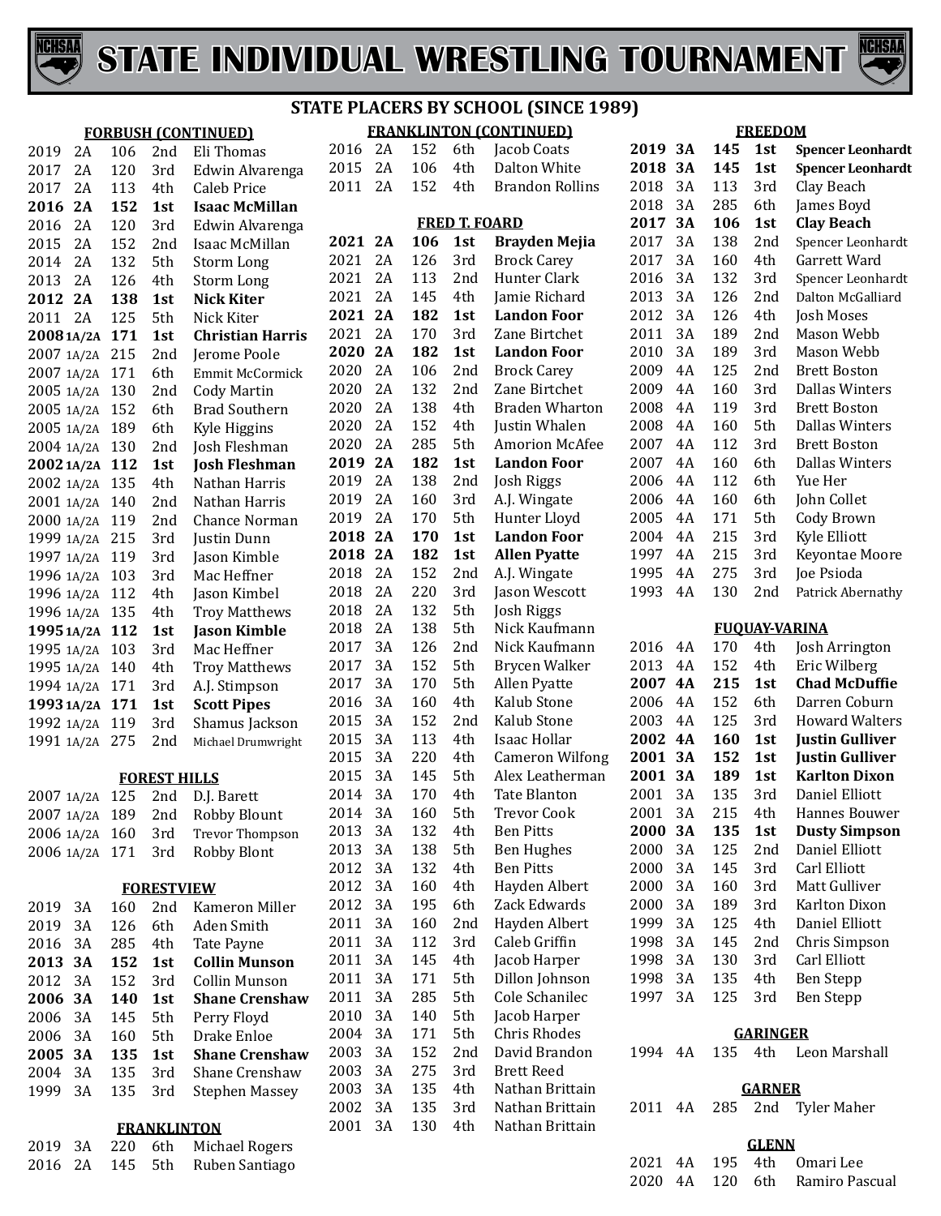# STATE INDIVIDUAL WRESTLING TOURNAMENT

## STATE PLACERS BY SCHOOL (SINCE 1989)

### FORBUSH (CONTINUED)

| Year | Class | Weight | Place | Name |
|---|---|---|---|---|
| 2019 | 2A | 106 | 2nd | Eli Thomas |
| 2017 | 2A | 120 | 3rd | Edwin Alvarenga |
| 2017 | 2A | 113 | 4th | Caleb Price |
| **2016** | **2A** | **152** | **1st** | **Isaac McMillan** |
| 2016 | 2A | 120 | 3rd | Edwin Alvarenga |
| 2015 | 2A | 152 | 2nd | Isaac McMillan |
| 2014 | 2A | 132 | 5th | Storm Long |
| 2013 | 2A | 126 | 4th | Storm Long |
| **2012** | **2A** | **138** | **1st** | **Nick Kiter** |
| 2011 | 2A | 125 | 5th | Nick Kiter |
| **2008** | **1A/2A** | **171** | **1st** | **Christian Harris** |
| 2007 | 1A/2A | 215 | 2nd | Jerome Poole |
| 2007 | 1A/2A | 171 | 6th | Emmit McCormick |
| 2005 | 1A/2A | 130 | 2nd | Cody Martin |
| 2005 | 1A/2A | 152 | 6th | Brad Southern |
| 2005 | 1A/2A | 189 | 6th | Kyle Higgins |
| 2004 | 1A/2A | 130 | 2nd | Josh Fleshman |
| **2002** | **1A/2A** | **112** | **1st** | **Josh Fleshman** |
| 2002 | 1A/2A | 135 | 4th | Nathan Harris |
| 2001 | 1A/2A | 140 | 2nd | Nathan Harris |
| 2000 | 1A/2A | 119 | 2nd | Chance Norman |
| 1999 | 1A/2A | 215 | 3rd | Justin Dunn |
| 1997 | 1A/2A | 119 | 3rd | Jason Kimble |
| 1996 | 1A/2A | 103 | 3rd | Mac Heffner |
| 1996 | 1A/2A | 112 | 4th | Jason Kimbel |
| 1996 | 1A/2A | 135 | 4th | Troy Matthews |
| **1995** | **1A/2A** | **112** | **1st** | **Jason Kimble** |
| 1995 | 1A/2A | 103 | 3rd | Mac Heffner |
| 1995 | 1A/2A | 140 | 4th | Troy Matthews |
| 1994 | 1A/2A | 171 | 3rd | A.J. Stimpson |
| **1993** | **1A/2A** | **171** | **1st** | **Scott Pipes** |
| 1992 | 1A/2A | 119 | 3rd | Shamus Jackson |
| 1991 | 1A/2A | 275 | 2nd | Michael Drumwright |

### FOREST HILLS

| Year | Class | Weight | Place | Name |
|---|---|---|---|---|
| 2007 | 1A/2A | 125 | 2nd | D.J. Barett |
| 2007 | 1A/2A | 189 | 2nd | Robby Blount |
| 2006 | 1A/2A | 160 | 3rd | Trevor Thompson |
| 2006 | 1A/2A | 171 | 3rd | Robby Blont |

### FORESTVIEW

| Year | Class | Weight | Place | Name |
|---|---|---|---|---|
| 2019 | 3A | 160 | 2nd | Kameron Miller |
| 2019 | 3A | 126 | 6th | Aden Smith |
| 2016 | 3A | 285 | 4th | Tate Payne |
| **2013** | **3A** | **152** | **1st** | **Collin Munson** |
| 2012 | 3A | 152 | 3rd | Collin Munson |
| **2006** | **3A** | **140** | **1st** | **Shane Crenshaw** |
| 2006 | 3A | 145 | 5th | Perry Floyd |
| 2006 | 3A | 160 | 5th | Drake Enloe |
| **2005** | **3A** | **135** | **1st** | **Shane Crenshaw** |
| 2004 | 3A | 135 | 3rd | Shane Crenshaw |
| 1999 | 3A | 135 | 3rd | Stephen Massey |

### FRANKLINTON

| Year | Class | Weight | Place | Name |
|---|---|---|---|---|
| 2019 | 3A | 220 | 6th | Michael Rogers |
| 2016 | 2A | 145 | 5th | Ruben Santiago |

### FRANKLINTON (CONTINUED)

| Year | Class | Weight | Place | Name |
|---|---|---|---|---|
| 2016 | 2A | 152 | 6th | Jacob Coats |
| 2015 | 2A | 106 | 4th | Dalton White |
| 2011 | 2A | 152 | 4th | Brandon Rollins |

### FRED T. FOARD

| Year | Class | Weight | Place | Name |
|---|---|---|---|---|
| **2021** | **2A** | **106** | **1st** | **Brayden Mejia** |
| 2021 | 2A | 126 | 3rd | Brock Carey |
| 2021 | 2A | 113 | 2nd | Hunter Clark |
| 2021 | 2A | 145 | 4th | Jamie Richard |
| **2021** | **2A** | **182** | **1st** | **Landon Foor** |
| 2021 | 2A | 170 | 3rd | Zane Birtchet |
| **2020** | **2A** | **182** | **1st** | **Landon Foor** |
| 2020 | 2A | 106 | 2nd | Brock Carey |
| 2020 | 2A | 132 | 2nd | Zane Birtchet |
| 2020 | 2A | 138 | 4th | Braden Wharton |
| 2020 | 2A | 152 | 4th | Justin Whalen |
| 2020 | 2A | 285 | 5th | Amorion McAfee |
| **2019** | **2A** | **182** | **1st** | **Landon Foor** |
| 2019 | 2A | 138 | 2nd | Josh Riggs |
| 2019 | 2A | 160 | 3rd | A.J. Wingate |
| 2019 | 2A | 170 | 5th | Hunter Lloyd |
| **2018** | **2A** | **170** | **1st** | **Landon Foor** |
| **2018** | **2A** | **182** | **1st** | **Allen Pyatte** |
| 2018 | 2A | 152 | 2nd | A.J. Wingate |
| 2018 | 2A | 220 | 3rd | Jason Wescott |
| 2018 | 2A | 132 | 5th | Josh Riggs |
| 2018 | 2A | 138 | 5th | Nick Kaufmann |
| 2017 | 3A | 126 | 2nd | Nick Kaufmann |
| 2017 | 3A | 152 | 5th | Brycen Walker |
| 2017 | 3A | 170 | 5th | Allen Pyatte |
| 2016 | 3A | 160 | 4th | Kalub Stone |
| 2015 | 3A | 152 | 2nd | Kalub Stone |
| 2015 | 3A | 113 | 4th | Isaac Hollar |
| 2015 | 3A | 220 | 4th | Cameron Wilfong |
| 2015 | 3A | 145 | 5th | Alex Leatherman |
| 2014 | 3A | 170 | 4th | Tate Blanton |
| 2014 | 3A | 160 | 5th | Trevor Cook |
| 2013 | 3A | 132 | 4th | Ben Pitts |
| 2013 | 3A | 138 | 5th | Ben Hughes |
| 2012 | 3A | 132 | 4th | Ben Pitts |
| 2012 | 3A | 160 | 4th | Hayden Albert |
| 2012 | 3A | 195 | 6th | Zack Edwards |
| 2011 | 3A | 160 | 2nd | Hayden Albert |
| 2011 | 3A | 112 | 3rd | Caleb Griffin |
| 2011 | 3A | 145 | 4th | Jacob Harper |
| 2011 | 3A | 171 | 5th | Dillon Johnson |
| 2011 | 3A | 285 | 5th | Cole Schanilec |
| 2010 | 3A | 140 | 5th | Jacob Harper |
| 2004 | 3A | 171 | 5th | Chris Rhodes |
| 2003 | 3A | 152 | 2nd | David Brandon |
| 2003 | 3A | 275 | 3rd | Brett Reed |
| 2003 | 3A | 135 | 4th | Nathan Brittain |
| 2002 | 3A | 135 | 3rd | Nathan Brittain |
| 2001 | 3A | 130 | 4th | Nathan Brittain |

### FREEDOM

| Year | Class | Weight | Place | Name |
|---|---|---|---|---|
| **2019** | **3A** | **145** | **1st** | **Spencer Leonhardt** |
| **2018** | **3A** | **145** | **1st** | **Spencer Leonhardt** |
| 2018 | 3A | 113 | 3rd | Clay Beach |
| 2018 | 3A | 285 | 6th | James Boyd |
| **2017** | **3A** | **106** | **1st** | **Clay Beach** |
| 2017 | 3A | 138 | 2nd | Spencer Leonhardt |
| 2017 | 3A | 160 | 4th | Garrett Ward |
| 2016 | 3A | 132 | 3rd | Spencer Leonhardt |
| 2013 | 3A | 126 | 2nd | Dalton McGalliard |
| 2012 | 3A | 126 | 4th | Josh Moses |
| 2011 | 3A | 189 | 2nd | Mason Webb |
| 2010 | 3A | 189 | 3rd | Mason Webb |
| 2009 | 4A | 125 | 2nd | Brett Boston |
| 2009 | 4A | 160 | 3rd | Dallas Winters |
| 2008 | 4A | 119 | 3rd | Brett Boston |
| 2008 | 4A | 160 | 5th | Dallas Winters |
| 2007 | 4A | 112 | 3rd | Brett Boston |
| 2007 | 4A | 160 | 6th | Dallas Winters |
| 2006 | 4A | 112 | 6th | Yue Her |
| 2006 | 4A | 160 | 6th | John Collet |
| 2005 | 4A | 171 | 5th | Cody Brown |
| 2004 | 4A | 215 | 3rd | Kyle Elliott |
| 1997 | 4A | 215 | 3rd | Keyontae Moore |
| 1995 | 4A | 275 | 3rd | Joe Psioda |
| 1993 | 4A | 130 | 2nd | Patrick Abernathy |

### FUQUAY-VARINA

| Year | Class | Weight | Place | Name |
|---|---|---|---|---|
| 2016 | 4A | 170 | 4th | Josh Arrington |
| 2013 | 4A | 152 | 4th | Eric Wilberg |
| **2007** | **4A** | **215** | **1st** | **Chad McDuffie** |
| 2006 | 4A | 152 | 6th | Darren Coburn |
| 2003 | 4A | 125 | 3rd | Howard Walters |
| **2002** | **4A** | **160** | **1st** | **Justin Gulliver** |
| **2001** | **3A** | **152** | **1st** | **Justin Gulliver** |
| **2001** | **3A** | **189** | **1st** | **Karlton Dixon** |
| 2001 | 3A | 135 | 3rd | Daniel Elliott |
| 2001 | 3A | 215 | 4th | Hannes Bouwer |
| **2000** | **3A** | **135** | **1st** | **Dusty Simpson** |
| 2000 | 3A | 125 | 2nd | Daniel Elliott |
| 2000 | 3A | 145 | 3rd | Carl Elliott |
| 2000 | 3A | 160 | 3rd | Matt Gulliver |
| 2000 | 3A | 189 | 3rd | Karlton Dixon |
| 1999 | 3A | 125 | 4th | Daniel Elliott |
| 1998 | 3A | 145 | 2nd | Chris Simpson |
| 1998 | 3A | 130 | 3rd | Carl Elliott |
| 1998 | 3A | 135 | 4th | Ben Stepp |
| 1997 | 3A | 125 | 3rd | Ben Stepp |

### GARINGER

| Year | Class | Weight | Place | Name |
|---|---|---|---|---|
| 1994 | 4A | 135 | 4th | Leon Marshall |

### GARNER

| Year | Class | Weight | Place | Name |
|---|---|---|---|---|
| 2011 | 4A | 285 | 2nd | Tyler Maher |

### GLENN

| Year | Class | Weight | Place | Name |
|---|---|---|---|---|
| 2021 | 4A | 195 | 4th | Omari Lee |
| 2020 | 4A | 120 | 6th | Ramiro Pascual |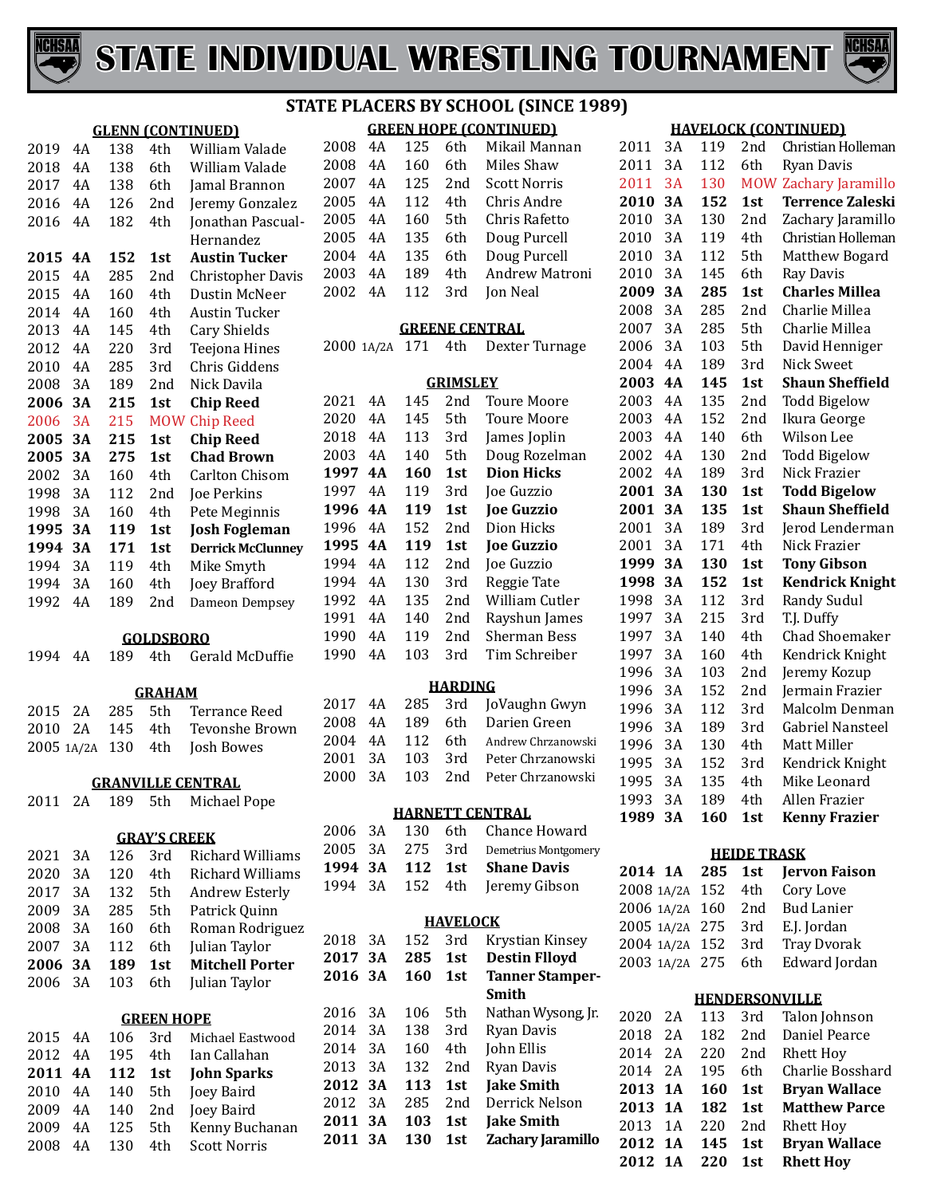# STATE INDIVIDUAL WRESTLING TOURNAMENT

## STATE PLACERS BY SCHOOL (SINCE 1989)

### GLENN (CONTINUED)

| Year | Class | Weight | Place | Name |
|---|---|---|---|---|
| 2019 | 4A | 138 | 4th | William Valade |
| 2018 | 4A | 138 | 6th | William Valade |
| 2017 | 4A | 138 | 6th | Jamal Brannon |
| 2016 | 4A | 126 | 2nd | Jeremy Gonzalez |
| 2016 | 4A | 182 | 4th | Jonathan Pascual-Hernandez |
| **2015** | **4A** | **152** | **1st** | **Austin Tucker** |
| 2015 | 4A | 285 | 2nd | Christopher Davis |
| 2015 | 4A | 160 | 4th | Dustin McNeer |
| 2014 | 4A | 160 | 4th | Austin Tucker |
| 2013 | 4A | 145 | 4th | Cary Shields |
| 2012 | 4A | 220 | 3rd | Teejona Hines |
| 2010 | 4A | 285 | 3rd | Chris Giddens |
| 2008 | 3A | 189 | 2nd | Nick Davila |
| **2006** | **3A** | **215** | **1st** | **Chip Reed** |
| 2006 | 3A | 215 | MOW | Chip Reed |
| **2005** | **3A** | **215** | **1st** | **Chip Reed** |
| **2005** | **3A** | **275** | **1st** | **Chad Brown** |
| 2002 | 3A | 160 | 4th | Carlton Chisom |
| 1998 | 3A | 112 | 2nd | Joe Perkins |
| 1998 | 3A | 160 | 4th | Pete Meginnis |
| **1995** | **3A** | **119** | **1st** | **Josh Fogleman** |
| **1994** | **3A** | **171** | **1st** | **Derrick McClunney** |
| 1994 | 3A | 119 | 4th | Mike Smyth |
| 1994 | 3A | 160 | 4th | Joey Brafford |
| 1992 | 4A | 189 | 2nd | Dameon Dempsey |

### GOLDSBORO

| Year | Class | Weight | Place | Name |
|---|---|---|---|---|
| 1994 | 4A | 189 | 4th | Gerald McDuffie |

### GRAHAM

| Year | Class | Weight | Place | Name |
|---|---|---|---|---|
| 2015 | 2A | 285 | 5th | Terrance Reed |
| 2010 | 2A | 145 | 4th | Tevonshe Brown |
| 2005 | 1A/2A | 130 | 4th | Josh Bowes |

### GRANVILLE CENTRAL

| Year | Class | Weight | Place | Name |
|---|---|---|---|---|
| 2011 | 2A | 189 | 5th | Michael Pope |

### GRAY'S CREEK

| Year | Class | Weight | Place | Name |
|---|---|---|---|---|
| 2021 | 3A | 126 | 3rd | Richard Williams |
| 2020 | 3A | 120 | 4th | Richard Williams |
| 2017 | 3A | 132 | 5th | Andrew Esterly |
| 2009 | 3A | 285 | 5th | Patrick Quinn |
| 2008 | 3A | 160 | 6th | Roman Rodriguez |
| 2007 | 3A | 112 | 6th | Julian Taylor |
| **2006** | **3A** | **189** | **1st** | **Mitchell Porter** |
| 2006 | 3A | 103 | 6th | Julian Taylor |

### GREEN HOPE

| Year | Class | Weight | Place | Name |
|---|---|---|---|---|
| 2015 | 4A | 106 | 3rd | Michael Eastwood |
| 2012 | 4A | 195 | 4th | Ian Callahan |
| **2011** | **4A** | **112** | **1st** | **John Sparks** |
| 2010 | 4A | 140 | 5th | Joey Baird |
| 2009 | 4A | 140 | 2nd | Joey Baird |
| 2009 | 4A | 125 | 5th | Kenny Buchanan |
| 2008 | 4A | 130 | 4th | Scott Norris |

### GREEN HOPE (CONTINUED)

| Year | Class | Weight | Place | Name |
|---|---|---|---|---|
| 2008 | 4A | 125 | 6th | Mikail Mannan |
| 2008 | 4A | 160 | 6th | Miles Shaw |
| 2007 | 4A | 125 | 2nd | Scott Norris |
| 2005 | 4A | 112 | 4th | Chris Andre |
| 2005 | 4A | 160 | 5th | Chris Rafetto |
| 2005 | 4A | 135 | 6th | Doug Purcell |
| 2004 | 4A | 135 | 6th | Doug Purcell |
| 2003 | 4A | 189 | 4th | Andrew Matroni |
| 2002 | 4A | 112 | 3rd | Jon Neal |

### GREENE CENTRAL

| Year | Class | Weight | Place | Name |
|---|---|---|---|---|
| 2000 | 1A/2A | 171 | 4th | Dexter Turnage |

### GRIMSLEY

| Year | Class | Weight | Place | Name |
|---|---|---|---|---|
| 2021 | 4A | 145 | 2nd | Toure Moore |
| 2020 | 4A | 145 | 5th | Toure Moore |
| 2018 | 4A | 113 | 3rd | James Joplin |
| 2003 | 4A | 140 | 5th | Doug Rozelman |
| **1997** | **4A** | **160** | **1st** | **Dion Hicks** |
| 1997 | 4A | 119 | 3rd | Joe Guzzio |
| **1996** | **4A** | **119** | **1st** | **Joe Guzzio** |
| 1996 | 4A | 152 | 2nd | Dion Hicks |
| **1995** | **4A** | **119** | **1st** | **Joe Guzzio** |
| 1994 | 4A | 112 | 2nd | Joe Guzzio |
| 1994 | 4A | 130 | 3rd | Reggie Tate |
| 1992 | 4A | 135 | 2nd | William Cutler |
| 1991 | 4A | 140 | 2nd | Rayshun James |
| 1990 | 4A | 119 | 2nd | Sherman Bess |
| 1990 | 4A | 103 | 3rd | Tim Schreiber |

### HARDING

| Year | Class | Weight | Place | Name |
|---|---|---|---|---|
| 2017 | 4A | 285 | 3rd | JoVaughn Gwyn |
| 2008 | 4A | 189 | 6th | Darien Green |
| 2004 | 4A | 112 | 6th | Andrew Chrzanowski |
| 2001 | 3A | 103 | 3rd | Peter Chrzanowski |
| 2000 | 3A | 103 | 2nd | Peter Chrzanowski |

### HARNETT CENTRAL

| Year | Class | Weight | Place | Name |
|---|---|---|---|---|
| 2006 | 3A | 130 | 6th | Chance Howard |
| 2005 | 3A | 275 | 3rd | Demetrius Montgomery |
| **1994** | **3A** | **112** | **1st** | **Shane Davis** |
| 1994 | 3A | 152 | 4th | Jeremy Gibson |

### HAVELOCK

| Year | Class | Weight | Place | Name |
|---|---|---|---|---|
| 2018 | 3A | 152 | 3rd | Krystian Kinsey |
| **2017** | **3A** | **285** | **1st** | **Destin Flloyd** |
| **2016** | **3A** | **160** | **1st** | **Tanner Stamper-Smith** |
| 2016 | 3A | 106 | 5th | Nathan Wysong, Jr. |
| 2014 | 3A | 138 | 3rd | Ryan Davis |
| 2014 | 3A | 160 | 4th | John Ellis |
| 2013 | 3A | 132 | 2nd | Ryan Davis |
| **2012** | **3A** | **113** | **1st** | **Jake Smith** |
| 2012 | 3A | 285 | 2nd | Derrick Nelson |
| **2011** | **3A** | **103** | **1st** | **Jake Smith** |
| **2011** | **3A** | **130** | **1st** | **Zachary Jaramillo** |

### HAVELOCK (CONTINUED)

| Year | Class | Weight | Place | Name |
|---|---|---|---|---|
| 2011 | 3A | 119 | 2nd | Christian Holleman |
| 2011 | 3A | 112 | 6th | Ryan Davis |
| 2011 | 3A | 130 | MOW | Zachary Jaramillo |
| **2010** | **3A** | **152** | **1st** | **Terrence Zaleski** |
| 2010 | 3A | 130 | 2nd | Zachary Jaramillo |
| 2010 | 3A | 119 | 4th | Christian Holleman |
| 2010 | 3A | 112 | 5th | Matthew Bogard |
| 2010 | 3A | 145 | 6th | Ray Davis |
| **2009** | **3A** | **285** | **1st** | **Charles Millea** |
| 2008 | 3A | 285 | 2nd | Charlie Millea |
| 2007 | 3A | 285 | 5th | Charlie Millea |
| 2006 | 3A | 103 | 5th | David Henniger |
| 2004 | 4A | 189 | 3rd | Nick Sweet |
| **2003** | **4A** | **145** | **1st** | **Shaun Sheffield** |
| 2003 | 4A | 135 | 2nd | Todd Bigelow |
| 2003 | 4A | 152 | 2nd | Ikura George |
| 2003 | 4A | 140 | 6th | Wilson Lee |
| 2002 | 4A | 130 | 2nd | Todd Bigelow |
| 2002 | 4A | 189 | 3rd | Nick Frazier |
| **2001** | **3A** | **130** | **1st** | **Todd Bigelow** |
| **2001** | **3A** | **135** | **1st** | **Shaun Sheffield** |
| 2001 | 3A | 189 | 3rd | Jerod Lenderman |
| 2001 | 3A | 171 | 4th | Nick Frazier |
| **1999** | **3A** | **130** | **1st** | **Tony Gibson** |
| **1998** | **3A** | **152** | **1st** | **Kendrick Knight** |
| 1998 | 3A | 112 | 3rd | Randy Sudul |
| 1997 | 3A | 215 | 3rd | T.J. Duffy |
| 1997 | 3A | 140 | 4th | Chad Shoemaker |
| 1997 | 3A | 160 | 4th | Kendrick Knight |
| 1996 | 3A | 103 | 2nd | Jeremy Kozup |
| 1996 | 3A | 152 | 2nd | Jermain Frazier |
| 1996 | 3A | 112 | 3rd | Malcolm Denman |
| 1996 | 3A | 189 | 3rd | Gabriel Nansteel |
| 1996 | 3A | 130 | 4th | Matt Miller |
| 1995 | 3A | 152 | 3rd | Kendrick Knight |
| 1995 | 3A | 135 | 4th | Mike Leonard |
| 1993 | 3A | 189 | 4th | Allen Frazier |
| **1989** | **3A** | **160** | **1st** | **Kenny Frazier** |

### HEIDE TRASK

| Year | Class | Weight | Place | Name |
|---|---|---|---|---|
| **2014** | **1A** | **285** | **1st** | **Jervon Faison** |
| 2008 | 1A/2A | 152 | 4th | Cory Love |
| 2006 | 1A/2A | 160 | 2nd | Bud Lanier |
| 2005 | 1A/2A | 275 | 3rd | E.J. Jordan |
| 2004 | 1A/2A | 152 | 3rd | Tray Dvorak |
| 2003 | 1A/2A | 275 | 6th | Edward Jordan |

### HENDERSONVILLE

| Year | Class | Weight | Place | Name |
|---|---|---|---|---|
| 2020 | 2A | 113 | 3rd | Talon Johnson |
| 2018 | 2A | 182 | 2nd | Daniel Pearce |
| 2014 | 2A | 220 | 2nd | Rhett Hoy |
| 2014 | 2A | 195 | 6th | Charlie Bosshard |
| **2013** | **1A** | **160** | **1st** | **Bryan Wallace** |
| **2013** | **1A** | **182** | **1st** | **Matthew Parce** |
| 2013 | 1A | 220 | 2nd | Rhett Hoy |
| **2012** | **1A** | **145** | **1st** | **Bryan Wallace** |
| **2012** | **1A** | **220** | **1st** | **Rhett Hoy** |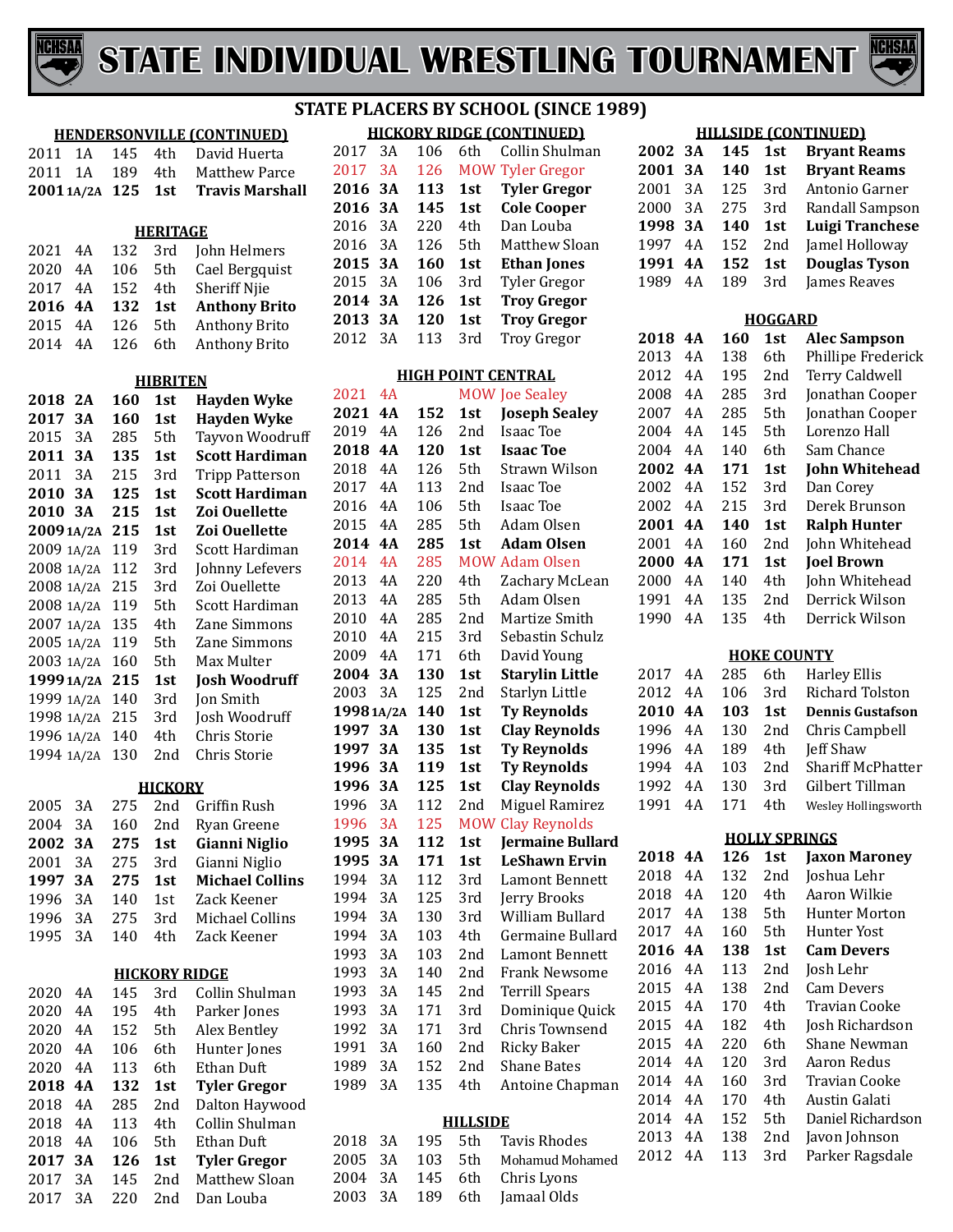# STATE INDIVIDUAL WRESTLING TOURNAMENT

## STATE PLACERS BY SCHOOL (SINCE 1989)

### HENDERSONVILLE (CONTINUED)

| Year | Class | Weight | Place | Name |
|---|---|---|---|---|
| 2011 | 1A | 145 | 4th | David Huerta |
| 2011 | 1A | 189 | 4th | Matthew Parce |
| **2001** | **1A/2A** | **125** | **1st** | **Travis Marshall** |

### HERITAGE

| Year | Class | Weight | Place | Name |
|---|---|---|---|---|
| 2021 | 4A | 132 | 3rd | John Helmers |
| 2020 | 4A | 106 | 5th | Cael Bergquist |
| 2017 | 4A | 152 | 4th | Sheriff Njie |
| **2016** | **4A** | **132** | **1st** | **Anthony Brito** |
| 2015 | 4A | 126 | 5th | Anthony Brito |
| 2014 | 4A | 126 | 6th | Anthony Brito |

### HIBRITEN

| Year | Class | Weight | Place | Name |
|---|---|---|---|---|
| **2018** | **2A** | **160** | **1st** | **Hayden Wyke** |
| **2017** | **3A** | **160** | **1st** | **Hayden Wyke** |
| 2015 | 3A | 285 | 5th | Tayvon Woodruff |
| **2011** | **3A** | **135** | **1st** | **Scott Hardiman** |
| 2011 | 3A | 215 | 3rd | Tripp Patterson |
| **2010** | **3A** | **125** | **1st** | **Scott Hardiman** |
| **2010** | **3A** | **215** | **1st** | **Zoi Ouellette** |
| **2009** | **1A/2A** | **215** | **1st** | **Zoi Ouellette** |
| 2009 | 1A/2A | 119 | 3rd | Scott Hardiman |
| 2008 | 1A/2A | 112 | 3rd | Johnny Lefevers |
| 2008 | 1A/2A | 215 | 3rd | Zoi Ouellette |
| 2008 | 1A/2A | 119 | 5th | Scott Hardiman |
| 2007 | 1A/2A | 135 | 4th | Zane Simmons |
| 2005 | 1A/2A | 119 | 5th | Zane Simmons |
| 2003 | 1A/2A | 160 | 5th | Max Multer |
| **1999** | **1A/2A** | **215** | **1st** | **Josh Woodruff** |
| 1999 | 1A/2A | 140 | 3rd | Jon Smith |
| 1998 | 1A/2A | 215 | 3rd | Josh Woodruff |
| 1996 | 1A/2A | 140 | 4th | Chris Storie |
| 1994 | 1A/2A | 130 | 2nd | Chris Storie |

### HICKORY

| Year | Class | Weight | Place | Name |
|---|---|---|---|---|
| 2005 | 3A | 275 | 2nd | Griffin Rush |
| 2004 | 3A | 160 | 2nd | Ryan Greene |
| **2002** | **3A** | **275** | **1st** | **Gianni Niglio** |
| 2001 | 3A | 275 | 3rd | Gianni Niglio |
| **1997** | **3A** | **275** | **1st** | **Michael Collins** |
| 1996 | 3A | 140 | 1st | Zack Keener |
| 1996 | 3A | 275 | 3rd | Michael Collins |
| 1995 | 3A | 140 | 4th | Zack Keener |

### HICKORY RIDGE

| Year | Class | Weight | Place | Name |
|---|---|---|---|---|
| 2020 | 4A | 145 | 3rd | Collin Shulman |
| 2020 | 4A | 195 | 4th | Parker Jones |
| 2020 | 4A | 152 | 5th | Alex Bentley |
| 2020 | 4A | 106 | 6th | Hunter Jones |
| 2020 | 4A | 113 | 6th | Ethan Duft |
| **2018** | **4A** | **132** | **1st** | **Tyler Gregor** |
| 2018 | 4A | 285 | 2nd | Dalton Haywood |
| 2018 | 4A | 113 | 4th | Collin Shulman |
| 2018 | 4A | 106 | 5th | Ethan Duft |
| **2017** | **3A** | **126** | **1st** | **Tyler Gregor** |
| 2017 | 3A | 145 | 2nd | Matthew Sloan |
| 2017 | 3A | 220 | 2nd | Dan Louba |

### HICKORY RIDGE (CONTINUED)

| Year | Class | Weight | Place | Name |
|---|---|---|---|---|
| 2017 | 3A | 106 | 6th | Collin Shulman |
| 2017 | 3A | 126 | MOW | Tyler Gregor |
| **2016** | **3A** | **113** | **1st** | **Tyler Gregor** |
| **2016** | **3A** | **145** | **1st** | **Cole Cooper** |
| 2016 | 3A | 220 | 4th | Dan Louba |
| 2016 | 3A | 126 | 5th | Matthew Sloan |
| **2015** | **3A** | **160** | **1st** | **Ethan Jones** |
| 2015 | 3A | 106 | 3rd | Tyler Gregor |
| **2014** | **3A** | **126** | **1st** | **Troy Gregor** |
| **2013** | **3A** | **120** | **1st** | **Troy Gregor** |
| 2012 | 3A | 113 | 3rd | Troy Gregor |

### HIGH POINT CENTRAL

| Year | Class | Weight | Place | Name |
|---|---|---|---|---|
| 2021 | 4A | | MOW | Joe Sealey |
| **2021** | **4A** | **152** | **1st** | **Joseph Sealey** |
| 2019 | 4A | 126 | 2nd | Isaac Toe |
| **2018** | **4A** | **120** | **1st** | **Isaac Toe** |
| 2018 | 4A | 126 | 5th | Strawn Wilson |
| 2017 | 4A | 113 | 2nd | Isaac Toe |
| 2016 | 4A | 106 | 5th | Isaac Toe |
| 2015 | 4A | 285 | 5th | Adam Olsen |
| **2014** | **4A** | **285** | **1st** | **Adam Olsen** |
| 2014 | 4A | 285 | MOW | Adam Olsen |
| 2013 | 4A | 220 | 4th | Zachary McLean |
| 2013 | 4A | 285 | 5th | Adam Olsen |
| 2010 | 4A | 285 | 2nd | Martize Smith |
| 2010 | 4A | 215 | 3rd | Sebastin Schulz |
| 2009 | 4A | 171 | 6th | David Young |
| **2004** | **3A** | **130** | **1st** | **Starylin Little** |
| 2003 | 3A | 125 | 2nd | Starlyn Little |
| **1998** | **1A/2A** | **140** | **1st** | **Ty Reynolds** |
| **1997** | **3A** | **130** | **1st** | **Clay Reynolds** |
| **1997** | **3A** | **135** | **1st** | **Ty Reynolds** |
| **1996** | **3A** | **119** | **1st** | **Ty Reynolds** |
| **1996** | **3A** | **125** | **1st** | **Clay Reynolds** |
| 1996 | 3A | 112 | 2nd | Miguel Ramirez |
| 1996 | 3A | 125 | MOW | Clay Reynolds |
| **1995** | **3A** | **112** | **1st** | **Jermaine Bullard** |
| **1995** | **3A** | **171** | **1st** | **LeShawn Ervin** |
| 1994 | 3A | 112 | 3rd | Lamont Bennett |
| 1994 | 3A | 125 | 3rd | Jerry Brooks |
| 1994 | 3A | 130 | 3rd | William Bullard |
| 1994 | 3A | 103 | 4th | Germaine Bullard |
| 1993 | 3A | 103 | 2nd | Lamont Bennett |
| 1993 | 3A | 140 | 2nd | Frank Newsome |
| 1993 | 3A | 145 | 2nd | Terrill Spears |
| 1993 | 3A | 171 | 3rd | Dominique Quick |
| 1992 | 3A | 171 | 3rd | Chris Townsend |
| 1991 | 3A | 160 | 2nd | Ricky Baker |
| 1989 | 3A | 152 | 2nd | Shane Bates |
| 1989 | 3A | 135 | 4th | Antoine Chapman |

### HILLSIDE

| Year | Class | Weight | Place | Name |
|---|---|---|---|---|
| 2018 | 3A | 195 | 5th | Tavis Rhodes |
| 2005 | 3A | 103 | 5th | Mohamud Mohamed |
| 2004 | 3A | 145 | 6th | Chris Lyons |
| 2003 | 3A | 189 | 6th | Jamaal Olds |

### HILLSIDE (CONTINUED)

| Year | Class | Weight | Place | Name |
|---|---|---|---|---|
| **2002** | **3A** | **145** | **1st** | **Bryant Reams** |
| **2001** | **3A** | **140** | **1st** | **Bryant Reams** |
| 2001 | 3A | 125 | 3rd | Antonio Garner |
| 2000 | 3A | 275 | 3rd | Randall Sampson |
| **1998** | **3A** | **140** | **1st** | **Luigi Tranchese** |
| 1997 | 4A | 152 | 2nd | Jamel Holloway |
| **1991** | **4A** | **152** | **1st** | **Douglas Tyson** |
| 1989 | 4A | 189 | 3rd | James Reaves |

### HOGGARD

| Year | Class | Weight | Place | Name |
|---|---|---|---|---|
| **2018** | **4A** | **160** | **1st** | **Alec Sampson** |
| 2013 | 4A | 138 | 6th | Phillipe Frederick |
| 2012 | 4A | 195 | 2nd | Terry Caldwell |
| 2008 | 4A | 285 | 3rd | Jonathan Cooper |
| 2007 | 4A | 285 | 5th | Jonathan Cooper |
| 2004 | 4A | 145 | 5th | Lorenzo Hall |
| 2004 | 4A | 140 | 6th | Sam Chance |
| **2002** | **4A** | **171** | **1st** | **John Whitehead** |
| 2002 | 4A | 152 | 3rd | Dan Corey |
| 2002 | 4A | 215 | 3rd | Derek Brunson |
| **2001** | **4A** | **140** | **1st** | **Ralph Hunter** |
| 2001 | 4A | 160 | 2nd | John Whitehead |
| **2000** | **4A** | **171** | **1st** | **Joel Brown** |
| 2000 | 4A | 140 | 4th | John Whitehead |
| 1991 | 4A | 135 | 2nd | Derrick Wilson |
| 1990 | 4A | 135 | 4th | Derrick Wilson |

### HOKE COUNTY

| Year | Class | Weight | Place | Name |
|---|---|---|---|---|
| 2017 | 4A | 285 | 6th | Harley Ellis |
| 2012 | 4A | 106 | 3rd | Richard Tolston |
| **2010** | **4A** | **103** | **1st** | **Dennis Gustafson** |
| 1996 | 4A | 130 | 2nd | Chris Campbell |
| 1996 | 4A | 189 | 4th | Jeff Shaw |
| 1994 | 4A | 103 | 2nd | Shariff McPhatter |
| 1992 | 4A | 130 | 3rd | Gilbert Tillman |
| 1991 | 4A | 171 | 4th | Wesley Hollingsworth |

### HOLLY SPRINGS

| Year | Class | Weight | Place | Name |
|---|---|---|---|---|
| **2018** | **4A** | **126** | **1st** | **Jaxon Maroney** |
| 2018 | 4A | 132 | 2nd | Joshua Lehr |
| 2018 | 4A | 120 | 4th | Aaron Wilkie |
| 2017 | 4A | 138 | 5th | Hunter Morton |
| 2017 | 4A | 160 | 5th | Hunter Yost |
| **2016** | **4A** | **138** | **1st** | **Cam Devers** |
| 2016 | 4A | 113 | 2nd | Josh Lehr |
| 2015 | 4A | 138 | 2nd | Cam Devers |
| 2015 | 4A | 170 | 4th | Travian Cooke |
| 2015 | 4A | 182 | 4th | Josh Richardson |
| 2015 | 4A | 220 | 6th | Shane Newman |
| 2014 | 4A | 120 | 3rd | Aaron Redus |
| 2014 | 4A | 160 | 3rd | Travian Cooke |
| 2014 | 4A | 170 | 4th | Austin Galati |
| 2014 | 4A | 152 | 5th | Daniel Richardson |
| 2013 | 4A | 138 | 2nd | Javon Johnson |
| 2012 | 4A | 113 | 3rd | Parker Ragsdale |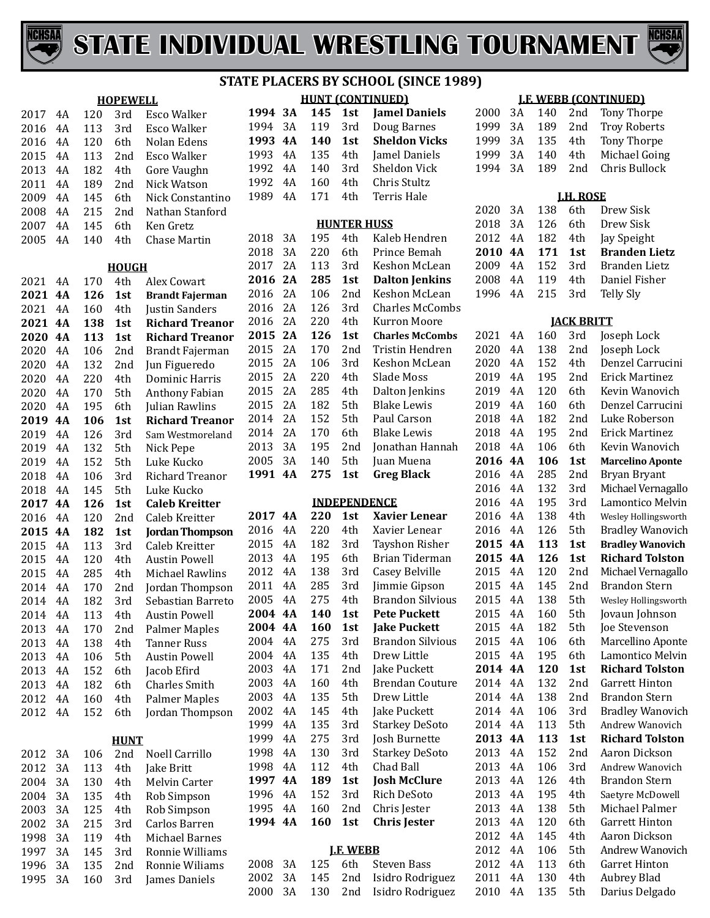# STATE INDIVIDUAL WRESTLING TOURNAMENT

## STATE PLACERS BY SCHOOL (SINCE 1989)

### HOPEWELL

| Year | Class | Weight | Place | Name |
|---|---|---|---|---|
| 2017 | 4A | 120 | 3rd | Esco Walker |
| 2016 | 4A | 113 | 3rd | Esco Walker |
| 2016 | 4A | 120 | 6th | Nolan Edens |
| 2015 | 4A | 113 | 2nd | Esco Walker |
| 2013 | 4A | 182 | 4th | Gore Vaughn |
| 2011 | 4A | 189 | 2nd | Nick Watson |
| 2009 | 4A | 145 | 6th | Nick Constantino |
| 2008 | 4A | 215 | 2nd | Nathan Stanford |
| 2007 | 4A | 145 | 6th | Ken Gretz |
| 2005 | 4A | 140 | 4th | Chase Martin |

### HOUGH

| Year | Class | Weight | Place | Name |
|---|---|---|---|---|
| 2021 | 4A | 170 | 4th | Alex Cowart |
| **2021** | **4A** | **126** | **1st** | **Brandt Fajerman** |
| 2021 | 4A | 160 | 4th | Justin Sanders |
| **2021** | **4A** | **138** | **1st** | **Richard Treanor** |
| **2020** | **4A** | **113** | **1st** | **Richard Treanor** |
| 2020 | 4A | 106 | 2nd | Brandt Fajerman |
| 2020 | 4A | 132 | 2nd | Jun Figueredo |
| 2020 | 4A | 220 | 4th | Dominic Harris |
| 2020 | 4A | 170 | 5th | Anthony Fabian |
| 2020 | 4A | 195 | 6th | Julian Rawlins |
| **2019** | **4A** | **106** | **1st** | **Richard Treanor** |
| 2019 | 4A | 126 | 3rd | Sam Westmoreland |
| 2019 | 4A | 132 | 5th | Nick Pepe |
| 2019 | 4A | 152 | 5th | Luke Kucko |
| 2018 | 4A | 106 | 3rd | Richard Treanor |
| 2018 | 4A | 145 | 5th | Luke Kucko |
| **2017** | **4A** | **126** | **1st** | **Caleb Kreitter** |
| 2016 | 4A | 120 | 2nd | Caleb Kreitter |
| **2015** | **4A** | **182** | **1st** | **Jordan Thompson** |
| 2015 | 4A | 113 | 3rd | Caleb Kreitter |
| 2015 | 4A | 120 | 4th | Austin Powell |
| 2015 | 4A | 285 | 4th | Michael Rawlins |
| 2014 | 4A | 170 | 2nd | Jordan Thompson |
| 2014 | 4A | 182 | 3rd | Sebastian Barreto |
| 2014 | 4A | 113 | 4th | Austin Powell |
| 2013 | 4A | 170 | 2nd | Palmer Maples |
| 2013 | 4A | 138 | 4th | Tanner Russ |
| 2013 | 4A | 106 | 5th | Austin Powell |
| 2013 | 4A | 152 | 6th | Jacob Efird |
| 2013 | 4A | 182 | 6th | Charles Smith |
| 2012 | 4A | 160 | 4th | Palmer Maples |
| 2012 | 4A | 152 | 6th | Jordan Thompson |

### HUNT

| Year | Class | Weight | Place | Name |
|---|---|---|---|---|
| 2012 | 3A | 106 | 2nd | Noell Carrillo |
| 2012 | 3A | 113 | 4th | Jake Britt |
| 2004 | 3A | 130 | 4th | Melvin Carter |
| 2004 | 3A | 135 | 4th | Rob Simpson |
| 2003 | 3A | 125 | 4th | Rob Simpson |
| 2002 | 3A | 215 | 3rd | Carlos Barren |
| 1998 | 3A | 119 | 4th | Michael Barnes |
| 1997 | 3A | 145 | 3rd | Ronnie Williams |
| 1996 | 3A | 135 | 2nd | Ronnie Wiliams |
| 1995 | 3A | 160 | 3rd | James Daniels |

### HUNT (CONTINUED)

| Year | Class | Weight | Place | Name |
|---|---|---|---|---|
| **1994** | **3A** | **145** | **1st** | **Jamel Daniels** |
| 1994 | 3A | 119 | 3rd | Doug Barnes |
| **1993** | **4A** | **140** | **1st** | **Sheldon Vicks** |
| 1993 | 4A | 135 | 4th | Jamel Daniels |
| 1992 | 4A | 140 | 3rd | Sheldon Vick |
| 1992 | 4A | 160 | 4th | Chris Stultz |
| 1989 | 4A | 171 | 4th | Terris Hale |

### HUNTER HUSS

| Year | Class | Weight | Place | Name |
|---|---|---|---|---|
| 2018 | 3A | 195 | 4th | Kaleb Hendren |
| 2018 | 3A | 220 | 6th | Prince Bemah |
| 2017 | 2A | 113 | 3rd | Keshon McLean |
| **2016** | **2A** | **285** | **1st** | **Dalton Jenkins** |
| 2016 | 2A | 106 | 2nd | Keshon McLean |
| 2016 | 2A | 126 | 3rd | Charles McCombs |
| 2016 | 2A | 220 | 4th | Kurron Moore |
| **2015** | **2A** | **126** | **1st** | **Charles McCombs** |
| 2015 | 2A | 170 | 2nd | Tristin Hendren |
| 2015 | 2A | 106 | 3rd | Keshon McLean |
| 2015 | 2A | 220 | 4th | Slade Moss |
| 2015 | 2A | 285 | 4th | Dalton Jenkins |
| 2015 | 2A | 182 | 5th | Blake Lewis |
| 2014 | 2A | 152 | 5th | Paul Carson |
| 2014 | 2A | 170 | 6th | Blake Lewis |
| 2013 | 3A | 195 | 2nd | Jonathan Hannah |
| 2005 | 3A | 140 | 5th | Juan Muena |
| **1991** | **4A** | **275** | **1st** | **Greg Black** |

### INDEPENDENCE

| Year | Class | Weight | Place | Name |
|---|---|---|---|---|
| **2017** | **4A** | **220** | **1st** | **Xavier Lenear** |
| 2016 | 4A | 220 | 4th | Xavier Lenear |
| 2015 | 4A | 182 | 3rd | Tayshon Risher |
| 2013 | 4A | 195 | 6th | Brian Tiderman |
| 2012 | 4A | 138 | 3rd | Casey Belville |
| 2011 | 4A | 285 | 3rd | Jimmie Gipson |
| 2005 | 4A | 275 | 4th | Brandon Silvious |
| **2004** | **4A** | **140** | **1st** | **Pete Puckett** |
| **2004** | **4A** | **160** | **1st** | **Jake Puckett** |
| 2004 | 4A | 275 | 3rd | Brandon Silvious |
| 2004 | 4A | 135 | 4th | Drew Little |
| 2003 | 4A | 171 | 2nd | Jake Puckett |
| 2003 | 4A | 160 | 4th | Brendan Couture |
| 2003 | 4A | 135 | 5th | Drew Little |
| 2002 | 4A | 145 | 4th | Jake Puckett |
| 1999 | 4A | 135 | 3rd | Starkey DeSoto |
| 1999 | 4A | 275 | 3rd | Josh Burnette |
| 1998 | 4A | 130 | 3rd | Starkey DeSoto |
| 1998 | 4A | 112 | 4th | Chad Ball |
| **1997** | **4A** | **189** | **1st** | **Josh McClure** |
| 1996 | 4A | 152 | 3rd | Rich DeSoto |
| 1995 | 4A | 160 | 2nd | Chris Jester |
| **1994** | **4A** | **160** | **1st** | **Chris Jester** |

### J.F. WEBB

| Year | Class | Weight | Place | Name |
|---|---|---|---|---|
| 2008 | 3A | 125 | 6th | Steven Bass |
| 2002 | 3A | 145 | 2nd | Isidro Rodriguez |
| 2000 | 3A | 130 | 2nd | Isidro Rodriguez |

### J.F. WEBB (CONTINUED)

| Year | Class | Weight | Place | Name |
|---|---|---|---|---|
| 2000 | 3A | 140 | 2nd | Tony Thorpe |
| 1999 | 3A | 189 | 2nd | Troy Roberts |
| 1999 | 3A | 135 | 4th | Tony Thorpe |
| 1999 | 3A | 140 | 4th | Michael Going |
| 1994 | 3A | 189 | 2nd | Chris Bullock |

### J.H. ROSE

| Year | Class | Weight | Place | Name |
|---|---|---|---|---|
| 2020 | 3A | 138 | 6th | Drew Sisk |
| 2018 | 3A | 126 | 6th | Drew Sisk |
| 2012 | 4A | 182 | 4th | Jay Speight |
| **2010** | **4A** | **171** | **1st** | **Branden Lietz** |
| 2009 | 4A | 152 | 3rd | Branden Lietz |
| 2008 | 4A | 119 | 4th | Daniel Fisher |
| 1996 | 4A | 215 | 3rd | Telly Sly |

### JACK BRITT

| Year | Class | Weight | Place | Name |
|---|---|---|---|---|
| 2021 | 4A | 160 | 3rd | Joseph Lock |
| 2020 | 4A | 138 | 2nd | Joseph Lock |
| 2020 | 4A | 152 | 4th | Denzel Carrucini |
| 2019 | 4A | 195 | 2nd | Erick Martinez |
| 2019 | 4A | 120 | 6th | Kevin Wanovich |
| 2019 | 4A | 160 | 6th | Denzel Carrucini |
| 2018 | 4A | 182 | 2nd | Luke Roberson |
| 2018 | 4A | 195 | 2nd | Erick Martinez |
| 2018 | 4A | 106 | 6th | Kevin Wanovich |
| **2016** | **4A** | **106** | **1st** | **Marcelino Aponte** |
| 2016 | 4A | 285 | 2nd | Bryan Bryant |
| 2016 | 4A | 132 | 3rd | Michael Vernagallo |
| 2016 | 4A | 195 | 3rd | Lamontice Melvin |
| 2016 | 4A | 138 | 4th | Wesley Hollingsworth |
| 2016 | 4A | 126 | 5th | Bradley Wanovich |
| **2015** | **4A** | **113** | **1st** | **Bradley Wanovich** |
| **2015** | **4A** | **126** | **1st** | **Richard Tolston** |
| 2015 | 4A | 120 | 2nd | Michael Vernagallo |
| 2015 | 4A | 145 | 2nd | Brandon Stern |
| 2015 | 4A | 138 | 5th | Wesley Hollingsworth |
| 2015 | 4A | 160 | 5th | Jovaun Johnson |
| 2015 | 4A | 182 | 5th | Joe Stevenson |
| 2015 | 4A | 106 | 6th | Marcellino Aponte |
| 2015 | 4A | 195 | 6th | Lamontice Melvin |
| **2014** | **4A** | **120** | **1st** | **Richard Tolston** |
| 2014 | 4A | 132 | 2nd | Garrett Hinton |
| 2014 | 4A | 138 | 2nd | Brandon Stern |
| 2014 | 4A | 106 | 3rd | Bradley Wanovich |
| 2014 | 4A | 113 | 5th | Andrew Wanovich |
| **2013** | **4A** | **113** | **1st** | **Richard Tolston** |
| 2013 | 4A | 152 | 2nd | Aaron Dickson |
| 2013 | 4A | 106 | 3rd | Andrew Wanovich |
| 2013 | 4A | 126 | 4th | Brandon Stern |
| 2013 | 4A | 195 | 4th | Saetyre McDowell |
| 2013 | 4A | 138 | 5th | Michael Palmer |
| 2013 | 4A | 120 | 6th | Garrett Hinton |
| 2012 | 4A | 145 | 4th | Aaron Dickson |
| 2012 | 4A | 106 | 5th | Andrew Wanovich |
| 2012 | 4A | 113 | 6th | Garret Hinton |
| 2011 | 4A | 130 | 4th | Aubrey Blad |
| 2010 | 4A | 135 | 5th | Darius Delgado |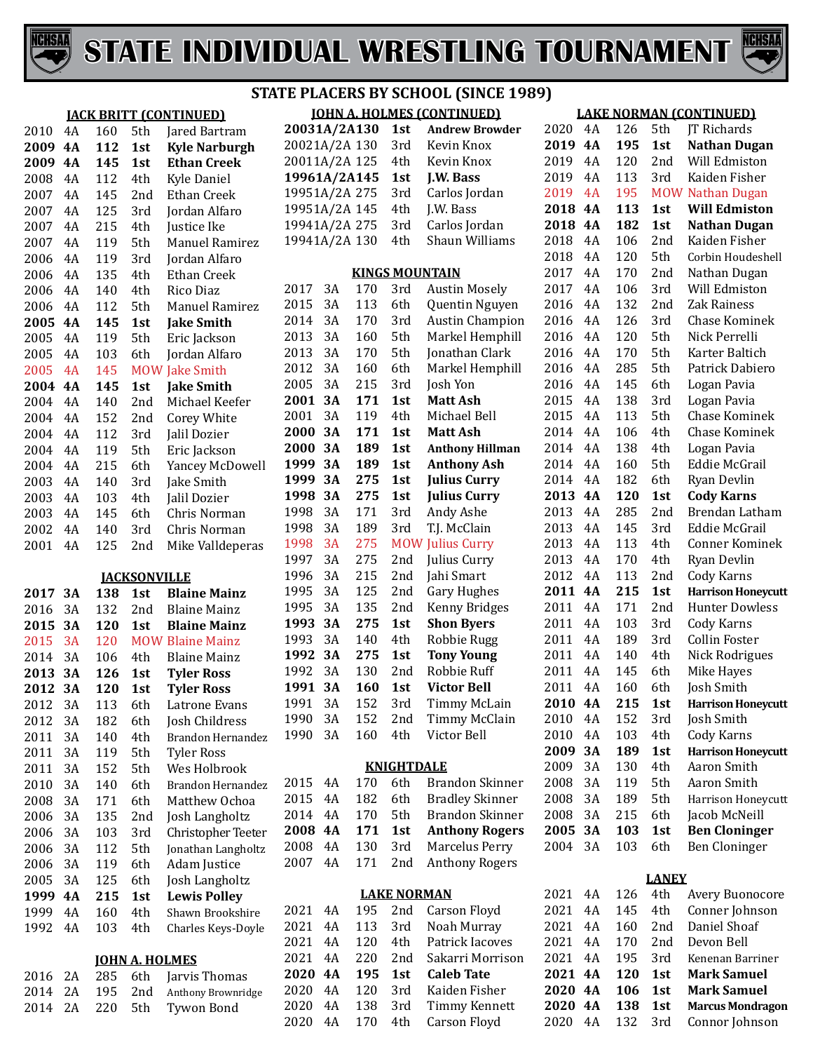# STATE INDIVIDUAL WRESTLING TOURNAMENT

## STATE PLACERS BY SCHOOL (SINCE 1989)

### JACK BRITT (CONTINUED)

| Year | Class | Weight | Place | Name |
|---|---|---|---|---|
| 2010 | 4A | 160 | 5th | Jared Bartram |
| **2009** | **4A** | **112** | **1st** | **Kyle Narburgh** |
| **2009** | **4A** | **145** | **1st** | **Ethan Creek** |
| 2008 | 4A | 112 | 4th | Kyle Daniel |
| 2007 | 4A | 145 | 2nd | Ethan Creek |
| 2007 | 4A | 125 | 3rd | Jordan Alfaro |
| 2007 | 4A | 215 | 4th | Justice Ike |
| 2007 | 4A | 119 | 5th | Manuel Ramirez |
| 2006 | 4A | 119 | 3rd | Jordan Alfaro |
| 2006 | 4A | 135 | 4th | Ethan Creek |
| 2006 | 4A | 140 | 4th | Rico Diaz |
| 2006 | 4A | 112 | 5th | Manuel Ramirez |
| **2005** | **4A** | **145** | **1st** | **Jake Smith** |
| 2005 | 4A | 119 | 5th | Eric Jackson |
| 2005 | 4A | 103 | 6th | Jordan Alfaro |
| 2005 | 4A | 145 | MOW | Jake Smith |
| **2004** | **4A** | **145** | **1st** | **Jake Smith** |
| 2004 | 4A | 140 | 2nd | Michael Keefer |
| 2004 | 4A | 152 | 2nd | Corey White |
| 2004 | 4A | 112 | 3rd | Jalil Dozier |
| 2004 | 4A | 119 | 5th | Eric Jackson |
| 2004 | 4A | 215 | 6th | Yancey McDowell |
| 2003 | 4A | 140 | 3rd | Jake Smith |
| 2003 | 4A | 103 | 4th | Jalil Dozier |
| 2003 | 4A | 145 | 6th | Chris Norman |
| 2002 | 4A | 140 | 3rd | Chris Norman |
| 2001 | 4A | 125 | 2nd | Mike Valldeperas |

### JACKSONVILLE

| Year | Class | Weight | Place | Name |
|---|---|---|---|---|
| **2017** | **3A** | **138** | **1st** | **Blaine Mainz** |
| 2016 | 3A | 132 | 2nd | Blaine Mainz |
| **2015** | **3A** | **120** | **1st** | **Blaine Mainz** |
| 2015 | 3A | 120 | MOW | Blaine Mainz |
| 2014 | 3A | 106 | 4th | Blaine Mainz |
| **2013** | **3A** | **126** | **1st** | **Tyler Ross** |
| **2012** | **3A** | **120** | **1st** | **Tyler Ross** |
| 2012 | 3A | 113 | 6th | Latrone Evans |
| 2012 | 3A | 182 | 6th | Josh Childress |
| 2011 | 3A | 140 | 4th | Brandon Hernandez |
| 2011 | 3A | 119 | 5th | Tyler Ross |
| 2011 | 3A | 152 | 5th | Wes Holbrook |
| 2010 | 3A | 140 | 6th | Brandon Hernandez |
| 2008 | 3A | 171 | 6th | Matthew Ochoa |
| 2006 | 3A | 135 | 2nd | Josh Langholtz |
| 2006 | 3A | 103 | 3rd | Christopher Teeter |
| 2006 | 3A | 112 | 5th | Jonathan Langholtz |
| 2006 | 3A | 119 | 6th | Adam Justice |
| 2005 | 3A | 125 | 6th | Josh Langholtz |
| **1999** | **4A** | **215** | **1st** | **Lewis Polley** |
| 1999 | 4A | 160 | 4th | Shawn Brookshire |
| 1992 | 4A | 103 | 4th | Charles Keys-Doyle |

### JOHN A. HOLMES

| Year | Class | Weight | Place | Name |
|---|---|---|---|---|
| 2016 | 2A | 285 | 6th | Jarvis Thomas |
| 2014 | 2A | 195 | 2nd | Anthony Brownridge |
| 2014 | 2A | 220 | 5th | Tywon Bond |

### JOHN A. HOLMES (CONTINUED)

| Year | Class | Weight | Place | Name |
|---|---|---|---|---|
| **2003** | **1A/2A** | **130** | **1st** | **Andrew Browder** |
| 2002 | 1A/2A | 130 | 3rd | Kevin Knox |
| 2001 | 1A/2A | 125 | 4th | Kevin Knox |
| **1996** | **1A/2A** | **145** | **1st** | **J.W. Bass** |
| 1995 | 1A/2A | 275 | 3rd | Carlos Jordan |
| 1995 | 1A/2A | 145 | 4th | J.W. Bass |
| 1994 | 1A/2A | 275 | 3rd | Carlos Jordan |
| 1994 | 1A/2A | 130 | 4th | Shaun Williams |

### KINGS MOUNTAIN

| Year | Class | Weight | Place | Name |
|---|---|---|---|---|
| 2017 | 3A | 170 | 3rd | Austin Mosely |
| 2015 | 3A | 113 | 6th | Quentin Nguyen |
| 2014 | 3A | 170 | 3rd | Austin Champion |
| 2013 | 3A | 160 | 5th | Markel Hemphill |
| 2013 | 3A | 170 | 5th | Jonathan Clark |
| 2012 | 3A | 160 | 6th | Markel Hemphill |
| 2005 | 3A | 215 | 3rd | Josh Yon |
| **2001** | **3A** | **171** | **1st** | **Matt Ash** |
| 2001 | 3A | 119 | 4th | Michael Bell |
| **2000** | **3A** | **171** | **1st** | **Matt Ash** |
| **2000** | **3A** | **189** | **1st** | **Anthony Hillman** |
| **1999** | **3A** | **189** | **1st** | **Anthony Ash** |
| **1999** | **3A** | **275** | **1st** | **Julius Curry** |
| **1998** | **3A** | **275** | **1st** | **Julius Curry** |
| 1998 | 3A | 171 | 3rd | Andy Ashe |
| 1998 | 3A | 189 | 3rd | T.J. McClain |
| 1998 | 3A | 275 | MOW | Julius Curry |
| 1997 | 3A | 275 | 2nd | Julius Curry |
| 1996 | 3A | 215 | 2nd | Jahi Smart |
| 1995 | 3A | 125 | 2nd | Gary Hughes |
| 1995 | 3A | 135 | 2nd | Kenny Bridges |
| **1993** | **3A** | **275** | **1st** | **Shon Byers** |
| 1993 | 3A | 140 | 4th | Robbie Rugg |
| **1992** | **3A** | **275** | **1st** | **Tony Young** |
| 1992 | 3A | 130 | 2nd | Robbie Ruff |
| **1991** | **3A** | **160** | **1st** | **Victor Bell** |
| 1991 | 3A | 152 | 3rd | Timmy McLain |
| 1990 | 3A | 152 | 2nd | Timmy McClain |
| 1990 | 3A | 160 | 4th | Victor Bell |

### KNIGHTDALE

| Year | Class | Weight | Place | Name |
|---|---|---|---|---|
| 2015 | 4A | 170 | 6th | Brandon Skinner |
| 2015 | 4A | 182 | 6th | Bradley Skinner |
| 2014 | 4A | 170 | 5th | Brandon Skinner |
| **2008** | **4A** | **171** | **1st** | **Anthony Rogers** |
| 2008 | 4A | 130 | 3rd | Marcelus Perry |
| 2007 | 4A | 171 | 2nd | Anthony Rogers |

### LAKE NORMAN

| Year | Class | Weight | Place | Name |
|---|---|---|---|---|
| 2021 | 4A | 195 | 2nd | Carson Floyd |
| 2021 | 4A | 113 | 3rd | Noah Murray |
| 2021 | 4A | 120 | 4th | Patrick Iacoves |
| 2021 | 4A | 220 | 2nd | Sakarri Morrison |
| **2020** | **4A** | **195** | **1st** | **Caleb Tate** |
| 2020 | 4A | 120 | 3rd | Kaiden Fisher |
| 2020 | 4A | 138 | 3rd | Timmy Kennett |
| 2020 | 4A | 170 | 4th | Carson Floyd |

### LAKE NORMAN (CONTINUED)

| Year | Class | Weight | Place | Name |
|---|---|---|---|---|
| 2020 | 4A | 126 | 5th | JT Richards |
| **2019** | **4A** | **195** | **1st** | **Nathan Dugan** |
| 2019 | 4A | 120 | 2nd | Will Edmiston |
| 2019 | 4A | 113 | 3rd | Kaiden Fisher |
| 2019 | 4A | 195 | MOW | Nathan Dugan |
| **2018** | **4A** | **113** | **1st** | **Will Edmiston** |
| **2018** | **4A** | **182** | **1st** | **Nathan Dugan** |
| 2018 | 4A | 106 | 2nd | Kaiden Fisher |
| 2018 | 4A | 120 | 5th | Corbin Houdeshell |
| 2017 | 4A | 170 | 2nd | Nathan Dugan |
| 2017 | 4A | 106 | 3rd | Will Edmiston |
| 2016 | 4A | 132 | 2nd | Zak Rainess |
| 2016 | 4A | 126 | 3rd | Chase Kominek |
| 2016 | 4A | 120 | 5th | Nick Perrelli |
| 2016 | 4A | 170 | 5th | Karter Baltich |
| 2016 | 4A | 285 | 5th | Patrick Dabiero |
| 2016 | 4A | 145 | 6th | Logan Pavia |
| 2015 | 4A | 138 | 3rd | Logan Pavia |
| 2015 | 4A | 113 | 5th | Chase Kominek |
| 2014 | 4A | 106 | 4th | Chase Kominek |
| 2014 | 4A | 138 | 4th | Logan Pavia |
| 2014 | 4A | 160 | 5th | Eddie McGrail |
| 2014 | 4A | 182 | 6th | Ryan Devlin |
| **2013** | **4A** | **120** | **1st** | **Cody Karns** |
| 2013 | 4A | 285 | 2nd | Brendan Latham |
| 2013 | 4A | 145 | 3rd | Eddie McGrail |
| 2013 | 4A | 113 | 4th | Conner Kominek |
| 2013 | 4A | 170 | 4th | Ryan Devlin |
| 2012 | 4A | 113 | 2nd | Cody Karns |
| **2011** | **4A** | **215** | **1st** | **Harrison Honeycutt** |
| 2011 | 4A | 171 | 2nd | Hunter Dowless |
| 2011 | 4A | 103 | 3rd | Cody Karns |
| 2011 | 4A | 189 | 3rd | Collin Foster |
| 2011 | 4A | 140 | 4th | Nick Rodrigues |
| 2011 | 4A | 145 | 6th | Mike Hayes |
| 2011 | 4A | 160 | 6th | Josh Smith |
| **2010** | **4A** | **215** | **1st** | **Harrison Honeycutt** |
| 2010 | 4A | 152 | 3rd | Josh Smith |
| 2010 | 4A | 103 | 4th | Cody Karns |
| **2009** | **3A** | **189** | **1st** | **Harrison Honeycutt** |
| 2009 | 3A | 130 | 4th | Aaron Smith |
| 2008 | 3A | 119 | 5th | Aaron Smith |
| 2008 | 3A | 189 | 5th | Harrison Honeycutt |
| 2008 | 3A | 215 | 6th | Jacob McNeill |
| **2005** | **3A** | **103** | **1st** | **Ben Cloninger** |
| 2004 | 3A | 103 | 6th | Ben Cloninger |

### LANEY

| Year | Class | Weight | Place | Name |
|---|---|---|---|---|
| 2021 | 4A | 126 | 4th | Avery Buonocore |
| 2021 | 4A | 145 | 4th | Conner Johnson |
| 2021 | 4A | 160 | 2nd | Daniel Shoaf |
| 2021 | 4A | 170 | 2nd | Devon Bell |
| 2021 | 4A | 195 | 3rd | Kenenan Barriner |
| **2021** | **4A** | **120** | **1st** | **Mark Samuel** |
| **2020** | **4A** | **106** | **1st** | **Mark Samuel** |
| **2020** | **4A** | **138** | **1st** | **Marcus Mondragon** |
| 2020 | 4A | 132 | 3rd | Connor Johnson |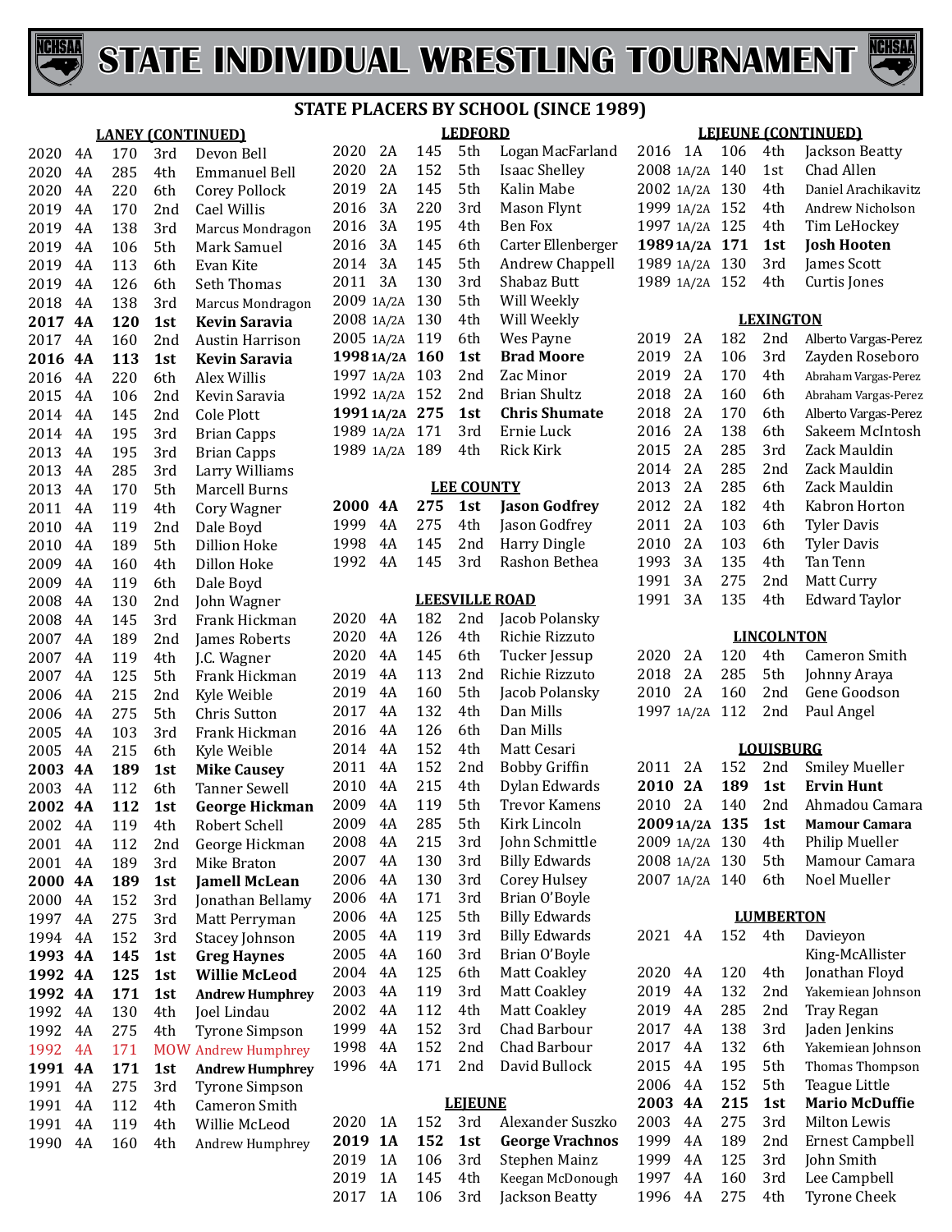# STATE INDIVIDUAL WRESTLING TOURNAMENT

## STATE PLACERS BY SCHOOL (SINCE 1989)

### LANEY (CONTINUED)

| Year | Class | Weight | Place | Name |
|---|---|---|---|---|
| 2020 | 4A | 170 | 3rd | Devon Bell |
| 2020 | 4A | 285 | 4th | Emmanuel Bell |
| 2020 | 4A | 220 | 6th | Corey Pollock |
| 2019 | 4A | 170 | 2nd | Cael Willis |
| 2019 | 4A | 138 | 3rd | Marcus Mondragon |
| 2019 | 4A | 106 | 5th | Mark Samuel |
| 2019 | 4A | 113 | 6th | Evan Kite |
| 2019 | 4A | 126 | 6th | Seth Thomas |
| 2018 | 4A | 138 | 3rd | Marcus Mondragon |
| **2017** | **4A** | **120** | **1st** | **Kevin Saravia** |
| 2017 | 4A | 160 | 2nd | Austin Harrison |
| **2016** | **4A** | **113** | **1st** | **Kevin Saravia** |
| 2016 | 4A | 220 | 6th | Alex Willis |
| 2015 | 4A | 106 | 2nd | Kevin Saravia |
| 2014 | 4A | 145 | 2nd | Cole Plott |
| 2014 | 4A | 195 | 3rd | Brian Capps |
| 2013 | 4A | 195 | 3rd | Brian Capps |
| 2013 | 4A | 285 | 3rd | Larry Williams |
| 2013 | 4A | 170 | 5th | Marcell Burns |
| 2011 | 4A | 119 | 4th | Cory Wagner |
| 2010 | 4A | 119 | 2nd | Dale Boyd |
| 2010 | 4A | 189 | 5th | Dillion Hoke |
| 2009 | 4A | 160 | 4th | Dillon Hoke |
| 2009 | 4A | 119 | 6th | Dale Boyd |
| 2008 | 4A | 130 | 2nd | John Wagner |
| 2008 | 4A | 145 | 3rd | Frank Hickman |
| 2007 | 4A | 189 | 2nd | James Roberts |
| 2007 | 4A | 119 | 4th | J.C. Wagner |
| 2007 | 4A | 125 | 5th | Frank Hickman |
| 2006 | 4A | 215 | 2nd | Kyle Weible |
| 2006 | 4A | 275 | 5th | Chris Sutton |
| 2005 | 4A | 103 | 3rd | Frank Hickman |
| 2005 | 4A | 215 | 6th | Kyle Weible |
| **2003** | **4A** | **189** | **1st** | **Mike Causey** |
| 2003 | 4A | 112 | 6th | Tanner Sewell |
| **2002** | **4A** | **112** | **1st** | **George Hickman** |
| 2002 | 4A | 119 | 4th | Robert Schell |
| 2001 | 4A | 112 | 2nd | George Hickman |
| 2001 | 4A | 189 | 3rd | Mike Braton |
| **2000** | **4A** | **189** | **1st** | **Jamell McLean** |
| 2000 | 4A | 152 | 3rd | Jonathan Bellamy |
| 1997 | 4A | 275 | 3rd | Matt Perryman |
| 1994 | 4A | 152 | 3rd | Stacey Johnson |
| **1993** | **4A** | **145** | **1st** | **Greg Haynes** |
| **1992** | **4A** | **125** | **1st** | **Willie McLeod** |
| **1992** | **4A** | **171** | **1st** | **Andrew Humphrey** |
| 1992 | 4A | 130 | 4th | Joel Lindau |
| 1992 | 4A | 275 | 4th | Tyrone Simpson |
| 1992 | 4A | 171 | MOW | Andrew Humphrey |
| **1991** | **4A** | **171** | **1st** | **Andrew Humphrey** |
| 1991 | 4A | 275 | 3rd | Tyrone Simpson |
| 1991 | 4A | 112 | 4th | Cameron Smith |
| 1991 | 4A | 119 | 4th | Willie McLeod |
| 1990 | 4A | 160 | 4th | Andrew Humphrey |

### LEDFORD

| Year | Class | Weight | Place | Name |
|---|---|---|---|---|
| 2020 | 2A | 145 | 5th | Logan MacFarland |
| 2020 | 2A | 152 | 5th | Isaac Shelley |
| 2019 | 2A | 145 | 5th | Kalin Mabe |
| 2016 | 3A | 220 | 3rd | Mason Flynt |
| 2016 | 3A | 195 | 4th | Ben Fox |
| 2016 | 3A | 145 | 6th | Carter Ellenberger |
| 2014 | 3A | 145 | 5th | Andrew Chappell |
| 2011 | 3A | 130 | 3rd | Shabaz Butt |
| 2009 | 1A/2A | 130 | 5th | Will Weekly |
| 2008 | 1A/2A | 130 | 4th | Will Weekly |
| 2005 | 1A/2A | 119 | 6th | Wes Payne |
| **1998** | **1A/2A** | **160** | **1st** | **Brad Moore** |
| 1997 | 1A/2A | 103 | 2nd | Zac Minor |
| 1992 | 1A/2A | 152 | 2nd | Brian Shultz |
| **1991** | **1A/2A** | **275** | **1st** | **Chris Shumate** |
| 1989 | 1A/2A | 171 | 3rd | Ernie Luck |
| 1989 | 1A/2A | 189 | 4th | Rick Kirk |

### LEE COUNTY

| Year | Class | Weight | Place | Name |
|---|---|---|---|---|
| **2000** | **4A** | **275** | **1st** | **Jason Godfrey** |
| 1999 | 4A | 275 | 4th | Jason Godfrey |
| 1998 | 4A | 145 | 2nd | Harry Dingle |
| 1992 | 4A | 145 | 3rd | Rashon Bethea |

### LEESVILLE ROAD

| Year | Class | Weight | Place | Name |
|---|---|---|---|---|
| 2020 | 4A | 182 | 2nd | Jacob Polansky |
| 2020 | 4A | 126 | 4th | Richie Rizzuto |
| 2020 | 4A | 145 | 6th | Tucker Jessup |
| 2019 | 4A | 113 | 2nd | Richie Rizzuto |
| 2019 | 4A | 160 | 5th | Jacob Polansky |
| 2017 | 4A | 132 | 4th | Dan Mills |
| 2016 | 4A | 126 | 6th | Dan Mills |
| 2014 | 4A | 152 | 4th | Matt Cesari |
| 2011 | 4A | 152 | 2nd | Bobby Griffin |
| 2010 | 4A | 215 | 4th | Dylan Edwards |
| 2009 | 4A | 119 | 5th | Trevor Kamens |
| 2009 | 4A | 285 | 5th | Kirk Lincoln |
| 2008 | 4A | 215 | 3rd | John Schmittle |
| 2007 | 4A | 130 | 3rd | Billy Edwards |
| 2006 | 4A | 130 | 3rd | Corey Hulsey |
| 2006 | 4A | 171 | 3rd | Brian O'Boyle |
| 2006 | 4A | 125 | 5th | Billy Edwards |
| 2005 | 4A | 119 | 3rd | Billy Edwards |
| 2005 | 4A | 160 | 3rd | Brian O'Boyle |
| 2004 | 4A | 125 | 6th | Matt Coakley |
| 2003 | 4A | 119 | 3rd | Matt Coakley |
| 2002 | 4A | 112 | 4th | Matt Coakley |
| 1999 | 4A | 152 | 3rd | Chad Barbour |
| 1998 | 4A | 152 | 2nd | Chad Barbour |
| 1996 | 4A | 171 | 2nd | David Bullock |

### LEJEUNE

| Year | Class | Weight | Place | Name |
|---|---|---|---|---|
| 2020 | 1A | 152 | 3rd | Alexander Suszko |
| **2019** | **1A** | **152** | **1st** | **George Vrachnos** |
| 2019 | 1A | 106 | 3rd | Stephen Mainz |
| 2019 | 1A | 145 | 4th | Keegan McDonough |
| 2017 | 1A | 106 | 3rd | Jackson Beatty |

### LEJEUNE (CONTINUED)

| Year | Class | Weight | Place | Name |
|---|---|---|---|---|
| 2016 | 1A | 106 | 4th | Jackson Beatty |
| 2008 | 1A/2A | 140 | 1st | Chad Allen |
| 2002 | 1A/2A | 130 | 4th | Daniel Arachikavitz |
| 1999 | 1A/2A | 152 | 4th | Andrew Nicholson |
| 1997 | 1A/2A | 125 | 4th | Tim LeHockey |
| **1989** | **1A/2A** | **171** | **1st** | **Josh Hooten** |
| 1989 | 1A/2A | 130 | 3rd | James Scott |
| 1989 | 1A/2A | 152 | 4th | Curtis Jones |

### LEXINGTON

| Year | Class | Weight | Place | Name |
|---|---|---|---|---|
| 2019 | 2A | 182 | 2nd | Alberto Vargas-Perez |
| 2019 | 2A | 106 | 3rd | Zayden Roseboro |
| 2019 | 2A | 170 | 4th | Abraham Vargas-Perez |
| 2018 | 2A | 160 | 6th | Abraham Vargas-Perez |
| 2018 | 2A | 170 | 6th | Alberto Vargas-Perez |
| 2016 | 2A | 138 | 6th | Sakeem McIntosh |
| 2015 | 2A | 285 | 3rd | Zack Mauldin |
| 2014 | 2A | 285 | 2nd | Zack Mauldin |
| 2013 | 2A | 285 | 6th | Zack Mauldin |
| 2012 | 2A | 182 | 4th | Kabron Horton |
| 2011 | 2A | 103 | 6th | Tyler Davis |
| 2010 | 2A | 103 | 6th | Tyler Davis |
| 1993 | 3A | 135 | 4th | Tan Tenn |
| 1991 | 3A | 275 | 2nd | Matt Curry |
| 1991 | 3A | 135 | 4th | Edward Taylor |

### LINCOLNTON

| Year | Class | Weight | Place | Name |
|---|---|---|---|---|
| 2020 | 2A | 120 | 4th | Cameron Smith |
| 2018 | 2A | 285 | 5th | Johnny Araya |
| 2010 | 2A | 160 | 2nd | Gene Goodson |
| 1997 | 1A/2A | 112 | 2nd | Paul Angel |

### LOUISBURG

| Year | Class | Weight | Place | Name |
|---|---|---|---|---|
| 2011 | 2A | 152 | 2nd | Smiley Mueller |
| **2010** | **2A** | **189** | **1st** | **Ervin Hunt** |
| 2010 | 2A | 140 | 2nd | Ahmadou Camara |
| **2009** | **1A/2A** | **135** | **1st** | **Mamour Camara** |
| 2009 | 1A/2A | 130 | 4th | Philip Mueller |
| 2008 | 1A/2A | 130 | 5th | Mamour Camara |
| 2007 | 1A/2A | 140 | 6th | Noel Mueller |

### LUMBERTON

| Year | Class | Weight | Place | Name |
|---|---|---|---|---|
| 2021 | 4A | 152 | 4th | Davieyon King-McAllister |
| 2020 | 4A | 120 | 4th | Jonathan Floyd |
| 2019 | 4A | 132 | 2nd | Yakemiean Johnson |
| 2019 | 4A | 285 | 2nd | Tray Regan |
| 2017 | 4A | 138 | 3rd | Jaden Jenkins |
| 2017 | 4A | 132 | 6th | Yakemiean Johnson |
| 2015 | 4A | 195 | 5th | Thomas Thompson |
| 2006 | 4A | 152 | 5th | Teague Little |
| **2003** | **4A** | **215** | **1st** | **Mario McDuffie** |
| 2003 | 4A | 275 | 3rd | Milton Lewis |
| 1999 | 4A | 189 | 2nd | Ernest Campbell |
| 1999 | 4A | 125 | 3rd | John Smith |
| 1997 | 4A | 160 | 3rd | Lee Campbell |
| 1996 | 4A | 275 | 4th | Tyrone Cheek |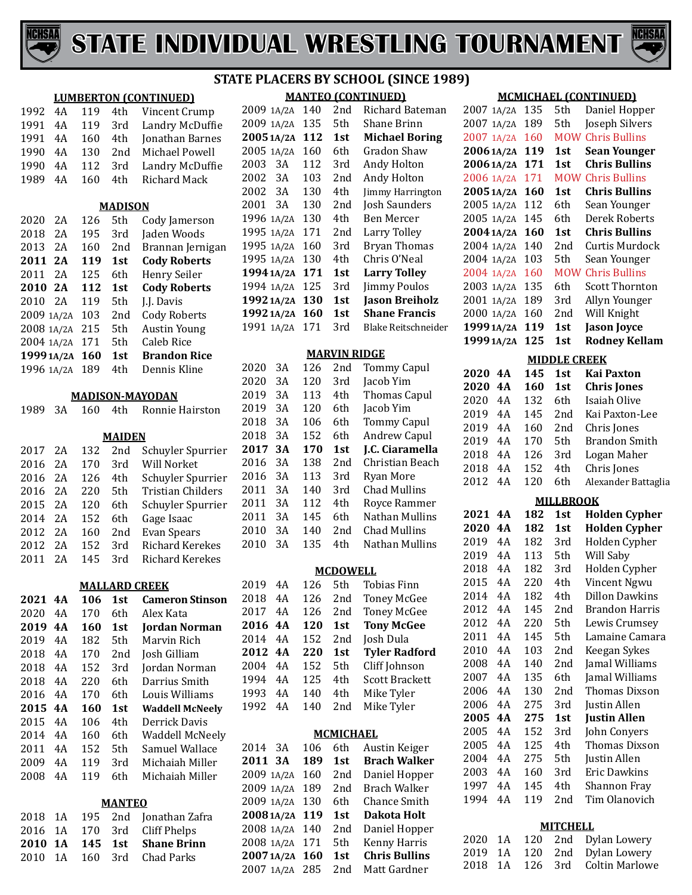# STATE INDIVIDUAL WRESTLING TOURNAMENT

## STATE PLACERS BY SCHOOL (SINCE 1989)

### LUMBERTON (CONTINUED)

| Year | Class | Wt | Place | Name |
|---|---|---|---|---|
| 1992 | 4A | 119 | 4th | Vincent Crump |
| 1991 | 4A | 119 | 3rd | Landry McDuffie |
| 1991 | 4A | 160 | 4th | Jonathan Barnes |
| 1990 | 4A | 130 | 2nd | Michael Powell |
| 1990 | 4A | 112 | 3rd | Landry McDuffie |
| 1989 | 4A | 160 | 4th | Richard Mack |

### MADISON

| Year | Class | Wt | Place | Name |
|---|---|---|---|---|
| 2020 | 2A | 126 | 5th | Cody Jamerson |
| 2018 | 2A | 195 | 3rd | Jaden Woods |
| 2013 | 2A | 160 | 2nd | Brannan Jernigan |
| **2011** | **2A** | **119** | **1st** | **Cody Roberts** |
| 2011 | 2A | 125 | 6th | Henry Seiler |
| **2010** | **2A** | **112** | **1st** | **Cody Roberts** |
| 2010 | 2A | 119 | 5th | J.J. Davis |
| 2009 | 1A/2A | 103 | 2nd | Cody Roberts |
| 2008 | 1A/2A | 215 | 5th | Austin Young |
| 2004 | 1A/2A | 171 | 5th | Caleb Rice |
| **1999** | **1A/2A** | **160** | **1st** | **Brandon Rice** |
| 1996 | 1A/2A | 189 | 4th | Dennis Kline |

### MADISON-MAYODAN

| Year | Class | Wt | Place | Name |
|---|---|---|---|---|
| 1989 | 3A | 160 | 4th | Ronnie Hairston |

### MAIDEN

| Year | Class | Wt | Place | Name |
|---|---|---|---|---|
| 2017 | 2A | 132 | 2nd | Schuyler Spurrier |
| 2016 | 2A | 170 | 3rd | Will Norket |
| 2016 | 2A | 126 | 4th | Schuyler Spurrier |
| 2016 | 2A | 220 | 5th | Tristian Childers |
| 2015 | 2A | 120 | 6th | Schuyler Spurrier |
| 2014 | 2A | 152 | 6th | Gage Isaac |
| 2012 | 2A | 160 | 2nd | Evan Spears |
| 2012 | 2A | 152 | 3rd | Richard Kerekes |
| 2011 | 2A | 145 | 3rd | Richard Kerekes |

### MALLARD CREEK

| Year | Class | Wt | Place | Name |
|---|---|---|---|---|
| **2021** | **4A** | **106** | **1st** | **Cameron Stinson** |
| 2020 | 4A | 170 | 6th | Alex Kata |
| **2019** | **4A** | **160** | **1st** | **Jordan Norman** |
| 2019 | 4A | 182 | 5th | Marvin Rich |
| 2018 | 4A | 170 | 2nd | Josh Gilliam |
| 2018 | 4A | 152 | 3rd | Jordan Norman |
| 2018 | 4A | 220 | 6th | Darrius Smith |
| 2016 | 4A | 170 | 6th | Louis Williams |
| **2015** | **4A** | **160** | **1st** | **Waddell McNeely** |
| 2015 | 4A | 106 | 4th | Derrick Davis |
| 2014 | 4A | 160 | 6th | Waddell McNeely |
| 2011 | 4A | 152 | 5th | Samuel Wallace |
| 2009 | 4A | 119 | 3rd | Michaiah Miller |
| 2008 | 4A | 119 | 6th | Michaiah Miller |

### MANTEO

| Year | Class | Wt | Place | Name |
|---|---|---|---|---|
| 2018 | 1A | 195 | 2nd | Jonathan Zafra |
| 2016 | 1A | 170 | 3rd | Cliff Phelps |
| **2010** | **1A** | **145** | **1st** | **Shane Brinn** |
| 2010 | 1A | 160 | 3rd | Chad Parks |

### MANTEO (CONTINUED)

| Year | Class | Wt | Place | Name |
|---|---|---|---|---|
| 2009 | 1A/2A | 140 | 2nd | Richard Bateman |
| 2009 | 1A/2A | 135 | 5th | Shane Brinn |
| **2005** | **1A/2A** | **112** | **1st** | **Michael Boring** |
| 2005 | 1A/2A | 160 | 6th | Gradon Shaw |
| 2003 | 3A | 112 | 3rd | Andy Holton |
| 2002 | 3A | 103 | 2nd | Andy Holton |
| 2002 | 3A | 130 | 4th | Jimmy Harrington |
| 2001 | 3A | 130 | 2nd | Josh Saunders |
| 1996 | 1A/2A | 130 | 4th | Ben Mercer |
| 1995 | 1A/2A | 171 | 2nd | Larry Tolley |
| 1995 | 1A/2A | 160 | 3rd | Bryan Thomas |
| 1995 | 1A/2A | 130 | 4th | Chris O'Neal |
| **1994** | **1A/2A** | **171** | **1st** | **Larry Tolley** |
| 1994 | 1A/2A | 125 | 3rd | Jimmy Poulos |
| **1992** | **1A/2A** | **130** | **1st** | **Jason Breiholz** |
| **1992** | **1A/2A** | **160** | **1st** | **Shane Francis** |
| 1991 | 1A/2A | 171 | 3rd | Blake Reitschneider |

### MARVIN RIDGE

| Year | Class | Wt | Place | Name |
|---|---|---|---|---|
| 2020 | 3A | 126 | 2nd | Tommy Capul |
| 2020 | 3A | 120 | 3rd | Jacob Yim |
| 2019 | 3A | 113 | 4th | Thomas Capul |
| 2019 | 3A | 120 | 6th | Jacob Yim |
| 2018 | 3A | 106 | 6th | Tommy Capul |
| 2018 | 3A | 152 | 6th | Andrew Capul |
| **2017** | **3A** | **170** | **1st** | **J.C. Ciaramella** |
| 2016 | 3A | 138 | 2nd | Christian Beach |
| 2016 | 3A | 113 | 3rd | Ryan More |
| 2011 | 3A | 140 | 3rd | Chad Mullins |
| 2011 | 3A | 112 | 4th | Royce Rammer |
| 2011 | 3A | 145 | 6th | Nathan Mullins |
| 2010 | 3A | 140 | 2nd | Chad Mullins |
| 2010 | 3A | 135 | 4th | Nathan Mullins |

### MCDOWELL

| Year | Class | Wt | Place | Name |
|---|---|---|---|---|
| 2019 | 4A | 126 | 5th | Tobias Finn |
| 2018 | 4A | 126 | 2nd | Toney McGee |
| 2017 | 4A | 126 | 2nd | Toney McGee |
| **2016** | **4A** | **120** | **1st** | **Tony McGee** |
| 2014 | 4A | 152 | 2nd | Josh Dula |
| **2012** | **4A** | **220** | **1st** | **Tyler Radford** |
| 2004 | 4A | 152 | 5th | Cliff Johnson |
| 1994 | 4A | 125 | 4th | Scott Brackett |
| 1993 | 4A | 140 | 4th | Mike Tyler |
| 1992 | 4A | 140 | 2nd | Mike Tyler |

### MCMICHAEL

| Year | Class | Wt | Place | Name |
|---|---|---|---|---|
| 2014 | 3A | 106 | 6th | Austin Keiger |
| **2011** | **3A** | **189** | **1st** | **Brach Walker** |
| 2009 | 1A/2A | 160 | 2nd | Daniel Hopper |
| 2009 | 1A/2A | 189 | 2nd | Brach Walker |
| 2009 | 1A/2A | 130 | 6th | Chance Smith |
| **2008** | **1A/2A** | **119** | **1st** | **Dakota Holt** |
| 2008 | 1A/2A | 140 | 2nd | Daniel Hopper |
| 2008 | 1A/2A | 171 | 5th | Kenny Harris |
| **2007** | **1A/2A** | **160** | **1st** | **Chris Bullins** |
| 2007 | 1A/2A | 285 | 2nd | Matt Gardner |

### MCMICHAEL (CONTINUED)

| Year | Class | Wt | Place | Name |
|---|---|---|---|---|
| 2007 | 1A/2A | 135 | 5th | Daniel Hopper |
| 2007 | 1A/2A | 189 | 5th | Joseph Silvers |
| 2007 | 1A/2A | 160 | MOW | Chris Bullins |
| **2006** | **1A/2A** | **119** | **1st** | **Sean Younger** |
| **2006** | **1A/2A** | **171** | **1st** | **Chris Bullins** |
| 2006 | 1A/2A | 171 | MOW | Chris Bullins |
| **2005** | **1A/2A** | **160** | **1st** | **Chris Bullins** |
| 2005 | 1A/2A | 112 | 6th | Sean Younger |
| 2005 | 1A/2A | 145 | 6th | Derek Roberts |
| **2004** | **1A/2A** | **160** | **1st** | **Chris Bullins** |
| 2004 | 1A/2A | 140 | 2nd | Curtis Murdock |
| 2004 | 1A/2A | 103 | 5th | Sean Younger |
| 2004 | 1A/2A | 160 | MOW | Chris Bullins |
| 2003 | 1A/2A | 135 | 6th | Scott Thornton |
| 2001 | 1A/2A | 189 | 3rd | Allyn Younger |
| 2000 | 1A/2A | 160 | 2nd | Will Knight |
| **1999** | **1A/2A** | **119** | **1st** | **Jason Joyce** |
| **1999** | **1A/2A** | **125** | **1st** | **Rodney Kellam** |

### MIDDLE CREEK

| Year | Class | Wt | Place | Name |
|---|---|---|---|---|
| **2020** | **4A** | **145** | **1st** | **Kai Paxton** |
| **2020** | **4A** | **160** | **1st** | **Chris Jones** |
| 2020 | 4A | 132 | 6th | Isaiah Olive |
| 2019 | 4A | 145 | 2nd | Kai Paxton-Lee |
| 2019 | 4A | 160 | 2nd | Chris Jones |
| 2019 | 4A | 170 | 5th | Brandon Smith |
| 2018 | 4A | 126 | 3rd | Logan Maher |
| 2018 | 4A | 152 | 4th | Chris Jones |
| 2012 | 4A | 120 | 6th | Alexander Battaglia |

### MILLBROOK

| Year | Class | Wt | Place | Name |
|---|---|---|---|---|
| **2021** | **4A** | **182** | **1st** | **Holden Cypher** |
| **2020** | **4A** | **182** | **1st** | **Holden Cypher** |
| 2019 | 4A | 182 | 3rd | Holden Cypher |
| 2019 | 4A | 113 | 5th | Will Saby |
| 2018 | 4A | 182 | 3rd | Holden Cypher |
| 2015 | 4A | 220 | 4th | Vincent Ngwu |
| 2014 | 4A | 182 | 4th | Dillon Dawkins |
| 2012 | 4A | 145 | 2nd | Brandon Harris |
| 2012 | 4A | 220 | 5th | Lewis Crumsey |
| 2011 | 4A | 145 | 5th | Lamaine Camara |
| 2010 | 4A | 103 | 2nd | Keegan Sykes |
| 2008 | 4A | 140 | 2nd | Jamal Williams |
| 2007 | 4A | 135 | 6th | Jamal Williams |
| 2006 | 4A | 130 | 2nd | Thomas Dixson |
| 2006 | 4A | 275 | 3rd | Justin Allen |
| **2005** | **4A** | **275** | **1st** | **Justin Allen** |
| 2005 | 4A | 152 | 3rd | John Conyers |
| 2005 | 4A | 125 | 4th | Thomas Dixson |
| 2004 | 4A | 275 | 5th | Justin Allen |
| 2003 | 4A | 160 | 3rd | Eric Dawkins |
| 1997 | 4A | 145 | 4th | Shannon Fray |
| 1994 | 4A | 119 | 2nd | Tim Olanovich |

### MITCHELL

| Year | Class | Wt | Place | Name |
|---|---|---|---|---|
| 2020 | 1A | 120 | 2nd | Dylan Lowery |
| 2019 | 1A | 120 | 2nd | Dylan Lowery |
| 2018 | 1A | 126 | 3rd | Coltin Marlowe |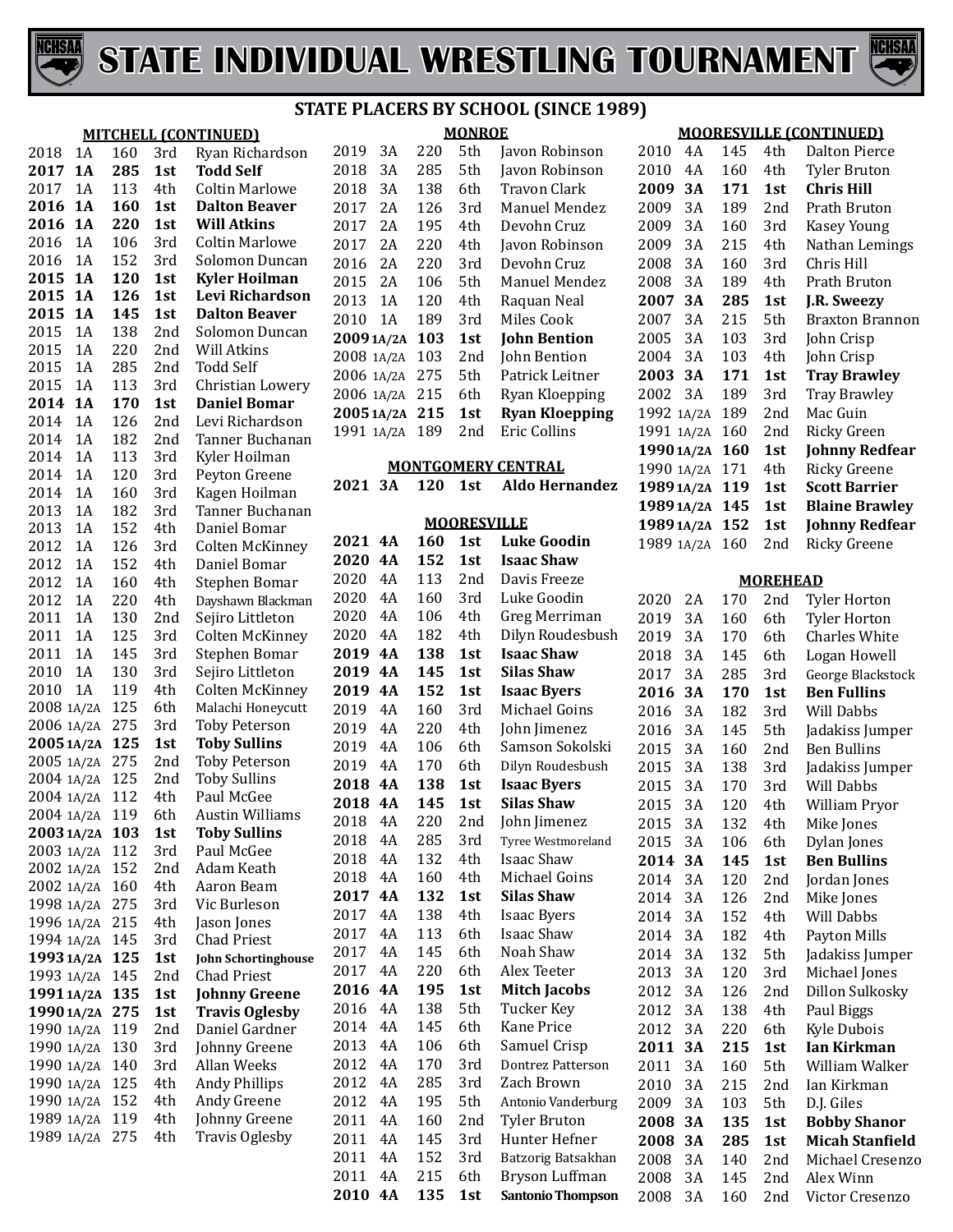# STATE INDIVIDUAL WRESTLING TOURNAMENT

## STATE PLACERS BY SCHOOL (SINCE 1989)

### MITCHELL (CONTINUED)

| Year | Class | Wt | Place | Name |
|---|---|---|---|---|
| 2018 | 1A | 160 | 3rd | Ryan Richardson |
| **2017** | **1A** | **285** | **1st** | **Todd Self** |
| 2017 | 1A | 113 | 4th | Coltin Marlowe |
| **2016** | **1A** | **160** | **1st** | **Dalton Beaver** |
| **2016** | **1A** | **220** | **1st** | **Will Atkins** |
| 2016 | 1A | 106 | 3rd | Coltin Marlowe |
| 2016 | 1A | 152 | 3rd | Solomon Duncan |
| **2015** | **1A** | **120** | **1st** | **Kyler Hoilman** |
| **2015** | **1A** | **126** | **1st** | **Levi Richardson** |
| **2015** | **1A** | **145** | **1st** | **Dalton Beaver** |
| 2015 | 1A | 138 | 2nd | Solomon Duncan |
| 2015 | 1A | 220 | 2nd | Will Atkins |
| 2015 | 1A | 285 | 2nd | Todd Self |
| 2015 | 1A | 113 | 3rd | Christian Lowery |
| **2014** | **1A** | **170** | **1st** | **Daniel Bomar** |
| 2014 | 1A | 126 | 2nd | Levi Richardson |
| 2014 | 1A | 182 | 2nd | Tanner Buchanan |
| 2014 | 1A | 113 | 3rd | Kyler Hoilman |
| 2014 | 1A | 120 | 3rd | Peyton Greene |
| 2014 | 1A | 160 | 3rd | Kagen Hoilman |
| 2013 | 1A | 182 | 3rd | Tanner Buchanan |
| 2013 | 1A | 152 | 4th | Daniel Bomar |
| 2012 | 1A | 126 | 3rd | Colten McKinney |
| 2012 | 1A | 152 | 4th | Daniel Bomar |
| 2012 | 1A | 160 | 4th | Stephen Bomar |
| 2012 | 1A | 220 | 4th | Dayshawn Blackman |
| 2011 | 1A | 130 | 2nd | Sejiro Littleton |
| 2011 | 1A | 125 | 3rd | Colten McKinney |
| 2011 | 1A | 145 | 3rd | Stephen Bomar |
| 2010 | 1A | 130 | 3rd | Sejiro Littleton |
| 2010 | 1A | 119 | 4th | Colten McKinney |
| 2008 | 1A/2A | 125 | 6th | Malachi Honeycutt |
| 2006 | 1A/2A | 275 | 3rd | Toby Peterson |
| **2005** | **1A/2A** | **125** | **1st** | **Toby Sullins** |
| 2005 | 1A/2A | 275 | 2nd | Toby Peterson |
| 2004 | 1A/2A | 125 | 2nd | Toby Sullins |
| 2004 | 1A/2A | 112 | 4th | Paul McGee |
| 2004 | 1A/2A | 119 | 6th | Austin Williams |
| **2003** | **1A/2A** | **103** | **1st** | **Toby Sullins** |
| 2003 | 1A/2A | 112 | 3rd | Paul McGee |
| 2002 | 1A/2A | 152 | 2nd | Adam Keath |
| 2002 | 1A/2A | 160 | 4th | Aaron Beam |
| 1998 | 1A/2A | 275 | 3rd | Vic Burleson |
| 1996 | 1A/2A | 215 | 4th | Jason Jones |
| 1994 | 1A/2A | 145 | 3rd | Chad Priest |
| **1993** | **1A/2A** | **125** | **1st** | **John Schortinghouse** |
| 1993 | 1A/2A | 145 | 2nd | Chad Priest |
| **1991** | **1A/2A** | **135** | **1st** | **Johnny Greene** |
| **1990** | **1A/2A** | **275** | **1st** | **Travis Oglesby** |
| 1990 | 1A/2A | 119 | 2nd | Daniel Gardner |
| 1990 | 1A/2A | 130 | 3rd | Johnny Greene |
| 1990 | 1A/2A | 140 | 3rd | Allan Weeks |
| 1990 | 1A/2A | 125 | 4th | Andy Phillips |
| 1990 | 1A/2A | 152 | 4th | Andy Greene |
| 1989 | 1A/2A | 119 | 4th | Johnny Greene |
| 1989 | 1A/2A | 275 | 4th | Travis Oglesby |

### MONROE

| Year | Class | Wt | Place | Name |
|---|---|---|---|---|
| 2019 | 3A | 220 | 5th | Javon Robinson |
| 2018 | 3A | 285 | 5th | Javon Robinson |
| 2018 | 3A | 138 | 6th | Travon Clark |
| 2017 | 2A | 126 | 3rd | Manuel Mendez |
| 2017 | 2A | 195 | 4th | Devohn Cruz |
| 2017 | 2A | 220 | 4th | Javon Robinson |
| 2016 | 2A | 220 | 3rd | Devohn Cruz |
| 2015 | 2A | 106 | 5th | Manuel Mendez |
| 2013 | 1A | 120 | 4th | Raquan Neal |
| 2010 | 1A | 189 | 3rd | Miles Cook |
| **2009** | **1A/2A** | **103** | **1st** | **John Bention** |
| 2008 | 1A/2A | 103 | 2nd | John Bention |
| 2006 | 1A/2A | 275 | 5th | Patrick Leitner |
| 2006 | 1A/2A | 215 | 6th | Ryan Kloepping |
| **2005** | **1A/2A** | **215** | **1st** | **Ryan Kloepping** |
| 1991 | 1A/2A | 189 | 2nd | Eric Collins |

### MONTGOMERY CENTRAL

| Year | Class | Wt | Place | Name |
|---|---|---|---|---|
| **2021** | **3A** | **120** | **1st** | **Aldo Hernandez** |

### MOORESVILLE

| Year | Class | Wt | Place | Name |
|---|---|---|---|---|
| **2021** | **4A** | **160** | **1st** | **Luke Goodin** |
| **2020** | **4A** | **152** | **1st** | **Isaac Shaw** |
| 2020 | 4A | 113 | 2nd | Davis Freeze |
| 2020 | 4A | 160 | 3rd | Luke Goodin |
| 2020 | 4A | 106 | 4th | Greg Merriman |
| 2020 | 4A | 182 | 4th | Dilyn Roudesbush |
| **2019** | **4A** | **138** | **1st** | **Isaac Shaw** |
| **2019** | **4A** | **145** | **1st** | **Silas Shaw** |
| **2019** | **4A** | **152** | **1st** | **Isaac Byers** |
| 2019 | 4A | 160 | 3rd | Michael Goins |
| 2019 | 4A | 220 | 4th | John Jimenez |
| 2019 | 4A | 106 | 6th | Samson Sokolski |
| 2019 | 4A | 170 | 6th | Dilyn Roudesbush |
| **2018** | **4A** | **138** | **1st** | **Isaac Byers** |
| **2018** | **4A** | **145** | **1st** | **Silas Shaw** |
| 2018 | 4A | 220 | 2nd | John Jimenez |
| 2018 | 4A | 285 | 3rd | Tyree Westmoreland |
| 2018 | 4A | 132 | 4th | Isaac Shaw |
| 2018 | 4A | 160 | 4th | Michael Goins |
| **2017** | **4A** | **132** | **1st** | **Silas Shaw** |
| 2017 | 4A | 138 | 4th | Isaac Byers |
| 2017 | 4A | 113 | 6th | Isaac Shaw |
| 2017 | 4A | 145 | 6th | Noah Shaw |
| 2017 | 4A | 220 | 6th | Alex Teeter |
| **2016** | **4A** | **195** | **1st** | **Mitch Jacobs** |
| 2016 | 4A | 138 | 5th | Tucker Key |
| 2014 | 4A | 145 | 6th | Kane Price |
| 2013 | 4A | 106 | 6th | Samuel Crisp |
| 2012 | 4A | 170 | 3rd | Dontrez Patterson |
| 2012 | 4A | 285 | 3rd | Zach Brown |
| 2012 | 4A | 195 | 5th | Antonio Vanderburg |
| 2011 | 4A | 160 | 2nd | Tyler Bruton |
| 2011 | 4A | 145 | 3rd | Hunter Hefner |
| 2011 | 4A | 152 | 3rd | Batzorig Batsakhan |
| 2011 | 4A | 215 | 6th | Bryson Luffman |
| **2010** | **4A** | **135** | **1st** | **Santonio Thompson** |

### MOORESVILLE (CONTINUED)

| Year | Class | Wt | Place | Name |
|---|---|---|---|---|
| 2010 | 4A | 145 | 4th | Dalton Pierce |
| 2010 | 4A | 160 | 4th | Tyler Bruton |
| **2009** | **3A** | **171** | **1st** | **Chris Hill** |
| 2009 | 3A | 189 | 2nd | Prath Bruton |
| 2009 | 3A | 160 | 3rd | Kasey Young |
| 2009 | 3A | 215 | 4th | Nathan Lemings |
| 2008 | 3A | 160 | 3rd | Chris Hill |
| 2008 | 3A | 189 | 4th | Prath Bruton |
| **2007** | **3A** | **285** | **1st** | **J.R. Sweezy** |
| 2007 | 3A | 215 | 5th | Braxton Brannon |
| 2005 | 3A | 103 | 3rd | John Crisp |
| 2004 | 3A | 103 | 4th | John Crisp |
| **2003** | **3A** | **171** | **1st** | **Tray Brawley** |
| 2002 | 3A | 189 | 3rd | Tray Brawley |
| 1992 | 1A/2A | 189 | 2nd | Mac Guin |
| 1991 | 1A/2A | 160 | 2nd | Ricky Green |
| **1990** | **1A/2A** | **160** | **1st** | **Johnny Redfear** |
| 1990 | 1A/2A | 171 | 4th | Ricky Greene |
| **1989** | **1A/2A** | **119** | **1st** | **Scott Barrier** |
| **1989** | **1A/2A** | **145** | **1st** | **Blaine Brawley** |
| **1989** | **1A/2A** | **152** | **1st** | **Johnny Redfear** |
| 1989 | 1A/2A | 160 | 2nd | Ricky Greene |

### MOREHEAD

| Year | Class | Wt | Place | Name |
|---|---|---|---|---|
| 2020 | 2A | 170 | 2nd | Tyler Horton |
| 2019 | 3A | 160 | 6th | Tyler Horton |
| 2019 | 3A | 170 | 6th | Charles White |
| 2018 | 3A | 145 | 6th | Logan Howell |
| 2017 | 3A | 285 | 3rd | George Blackstock |
| **2016** | **3A** | **170** | **1st** | **Ben Fullins** |
| 2016 | 3A | 182 | 3rd | Will Dabbs |
| 2016 | 3A | 145 | 5th | Jadakiss Jumper |
| 2015 | 3A | 160 | 2nd | Ben Bullins |
| 2015 | 3A | 138 | 3rd | Jadakiss Jumper |
| 2015 | 3A | 170 | 3rd | Will Dabbs |
| 2015 | 3A | 120 | 4th | William Pryor |
| 2015 | 3A | 132 | 4th | Mike Jones |
| 2015 | 3A | 106 | 6th | Dylan Jones |
| **2014** | **3A** | **145** | **1st** | **Ben Bullins** |
| 2014 | 3A | 120 | 2nd | Jordan Jones |
| 2014 | 3A | 126 | 2nd | Mike Jones |
| 2014 | 3A | 152 | 4th | Will Dabbs |
| 2014 | 3A | 182 | 4th | Payton Mills |
| 2014 | 3A | 132 | 5th | Jadakiss Jumper |
| 2013 | 3A | 120 | 3rd | Michael Jones |
| 2012 | 3A | 126 | 2nd | Dillon Sulkosky |
| 2012 | 3A | 138 | 4th | Paul Biggs |
| 2012 | 3A | 220 | 6th | Kyle Dubois |
| **2011** | **3A** | **215** | **1st** | **Ian Kirkman** |
| 2011 | 3A | 160 | 5th | William Walker |
| 2010 | 3A | 215 | 2nd | Ian Kirkman |
| 2009 | 3A | 103 | 5th | D.J. Giles |
| **2008** | **3A** | **135** | **1st** | **Bobby Shanor** |
| **2008** | **3A** | **285** | **1st** | **Micah Stanfield** |
| 2008 | 3A | 140 | 2nd | Michael Cresenzo |
| 2008 | 3A | 145 | 2nd | Alex Winn |
| 2008 | 3A | 160 | 2nd | Victor Cresenzo |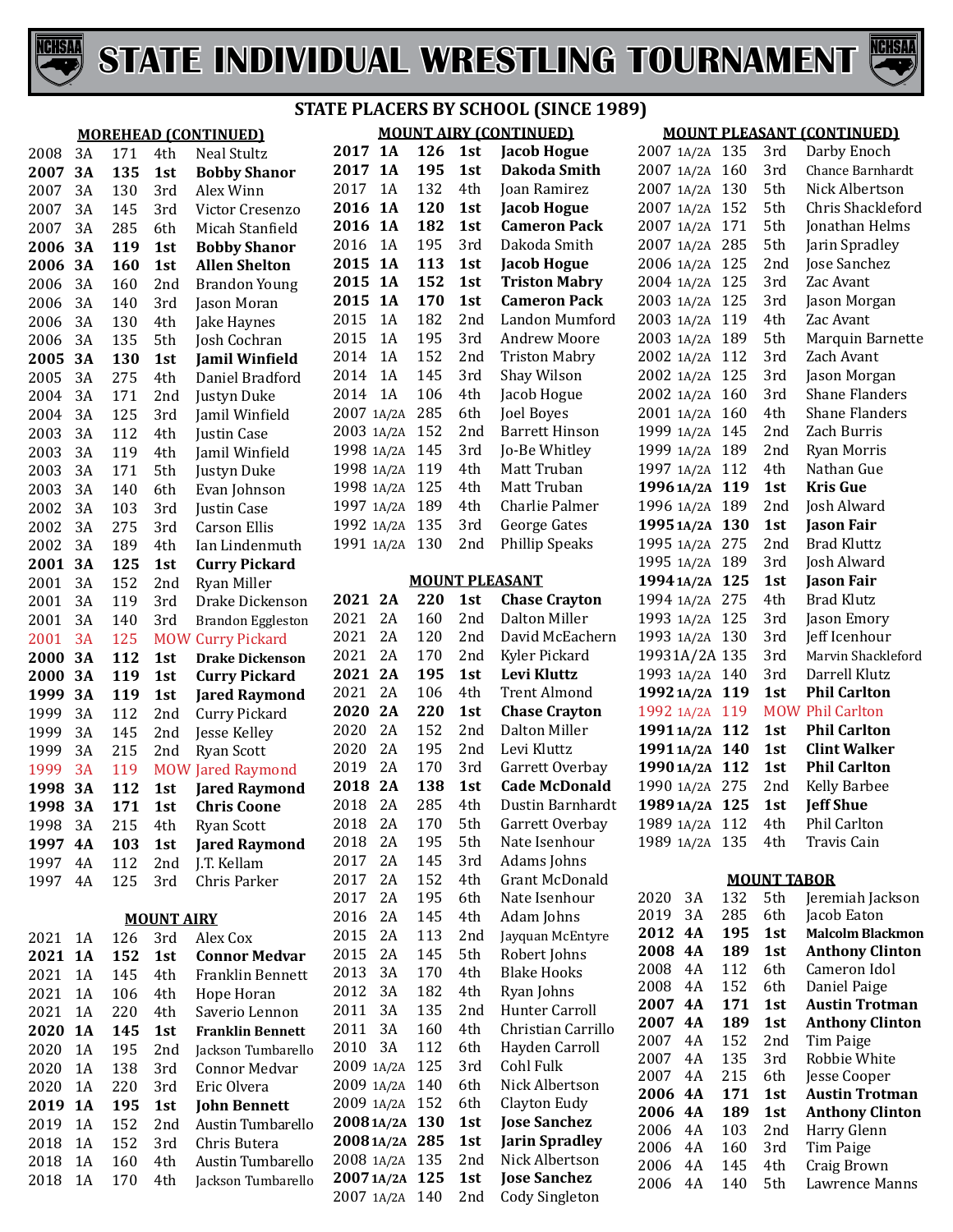# STATE INDIVIDUAL WRESTLING TOURNAMENT

## STATE PLACERS BY SCHOOL (SINCE 1989)

### MOREHEAD (CONTINUED)

| Year | Class | Weight | Place | Name |
|---|---|---|---|---|
| 2008 | 3A | 171 | 4th | Neal Stultz |
| **2007** | **3A** | **135** | **1st** | **Bobby Shanor** |
| 2007 | 3A | 130 | 3rd | Alex Winn |
| 2007 | 3A | 145 | 3rd | Victor Cresenzo |
| 2007 | 3A | 285 | 6th | Micah Stanfield |
| **2006** | **3A** | **119** | **1st** | **Bobby Shanor** |
| **2006** | **3A** | **160** | **1st** | **Allen Shelton** |
| 2006 | 3A | 160 | 2nd | Brandon Young |
| 2006 | 3A | 140 | 3rd | Jason Moran |
| 2006 | 3A | 130 | 4th | Jake Haynes |
| 2006 | 3A | 135 | 5th | Josh Cochran |
| **2005** | **3A** | **130** | **1st** | **Jamil Winfield** |
| 2005 | 3A | 275 | 4th | Daniel Bradford |
| 2004 | 3A | 171 | 2nd | Justyn Duke |
| 2004 | 3A | 125 | 3rd | Jamil Winfield |
| 2003 | 3A | 112 | 4th | Justin Case |
| 2003 | 3A | 119 | 4th | Jamil Winfield |
| 2003 | 3A | 171 | 5th | Justyn Duke |
| 2003 | 3A | 140 | 6th | Evan Johnson |
| 2002 | 3A | 103 | 3rd | Justin Case |
| 2002 | 3A | 275 | 3rd | Carson Ellis |
| 2002 | 3A | 189 | 4th | Ian Lindenmuth |
| **2001** | **3A** | **125** | **1st** | **Curry Pickard** |
| 2001 | 3A | 152 | 2nd | Ryan Miller |
| 2001 | 3A | 119 | 3rd | Drake Dickenson |
| 2001 | 3A | 140 | 3rd | Brandon Eggleston |
| 2001 | 3A | 125 | MOW | Curry Pickard |
| **2000** | **3A** | **112** | **1st** | **Drake Dickenson** |
| **2000** | **3A** | **119** | **1st** | **Curry Pickard** |
| **1999** | **3A** | **119** | **1st** | **Jared Raymond** |
| 1999 | 3A | 112 | 2nd | Curry Pickard |
| 1999 | 3A | 145 | 2nd | Jesse Kelley |
| 1999 | 3A | 215 | 2nd | Ryan Scott |
| 1999 | 3A | 119 | MOW | Jared Raymond |
| **1998** | **3A** | **112** | **1st** | **Jared Raymond** |
| **1998** | **3A** | **171** | **1st** | **Chris Coone** |
| 1998 | 3A | 215 | 4th | Ryan Scott |
| **1997** | **4A** | **103** | **1st** | **Jared Raymond** |
| 1997 | 4A | 112 | 2nd | J.T. Kellam |
| 1997 | 4A | 125 | 3rd | Chris Parker |

### MOUNT AIRY

| Year | Class | Weight | Place | Name |
|---|---|---|---|---|
| 2021 | 1A | 126 | 3rd | Alex Cox |
| **2021** | **1A** | **152** | **1st** | **Connor Medvar** |
| 2021 | 1A | 145 | 4th | Franklin Bennett |
| 2021 | 1A | 106 | 4th | Hope Horan |
| 2021 | 1A | 220 | 4th | Saverio Lennon |
| **2020** | **1A** | **145** | **1st** | **Franklin Bennett** |
| 2020 | 1A | 195 | 2nd | Jackson Tumbarello |
| 2020 | 1A | 138 | 3rd | Connor Medvar |
| 2020 | 1A | 220 | 3rd | Eric Olvera |
| **2019** | **1A** | **195** | **1st** | **John Bennett** |
| 2019 | 1A | 152 | 2nd | Austin Tumbarello |
| 2018 | 1A | 152 | 3rd | Chris Butera |
| 2018 | 1A | 160 | 4th | Austin Tumbarello |
| 2018 | 1A | 170 | 4th | Jackson Tumbarello |

### MOUNT AIRY (CONTINUED)

| Year | Class | Weight | Place | Name |
|---|---|---|---|---|
| **2017** | **1A** | **126** | **1st** | **Jacob Hogue** |
| **2017** | **1A** | **195** | **1st** | **Dakoda Smith** |
| 2017 | 1A | 132 | 4th | Joan Ramirez |
| **2016** | **1A** | **120** | **1st** | **Jacob Hogue** |
| **2016** | **1A** | **182** | **1st** | **Cameron Pack** |
| 2016 | 1A | 195 | 3rd | Dakoda Smith |
| **2015** | **1A** | **113** | **1st** | **Jacob Hogue** |
| **2015** | **1A** | **152** | **1st** | **Triston Mabry** |
| **2015** | **1A** | **170** | **1st** | **Cameron Pack** |
| 2015 | 1A | 182 | 2nd | Landon Mumford |
| 2015 | 1A | 195 | 3rd | Andrew Moore |
| 2014 | 1A | 152 | 2nd | Triston Mabry |
| 2014 | 1A | 145 | 3rd | Shay Wilson |
| 2014 | 1A | 106 | 4th | Jacob Hogue |
| 2007 | 1A/2A | 285 | 6th | Joel Boyes |
| 2003 | 1A/2A | 152 | 2nd | Barrett Hinson |
| 1998 | 1A/2A | 145 | 3rd | Jo-Be Whitley |
| 1998 | 1A/2A | 119 | 4th | Matt Truban |
| 1998 | 1A/2A | 125 | 4th | Matt Truban |
| 1997 | 1A/2A | 189 | 4th | Charlie Palmer |
| 1992 | 1A/2A | 135 | 3rd | George Gates |
| 1991 | 1A/2A | 130 | 2nd | Phillip Speaks |

### MOUNT PLEASANT

| Year | Class | Weight | Place | Name |
|---|---|---|---|---|
| **2021** | **2A** | **220** | **1st** | **Chase Crayton** |
| 2021 | 2A | 160 | 2nd | Dalton Miller |
| 2021 | 2A | 120 | 2nd | David McEachern |
| 2021 | 2A | 170 | 2nd | Kyler Pickard |
| **2021** | **2A** | **195** | **1st** | **Levi Kluttz** |
| 2021 | 2A | 106 | 4th | Trent Almond |
| **2020** | **2A** | **220** | **1st** | **Chase Crayton** |
| 2020 | 2A | 152 | 2nd | Dalton Miller |
| 2020 | 2A | 195 | 2nd | Levi Kluttz |
| 2019 | 2A | 170 | 3rd | Garrett Overbay |
| **2018** | **2A** | **138** | **1st** | **Cade McDonald** |
| 2018 | 2A | 285 | 4th | Dustin Barnhardt |
| 2018 | 2A | 170 | 5th | Garrett Overbay |
| 2018 | 2A | 195 | 5th | Nate Isenhour |
| 2017 | 2A | 145 | 3rd | Adams Johns |
| 2017 | 2A | 152 | 4th | Grant McDonald |
| 2017 | 2A | 195 | 6th | Nate Isenhour |
| 2016 | 2A | 145 | 4th | Adam Johns |
| 2015 | 2A | 113 | 2nd | Jayquan McEntyre |
| 2015 | 2A | 145 | 5th | Robert Johns |
| 2013 | 3A | 170 | 4th | Blake Hooks |
| 2012 | 3A | 182 | 4th | Ryan Johns |
| 2011 | 3A | 135 | 2nd | Hunter Carroll |
| 2011 | 3A | 160 | 4th | Christian Carrillo |
| 2010 | 3A | 112 | 6th | Hayden Carroll |
| 2009 | 1A/2A | 125 | 3rd | Cohl Fulk |
| 2009 | 1A/2A | 140 | 6th | Nick Albertson |
| 2009 | 1A/2A | 152 | 6th | Clayton Eudy |
| **2008** | **1A/2A** | **130** | **1st** | **Jose Sanchez** |
| **2008** | **1A/2A** | **285** | **1st** | **Jarin Spradley** |
| 2008 | 1A/2A | 135 | 2nd | Nick Albertson |
| **2007** | **1A/2A** | **125** | **1st** | **Jose Sanchez** |
| 2007 | 1A/2A | 140 | 2nd | Cody Singleton |

### MOUNT PLEASANT (CONTINUED)

| Year | Class | Weight | Place | Name |
|---|---|---|---|---|
| 2007 | 1A/2A | 135 | 3rd | Darby Enoch |
| 2007 | 1A/2A | 160 | 3rd | Chance Barnhardt |
| 2007 | 1A/2A | 130 | 5th | Nick Albertson |
| 2007 | 1A/2A | 152 | 5th | Chris Shackleford |
| 2007 | 1A/2A | 171 | 5th | Jonathan Helms |
| 2007 | 1A/2A | 285 | 5th | Jarin Spradley |
| 2006 | 1A/2A | 125 | 2nd | Jose Sanchez |
| 2004 | 1A/2A | 125 | 3rd | Zac Avant |
| 2003 | 1A/2A | 125 | 3rd | Jason Morgan |
| 2003 | 1A/2A | 119 | 4th | Zac Avant |
| 2003 | 1A/2A | 189 | 5th | Marquin Barnette |
| 2002 | 1A/2A | 112 | 3rd | Zach Avant |
| 2002 | 1A/2A | 125 | 3rd | Jason Morgan |
| 2002 | 1A/2A | 160 | 3rd | Shane Flanders |
| 2001 | 1A/2A | 160 | 4th | Shane Flanders |
| 1999 | 1A/2A | 145 | 2nd | Zach Burris |
| 1999 | 1A/2A | 189 | 2nd | Ryan Morris |
| 1997 | 1A/2A | 112 | 4th | Nathan Gue |
| **1996** | **1A/2A** | **119** | **1st** | **Kris Gue** |
| 1996 | 1A/2A | 189 | 2nd | Josh Alward |
| **1995** | **1A/2A** | **130** | **1st** | **Jason Fair** |
| 1995 | 1A/2A | 275 | 2nd | Brad Kluttz |
| 1995 | 1A/2A | 189 | 3rd | Josh Alward |
| **1994** | **1A/2A** | **125** | **1st** | **Jason Fair** |
| 1994 | 1A/2A | 275 | 4th | Brad Klutz |
| 1993 | 1A/2A | 125 | 3rd | Jason Emory |
| 1993 | 1A/2A | 130 | 3rd | Jeff Icenhour |
| 1993 | 1A/2A | 135 | 3rd | Marvin Shackleford |
| 1993 | 1A/2A | 140 | 3rd | Darrell Klutz |
| **1992** | **1A/2A** | **119** | **1st** | **Phil Carlton** |
| 1992 | 1A/2A | 119 | MOW | Phil Carlton |
| **1991** | **1A/2A** | **112** | **1st** | **Phil Carlton** |
| **1991** | **1A/2A** | **140** | **1st** | **Clint Walker** |
| **1990** | **1A/2A** | **112** | **1st** | **Phil Carlton** |
| 1990 | 1A/2A | 275 | 2nd | Kelly Barbee |
| **1989** | **1A/2A** | **125** | **1st** | **Jeff Shue** |
| 1989 | 1A/2A | 112 | 4th | Phil Carlton |
| 1989 | 1A/2A | 135 | 4th | Travis Cain |

### MOUNT TABOR

| Year | Class | Weight | Place | Name |
|---|---|---|---|---|
| 2020 | 3A | 132 | 5th | Jeremiah Jackson |
| 2019 | 3A | 285 | 6th | Jacob Eaton |
| **2012** | **4A** | **195** | **1st** | **Malcolm Blackmon** |
| **2008** | **4A** | **189** | **1st** | **Anthony Clinton** |
| 2008 | 4A | 112 | 6th | Cameron Idol |
| 2008 | 4A | 152 | 6th | Daniel Paige |
| **2007** | **4A** | **171** | **1st** | **Austin Trotman** |
| **2007** | **4A** | **189** | **1st** | **Anthony Clinton** |
| 2007 | 4A | 152 | 2nd | Tim Paige |
| 2007 | 4A | 135 | 3rd | Robbie White |
| 2007 | 4A | 215 | 6th | Jesse Cooper |
| **2006** | **4A** | **171** | **1st** | **Austin Trotman** |
| **2006** | **4A** | **189** | **1st** | **Anthony Clinton** |
| 2006 | 4A | 103 | 2nd | Harry Glenn |
| 2006 | 4A | 160 | 3rd | Tim Paige |
| 2006 | 4A | 145 | 4th | Craig Brown |
| 2006 | 4A | 140 | 5th | Lawrence Manns |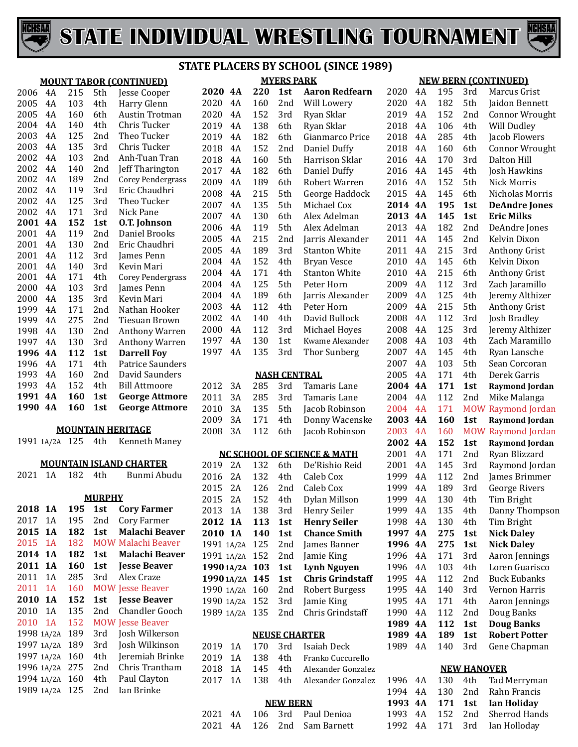# STATE INDIVIDUAL WRESTLING TOURNAMENT

## STATE PLACERS BY SCHOOL (SINCE 1989)

### MOUNT TABOR (CONTINUED)

| Year | Class | Weight | Place | Name |
|---|---|---|---|---|
| 2006 | 4A | 215 | 5th | Jesse Cooper |
| 2005 | 4A | 103 | 4th | Harry Glenn |
| 2005 | 4A | 160 | 6th | Austin Trotman |
| 2004 | 4A | 140 | 4th | Chris Tucker |
| 2003 | 4A | 125 | 2nd | Theo Tucker |
| 2003 | 4A | 135 | 3rd | Chris Tucker |
| 2002 | 4A | 103 | 2nd | Anh-Tuan Tran |
| 2002 | 4A | 140 | 2nd | Jeff Tharington |
| 2002 | 4A | 189 | 2nd | Corey Pendergrass |
| 2002 | 4A | 119 | 3rd | Eric Chaudhri |
| 2002 | 4A | 125 | 3rd | Theo Tucker |
| 2002 | 4A | 171 | 3rd | Nick Pane |
| **2001** | **4A** | **152** | **1st** | **O.T. Johnson** |
| 2001 | 4A | 119 | 2nd | Daniel Brooks |
| 2001 | 4A | 130 | 2nd | Eric Chaudhri |
| 2001 | 4A | 112 | 3rd | James Penn |
| 2001 | 4A | 140 | 3rd | Kevin Mari |
| 2001 | 4A | 171 | 4th | Corey Pendergrass |
| 2000 | 4A | 103 | 3rd | James Penn |
| 2000 | 4A | 135 | 3rd | Kevin Mari |
| 1999 | 4A | 171 | 2nd | Nathan Hooker |
| 1999 | 4A | 275 | 2nd | Tiesuan Brown |
| 1998 | 4A | 130 | 2nd | Anthony Warren |
| 1997 | 4A | 130 | 3rd | Anthony Warren |
| **1996** | **4A** | **112** | **1st** | **Darrell Foy** |
| 1996 | 4A | 171 | 4th | Patrice Saunders |
| 1993 | 4A | 160 | 2nd | David Saunders |
| 1993 | 4A | 152 | 4th | Bill Attmoore |
| **1991** | **4A** | **160** | **1st** | **George Attmore** |
| **1990** | **4A** | **160** | **1st** | **George Attmore** |

### MOUNTAIN HERITAGE

| Year | Class | Weight | Place | Name |
|---|---|---|---|---|
| 1991 | 1A/2A | 125 | 4th | Kenneth Maney |

### MOUNTAIN ISLAND CHARTER

| Year | Class | Weight | Place | Name |
|---|---|---|---|---|
| 2021 | 1A | 182 | 4th | Bunmi Abudu |

### MURPHY

| Year | Class | Weight | Place | Name |
|---|---|---|---|---|
| **2018** | **1A** | **195** | **1st** | **Cory Farmer** |
| 2017 | 1A | 195 | 2nd | Cory Farmer |
| **2015** | **1A** | **182** | **1st** | **Malachi Beaver** |
| 2015 | 1A | 182 | MOW | Malachi Beaver |
| **2014** | **1A** | **182** | **1st** | **Malachi Beaver** |
| **2011** | **1A** | **160** | **1st** | **Jesse Beaver** |
| 2011 | 1A | 285 | 3rd | Alex Craze |
| 2011 | 1A | 160 | MOW | Jesse Beaver |
| **2010** | **1A** | **152** | **1st** | **Jesse Beaver** |
| 2010 | 1A | 135 | 2nd | Chandler Gooch |
| 2010 | 1A | 152 | MOW | Jesse Beaver |
| 1998 | 1A/2A | 189 | 3rd | Josh Wilkerson |
| 1997 | 1A/2A | 189 | 3rd | Josh Wilkinson |
| 1997 | 1A/2A | 160 | 4th | Jeremiah Brinke |
| 1996 | 1A/2A | 275 | 2nd | Chris Trantham |
| 1994 | 1A/2A | 160 | 4th | Paul Clayton |
| 1989 | 1A/2A | 125 | 2nd | Ian Brinke |

### MYERS PARK

| Year | Class | Weight | Place | Name |
|---|---|---|---|---|
| **2020** | **4A** | **220** | **1st** | **Aaron Redfearn** |
| 2020 | 4A | 160 | 2nd | Will Lowery |
| 2020 | 4A | 152 | 3rd | Ryan Sklar |
| 2019 | 4A | 138 | 6th | Ryan Sklar |
| 2019 | 4A | 182 | 6th | Gianmarco Price |
| 2018 | 4A | 152 | 2nd | Daniel Duffy |
| 2018 | 4A | 160 | 5th | Harrison Sklar |
| 2017 | 4A | 182 | 6th | Daniel Duffy |
| 2009 | 4A | 189 | 6th | Robert Warren |
| 2008 | 4A | 215 | 5th | George Haddock |
| 2007 | 4A | 135 | 5th | Michael Cox |
| 2007 | 4A | 130 | 6th | Alex Adelman |
| 2006 | 4A | 119 | 5th | Alex Adelman |
| 2005 | 4A | 215 | 2nd | Jarris Alexander |
| 2005 | 4A | 189 | 3rd | Stanton White |
| 2004 | 4A | 152 | 4th | Bryan Vesce |
| 2004 | 4A | 171 | 4th | Stanton White |
| 2004 | 4A | 125 | 5th | Peter Horn |
| 2004 | 4A | 189 | 6th | Jarris Alexander |
| 2003 | 4A | 112 | 4th | Peter Horn |
| 2002 | 4A | 140 | 4th | David Bullock |
| 2000 | 4A | 112 | 3rd | Michael Hoyes |
| 1997 | 4A | 130 | 1st | Kwame Alexander |
| 1997 | 4A | 135 | 3rd | Thor Sunberg |

### NASH CENTRAL

| Year | Class | Weight | Place | Name |
|---|---|---|---|---|
| 2012 | 3A | 285 | 3rd | Tamaris Lane |
| 2011 | 3A | 285 | 3rd | Tamaris Lane |
| 2010 | 3A | 135 | 5th | Jacob Robinson |
| 2009 | 3A | 171 | 4th | Donny Wacenske |
| 2008 | 3A | 112 | 6th | Jacob Robinson |

### NC SCHOOL OF SCIENCE & MATH

| Year | Class | Weight | Place | Name |
|---|---|---|---|---|
| 2019 | 2A | 132 | 6th | De'Rishio Reid |
| 2016 | 2A | 132 | 4th | Caleb Cox |
| 2015 | 2A | 126 | 2nd | Caleb Cox |
| 2015 | 2A | 152 | 4th | Dylan Millson |
| 2013 | 1A | 138 | 3rd | Henry Seiler |
| **2012** | **1A** | **113** | **1st** | **Henry Seiler** |
| **2010** | **1A** | **140** | **1st** | **Chance Smith** |
| 1991 | 1A/2A | 125 | 2nd | James Banner |
| 1991 | 1A/2A | 152 | 2nd | Jamie King |
| **1990** | **1A/2A** | **103** | **1st** | **Lynh Nguyen** |
| **1990** | **1A/2A** | **145** | **1st** | **Chris Grindstaff** |
| 1990 | 1A/2A | 160 | 2nd | Robert Burgess |
| 1990 | 1A/2A | 152 | 3rd | Jamie King |
| 1989 | 1A/2A | 135 | 2nd | Chris Grindstaff |

### NEUSE CHARTER

| Year | Class | Weight | Place | Name |
|---|---|---|---|---|
| 2019 | 1A | 170 | 3rd | Isaiah Deck |
| 2019 | 1A | 138 | 4th | Franko Cuccurello |
| 2018 | 1A | 145 | 4th | Alexander Gonzalez |
| 2017 | 1A | 138 | 4th | Alexander Gonzalez |

### NEW BERN

| Year | Class | Weight | Place | Name |
|---|---|---|---|---|
| 2021 | 4A | 106 | 3rd | Paul Denioa |
| 2021 | 4A | 126 | 2nd | Sam Barnett |

### NEW BERN (CONTINUED)

| Year | Class | Weight | Place | Name |
|---|---|---|---|---|
| 2020 | 4A | 195 | 3rd | Marcus Grist |
| 2020 | 4A | 182 | 5th | Jaidon Bennett |
| 2019 | 4A | 152 | 2nd | Connor Wrought |
| 2018 | 4A | 106 | 4th | Will Dudley |
| 2018 | 4A | 285 | 4th | Jacob Flowers |
| 2018 | 4A | 160 | 6th | Connor Wrought |
| 2016 | 4A | 170 | 3rd | Dalton Hill |
| 2016 | 4A | 145 | 4th | Josh Hawkins |
| 2016 | 4A | 152 | 5th | Nick Morris |
| 2015 | 4A | 145 | 6th | Nicholas Morris |
| **2014** | **4A** | **195** | **1st** | **DeAndre Jones** |
| **2013** | **4A** | **145** | **1st** | **Eric Milks** |
| 2013 | 4A | 182 | 2nd | DeAndre Jones |
| 2011 | 4A | 145 | 2nd | Kelvin Dixon |
| 2011 | 4A | 215 | 3rd | Anthony Grist |
| 2010 | 4A | 145 | 6th | Kelvin Dixon |
| 2010 | 4A | 215 | 6th | Anthony Grist |
| 2009 | 4A | 112 | 3rd | Zach Jaramillo |
| 2009 | 4A | 125 | 4th | Jeremy Althizer |
| 2009 | 4A | 215 | 5th | Anthony Grist |
| 2008 | 4A | 112 | 3rd | Josh Bradley |
| 2008 | 4A | 125 | 3rd | Jeremy Althizer |
| 2008 | 4A | 103 | 4th | Zach Maramillo |
| 2007 | 4A | 145 | 4th | Ryan Lansche |
| 2007 | 4A | 103 | 5th | Sean Corcoran |
| 2005 | 4A | 171 | 4th | Derek Garris |
| **2004** | **4A** | **171** | **1st** | **Raymond Jordan** |
| 2004 | 4A | 112 | 2nd | Mike Malanga |
| 2004 | 4A | 171 | MOW | Raymond Jordan |
| **2003** | **4A** | **160** | **1st** | **Raymond Jordan** |
| 2003 | 4A | 160 | MOW | Raymond Jordan |
| **2002** | **4A** | **152** | **1st** | **Raymond Jordan** |
| 2001 | 4A | 171 | 2nd | Ryan Blizzard |
| 2001 | 4A | 145 | 3rd | Raymond Jordan |
| 1999 | 4A | 112 | 2nd | James Brimmer |
| 1999 | 4A | 189 | 3rd | George Rivers |
| 1999 | 4A | 130 | 4th | Tim Bright |
| 1999 | 4A | 135 | 4th | Danny Thompson |
| 1998 | 4A | 130 | 4th | Tim Bright |
| **1997** | **4A** | **275** | **1st** | **Nick Daley** |
| **1996** | **4A** | **275** | **1st** | **Nick Daley** |
| 1996 | 4A | 171 | 3rd | Aaron Jennings |
| 1996 | 4A | 103 | 4th | Loren Guarisco |
| 1995 | 4A | 112 | 2nd | Buck Eubanks |
| 1995 | 4A | 140 | 3rd | Vernon Harris |
| 1995 | 4A | 171 | 4th | Aaron Jennings |
| 1990 | 4A | 112 | 2nd | Doug Banks |
| **1989** | **4A** | **112** | **1st** | **Doug Banks** |
| **1989** | **4A** | **189** | **1st** | **Robert Potter** |
| 1989 | 4A | 140 | 3rd | Gene Chapman |

### NEW HANOVER

| Year | Class | Weight | Place | Name |
|---|---|---|---|---|
| 1996 | 4A | 130 | 4th | Tad Merryman |
| 1994 | 4A | 130 | 2nd | Rahn Francis |
| **1993** | **4A** | **171** | **1st** | **Ian Holiday** |
| 1993 | 4A | 152 | 2nd | Sherrod Hands |
| 1992 | 4A | 171 | 3rd | Ian Holloday |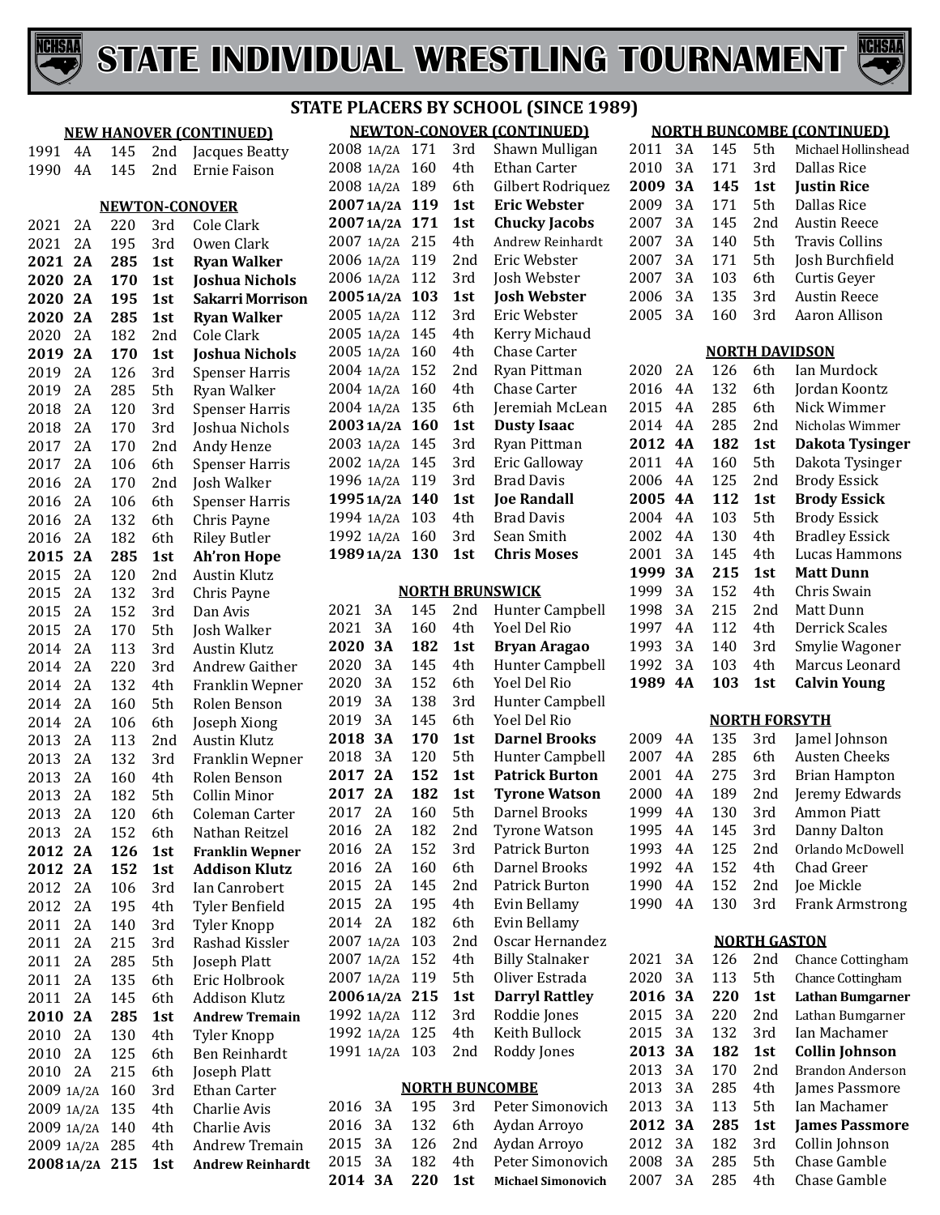# STATE INDIVIDUAL WRESTLING TOURNAMENT

## STATE PLACERS BY SCHOOL (SINCE 1989)

### NEW HANOVER (CONTINUED)

| Year | Class | Weight | Place | Name |
|---|---|---|---|---|
| 1991 | 4A | 145 | 2nd | Jacques Beatty |
| 1990 | 4A | 145 | 2nd | Ernie Faison |

### NEWTON-CONOVER

| Year | Class | Weight | Place | Name |
|---|---|---|---|---|
| 2021 | 2A | 220 | 3rd | Cole Clark |
| 2021 | 2A | 195 | 3rd | Owen Clark |
| **2021** | **2A** | **285** | **1st** | **Ryan Walker** |
| **2020** | **2A** | **170** | **1st** | **Joshua Nichols** |
| **2020** | **2A** | **195** | **1st** | **Sakarri Morrison** |
| **2020** | **2A** | **285** | **1st** | **Ryan Walker** |
| 2020 | 2A | 182 | 2nd | Cole Clark |
| **2019** | **2A** | **170** | **1st** | **Joshua Nichols** |
| 2019 | 2A | 126 | 3rd | Spenser Harris |
| 2019 | 2A | 285 | 5th | Ryan Walker |
| 2018 | 2A | 120 | 3rd | Spenser Harris |
| 2018 | 2A | 170 | 3rd | Joshua Nichols |
| 2017 | 2A | 170 | 2nd | Andy Henze |
| 2017 | 2A | 106 | 6th | Spenser Harris |
| 2016 | 2A | 170 | 2nd | Josh Walker |
| 2016 | 2A | 106 | 6th | Spenser Harris |
| 2016 | 2A | 132 | 6th | Chris Payne |
| 2016 | 2A | 182 | 6th | Riley Butler |
| **2015** | **2A** | **285** | **1st** | **Ah'ron Hope** |
| 2015 | 2A | 120 | 2nd | Austin Klutz |
| 2015 | 2A | 132 | 3rd | Chris Payne |
| 2015 | 2A | 152 | 3rd | Dan Avis |
| 2015 | 2A | 170 | 5th | Josh Walker |
| 2014 | 2A | 113 | 3rd | Austin Klutz |
| 2014 | 2A | 220 | 3rd | Andrew Gaither |
| 2014 | 2A | 132 | 4th | Franklin Wepner |
| 2014 | 2A | 160 | 5th | Rolen Benson |
| 2014 | 2A | 106 | 6th | Joseph Xiong |
| 2013 | 2A | 113 | 2nd | Austin Klutz |
| 2013 | 2A | 132 | 3rd | Franklin Wepner |
| 2013 | 2A | 160 | 4th | Rolen Benson |
| 2013 | 2A | 182 | 5th | Collin Minor |
| 2013 | 2A | 120 | 6th | Coleman Carter |
| 2013 | 2A | 152 | 6th | Nathan Reitzel |
| **2012** | **2A** | **126** | **1st** | **Franklin Wepner** |
| **2012** | **2A** | **152** | **1st** | **Addison Klutz** |
| 2012 | 2A | 106 | 3rd | Ian Canrobert |
| 2012 | 2A | 195 | 4th | Tyler Benfield |
| 2011 | 2A | 140 | 3rd | Tyler Knopp |
| 2011 | 2A | 215 | 3rd | Rashad Kissler |
| 2011 | 2A | 285 | 5th | Joseph Platt |
| 2011 | 2A | 135 | 6th | Eric Holbrook |
| 2011 | 2A | 145 | 6th | Addison Klutz |
| **2010** | **2A** | **285** | **1st** | **Andrew Tremain** |
| 2010 | 2A | 130 | 4th | Tyler Knopp |
| 2010 | 2A | 125 | 6th | Ben Reinhardt |
| 2010 | 2A | 215 | 6th | Joseph Platt |
| 2009 | 1A/2A | 160 | 3rd | Ethan Carter |
| 2009 | 1A/2A | 135 | 4th | Charlie Avis |
| 2009 | 1A/2A | 140 | 4th | Charlie Avis |
| 2009 | 1A/2A | 285 | 4th | Andrew Tremain |
| **2008** | **1A/2A** | **215** | **1st** | **Andrew Reinhardt** |

### NEWTON-CONOVER (CONTINUED)

| Year | Class | Weight | Place | Name |
|---|---|---|---|---|
| 2008 | 1A/2A | 171 | 3rd | Shawn Mulligan |
| 2008 | 1A/2A | 160 | 4th | Ethan Carter |
| 2008 | 1A/2A | 189 | 6th | Gilbert Rodriquez |
| **2007** | **1A/2A** | **119** | **1st** | **Eric Webster** |
| **2007** | **1A/2A** | **171** | **1st** | **Chucky Jacobs** |
| 2007 | 1A/2A | 215 | 4th | Andrew Reinhardt |
| 2006 | 1A/2A | 119 | 2nd | Eric Webster |
| 2006 | 1A/2A | 112 | 3rd | Josh Webster |
| **2005** | **1A/2A** | **103** | **1st** | **Josh Webster** |
| 2005 | 1A/2A | 112 | 3rd | Eric Webster |
| 2005 | 1A/2A | 145 | 4th | Kerry Michaud |
| 2005 | 1A/2A | 160 | 4th | Chase Carter |
| 2004 | 1A/2A | 152 | 2nd | Ryan Pittman |
| 2004 | 1A/2A | 160 | 4th | Chase Carter |
| 2004 | 1A/2A | 135 | 6th | Jeremiah McLean |
| **2003** | **1A/2A** | **160** | **1st** | **Dusty Isaac** |
| 2003 | 1A/2A | 145 | 3rd | Ryan Pittman |
| 2002 | 1A/2A | 145 | 3rd | Eric Galloway |
| 1996 | 1A/2A | 119 | 3rd | Brad Davis |
| **1995** | **1A/2A** | **140** | **1st** | **Joe Randall** |
| 1994 | 1A/2A | 103 | 4th | Brad Davis |
| 1992 | 1A/2A | 160 | 3rd | Sean Smith |
| **1989** | **1A/2A** | **130** | **1st** | **Chris Moses** |

### NORTH BRUNSWICK

| Year | Class | Weight | Place | Name |
|---|---|---|---|---|
| 2021 | 3A | 145 | 2nd | Hunter Campbell |
| 2021 | 3A | 160 | 4th | Yoel Del Rio |
| **2020** | **3A** | **182** | **1st** | **Bryan Aragao** |
| 2020 | 3A | 145 | 4th | Hunter Campbell |
| 2020 | 3A | 152 | 6th | Yoel Del Rio |
| 2019 | 3A | 138 | 3rd | Hunter Campbell |
| 2019 | 3A | 145 | 6th | Yoel Del Rio |
| **2018** | **3A** | **170** | **1st** | **Darnel Brooks** |
| 2018 | 3A | 120 | 5th | Hunter Campbell |
| **2017** | **2A** | **152** | **1st** | **Patrick Burton** |
| **2017** | **2A** | **182** | **1st** | **Tyrone Watson** |
| 2017 | 2A | 160 | 5th | Darnel Brooks |
| 2016 | 2A | 182 | 2nd | Tyrone Watson |
| 2016 | 2A | 152 | 3rd | Patrick Burton |
| 2016 | 2A | 160 | 6th | Darnel Brooks |
| 2015 | 2A | 145 | 2nd | Patrick Burton |
| 2015 | 2A | 195 | 4th | Evin Bellamy |
| 2014 | 2A | 182 | 6th | Evin Bellamy |
| 2007 | 1A/2A | 103 | 2nd | Oscar Hernandez |
| 2007 | 1A/2A | 152 | 4th | Billy Stalnaker |
| 2007 | 1A/2A | 119 | 5th | Oliver Estrada |
| **2006** | **1A/2A** | **215** | **1st** | **Darryl Rattley** |
| 1992 | 1A/2A | 112 | 3rd | Roddie Jones |
| 1992 | 1A/2A | 125 | 4th | Keith Bullock |
| 1991 | 1A/2A | 103 | 2nd | Roddy Jones |

### NORTH BUNCOMBE

| Year | Class | Weight | Place | Name |
|---|---|---|---|---|
| 2016 | 3A | 195 | 3rd | Peter Simonovich |
| 2016 | 3A | 132 | 6th | Aydan Arroyo |
| 2015 | 3A | 126 | 2nd | Aydan Arroyo |
| 2015 | 3A | 182 | 4th | Peter Simonovich |
| **2014** | **3A** | **220** | **1st** | **Michael Simonovich** |

### NORTH BUNCOMBE (CONTINUED)

| Year | Class | Weight | Place | Name |
|---|---|---|---|---|
| 2011 | 3A | 145 | 5th | Michael Hollinshead |
| 2010 | 3A | 171 | 3rd | Dallas Rice |
| **2009** | **3A** | **145** | **1st** | **Justin Rice** |
| 2009 | 3A | 171 | 5th | Dallas Rice |
| 2007 | 3A | 145 | 2nd | Austin Reece |
| 2007 | 3A | 140 | 5th | Travis Collins |
| 2007 | 3A | 171 | 5th | Josh Burchfield |
| 2007 | 3A | 103 | 6th | Curtis Geyer |
| 2006 | 3A | 135 | 3rd | Austin Reece |
| 2005 | 3A | 160 | 3rd | Aaron Allison |

### NORTH DAVIDSON

| Year | Class | Weight | Place | Name |
|---|---|---|---|---|
| 2020 | 2A | 126 | 6th | Ian Murdock |
| 2016 | 4A | 132 | 6th | Jordan Koontz |
| 2015 | 4A | 285 | 6th | Nick Wimmer |
| 2014 | 4A | 285 | 2nd | Nicholas Wimmer |
| **2012** | **4A** | **182** | **1st** | **Dakota Tysinger** |
| 2011 | 4A | 160 | 5th | Dakota Tysinger |
| 2006 | 4A | 125 | 2nd | Brody Essick |
| **2005** | **4A** | **112** | **1st** | **Brody Essick** |
| 2004 | 4A | 103 | 5th | Brody Essick |
| 2002 | 4A | 130 | 4th | Bradley Essick |
| 2001 | 3A | 145 | 4th | Lucas Hammons |
| **1999** | **3A** | **215** | **1st** | **Matt Dunn** |
| 1999 | 3A | 152 | 4th | Chris Swain |
| 1998 | 3A | 215 | 2nd | Matt Dunn |
| 1997 | 4A | 112 | 4th | Derrick Scales |
| 1993 | 3A | 140 | 3rd | Smylie Wagoner |
| 1992 | 3A | 103 | 4th | Marcus Leonard |
| **1989** | **4A** | **103** | **1st** | **Calvin Young** |

### NORTH FORSYTH

| Year | Class | Weight | Place | Name |
|---|---|---|---|---|
| 2009 | 4A | 135 | 3rd | Jamel Johnson |
| 2007 | 4A | 285 | 6th | Austen Cheeks |
| 2001 | 4A | 275 | 3rd | Brian Hampton |
| 2000 | 4A | 189 | 2nd | Jeremy Edwards |
| 1999 | 4A | 130 | 3rd | Ammon Piatt |
| 1995 | 4A | 145 | 3rd | Danny Dalton |
| 1993 | 4A | 125 | 2nd | Orlando McDowell |
| 1992 | 4A | 152 | 4th | Chad Greer |
| 1990 | 4A | 152 | 2nd | Joe Mickle |
| 1990 | 4A | 130 | 3rd | Frank Armstrong |

### NORTH GASTON

| Year | Class | Weight | Place | Name |
|---|---|---|---|---|
| 2021 | 3A | 126 | 2nd | Chance Cottingham |
| 2020 | 3A | 113 | 5th | Chance Cottingham |
| **2016** | **3A** | **220** | **1st** | **Lathan Bumgarner** |
| 2015 | 3A | 220 | 2nd | Lathan Bumgarner |
| 2015 | 3A | 132 | 3rd | Ian Machamer |
| **2013** | **3A** | **182** | **1st** | **Collin Johnson** |
| 2013 | 3A | 170 | 2nd | Brandon Anderson |
| 2013 | 3A | 285 | 4th | James Passmore |
| 2013 | 3A | 113 | 5th | Ian Machamer |
| **2012** | **3A** | **285** | **1st** | **James Passmore** |
| 2012 | 3A | 182 | 3rd | Collin Johnson |
| 2008 | 3A | 285 | 5th | Chase Gamble |
| 2007 | 3A | 285 | 4th | Chase Gamble |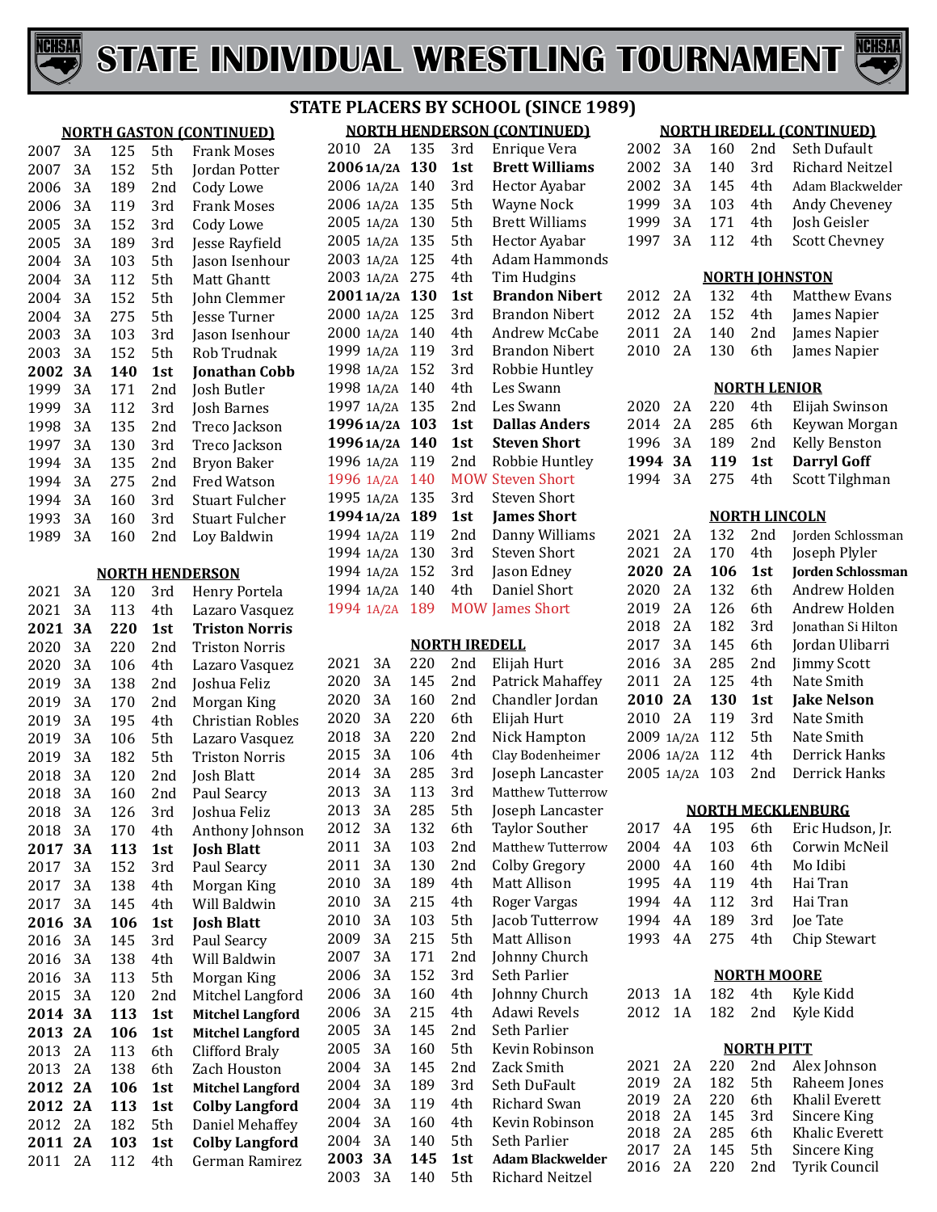# STATE INDIVIDUAL WRESTLING TOURNAMENT

## STATE PLACERS BY SCHOOL (SINCE 1989)

### NORTH GASTON (CONTINUED)

| Year | Class | Weight | Place | Name |
|---|---|---|---|---|
| 2007 | 3A | 125 | 5th | Frank Moses |
| 2007 | 3A | 152 | 5th | Jordan Potter |
| 2006 | 3A | 189 | 2nd | Cody Lowe |
| 2006 | 3A | 119 | 3rd | Frank Moses |
| 2005 | 3A | 152 | 3rd | Cody Lowe |
| 2005 | 3A | 189 | 3rd | Jesse Rayfield |
| 2004 | 3A | 103 | 5th | Jason Isenhour |
| 2004 | 3A | 112 | 5th | Matt Ghantt |
| 2004 | 3A | 152 | 5th | John Clemmer |
| 2004 | 3A | 275 | 5th | Jesse Turner |
| 2003 | 3A | 103 | 3rd | Jason Isenhour |
| 2003 | 3A | 152 | 5th | Rob Trudnak |
| **2002** | **3A** | **140** | **1st** | **Jonathan Cobb** |
| 1999 | 3A | 171 | 2nd | Josh Butler |
| 1999 | 3A | 112 | 3rd | Josh Barnes |
| 1998 | 3A | 135 | 2nd | Treco Jackson |
| 1997 | 3A | 130 | 3rd | Treco Jackson |
| 1994 | 3A | 135 | 2nd | Bryon Baker |
| 1994 | 3A | 275 | 2nd | Fred Watson |
| 1994 | 3A | 160 | 3rd | Stuart Fulcher |
| 1993 | 3A | 160 | 3rd | Stuart Fulcher |
| 1989 | 3A | 160 | 2nd | Loy Baldwin |

### NORTH HENDERSON

| Year | Class | Weight | Place | Name |
|---|---|---|---|---|
| 2021 | 3A | 120 | 3rd | Henry Portela |
| 2021 | 3A | 113 | 4th | Lazaro Vasquez |
| **2021** | **3A** | **220** | **1st** | **Triston Norris** |
| 2020 | 3A | 220 | 2nd | Triston Norris |
| 2020 | 3A | 106 | 4th | Lazaro Vasquez |
| 2019 | 3A | 138 | 2nd | Joshua Feliz |
| 2019 | 3A | 170 | 2nd | Morgan King |
| 2019 | 3A | 195 | 4th | Christian Robles |
| 2019 | 3A | 106 | 5th | Lazaro Vasquez |
| 2019 | 3A | 182 | 5th | Triston Norris |
| 2018 | 3A | 120 | 2nd | Josh Blatt |
| 2018 | 3A | 160 | 2nd | Paul Searcy |
| 2018 | 3A | 126 | 3rd | Joshua Feliz |
| 2018 | 3A | 170 | 4th | Anthony Johnson |
| **2017** | **3A** | **113** | **1st** | **Josh Blatt** |
| 2017 | 3A | 152 | 3rd | Paul Searcy |
| 2017 | 3A | 138 | 4th | Morgan King |
| 2017 | 3A | 145 | 4th | Will Baldwin |
| **2016** | **3A** | **106** | **1st** | **Josh Blatt** |
| 2016 | 3A | 145 | 3rd | Paul Searcy |
| 2016 | 3A | 138 | 4th | Will Baldwin |
| 2016 | 3A | 113 | 5th | Morgan King |
| 2015 | 3A | 120 | 2nd | Mitchel Langford |
| **2014** | **3A** | **113** | **1st** | **Mitchel Langford** |
| **2013** | **2A** | **106** | **1st** | **Mitchel Langford** |
| 2013 | 2A | 113 | 6th | Clifford Braly |
| 2013 | 2A | 138 | 6th | Zach Houston |
| **2012** | **2A** | **106** | **1st** | **Mitchel Langford** |
| **2012** | **2A** | **113** | **1st** | **Colby Langford** |
| 2012 | 2A | 182 | 5th | Daniel Mehaffey |
| **2011** | **2A** | **103** | **1st** | **Colby Langford** |
| 2011 | 2A | 112 | 4th | German Ramirez |

### NORTH HENDERSON (CONTINUED)

| Year | Class | Weight | Place | Name |
|---|---|---|---|---|
| 2010 | 2A | 135 | 3rd | Enrique Vera |
| **2006** | **1A/2A** | **130** | **1st** | **Brett Williams** |
| 2006 | 1A/2A | 140 | 3rd | Hector Ayabar |
| 2006 | 1A/2A | 135 | 5th | Wayne Nock |
| 2005 | 1A/2A | 130 | 5th | Brett Williams |
| 2005 | 1A/2A | 135 | 5th | Hector Ayabar |
| 2003 | 1A/2A | 125 | 4th | Adam Hammonds |
| 2003 | 1A/2A | 275 | 4th | Tim Hudgins |
| **2001** | **1A/2A** | **130** | **1st** | **Brandon Nibert** |
| 2000 | 1A/2A | 125 | 3rd | Brandon Nibert |
| 2000 | 1A/2A | 140 | 4th | Andrew McCabe |
| 1999 | 1A/2A | 119 | 3rd | Brandon Nibert |
| 1998 | 1A/2A | 152 | 3rd | Robbie Huntley |
| 1998 | 1A/2A | 140 | 4th | Les Swann |
| 1997 | 1A/2A | 135 | 2nd | Les Swann |
| **1996** | **1A/2A** | **103** | **1st** | **Dallas Anders** |
| **1996** | **1A/2A** | **140** | **1st** | **Steven Short** |
| 1996 | 1A/2A | 119 | 2nd | Robbie Huntley |
| 1996 | 1A/2A | 140 | MOW | Steven Short |
| 1995 | 1A/2A | 135 | 3rd | Steven Short |
| **1994** | **1A/2A** | **189** | **1st** | **James Short** |
| 1994 | 1A/2A | 119 | 2nd | Danny Williams |
| 1994 | 1A/2A | 130 | 3rd | Steven Short |
| 1994 | 1A/2A | 152 | 3rd | Jason Edney |
| 1994 | 1A/2A | 140 | 4th | Daniel Short |
| 1994 | 1A/2A | 189 | MOW | James Short |

### NORTH IREDELL

| Year | Class | Weight | Place | Name |
|---|---|---|---|---|
| 2021 | 3A | 220 | 2nd | Elijah Hurt |
| 2020 | 3A | 145 | 2nd | Patrick Mahaffey |
| 2020 | 3A | 160 | 2nd | Chandler Jordan |
| 2020 | 3A | 220 | 6th | Elijah Hurt |
| 2018 | 3A | 220 | 2nd | Nick Hampton |
| 2015 | 3A | 106 | 4th | Clay Bodenheimer |
| 2014 | 3A | 285 | 3rd | Joseph Lancaster |
| 2013 | 3A | 113 | 3rd | Matthew Tutterrow |
| 2013 | 3A | 285 | 5th | Joseph Lancaster |
| 2012 | 3A | 132 | 6th | Taylor Souther |
| 2011 | 3A | 103 | 2nd | Matthew Tutterrow |
| 2011 | 3A | 130 | 2nd | Colby Gregory |
| 2010 | 3A | 189 | 4th | Matt Allison |
| 2010 | 3A | 215 | 4th | Roger Vargas |
| 2010 | 3A | 103 | 5th | Jacob Tutterrow |
| 2009 | 3A | 215 | 5th | Matt Allison |
| 2007 | 3A | 171 | 2nd | Johnny Church |
| 2006 | 3A | 152 | 3rd | Seth Parlier |
| 2006 | 3A | 160 | 4th | Johnny Church |
| 2006 | 3A | 215 | 4th | Adawi Revels |
| 2005 | 3A | 145 | 2nd | Seth Parlier |
| 2005 | 3A | 160 | 5th | Kevin Robinson |
| 2004 | 3A | 145 | 2nd | Zack Smith |
| 2004 | 3A | 189 | 3rd | Seth DuFault |
| 2004 | 3A | 119 | 4th | Richard Swan |
| 2004 | 3A | 160 | 4th | Kevin Robinson |
| 2004 | 3A | 140 | 5th | Seth Parlier |
| **2003** | **3A** | **145** | **1st** | **Adam Blackwelder** |
| 2003 | 3A | 140 | 5th | Richard Neitzel |

### NORTH IREDELL (CONTINUED)

| Year | Class | Weight | Place | Name |
|---|---|---|---|---|
| 2002 | 3A | 160 | 2nd | Seth Dufault |
| 2002 | 3A | 140 | 3rd | Richard Neitzel |
| 2002 | 3A | 145 | 4th | Adam Blackwelder |
| 1999 | 3A | 103 | 4th | Andy Cheveney |
| 1999 | 3A | 171 | 4th | Josh Geisler |
| 1997 | 3A | 112 | 4th | Scott Chevney |

### NORTH JOHNSTON

| Year | Class | Weight | Place | Name |
|---|---|---|---|---|
| 2012 | 2A | 132 | 4th | Matthew Evans |
| 2012 | 2A | 152 | 4th | James Napier |
| 2011 | 2A | 140 | 2nd | James Napier |
| 2010 | 2A | 130 | 6th | James Napier |

### NORTH LENIOR

| Year | Class | Weight | Place | Name |
|---|---|---|---|---|
| 2020 | 2A | 220 | 4th | Elijah Swinson |
| 2014 | 2A | 285 | 6th | Keywan Morgan |
| 1996 | 3A | 189 | 2nd | Kelly Benston |
| **1994** | **3A** | **119** | **1st** | **Darryl Goff** |
| 1994 | 3A | 275 | 4th | Scott Tilghman |

### NORTH LINCOLN

| Year | Class | Weight | Place | Name |
|---|---|---|---|---|
| 2021 | 2A | 132 | 2nd | Jorden Schlossman |
| 2021 | 2A | 170 | 4th | Joseph Plyler |
| **2020** | **2A** | **106** | **1st** | **Jorden Schlossman** |
| 2020 | 2A | 132 | 6th | Andrew Holden |
| 2019 | 2A | 126 | 6th | Andrew Holden |
| 2018 | 2A | 182 | 3rd | Jonathan Si Hilton |
| 2017 | 3A | 145 | 6th | Jordan Ulibarri |
| 2016 | 3A | 285 | 2nd | Jimmy Scott |
| 2011 | 2A | 125 | 4th | Nate Smith |
| **2010** | **2A** | **130** | **1st** | **Jake Nelson** |
| 2010 | 2A | 119 | 3rd | Nate Smith |
| 2009 | 1A/2A | 112 | 5th | Nate Smith |
| 2006 | 1A/2A | 112 | 4th | Derrick Hanks |
| 2005 | 1A/2A | 103 | 2nd | Derrick Hanks |

### NORTH MECKLENBURG

| Year | Class | Weight | Place | Name |
|---|---|---|---|---|
| 2017 | 4A | 195 | 6th | Eric Hudson, Jr. |
| 2004 | 4A | 103 | 6th | Corwin McNeil |
| 2000 | 4A | 160 | 4th | Mo Idibi |
| 1995 | 4A | 119 | 4th | Hai Tran |
| 1994 | 4A | 112 | 3rd | Hai Tran |
| 1994 | 4A | 189 | 3rd | Joe Tate |
| 1993 | 4A | 275 | 4th | Chip Stewart |

### NORTH MOORE

| Year | Class | Weight | Place | Name |
|---|---|---|---|---|
| 2013 | 1A | 182 | 4th | Kyle Kidd |
| 2012 | 1A | 182 | 2nd | Kyle Kidd |

### NORTH PITT

| Year | Class | Weight | Place | Name |
|---|---|---|---|---|
| 2021 | 2A | 220 | 2nd | Alex Johnson |
| 2019 | 2A | 182 | 5th | Raheem Jones |
| 2019 | 2A | 220 | 6th | Khalil Everett |
| 2018 | 2A | 145 | 3rd | Sincere King |
| 2018 | 2A | 285 | 6th | Khalic Everett |
| 2017 | 2A | 145 | 5th | Sincere King |
| 2016 | 2A | 220 | 2nd | Tyrik Council |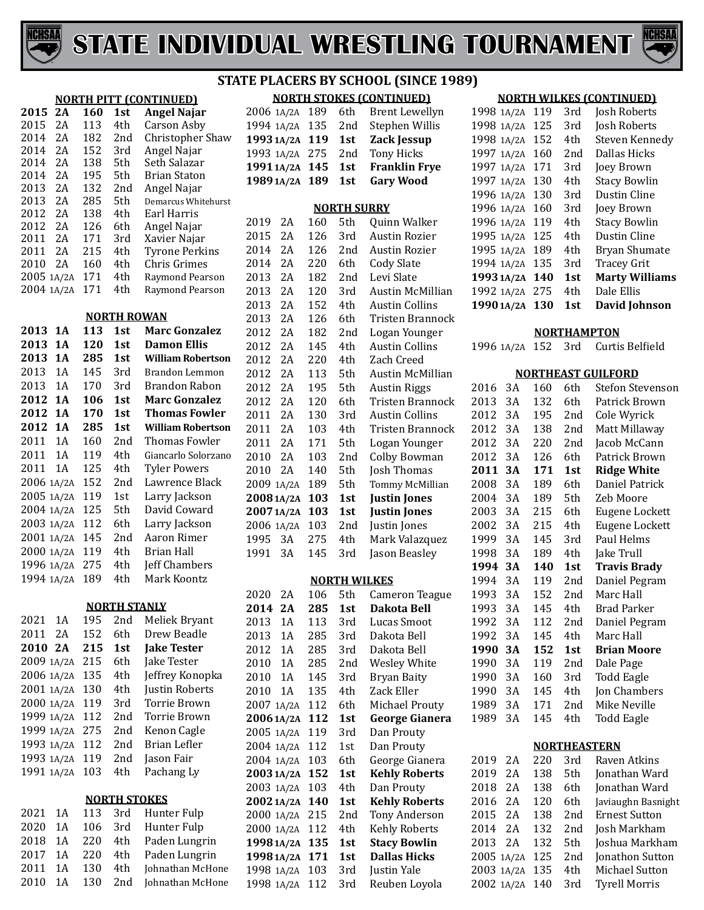# STATE INDIVIDUAL WRESTLING TOURNAMENT

## STATE PLACERS BY SCHOOL (SINCE 1989)

### NORTH PITT (CONTINUED)

| Year | Class | Weight | Place | Name |
|---|---|---|---|---|
| **2015** | **2A** | **160** | **1st** | **Angel Najar** |
| 2015 | 2A | 113 | 4th | Carson Asby |
| 2014 | 2A | 182 | 2nd | Christopher Shaw |
| 2014 | 2A | 152 | 3rd | Angel Najar |
| 2014 | 2A | 138 | 5th | Seth Salazar |
| 2014 | 2A | 195 | 5th | Brian Staton |
| 2013 | 2A | 132 | 2nd | Angel Najar |
| 2013 | 2A | 285 | 5th | Demarcus Whitehurst |
| 2012 | 2A | 138 | 4th | Earl Harris |
| 2012 | 2A | 126 | 6th | Angel Najar |
| 2011 | 2A | 171 | 3rd | Xavier Najar |
| 2011 | 2A | 215 | 4th | Tyrone Perkins |
| 2010 | 2A | 160 | 4th | Chris Grimes |
| 2005 | 1A/2A | 171 | 4th | Raymond Pearson |
| 2004 | 1A/2A | 171 | 4th | Raymond Pearson |

### NORTH ROWAN

| Year | Class | Weight | Place | Name |
|---|---|---|---|---|
| **2013** | **1A** | **113** | **1st** | **Marc Gonzalez** |
| **2013** | **1A** | **120** | **1st** | **Damon Ellis** |
| **2013** | **1A** | **285** | **1st** | **William Robertson** |
| 2013 | 1A | 145 | 3rd | Brandon Lemmon |
| 2013 | 1A | 170 | 3rd | Brandon Rabon |
| **2012** | **1A** | **106** | **1st** | **Marc Gonzalez** |
| **2012** | **1A** | **170** | **1st** | **Thomas Fowler** |
| **2012** | **1A** | **285** | **1st** | **William Robertson** |
| 2011 | 1A | 160 | 2nd | Thomas Fowler |
| 2011 | 1A | 119 | 4th | Giancarlo Solorzano |
| 2011 | 1A | 125 | 4th | Tyler Powers |
| 2006 | 1A/2A | 152 | 2nd | Lawrence Black |
| 2005 | 1A/2A | 119 | 1st | Larry Jackson |
| 2004 | 1A/2A | 125 | 5th | David Coward |
| 2003 | 1A/2A | 112 | 6th | Larry Jackson |
| 2001 | 1A/2A | 145 | 2nd | Aaron Rimer |
| 2000 | 1A/2A | 119 | 4th | Brian Hall |
| 1996 | 1A/2A | 275 | 4th | Jeff Chambers |
| 1994 | 1A/2A | 189 | 4th | Mark Koontz |

### NORTH STANLY

| Year | Class | Weight | Place | Name |
|---|---|---|---|---|
| 2021 | 1A | 195 | 2nd | Meliek Bryant |
| 2011 | 2A | 152 | 6th | Drew Beadle |
| **2010** | **2A** | **215** | **1st** | **Jake Tester** |
| 2009 | 1A/2A | 215 | 6th | Jake Tester |
| 2006 | 1A/2A | 135 | 4th | Jeffrey Konopka |
| 2001 | 1A/2A | 130 | 4th | Justin Roberts |
| 2000 | 1A/2A | 119 | 3rd | Torrie Brown |
| 1999 | 1A/2A | 112 | 2nd | Torrie Brown |
| 1999 | 1A/2A | 275 | 2nd | Kenon Cagle |
| 1993 | 1A/2A | 112 | 2nd | Brian Lefler |
| 1993 | 1A/2A | 119 | 2nd | Jason Fair |
| 1991 | 1A/2A | 103 | 4th | Pachang Ly |

### NORTH STOKES

| Year | Class | Weight | Place | Name |
|---|---|---|---|---|
| 2021 | 1A | 113 | 3rd | Hunter Fulp |
| 2020 | 1A | 106 | 3rd | Hunter Fulp |
| 2018 | 1A | 220 | 4th | Paden Lungrin |
| 2017 | 1A | 220 | 4th | Paden Lungrin |
| 2011 | 1A | 130 | 4th | Johnathan McHone |
| 2010 | 1A | 130 | 2nd | Johnathan McHone |

### NORTH STOKES (CONTINUED)

| Year | Class | Weight | Place | Name |
|---|---|---|---|---|
| 2006 | 1A/2A | 189 | 6th | Brent Lewellyn |
| 1994 | 1A/2A | 135 | 2nd | Stephen Willis |
| **1993** | **1A/2A** | **119** | **1st** | **Zack Jessup** |
| 1993 | 1A/2A | 275 | 2nd | Tony Hicks |
| **1991** | **1A/2A** | **145** | **1st** | **Franklin Frye** |
| **1989** | **1A/2A** | **189** | **1st** | **Gary Wood** |

### NORTH SURRY

| Year | Class | Weight | Place | Name |
|---|---|---|---|---|
| 2019 | 2A | 160 | 5th | Quinn Walker |
| 2015 | 2A | 126 | 3rd | Austin Rozier |
| 2014 | 2A | 126 | 2nd | Austin Rozier |
| 2014 | 2A | 220 | 6th | Cody Slate |
| 2013 | 2A | 182 | 2nd | Levi Slate |
| 2013 | 2A | 120 | 3rd | Austin McMillian |
| 2013 | 2A | 152 | 4th | Austin Collins |
| 2013 | 2A | 126 | 6th | Tristen Brannock |
| 2012 | 2A | 182 | 2nd | Logan Younger |
| 2012 | 2A | 145 | 4th | Austin Collins |
| 2012 | 2A | 220 | 4th | Zach Creed |
| 2012 | 2A | 113 | 5th | Austin McMillian |
| 2012 | 2A | 195 | 5th | Austin Riggs |
| 2012 | 2A | 120 | 6th | Tristen Brannock |
| 2011 | 2A | 130 | 3rd | Austin Collins |
| 2011 | 2A | 103 | 4th | Tristen Brannock |
| 2011 | 2A | 171 | 5th | Logan Younger |
| 2010 | 2A | 103 | 2nd | Colby Bowman |
| 2010 | 2A | 140 | 5th | Josh Thomas |
| 2009 | 1A/2A | 189 | 5th | Tommy McMillian |
| **2008** | **1A/2A** | **103** | **1st** | **Justin Jones** |
| **2007** | **1A/2A** | **103** | **1st** | **Justin Jones** |
| 2006 | 1A/2A | 103 | 2nd | Justin Jones |
| 1995 | 3A | 275 | 4th | Mark Valazquez |
| 1991 | 3A | 145 | 3rd | Jason Beasley |

### NORTH WILKES

| Year | Class | Weight | Place | Name |
|---|---|---|---|---|
| 2020 | 2A | 106 | 5th | Cameron Teague |
| **2014** | **2A** | **285** | **1st** | **Dakota Bell** |
| 2013 | 1A | 113 | 3rd | Lucas Smoot |
| 2013 | 1A | 285 | 3rd | Dakota Bell |
| 2012 | 1A | 285 | 3rd | Dakota Bell |
| 2010 | 1A | 285 | 2nd | Wesley White |
| 2010 | 1A | 145 | 3rd | Bryan Baity |
| 2010 | 1A | 135 | 4th | Zack Eller |
| 2007 | 1A/2A | 112 | 6th | Michael Prouty |
| **2006** | **1A/2A** | **112** | **1st** | **George Gianera** |
| 2005 | 1A/2A | 119 | 3rd | Dan Prouty |
| 2004 | 1A/2A | 112 | 1st | Dan Prouty |
| 2004 | 1A/2A | 103 | 6th | George Gianera |
| **2003** | **1A/2A** | **152** | **1st** | **Kehly Roberts** |
| 2003 | 1A/2A | 103 | 4th | Dan Prouty |
| **2002** | **1A/2A** | **140** | **1st** | **Kehly Roberts** |
| 2000 | 1A/2A | 215 | 2nd | Tony Anderson |
| 2000 | 1A/2A | 112 | 4th | Kehly Roberts |
| **1998** | **1A/2A** | **135** | **1st** | **Stacy Bowlin** |
| **1998** | **1A/2A** | **171** | **1st** | **Dallas Hicks** |
| 1998 | 1A/2A | 103 | 3rd | Justin Yale |
| 1998 | 1A/2A | 112 | 3rd | Reuben Loyola |

### NORTH WILKES (CONTINUED)

| Year | Class | Weight | Place | Name |
|---|---|---|---|---|
| 1998 | 1A/2A | 119 | 3rd | Josh Roberts |
| 1998 | 1A/2A | 125 | 3rd | Josh Roberts |
| 1998 | 1A/2A | 152 | 4th | Steven Kennedy |
| 1997 | 1A/2A | 160 | 2nd | Dallas Hicks |
| 1997 | 1A/2A | 171 | 3rd | Joey Brown |
| 1997 | 1A/2A | 130 | 4th | Stacy Bowlin |
| 1996 | 1A/2A | 130 | 3rd | Dustin Cline |
| 1996 | 1A/2A | 160 | 3rd | Joey Brown |
| 1996 | 1A/2A | 119 | 4th | Stacy Bowlin |
| 1995 | 1A/2A | 125 | 4th | Dustin Cline |
| 1995 | 1A/2A | 189 | 4th | Bryan Shumate |
| 1994 | 1A/2A | 135 | 3rd | Tracey Grit |
| **1993** | **1A/2A** | **140** | **1st** | **Marty Williams** |
| 1992 | 1A/2A | 275 | 4th | Dale Ellis |
| **1990** | **1A/2A** | **130** | **1st** | **David Johnson** |

### NORTHAMPTON

| Year | Class | Weight | Place | Name |
|---|---|---|---|---|
| 1996 | 1A/2A | 152 | 3rd | Curtis Belfield |

### NORTHEAST GUILFORD

| Year | Class | Weight | Place | Name |
|---|---|---|---|---|
| 2016 | 3A | 160 | 6th | Stefon Stevenson |
| 2013 | 3A | 132 | 6th | Patrick Brown |
| 2012 | 3A | 195 | 2nd | Cole Wyrick |
| 2012 | 3A | 138 | 2nd | Matt Millaway |
| 2012 | 3A | 220 | 2nd | Jacob McCann |
| 2012 | 3A | 126 | 6th | Patrick Brown |
| **2011** | **3A** | **171** | **1st** | **Ridge White** |
| 2008 | 3A | 189 | 6th | Daniel Patrick |
| 2004 | 3A | 189 | 5th | Zeb Moore |
| 2003 | 3A | 215 | 6th | Eugene Lockett |
| 2002 | 3A | 215 | 4th | Eugene Lockett |
| 1999 | 3A | 145 | 3rd | Paul Helms |
| 1998 | 3A | 189 | 4th | Jake Trull |
| **1994** | **3A** | **140** | **1st** | **Travis Brady** |
| 1994 | 3A | 119 | 2nd | Daniel Pegram |
| 1993 | 3A | 152 | 2nd | Marc Hall |
| 1993 | 3A | 145 | 4th | Brad Parker |
| 1992 | 3A | 112 | 2nd | Daniel Pegram |
| 1992 | 3A | 145 | 4th | Marc Hall |
| **1990** | **3A** | **152** | **1st** | **Brian Moore** |
| 1990 | 3A | 119 | 2nd | Dale Page |
| 1990 | 3A | 160 | 3rd | Todd Eagle |
| 1990 | 3A | 145 | 4th | Jon Chambers |
| 1989 | 3A | 171 | 2nd | Mike Neville |
| 1989 | 3A | 145 | 4th | Todd Eagle |

### NORTHEASTERN

| Year | Class | Weight | Place | Name |
|---|---|---|---|---|
| 2019 | 2A | 220 | 3rd | Raven Atkins |
| 2019 | 2A | 138 | 5th | Jonathan Ward |
| 2018 | 2A | 138 | 6th | Jonathan Ward |
| 2016 | 2A | 120 | 6th | Javiaughn Basnight |
| 2015 | 2A | 138 | 2nd | Ernest Sutton |
| 2014 | 2A | 132 | 2nd | Josh Markham |
| 2013 | 2A | 132 | 5th | Joshua Markham |
| 2005 | 1A/2A | 125 | 2nd | Jonathon Sutton |
| 2003 | 1A/2A | 135 | 4th | Michael Sutton |
| 2002 | 1A/2A | 140 | 3rd | Tyrell Morris |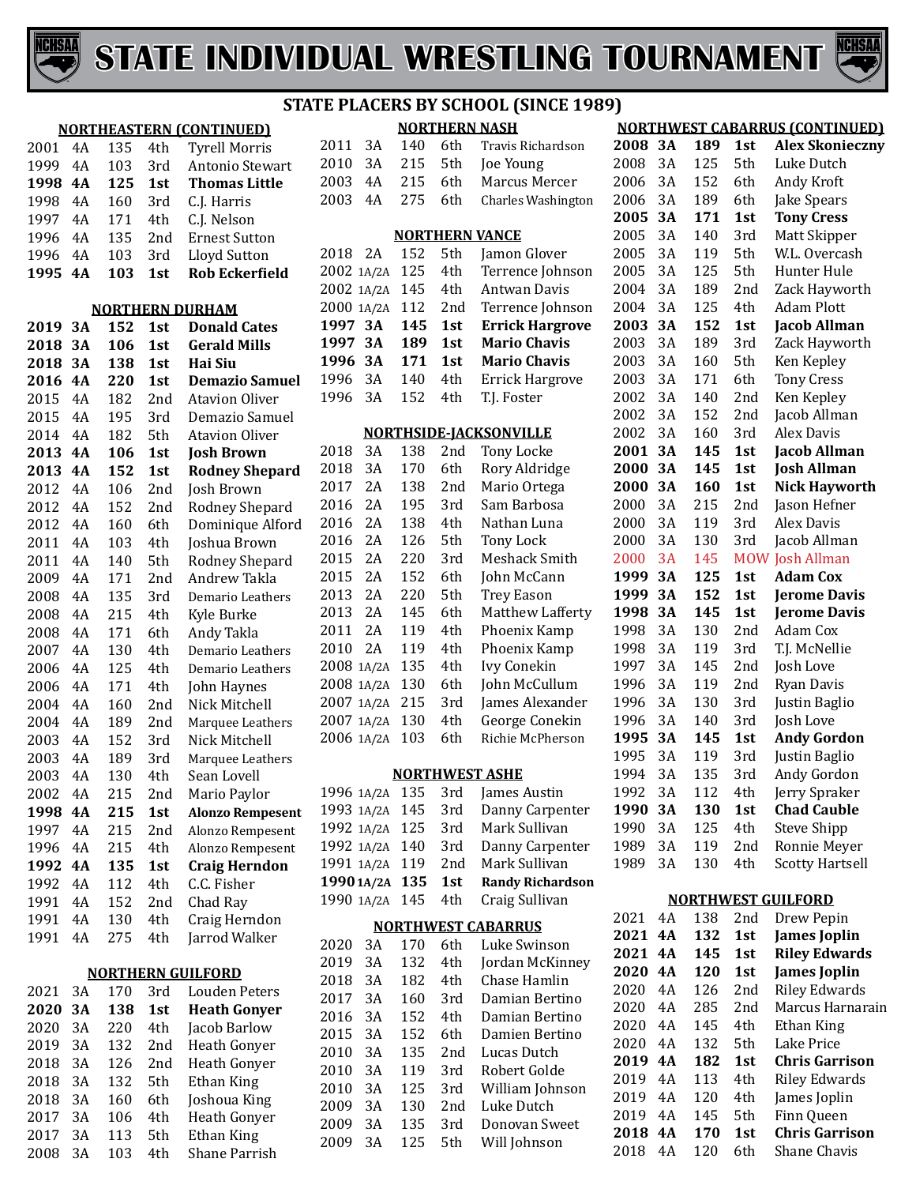# STATE INDIVIDUAL WRESTLING TOURNAMENT

## STATE PLACERS BY SCHOOL (SINCE 1989)

### NORTHEASTERN (CONTINUED)

| Year | Class | Weight | Place | Name |
|---|---|---|---|---|
| 2001 | 4A | 135 | 4th | Tyrell Morris |
| 1999 | 4A | 103 | 3rd | Antonio Stewart |
| **1998** | **4A** | **125** | **1st** | **Thomas Little** |
| 1998 | 4A | 160 | 3rd | C.J. Harris |
| 1997 | 4A | 171 | 4th | C.J. Nelson |
| 1996 | 4A | 135 | 2nd | Ernest Sutton |
| 1996 | 4A | 103 | 3rd | Lloyd Sutton |
| **1995** | **4A** | **103** | **1st** | **Rob Eckerfield** |

### NORTHERN DURHAM

| Year | Class | Weight | Place | Name |
|---|---|---|---|---|
| **2019** | **3A** | **152** | **1st** | **Donald Cates** |
| **2018** | **3A** | **106** | **1st** | **Gerald Mills** |
| **2018** | **3A** | **138** | **1st** | **Hai Siu** |
| **2016** | **4A** | **220** | **1st** | **Demazio Samuel** |
| 2015 | 4A | 182 | 2nd | Atavion Oliver |
| 2015 | 4A | 195 | 3rd | Demazio Samuel |
| 2014 | 4A | 182 | 5th | Atavion Oliver |
| **2013** | **4A** | **106** | **1st** | **Josh Brown** |
| **2013** | **4A** | **152** | **1st** | **Rodney Shepard** |
| 2012 | 4A | 106 | 2nd | Josh Brown |
| 2012 | 4A | 152 | 2nd | Rodney Shepard |
| 2012 | 4A | 160 | 6th | Dominique Alford |
| 2011 | 4A | 103 | 4th | Joshua Brown |
| 2011 | 4A | 140 | 5th | Rodney Shepard |
| 2009 | 4A | 171 | 2nd | Andrew Takla |
| 2008 | 4A | 135 | 3rd | Demario Leathers |
| 2008 | 4A | 215 | 4th | Kyle Burke |
| 2008 | 4A | 171 | 6th | Andy Takla |
| 2007 | 4A | 130 | 4th | Demario Leathers |
| 2006 | 4A | 125 | 4th | Demario Leathers |
| 2006 | 4A | 171 | 4th | John Haynes |
| 2004 | 4A | 160 | 2nd | Nick Mitchell |
| 2004 | 4A | 189 | 2nd | Marquee Leathers |
| 2003 | 4A | 152 | 3rd | Nick Mitchell |
| 2003 | 4A | 189 | 3rd | Marquee Leathers |
| 2003 | 4A | 130 | 4th | Sean Lovell |
| 2002 | 4A | 215 | 2nd | Mario Paylor |
| **1998** | **4A** | **215** | **1st** | **Alonzo Rempesent** |
| 1997 | 4A | 215 | 2nd | Alonzo Rempesent |
| 1996 | 4A | 215 | 4th | Alonzo Rempesent |
| **1992** | **4A** | **135** | **1st** | **Craig Herndon** |
| 1992 | 4A | 112 | 4th | C.C. Fisher |
| 1991 | 4A | 152 | 2nd | Chad Ray |
| 1991 | 4A | 130 | 4th | Craig Herndon |
| 1991 | 4A | 275 | 4th | Jarrod Walker |

### NORTHERN GUILFORD

| Year | Class | Weight | Place | Name |
|---|---|---|---|---|
| 2021 | 3A | 170 | 3rd | Louden Peters |
| **2020** | **3A** | **138** | **1st** | **Heath Gonyer** |
| 2020 | 3A | 220 | 4th | Jacob Barlow |
| 2019 | 3A | 132 | 2nd | Heath Gonyer |
| 2018 | 3A | 126 | 2nd | Heath Gonyer |
| 2018 | 3A | 132 | 5th | Ethan King |
| 2018 | 3A | 160 | 6th | Joshoua King |
| 2017 | 3A | 106 | 4th | Heath Gonyer |
| 2017 | 3A | 113 | 5th | Ethan King |
| 2008 | 3A | 103 | 4th | Shane Parrish |

### NORTHERN NASH

| Year | Class | Weight | Place | Name |
|---|---|---|---|---|
| 2011 | 3A | 140 | 6th | Travis Richardson |
| 2010 | 3A | 215 | 5th | Joe Young |
| 2003 | 4A | 215 | 6th | Marcus Mercer |
| 2003 | 4A | 275 | 6th | Charles Washington |

### NORTHERN VANCE

| Year | Class | Weight | Place | Name |
|---|---|---|---|---|
| 2018 | 2A | 152 | 5th | Jamon Glover |
| 2002 | 1A/2A | 125 | 4th | Terrence Johnson |
| 2002 | 1A/2A | 145 | 4th | Antwan Davis |
| 2000 | 1A/2A | 112 | 2nd | Terrence Johnson |
| **1997** | **3A** | **145** | **1st** | **Errick Hargrove** |
| **1997** | **3A** | **189** | **1st** | **Mario Chavis** |
| **1996** | **3A** | **171** | **1st** | **Mario Chavis** |
| 1996 | 3A | 140 | 4th | Errick Hargrove |
| 1996 | 3A | 152 | 4th | T.J. Foster |

### NORTHSIDE-JACKSONVILLE

| Year | Class | Weight | Place | Name |
|---|---|---|---|---|
| 2018 | 3A | 138 | 2nd | Tony Locke |
| 2018 | 3A | 170 | 6th | Rory Aldridge |
| 2017 | 2A | 138 | 2nd | Mario Ortega |
| 2016 | 2A | 195 | 3rd | Sam Barbosa |
| 2016 | 2A | 138 | 4th | Nathan Luna |
| 2016 | 2A | 126 | 5th | Tony Lock |
| 2015 | 2A | 220 | 3rd | Meshack Smith |
| 2015 | 2A | 152 | 6th | John McCann |
| 2013 | 2A | 220 | 5th | Trey Eason |
| 2013 | 2A | 145 | 6th | Matthew Lafferty |
| 2011 | 2A | 119 | 4th | Phoenix Kamp |
| 2010 | 2A | 119 | 4th | Phoenix Kamp |
| 2008 | 1A/2A | 135 | 4th | Ivy Conekin |
| 2008 | 1A/2A | 130 | 6th | John McCullum |
| 2007 | 1A/2A | 215 | 3rd | James Alexander |
| 2007 | 1A/2A | 130 | 4th | George Conekin |
| 2006 | 1A/2A | 103 | 6th | Richie McPherson |

### NORTHWEST ASHE

| Year | Class | Weight | Place | Name |
|---|---|---|---|---|
| 1996 | 1A/2A | 135 | 3rd | James Austin |
| 1993 | 1A/2A | 145 | 3rd | Danny Carpenter |
| 1992 | 1A/2A | 125 | 3rd | Mark Sullivan |
| 1992 | 1A/2A | 140 | 3rd | Danny Carpenter |
| 1991 | 1A/2A | 119 | 2nd | Mark Sullivan |
| **1990** | **1A/2A** | **135** | **1st** | **Randy Richardson** |
| 1990 | 1A/2A | 145 | 4th | Craig Sullivan |

### NORTHWEST CABARRUS

| Year | Class | Weight | Place | Name |
|---|---|---|---|---|
| 2020 | 3A | 170 | 6th | Luke Swinson |
| 2019 | 3A | 132 | 4th | Jordan McKinney |
| 2018 | 3A | 182 | 4th | Chase Hamlin |
| 2017 | 3A | 160 | 3rd | Damian Bertino |
| 2016 | 3A | 152 | 4th | Damian Bertino |
| 2015 | 3A | 152 | 6th | Damien Bertino |
| 2010 | 3A | 135 | 2nd | Lucas Dutch |
| 2010 | 3A | 119 | 3rd | Robert Golde |
| 2010 | 3A | 125 | 3rd | William Johnson |
| 2009 | 3A | 130 | 2nd | Luke Dutch |
| 2009 | 3A | 135 | 3rd | Donovan Sweet |
| 2009 | 3A | 125 | 5th | Will Johnson |

### NORTHWEST CABARRUS (CONTINUED)

| Year | Class | Weight | Place | Name |
|---|---|---|---|---|
| **2008** | **3A** | **189** | **1st** | **Alex Skonieczny** |
| 2008 | 3A | 125 | 5th | Luke Dutch |
| 2006 | 3A | 152 | 6th | Andy Kroft |
| 2006 | 3A | 189 | 6th | Jake Spears |
| **2005** | **3A** | **171** | **1st** | **Tony Cress** |
| 2005 | 3A | 140 | 3rd | Matt Skipper |
| 2005 | 3A | 119 | 5th | W.L. Overcash |
| 2005 | 3A | 125 | 5th | Hunter Hule |
| 2004 | 3A | 189 | 2nd | Zack Hayworth |
| 2004 | 3A | 125 | 4th | Adam Plott |
| **2003** | **3A** | **152** | **1st** | **Jacob Allman** |
| 2003 | 3A | 189 | 3rd | Zack Hayworth |
| 2003 | 3A | 160 | 5th | Ken Kepley |
| 2003 | 3A | 171 | 6th | Tony Cress |
| 2002 | 3A | 140 | 2nd | Ken Kepley |
| 2002 | 3A | 152 | 2nd | Jacob Allman |
| 2002 | 3A | 160 | 3rd | Alex Davis |
| **2001** | **3A** | **145** | **1st** | **Jacob Allman** |
| **2000** | **3A** | **145** | **1st** | **Josh Allman** |
| **2000** | **3A** | **160** | **1st** | **Nick Hayworth** |
| 2000 | 3A | 215 | 2nd | Jason Hefner |
| 2000 | 3A | 119 | 3rd | Alex Davis |
| 2000 | 3A | 130 | 3rd | Jacob Allman |
| 2000 | 3A | 145 | MOW | Josh Allman |
| **1999** | **3A** | **125** | **1st** | **Adam Cox** |
| **1999** | **3A** | **152** | **1st** | **Jerome Davis** |
| **1998** | **3A** | **145** | **1st** | **Jerome Davis** |
| 1998 | 3A | 130 | 2nd | Adam Cox |
| 1998 | 3A | 119 | 3rd | T.J. McNellie |
| 1997 | 3A | 145 | 2nd | Josh Love |
| 1996 | 3A | 119 | 2nd | Ryan Davis |
| 1996 | 3A | 130 | 3rd | Justin Baglio |
| 1996 | 3A | 140 | 3rd | Josh Love |
| **1995** | **3A** | **145** | **1st** | **Andy Gordon** |
| 1995 | 3A | 119 | 3rd | Justin Baglio |
| 1994 | 3A | 135 | 3rd | Andy Gordon |
| 1992 | 3A | 112 | 4th | Jerry Spraker |
| **1990** | **3A** | **130** | **1st** | **Chad Cauble** |
| 1990 | 3A | 125 | 4th | Steve Shipp |
| 1989 | 3A | 119 | 2nd | Ronnie Meyer |
| 1989 | 3A | 130 | 4th | Scotty Hartsell |

### NORTHWEST GUILFORD

| Year | Class | Weight | Place | Name |
|---|---|---|---|---|
| 2021 | 4A | 138 | 2nd | Drew Pepin |
| **2021** | **4A** | **132** | **1st** | **James Joplin** |
| **2021** | **4A** | **145** | **1st** | **Riley Edwards** |
| **2020** | **4A** | **120** | **1st** | **James Joplin** |
| 2020 | 4A | 126 | 2nd | Riley Edwards |
| 2020 | 4A | 285 | 2nd | Marcus Harnarain |
| 2020 | 4A | 145 | 4th | Ethan King |
| 2020 | 4A | 132 | 5th | Lake Price |
| **2019** | **4A** | **182** | **1st** | **Chris Garrison** |
| 2019 | 4A | 113 | 4th | Riley Edwards |
| 2019 | 4A | 120 | 4th | James Joplin |
| 2019 | 4A | 145 | 5th | Finn Queen |
| **2018** | **4A** | **170** | **1st** | **Chris Garrison** |
| 2018 | 4A | 120 | 6th | Shane Chavis |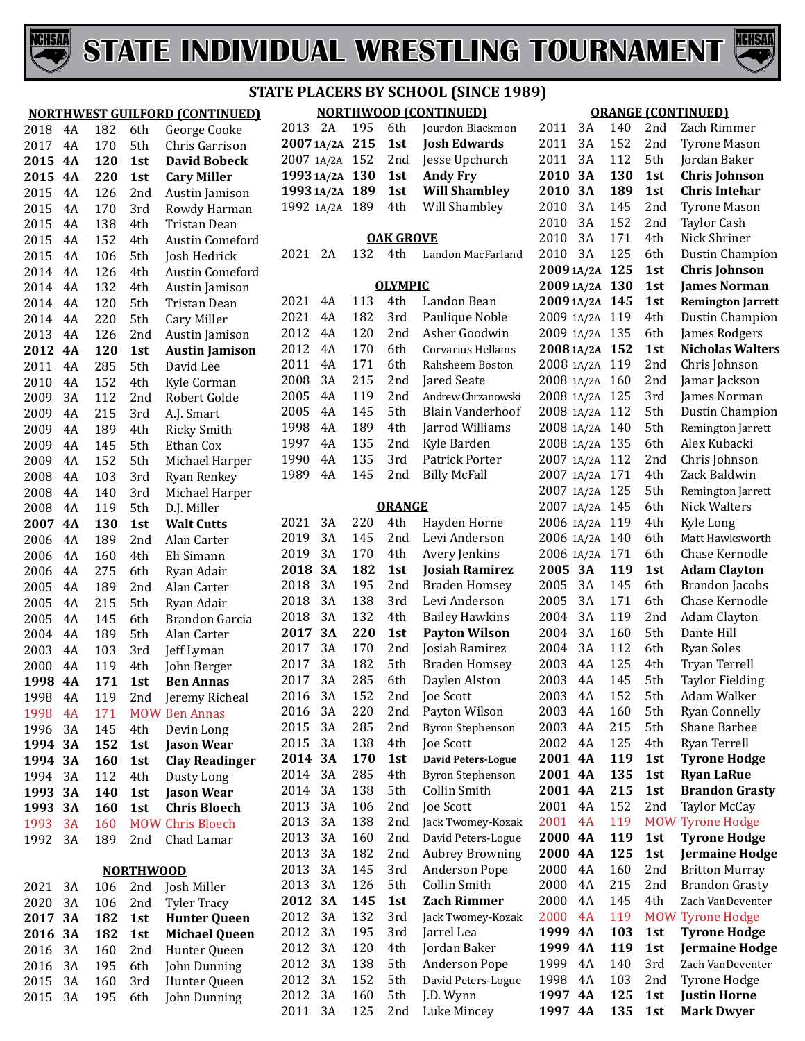# STATE INDIVIDUAL WRESTLING TOURNAMENT

## STATE PLACERS BY SCHOOL (SINCE 1989)

### NORTHWEST GUILFORD (CONTINUED)

| Year | Class | Weight | Place | Name |
|---|---|---|---|---|
| 2018 | 4A | 182 | 6th | George Cooke |
| 2017 | 4A | 170 | 5th | Chris Garrison |
| **2015** | **4A** | **120** | **1st** | **David Bobeck** |
| **2015** | **4A** | **220** | **1st** | **Cary Miller** |
| 2015 | 4A | 126 | 2nd | Austin Jamison |
| 2015 | 4A | 170 | 3rd | Rowdy Harman |
| 2015 | 4A | 138 | 4th | Tristan Dean |
| 2015 | 4A | 152 | 4th | Austin Comeford |
| 2015 | 4A | 106 | 5th | Josh Hedrick |
| 2014 | 4A | 126 | 4th | Austin Comeford |
| 2014 | 4A | 132 | 4th | Austin Jamison |
| 2014 | 4A | 120 | 5th | Tristan Dean |
| 2014 | 4A | 220 | 5th | Cary Miller |
| 2013 | 4A | 126 | 2nd | Austin Jamison |
| **2012** | **4A** | **120** | **1st** | **Austin Jamison** |
| 2011 | 4A | 285 | 5th | David Lee |
| 2010 | 4A | 152 | 4th | Kyle Corman |
| 2009 | 3A | 112 | 2nd | Robert Golde |
| 2009 | 4A | 215 | 3rd | A.J. Smart |
| 2009 | 4A | 189 | 4th | Ricky Smith |
| 2009 | 4A | 145 | 5th | Ethan Cox |
| 2009 | 4A | 152 | 5th | Michael Harper |
| 2008 | 4A | 103 | 3rd | Ryan Renkey |
| 2008 | 4A | 140 | 3rd | Michael Harper |
| 2008 | 4A | 119 | 5th | D.J. Miller |
| **2007** | **4A** | **130** | **1st** | **Walt Cutts** |
| 2006 | 4A | 189 | 2nd | Alan Carter |
| 2006 | 4A | 160 | 4th | Eli Simann |
| 2006 | 4A | 275 | 6th | Ryan Adair |
| 2005 | 4A | 189 | 2nd | Alan Carter |
| 2005 | 4A | 215 | 5th | Ryan Adair |
| 2005 | 4A | 145 | 6th | Brandon Garcia |
| 2004 | 4A | 189 | 5th | Alan Carter |
| 2003 | 4A | 103 | 3rd | Jeff Lyman |
| 2000 | 4A | 119 | 4th | John Berger |
| **1998** | **4A** | **171** | **1st** | **Ben Annas** |
| 1998 | 4A | 119 | 2nd | Jeremy Richeal |
| 1998 | 4A | 171 | MOW | Ben Annas |
| 1996 | 3A | 145 | 4th | Devin Long |
| **1994** | **3A** | **152** | **1st** | **Jason Wear** |
| **1994** | **3A** | **160** | **1st** | **Clay Readinger** |
| 1994 | 3A | 112 | 4th | Dusty Long |
| **1993** | **3A** | **140** | **1st** | **Jason Wear** |
| **1993** | **3A** | **160** | **1st** | **Chris Bloech** |
| 1993 | 3A | 160 | MOW | Chris Bloech |
| 1992 | 3A | 189 | 2nd | Chad Lamar |

### NORTHWOOD

| Year | Class | Weight | Place | Name |
|---|---|---|---|---|
| 2021 | 3A | 106 | 2nd | Josh Miller |
| 2020 | 3A | 106 | 2nd | Tyler Tracy |
| **2017** | **3A** | **182** | **1st** | **Hunter Queen** |
| **2016** | **3A** | **182** | **1st** | **Michael Queen** |
| 2016 | 3A | 160 | 2nd | Hunter Queen |
| 2016 | 3A | 195 | 6th | John Dunning |
| 2015 | 3A | 160 | 3rd | Hunter Queen |
| 2015 | 3A | 195 | 6th | John Dunning |

### NORTHWOOD (CONTINUED)

| Year | Class | Weight | Place | Name |
|---|---|---|---|---|
| 2013 | 2A | 195 | 6th | Jourdon Blackmon |
| **2007** | **1A/2A** | **215** | **1st** | **Josh Edwards** |
| 2007 | 1A/2A | 152 | 2nd | Jesse Upchurch |
| **1993** | **1A/2A** | **130** | **1st** | **Andy Fry** |
| **1993** | **1A/2A** | **189** | **1st** | **Will Shambley** |
| 1992 | 1A/2A | 189 | 4th | Will Shambley |

### OAK GROVE

| Year | Class | Weight | Place | Name |
|---|---|---|---|---|
| 2021 | 2A | 132 | 4th | Landon MacFarland |

### OLYMPIC

| Year | Class | Weight | Place | Name |
|---|---|---|---|---|
| 2021 | 4A | 113 | 4th | Landon Bean |
| 2021 | 4A | 182 | 3rd | Paulique Noble |
| 2012 | 4A | 120 | 2nd | Asher Goodwin |
| 2012 | 4A | 170 | 6th | Corvarius Hellams |
| 2011 | 4A | 171 | 6th | Rahsheem Boston |
| 2008 | 3A | 215 | 2nd | Jared Seate |
| 2005 | 4A | 119 | 2nd | Andrew Chrzanowski |
| 2005 | 4A | 145 | 5th | Blain Vanderhoof |
| 1998 | 4A | 189 | 4th | Jarrod Williams |
| 1997 | 4A | 135 | 2nd | Kyle Barden |
| 1990 | 4A | 135 | 3rd | Patrick Porter |
| 1989 | 4A | 145 | 2nd | Billy McFall |

### ORANGE

| Year | Class | Weight | Place | Name |
|---|---|---|---|---|
| 2021 | 3A | 220 | 4th | Hayden Horne |
| 2019 | 3A | 145 | 2nd | Levi Anderson |
| 2019 | 3A | 170 | 4th | Avery Jenkins |
| **2018** | **3A** | **182** | **1st** | **Josiah Ramirez** |
| 2018 | 3A | 195 | 2nd | Braden Homsey |
| 2018 | 3A | 138 | 3rd | Levi Anderson |
| 2018 | 3A | 132 | 4th | Bailey Hawkins |
| **2017** | **3A** | **220** | **1st** | **Payton Wilson** |
| 2017 | 3A | 170 | 2nd | Josiah Ramirez |
| 2017 | 3A | 182 | 5th | Braden Homsey |
| 2017 | 3A | 285 | 6th | Daylen Alston |
| 2016 | 3A | 152 | 2nd | Joe Scott |
| 2016 | 3A | 220 | 2nd | Payton Wilson |
| 2015 | 3A | 285 | 2nd | Byron Stephenson |
| 2015 | 3A | 138 | 4th | Joe Scott |
| **2014** | **3A** | **170** | **1st** | **David Peters-Logue** |
| 2014 | 3A | 285 | 4th | Byron Stephenson |
| 2014 | 3A | 138 | 5th | Collin Smith |
| 2013 | 3A | 106 | 2nd | Joe Scott |
| 2013 | 3A | 138 | 2nd | Jack Twomey-Kozak |
| 2013 | 3A | 160 | 2nd | David Peters-Logue |
| 2013 | 3A | 182 | 2nd | Aubrey Browning |
| 2013 | 3A | 145 | 3rd | Anderson Pope |
| 2013 | 3A | 126 | 5th | Collin Smith |
| **2012** | **3A** | **145** | **1st** | **Zach Rimmer** |
| 2012 | 3A | 132 | 3rd | Jack Twomey-Kozak |
| 2012 | 3A | 195 | 3rd | Jarrel Lea |
| 2012 | 3A | 120 | 4th | Jordan Baker |
| 2012 | 3A | 138 | 5th | Anderson Pope |
| 2012 | 3A | 152 | 5th | David Peters-Logue |
| 2012 | 3A | 160 | 5th | J.D. Wynn |
| 2011 | 3A | 125 | 2nd | Luke Mincey |

### ORANGE (CONTINUED)

| Year | Class | Weight | Place | Name |
|---|---|---|---|---|
| 2011 | 3A | 140 | 2nd | Zach Rimmer |
| 2011 | 3A | 152 | 2nd | Tyrone Mason |
| 2011 | 3A | 112 | 5th | Jordan Baker |
| **2010** | **3A** | **130** | **1st** | **Chris Johnson** |
| **2010** | **3A** | **189** | **1st** | **Chris Intehar** |
| 2010 | 3A | 145 | 2nd | Tyrone Mason |
| 2010 | 3A | 152 | 2nd | Taylor Cash |
| 2010 | 3A | 171 | 4th | Nick Shriner |
| 2010 | 3A | 125 | 6th | Dustin Champion |
| **2009** | **1A/2A** | **125** | **1st** | **Chris Johnson** |
| **2009** | **1A/2A** | **130** | **1st** | **James Norman** |
| **2009** | **1A/2A** | **145** | **1st** | **Remington Jarrett** |
| 2009 | 1A/2A | 119 | 4th | Dustin Champion |
| 2009 | 1A/2A | 135 | 6th | James Rodgers |
| **2008** | **1A/2A** | **152** | **1st** | **Nicholas Walters** |
| 2008 | 1A/2A | 119 | 2nd | Chris Johnson |
| 2008 | 1A/2A | 160 | 2nd | Jamar Jackson |
| 2008 | 1A/2A | 125 | 3rd | James Norman |
| 2008 | 1A/2A | 112 | 5th | Dustin Champion |
| 2008 | 1A/2A | 140 | 5th | Remington Jarrett |
| 2008 | 1A/2A | 135 | 6th | Alex Kubacki |
| 2007 | 1A/2A | 112 | 2nd | Chris Johnson |
| 2007 | 1A/2A | 171 | 4th | Zack Baldwin |
| 2007 | 1A/2A | 125 | 5th | Remington Jarrett |
| 2007 | 1A/2A | 145 | 6th | Nick Walters |
| 2006 | 1A/2A | 119 | 4th | Kyle Long |
| 2006 | 1A/2A | 140 | 6th | Matt Hawksworth |
| 2006 | 1A/2A | 171 | 6th | Chase Kernodle |
| **2005** | **3A** | **119** | **1st** | **Adam Clayton** |
| 2005 | 3A | 145 | 6th | Brandon Jacobs |
| 2005 | 3A | 171 | 6th | Chase Kernodle |
| 2004 | 3A | 119 | 2nd | Adam Clayton |
| 2004 | 3A | 160 | 5th | Dante Hill |
| 2004 | 3A | 112 | 6th | Ryan Soles |
| 2003 | 4A | 125 | 4th | Tryan Terrell |
| 2003 | 4A | 145 | 5th | Taylor Fielding |
| 2003 | 4A | 152 | 5th | Adam Walker |
| 2003 | 4A | 160 | 5th | Ryan Connelly |
| 2003 | 4A | 215 | 5th | Shane Barbee |
| 2002 | 4A | 125 | 4th | Ryan Terrell |
| **2001** | **4A** | **119** | **1st** | **Tyrone Hodge** |
| **2001** | **4A** | **135** | **1st** | **Ryan LaRue** |
| **2001** | **4A** | **215** | **1st** | **Brandon Grasty** |
| 2001 | 4A | 152 | 2nd | Taylor McCay |
| 2001 | 4A | 119 | MOW | Tyrone Hodge |
| **2000** | **4A** | **119** | **1st** | **Tyrone Hodge** |
| **2000** | **4A** | **125** | **1st** | **Jermaine Hodge** |
| 2000 | 4A | 160 | 2nd | Britton Murray |
| 2000 | 4A | 215 | 2nd | Brandon Grasty |
| 2000 | 4A | 145 | 4th | Zach VanDeventer |
| 2000 | 4A | 119 | MOW | Tyrone Hodge |
| **1999** | **4A** | **103** | **1st** | **Tyrone Hodge** |
| **1999** | **4A** | **119** | **1st** | **Jermaine Hodge** |
| 1999 | 4A | 140 | 3rd | Zach VanDeventer |
| 1998 | 4A | 103 | 2nd | Tyrone Hodge |
| **1997** | **4A** | **125** | **1st** | **Justin Horne** |
| **1997** | **4A** | **135** | **1st** | **Mark Dwyer** |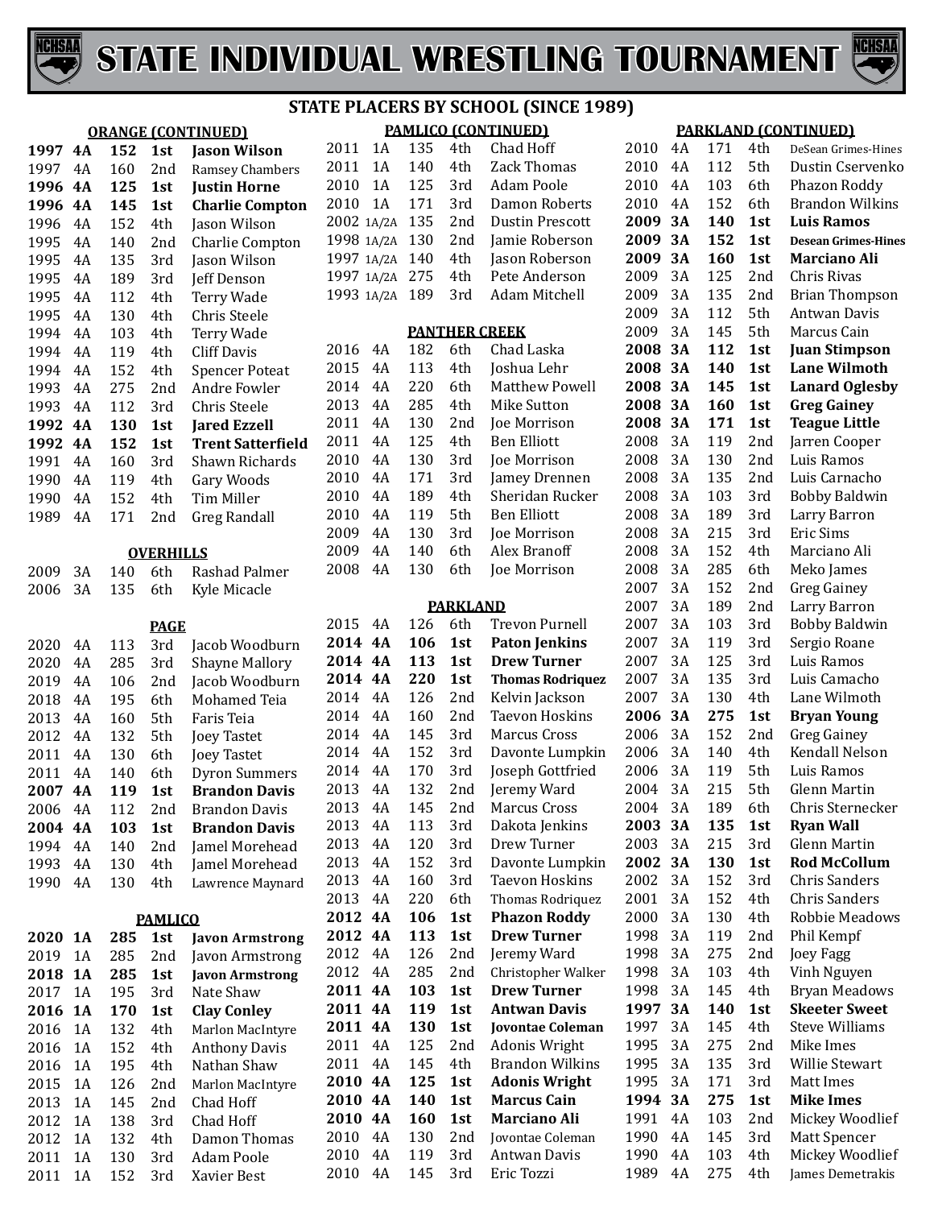# STATE INDIVIDUAL WRESTLING TOURNAMENT

## STATE PLACERS BY SCHOOL (SINCE 1989)

### ORANGE (CONTINUED)

| Year | Class | Weight | Place | Name |
|---|---|---|---|---|
| **1997** | **4A** | **152** | **1st** | **Jason Wilson** |
| 1997 | 4A | 160 | 2nd | Ramsey Chambers |
| **1996** | **4A** | **125** | **1st** | **Justin Horne** |
| **1996** | **4A** | **145** | **1st** | **Charlie Compton** |
| 1996 | 4A | 152 | 4th | Jason Wilson |
| 1995 | 4A | 140 | 2nd | Charlie Compton |
| 1995 | 4A | 135 | 3rd | Jason Wilson |
| 1995 | 4A | 189 | 3rd | Jeff Denson |
| 1995 | 4A | 112 | 4th | Terry Wade |
| 1995 | 4A | 130 | 4th | Chris Steele |
| 1994 | 4A | 103 | 4th | Terry Wade |
| 1994 | 4A | 119 | 4th | Cliff Davis |
| 1994 | 4A | 152 | 4th | Spencer Poteat |
| 1993 | 4A | 275 | 2nd | Andre Fowler |
| 1993 | 4A | 112 | 3rd | Chris Steele |
| **1992** | **4A** | **130** | **1st** | **Jared Ezzell** |
| **1992** | **4A** | **152** | **1st** | **Trent Satterfield** |
| 1991 | 4A | 160 | 3rd | Shawn Richards |
| 1990 | 4A | 119 | 4th | Gary Woods |
| 1990 | 4A | 152 | 4th | Tim Miller |
| 1989 | 4A | 171 | 2nd | Greg Randall |

### OVERHILLS

| Year | Class | Weight | Place | Name |
|---|---|---|---|---|
| 2009 | 3A | 140 | 6th | Rashad Palmer |
| 2006 | 3A | 135 | 6th | Kyle Micacle |

### PAGE

| Year | Class | Weight | Place | Name |
|---|---|---|---|---|
| 2020 | 4A | 113 | 3rd | Jacob Woodburn |
| 2020 | 4A | 285 | 3rd | Shayne Mallory |
| 2019 | 4A | 106 | 2nd | Jacob Woodburn |
| 2018 | 4A | 195 | 6th | Mohamed Teia |
| 2013 | 4A | 160 | 5th | Faris Teia |
| 2012 | 4A | 132 | 5th | Joey Tastet |
| 2011 | 4A | 130 | 6th | Joey Tastet |
| 2011 | 4A | 140 | 6th | Dyron Summers |
| **2007** | **4A** | **119** | **1st** | **Brandon Davis** |
| 2006 | 4A | 112 | 2nd | Brandon Davis |
| **2004** | **4A** | **103** | **1st** | **Brandon Davis** |
| 1994 | 4A | 140 | 2nd | Jamel Morehead |
| 1993 | 4A | 130 | 4th | Jamel Morehead |
| 1990 | 4A | 130 | 4th | Lawrence Maynard |

### PAMLICO

| Year | Class | Weight | Place | Name |
|---|---|---|---|---|
| **2020** | **1A** | **285** | **1st** | **Javon Armstrong** |
| 2019 | 1A | 285 | 2nd | Javon Armstrong |
| **2018** | **1A** | **285** | **1st** | **Javon Armstrong** |
| 2017 | 1A | 195 | 3rd | Nate Shaw |
| **2016** | **1A** | **170** | **1st** | **Clay Conley** |
| 2016 | 1A | 132 | 4th | Marlon MacIntyre |
| 2016 | 1A | 152 | 4th | Anthony Davis |
| 2016 | 1A | 195 | 4th | Nathan Shaw |
| 2015 | 1A | 126 | 2nd | Marlon MacIntyre |
| 2013 | 1A | 145 | 2nd | Chad Hoff |
| 2012 | 1A | 138 | 3rd | Chad Hoff |
| 2012 | 1A | 132 | 4th | Damon Thomas |
| 2011 | 1A | 130 | 3rd | Adam Poole |
| 2011 | 1A | 152 | 3rd | Xavier Best |

### PAMLICO (CONTINUED)

| Year | Class | Weight | Place | Name |
|---|---|---|---|---|
| 2011 | 1A | 135 | 4th | Chad Hoff |
| 2011 | 1A | 140 | 4th | Zack Thomas |
| 2010 | 1A | 125 | 3rd | Adam Poole |
| 2010 | 1A | 171 | 3rd | Damon Roberts |
| 2002 | 1A/2A | 135 | 2nd | Dustin Prescott |
| 1998 | 1A/2A | 130 | 2nd | Jamie Roberson |
| 1997 | 1A/2A | 140 | 4th | Jason Roberson |
| 1997 | 1A/2A | 275 | 4th | Pete Anderson |
| 1993 | 1A/2A | 189 | 3rd | Adam Mitchell |

### PANTHER CREEK

| Year | Class | Weight | Place | Name |
|---|---|---|---|---|
| 2016 | 4A | 182 | 6th | Chad Laska |
| 2015 | 4A | 113 | 4th | Joshua Lehr |
| 2014 | 4A | 220 | 6th | Matthew Powell |
| 2013 | 4A | 285 | 4th | Mike Sutton |
| 2011 | 4A | 130 | 2nd | Joe Morrison |
| 2011 | 4A | 125 | 4th | Ben Elliott |
| 2010 | 4A | 130 | 3rd | Joe Morrison |
| 2010 | 4A | 171 | 3rd | Jamey Drennen |
| 2010 | 4A | 189 | 4th | Sheridan Rucker |
| 2010 | 4A | 119 | 5th | Ben Elliott |
| 2009 | 4A | 130 | 3rd | Joe Morrison |
| 2009 | 4A | 140 | 6th | Alex Branoff |
| 2008 | 4A | 130 | 6th | Joe Morrison |

### PARKLAND

| Year | Class | Weight | Place | Name |
|---|---|---|---|---|
| 2015 | 4A | 126 | 6th | Trevon Purnell |
| **2014** | **4A** | **106** | **1st** | **Paton Jenkins** |
| **2014** | **4A** | **113** | **1st** | **Drew Turner** |
| **2014** | **4A** | **220** | **1st** | **Thomas Rodriquez** |
| 2014 | 4A | 126 | 2nd | Kelvin Jackson |
| 2014 | 4A | 160 | 2nd | Taevon Hoskins |
| 2014 | 4A | 145 | 3rd | Marcus Cross |
| 2014 | 4A | 152 | 3rd | Davonte Lumpkin |
| 2014 | 4A | 170 | 3rd | Joseph Gottfried |
| 2013 | 4A | 132 | 2nd | Jeremy Ward |
| 2013 | 4A | 145 | 2nd | Marcus Cross |
| 2013 | 4A | 113 | 3rd | Dakota Jenkins |
| 2013 | 4A | 120 | 3rd | Drew Turner |
| 2013 | 4A | 152 | 3rd | Davonte Lumpkin |
| 2013 | 4A | 160 | 3rd | Taevon Hoskins |
| 2013 | 4A | 220 | 6th | Thomas Rodriquez |
| **2012** | **4A** | **106** | **1st** | **Phazon Roddy** |
| **2012** | **4A** | **113** | **1st** | **Drew Turner** |
| 2012 | 4A | 126 | 2nd | Jeremy Ward |
| 2012 | 4A | 285 | 2nd | Christopher Walker |
| **2011** | **4A** | **103** | **1st** | **Drew Turner** |
| **2011** | **4A** | **119** | **1st** | **Antwan Davis** |
| **2011** | **4A** | **130** | **1st** | **Jovontae Coleman** |
| 2011 | 4A | 125 | 2nd | Adonis Wright |
| 2011 | 4A | 145 | 4th | Brandon Wilkins |
| **2010** | **4A** | **125** | **1st** | **Adonis Wright** |
| **2010** | **4A** | **140** | **1st** | **Marcus Cain** |
| **2010** | **4A** | **160** | **1st** | **Marciano Ali** |
| 2010 | 4A | 130 | 2nd | Jovontae Coleman |
| 2010 | 4A | 119 | 3rd | Antwan Davis |
| 2010 | 4A | 145 | 3rd | Eric Tozzi |

### PARKLAND (CONTINUED)

| Year | Class | Weight | Place | Name |
|---|---|---|---|---|
| 2010 | 4A | 171 | 4th | DeSean Grimes-Hines |
| 2010 | 4A | 112 | 5th | Dustin Cservenko |
| 2010 | 4A | 103 | 6th | Phazon Roddy |
| 2010 | 4A | 152 | 6th | Brandon Wilkins |
| **2009** | **3A** | **140** | **1st** | **Luis Ramos** |
| **2009** | **3A** | **152** | **1st** | **Desean Grimes-Hines** |
| **2009** | **3A** | **160** | **1st** | **Marciano Ali** |
| 2009 | 3A | 125 | 2nd | Chris Rivas |
| 2009 | 3A | 135 | 2nd | Brian Thompson |
| 2009 | 3A | 112 | 5th | Antwan Davis |
| 2009 | 3A | 145 | 5th | Marcus Cain |
| **2008** | **3A** | **112** | **1st** | **Juan Stimpson** |
| **2008** | **3A** | **140** | **1st** | **Lane Wilmoth** |
| **2008** | **3A** | **145** | **1st** | **Lanard Oglesby** |
| **2008** | **3A** | **160** | **1st** | **Greg Gainey** |
| **2008** | **3A** | **171** | **1st** | **Teague Little** |
| 2008 | 3A | 119 | 2nd | Jarren Cooper |
| 2008 | 3A | 130 | 2nd | Luis Ramos |
| 2008 | 3A | 135 | 2nd | Luis Carnacho |
| 2008 | 3A | 103 | 3rd | Bobby Baldwin |
| 2008 | 3A | 189 | 3rd | Larry Barron |
| 2008 | 3A | 215 | 3rd | Eric Sims |
| 2008 | 3A | 152 | 4th | Marciano Ali |
| 2008 | 3A | 285 | 6th | Meko James |
| 2007 | 3A | 152 | 2nd | Greg Gainey |
| 2007 | 3A | 189 | 2nd | Larry Barron |
| 2007 | 3A | 103 | 3rd | Bobby Baldwin |
| 2007 | 3A | 119 | 3rd | Sergio Roane |
| 2007 | 3A | 125 | 3rd | Luis Ramos |
| 2007 | 3A | 135 | 3rd | Luis Camacho |
| 2007 | 3A | 130 | 4th | Lane Wilmoth |
| **2006** | **3A** | **275** | **1st** | **Bryan Young** |
| 2006 | 3A | 152 | 2nd | Greg Gainey |
| 2006 | 3A | 140 | 4th | Kendall Nelson |
| 2006 | 3A | 119 | 5th | Luis Ramos |
| 2004 | 3A | 215 | 5th | Glenn Martin |
| 2004 | 3A | 189 | 6th | Chris Sternecker |
| **2003** | **3A** | **135** | **1st** | **Ryan Wall** |
| 2003 | 3A | 215 | 3rd | Glenn Martin |
| **2002** | **3A** | **130** | **1st** | **Rod McCollum** |
| 2002 | 3A | 152 | 3rd | Chris Sanders |
| 2001 | 3A | 152 | 4th | Chris Sanders |
| 2000 | 3A | 130 | 4th | Robbie Meadows |
| 1998 | 3A | 119 | 2nd | Phil Kempf |
| 1998 | 3A | 275 | 2nd | Joey Fagg |
| 1998 | 3A | 103 | 4th | Vinh Nguyen |
| 1998 | 3A | 145 | 4th | Bryan Meadows |
| **1997** | **3A** | **140** | **1st** | **Skeeter Sweet** |
| 1997 | 3A | 145 | 4th | Steve Williams |
| 1995 | 3A | 275 | 2nd | Mike Imes |
| 1995 | 3A | 135 | 3rd | Willie Stewart |
| 1995 | 3A | 171 | 3rd | Matt Imes |
| **1994** | **3A** | **275** | **1st** | **Mike Imes** |
| 1991 | 4A | 103 | 2nd | Mickey Woodlief |
| 1990 | 4A | 145 | 3rd | Matt Spencer |
| 1990 | 4A | 103 | 4th | Mickey Woodlief |
| 1989 | 4A | 275 | 4th | James Demetrakis |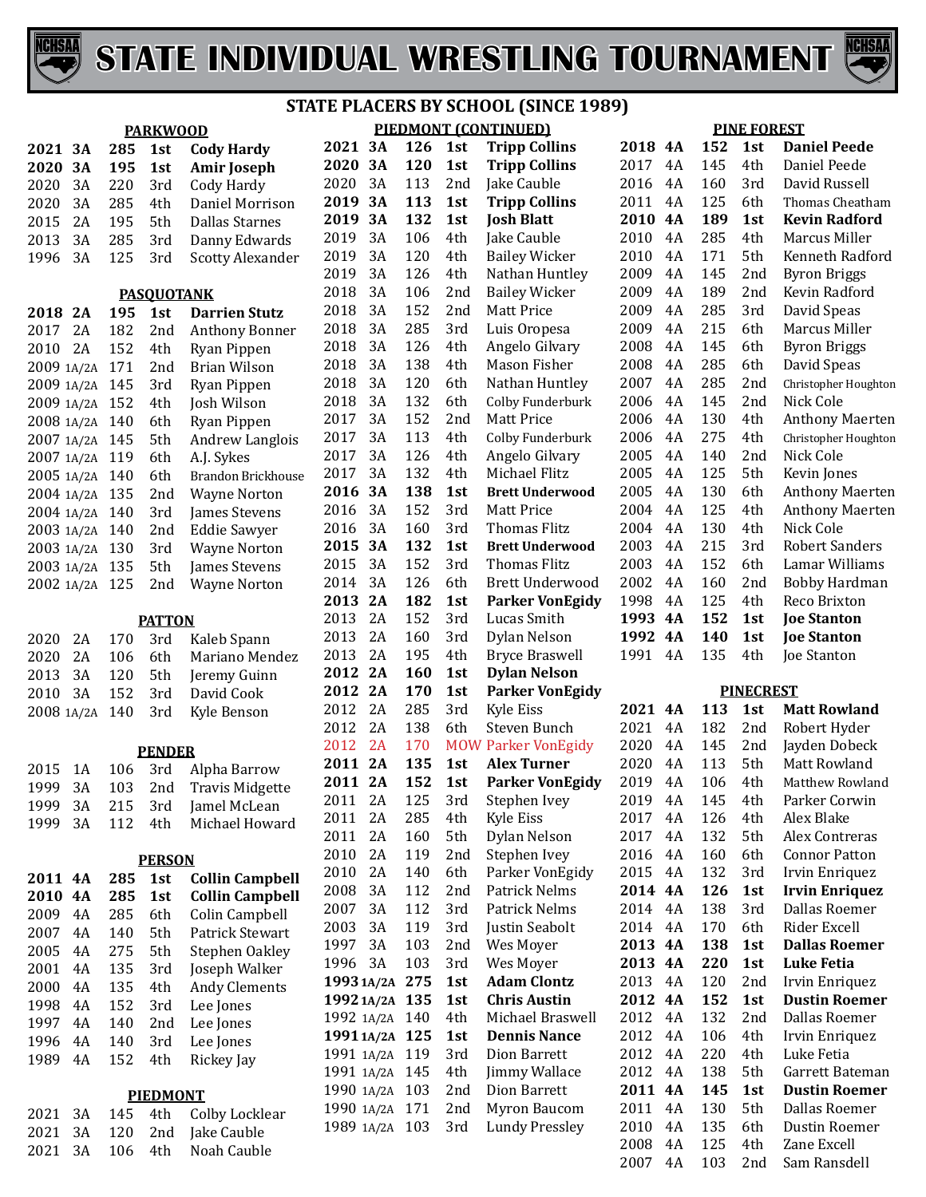# STATE INDIVIDUAL WRESTLING TOURNAMENT

## STATE PLACERS BY SCHOOL (SINCE 1989)

### PARKWOOD

| Year | Class | Weight | Place | Name |
|---|---|---|---|---|
| **2021** | **3A** | **285** | **1st** | **Cody Hardy** |
| **2020** | **3A** | **195** | **1st** | **Amir Joseph** |
| 2020 | 3A | 220 | 3rd | Cody Hardy |
| 2020 | 3A | 285 | 4th | Daniel Morrison |
| 2015 | 2A | 195 | 5th | Dallas Starnes |
| 2013 | 3A | 285 | 3rd | Danny Edwards |
| 1996 | 3A | 125 | 3rd | Scotty Alexander |

### PASQUOTANK

| Year | Class | Weight | Place | Name |
|---|---|---|---|---|
| **2018** | **2A** | **195** | **1st** | **Darrien Stutz** |
| 2017 | 2A | 182 | 2nd | Anthony Bonner |
| 2010 | 2A | 152 | 4th | Ryan Pippen |
| 2009 | 1A/2A | 171 | 2nd | Brian Wilson |
| 2009 | 1A/2A | 145 | 3rd | Ryan Pippen |
| 2009 | 1A/2A | 152 | 4th | Josh Wilson |
| 2008 | 1A/2A | 140 | 6th | Ryan Pippen |
| 2007 | 1A/2A | 145 | 5th | Andrew Langlois |
| 2007 | 1A/2A | 119 | 6th | A.J. Sykes |
| 2005 | 1A/2A | 140 | 6th | Brandon Brickhouse |
| 2004 | 1A/2A | 135 | 2nd | Wayne Norton |
| 2004 | 1A/2A | 140 | 3rd | James Stevens |
| 2003 | 1A/2A | 140 | 2nd | Eddie Sawyer |
| 2003 | 1A/2A | 130 | 3rd | Wayne Norton |
| 2003 | 1A/2A | 135 | 5th | James Stevens |
| 2002 | 1A/2A | 125 | 2nd | Wayne Norton |

### PATTON

| Year | Class | Weight | Place | Name |
|---|---|---|---|---|
| 2020 | 2A | 170 | 3rd | Kaleb Spann |
| 2020 | 2A | 106 | 6th | Mariano Mendez |
| 2013 | 3A | 120 | 5th | Jeremy Guinn |
| 2010 | 3A | 152 | 3rd | David Cook |
| 2008 | 1A/2A | 140 | 3rd | Kyle Benson |

### PENDER

| Year | Class | Weight | Place | Name |
|---|---|---|---|---|
| 2015 | 1A | 106 | 3rd | Alpha Barrow |
| 1999 | 3A | 103 | 2nd | Travis Midgette |
| 1999 | 3A | 215 | 3rd | Jamel McLean |
| 1999 | 3A | 112 | 4th | Michael Howard |

### PERSON

| Year | Class | Weight | Place | Name |
|---|---|---|---|---|
| **2011** | **4A** | **285** | **1st** | **Collin Campbell** |
| **2010** | **4A** | **285** | **1st** | **Collin Campbell** |
| 2009 | 4A | 285 | 6th | Colin Campbell |
| 2007 | 4A | 140 | 5th | Patrick Stewart |
| 2005 | 4A | 275 | 5th | Stephen Oakley |
| 2001 | 4A | 135 | 3rd | Joseph Walker |
| 2000 | 4A | 135 | 4th | Andy Clements |
| 1998 | 4A | 152 | 3rd | Lee Jones |
| 1997 | 4A | 140 | 2nd | Lee Jones |
| 1996 | 4A | 140 | 3rd | Lee Jones |
| 1989 | 4A | 152 | 4th | Rickey Jay |

### PIEDMONT

| Year | Class | Weight | Place | Name |
|---|---|---|---|---|
| 2021 | 3A | 145 | 4th | Colby Locklear |
| 2021 | 3A | 120 | 2nd | Jake Cauble |
| 2021 | 3A | 106 | 4th | Noah Cauble |
| **2021** | **3A** | **126** | **1st** | **Tripp Collins** |
| **2020** | **3A** | **120** | **1st** | **Tripp Collins** |
| 2020 | 3A | 113 | 2nd | Jake Cauble |
| **2019** | **3A** | **113** | **1st** | **Tripp Collins** |
| **2019** | **3A** | **132** | **1st** | **Josh Blatt** |
| 2019 | 3A | 106 | 4th | Jake Cauble |
| 2019 | 3A | 120 | 4th | Bailey Wicker |
| 2019 | 3A | 126 | 4th | Nathan Huntley |
| 2018 | 3A | 106 | 2nd | Bailey Wicker |
| 2018 | 3A | 152 | 2nd | Matt Price |
| 2018 | 3A | 285 | 3rd | Luis Oropesa |
| 2018 | 3A | 126 | 4th | Angelo Gilvary |
| 2018 | 3A | 138 | 4th | Mason Fisher |
| 2018 | 3A | 120 | 6th | Nathan Huntley |
| 2018 | 3A | 132 | 6th | Colby Funderburk |
| 2017 | 3A | 152 | 2nd | Matt Price |
| 2017 | 3A | 113 | 4th | Colby Funderburk |
| 2017 | 3A | 126 | 4th | Angelo Gilvary |
| 2017 | 3A | 132 | 4th | Michael Flitz |
| **2016** | **3A** | **138** | **1st** | **Brett Underwood** |
| 2016 | 3A | 152 | 3rd | Matt Price |
| 2016 | 3A | 160 | 3rd | Thomas Flitz |
| **2015** | **3A** | **132** | **1st** | **Brett Underwood** |
| 2015 | 3A | 152 | 3rd | Thomas Flitz |
| 2014 | 3A | 126 | 6th | Brett Underwood |
| **2013** | **2A** | **182** | **1st** | **Parker VonEgidy** |
| 2013 | 2A | 152 | 3rd | Lucas Smith |
| 2013 | 2A | 160 | 3rd | Dylan Nelson |
| 2013 | 2A | 195 | 4th | Bryce Braswell |
| **2012** | **2A** | **160** | **1st** | **Dylan Nelson** |
| **2012** | **2A** | **170** | **1st** | **Parker VonEgidy** |
| 2012 | 2A | 285 | 3rd | Kyle Eiss |
| 2012 | 2A | 138 | 6th | Steven Bunch |
| 2012 | 2A | 170 | MOW | Parker VonEgidy |
| **2011** | **2A** | **135** | **1st** | **Alex Turner** |
| **2011** | **2A** | **152** | **1st** | **Parker VonEgidy** |
| 2011 | 2A | 125 | 3rd | Stephen Ivey |
| 2011 | 2A | 285 | 4th | Kyle Eiss |
| 2011 | 2A | 160 | 5th | Dylan Nelson |
| 2010 | 2A | 119 | 2nd | Stephen Ivey |
| 2010 | 2A | 140 | 6th | Parker VonEgidy |
| 2008 | 3A | 112 | 2nd | Patrick Nelms |
| 2007 | 3A | 112 | 3rd | Patrick Nelms |
| 2003 | 3A | 119 | 3rd | Justin Seabolt |
| 1997 | 3A | 103 | 2nd | Wes Moyer |
| 1996 | 3A | 103 | 3rd | Wes Moyer |
| **1993** | **1A/2A** | **275** | **1st** | **Adam Clontz** |
| **1992** | **1A/2A** | **135** | **1st** | **Chris Austin** |
| 1992 | 1A/2A | 140 | 4th | Michael Braswell |
| **1991** | **1A/2A** | **125** | **1st** | **Dennis Nance** |
| 1991 | 1A/2A | 119 | 3rd | Dion Barrett |
| 1991 | 1A/2A | 145 | 4th | Jimmy Wallace |
| 1990 | 1A/2A | 103 | 2nd | Dion Barrett |
| 1990 | 1A/2A | 171 | 2nd | Myron Baucom |
| 1989 | 1A/2A | 103 | 3rd | Lundy Pressley |

### PINE FOREST

| Year | Class | Weight | Place | Name |
|---|---|---|---|---|
| **2018** | **4A** | **152** | **1st** | **Daniel Peede** |
| 2017 | 4A | 145 | 4th | Daniel Peede |
| 2016 | 4A | 160 | 3rd | David Russell |
| 2011 | 4A | 125 | 6th | Thomas Cheatham |
| **2010** | **4A** | **189** | **1st** | **Kevin Radford** |
| 2010 | 4A | 285 | 4th | Marcus Miller |
| 2010 | 4A | 171 | 5th | Kenneth Radford |
| 2009 | 4A | 145 | 2nd | Byron Briggs |
| 2009 | 4A | 189 | 2nd | Kevin Radford |
| 2009 | 4A | 285 | 3rd | David Speas |
| 2009 | 4A | 215 | 6th | Marcus Miller |
| 2008 | 4A | 145 | 6th | Byron Briggs |
| 2008 | 4A | 285 | 6th | David Speas |
| 2007 | 4A | 285 | 2nd | Christopher Houghton |
| 2006 | 4A | 145 | 2nd | Nick Cole |
| 2006 | 4A | 130 | 4th | Anthony Maerten |
| 2006 | 4A | 275 | 4th | Christopher Houghton |
| 2005 | 4A | 140 | 2nd | Nick Cole |
| 2005 | 4A | 125 | 5th | Kevin Jones |
| 2005 | 4A | 130 | 6th | Anthony Maerten |
| 2004 | 4A | 125 | 4th | Anthony Maerten |
| 2004 | 4A | 130 | 4th | Nick Cole |
| 2003 | 4A | 215 | 3rd | Robert Sanders |
| 2003 | 4A | 152 | 6th | Lamar Williams |
| 2002 | 4A | 160 | 2nd | Bobby Hardman |
| 1998 | 4A | 125 | 4th | Reco Brixton |
| **1993** | **4A** | **152** | **1st** | **Joe Stanton** |
| **1992** | **4A** | **140** | **1st** | **Joe Stanton** |
| 1991 | 4A | 135 | 4th | Joe Stanton |

### PINECREST

| Year | Class | Weight | Place | Name |
|---|---|---|---|---|
| **2021** | **4A** | **113** | **1st** | **Matt Rowland** |
| 2021 | 4A | 182 | 2nd | Robert Hyder |
| 2020 | 4A | 145 | 2nd | Jayden Dobeck |
| 2020 | 4A | 113 | 5th | Matt Rowland |
| 2019 | 4A | 106 | 4th | Matthew Rowland |
| 2019 | 4A | 145 | 4th | Parker Corwin |
| 2017 | 4A | 126 | 4th | Alex Blake |
| 2017 | 4A | 132 | 5th | Alex Contreras |
| 2016 | 4A | 160 | 6th | Connor Patton |
| 2015 | 4A | 132 | 3rd | Irvin Enriquez |
| **2014** | **4A** | **126** | **1st** | **Irvin Enriquez** |
| 2014 | 4A | 138 | 3rd | Dallas Roemer |
| 2014 | 4A | 170 | 6th | Rider Excell |
| **2013** | **4A** | **138** | **1st** | **Dallas Roemer** |
| **2013** | **4A** | **220** | **1st** | **Luke Fetia** |
| 2013 | 4A | 120 | 2nd | Irvin Enriquez |
| **2012** | **4A** | **152** | **1st** | **Dustin Roemer** |
| 2012 | 4A | 132 | 2nd | Dallas Roemer |
| 2012 | 4A | 106 | 4th | Irvin Enriquez |
| 2012 | 4A | 220 | 4th | Luke Fetia |
| 2012 | 4A | 138 | 5th | Garrett Bateman |
| **2011** | **4A** | **145** | **1st** | **Dustin Roemer** |
| 2011 | 4A | 130 | 5th | Dallas Roemer |
| 2010 | 4A | 135 | 6th | Dustin Roemer |
| 2008 | 4A | 125 | 4th | Zane Excell |
| 2007 | 4A | 103 | 2nd | Sam Ransdell |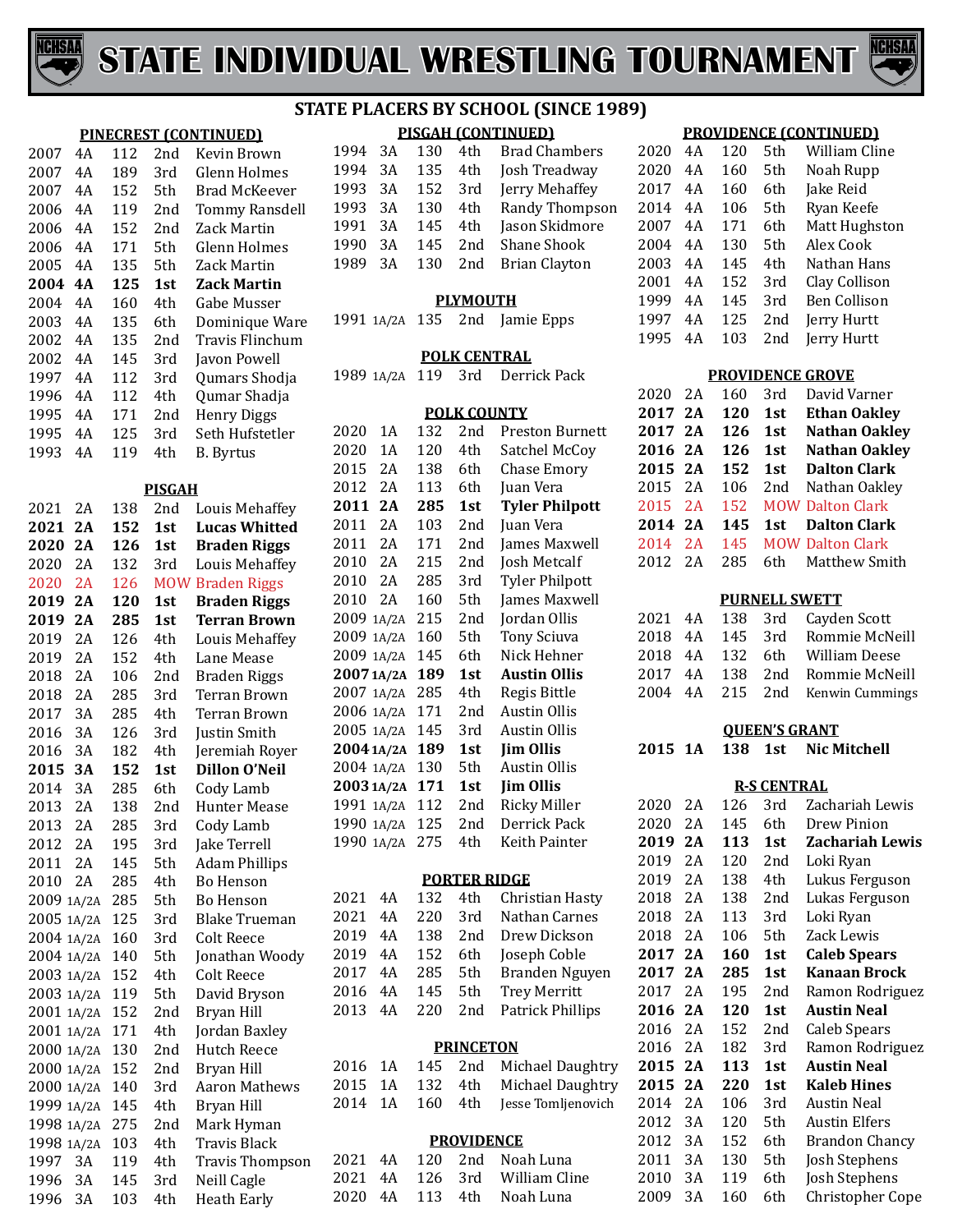# STATE INDIVIDUAL WRESTLING TOURNAMENT

## STATE PLACERS BY SCHOOL (SINCE 1989)

### PINECREST (CONTINUED)

| Year | Class | Weight | Place | Name |
|---|---|---|---|---|
| 2007 | 4A | 112 | 2nd | Kevin Brown |
| 2007 | 4A | 189 | 3rd | Glenn Holmes |
| 2007 | 4A | 152 | 5th | Brad McKeever |
| 2006 | 4A | 119 | 2nd | Tommy Ransdell |
| 2006 | 4A | 152 | 2nd | Zack Martin |
| 2006 | 4A | 171 | 5th | Glenn Holmes |
| 2005 | 4A | 135 | 5th | Zack Martin |
| **2004** | **4A** | **125** | **1st** | **Zack Martin** |
| 2004 | 4A | 160 | 4th | Gabe Musser |
| 2003 | 4A | 135 | 6th | Dominique Ware |
| 2002 | 4A | 135 | 2nd | Travis Flinchum |
| 2002 | 4A | 145 | 3rd | Javon Powell |
| 1997 | 4A | 112 | 3rd | Qumars Shodja |
| 1996 | 4A | 112 | 4th | Qumar Shadja |
| 1995 | 4A | 171 | 2nd | Henry Diggs |
| 1995 | 4A | 125 | 3rd | Seth Hufstetler |
| 1993 | 4A | 119 | 4th | B. Byrtus |

### PISGAH

| Year | Class | Weight | Place | Name |
|---|---|---|---|---|
| 2021 | 2A | 138 | 2nd | Louis Mehaffey |
| **2021** | **2A** | **152** | **1st** | **Lucas Whitted** |
| **2020** | **2A** | **126** | **1st** | **Braden Riggs** |
| 2020 | 2A | 132 | 3rd | Louis Mehaffey |
| 2020 | 2A | 126 | MOW | Braden Riggs |
| **2019** | **2A** | **120** | **1st** | **Braden Riggs** |
| **2019** | **2A** | **285** | **1st** | **Terran Brown** |
| 2019 | 2A | 126 | 4th | Louis Mehaffey |
| 2019 | 2A | 152 | 4th | Lane Mease |
| 2018 | 2A | 106 | 2nd | Braden Riggs |
| 2018 | 2A | 285 | 3rd | Terran Brown |
| 2017 | 3A | 285 | 4th | Terran Brown |
| 2016 | 3A | 126 | 3rd | Justin Smith |
| 2016 | 3A | 182 | 4th | Jeremiah Royer |
| **2015** | **3A** | **152** | **1st** | **Dillon O'Neil** |
| 2014 | 3A | 285 | 6th | Cody Lamb |
| 2013 | 2A | 138 | 2nd | Hunter Mease |
| 2013 | 2A | 285 | 3rd | Cody Lamb |
| 2012 | 2A | 195 | 3rd | Jake Terrell |
| 2011 | 2A | 145 | 5th | Adam Phillips |
| 2010 | 2A | 285 | 4th | Bo Henson |
| 2009 | 1A/2A | 285 | 5th | Bo Henson |
| 2005 | 1A/2A | 125 | 3rd | Blake Trueman |
| 2004 | 1A/2A | 160 | 3rd | Colt Reece |
| 2004 | 1A/2A | 140 | 5th | Jonathan Woody |
| 2003 | 1A/2A | 152 | 4th | Colt Reece |
| 2003 | 1A/2A | 119 | 5th | David Bryson |
| 2001 | 1A/2A | 152 | 2nd | Bryan Hill |
| 2001 | 1A/2A | 171 | 4th | Jordan Baxley |
| 2000 | 1A/2A | 130 | 2nd | Hutch Reece |
| 2000 | 1A/2A | 152 | 2nd | Bryan Hill |
| 2000 | 1A/2A | 140 | 3rd | Aaron Mathews |
| 1999 | 1A/2A | 145 | 4th | Bryan Hill |
| 1998 | 1A/2A | 275 | 2nd | Mark Hyman |
| 1998 | 1A/2A | 103 | 4th | Travis Black |
| 1997 | 3A | 119 | 4th | Travis Thompson |
| 1996 | 3A | 145 | 3rd | Neill Cagle |
| 1996 | 3A | 103 | 4th | Heath Early |

### PISGAH (CONTINUED)

| Year | Class | Weight | Place | Name |
|---|---|---|---|---|
| 1994 | 3A | 130 | 4th | Brad Chambers |
| 1994 | 3A | 135 | 4th | Josh Treadway |
| 1993 | 3A | 152 | 3rd | Jerry Mehaffey |
| 1993 | 3A | 130 | 4th | Randy Thompson |
| 1991 | 3A | 145 | 4th | Jason Skidmore |
| 1990 | 3A | 145 | 2nd | Shane Shook |
| 1989 | 3A | 130 | 2nd | Brian Clayton |

### PLYMOUTH

| Year | Class | Weight | Place | Name |
|---|---|---|---|---|
| 1991 | 1A/2A | 135 | 2nd | Jamie Epps |

### POLK CENTRAL

| Year | Class | Weight | Place | Name |
|---|---|---|---|---|
| 1989 | 1A/2A | 119 | 3rd | Derrick Pack |

### POLK COUNTY

| Year | Class | Weight | Place | Name |
|---|---|---|---|---|
| 2020 | 1A | 132 | 2nd | Preston Burnett |
| 2020 | 1A | 120 | 4th | Satchel McCoy |
| 2015 | 2A | 138 | 6th | Chase Emory |
| 2012 | 2A | 113 | 6th | Juan Vera |
| **2011** | **2A** | **285** | **1st** | **Tyler Philpott** |
| 2011 | 2A | 103 | 2nd | Juan Vera |
| 2011 | 2A | 171 | 2nd | James Maxwell |
| 2010 | 2A | 215 | 2nd | Josh Metcalf |
| 2010 | 2A | 285 | 3rd | Tyler Philpott |
| 2010 | 2A | 160 | 5th | James Maxwell |
| 2009 | 1A/2A | 215 | 2nd | Jordan Ollis |
| 2009 | 1A/2A | 160 | 5th | Tony Sciuva |
| 2009 | 1A/2A | 145 | 6th | Nick Hehner |
| **2007** | **1A/2A** | **189** | **1st** | **Austin Ollis** |
| 2007 | 1A/2A | 285 | 4th | Regis Bittle |
| 2006 | 1A/2A | 171 | 2nd | Austin Ollis |
| 2005 | 1A/2A | 145 | 3rd | Austin Ollis |
| **2004** | **1A/2A** | **189** | **1st** | **Jim Ollis** |
| 2004 | 1A/2A | 130 | 5th | Austin Ollis |
| **2003** | **1A/2A** | **171** | **1st** | **Jim Ollis** |
| 1991 | 1A/2A | 112 | 2nd | Ricky Miller |
| 1990 | 1A/2A | 125 | 2nd | Derrick Pack |
| 1990 | 1A/2A | 275 | 4th | Keith Painter |

### PORTER RIDGE

| Year | Class | Weight | Place | Name |
|---|---|---|---|---|
| 2021 | 4A | 132 | 4th | Christian Hasty |
| 2021 | 4A | 220 | 3rd | Nathan Carnes |
| 2019 | 4A | 138 | 2nd | Drew Dickson |
| 2019 | 4A | 152 | 6th | Joseph Coble |
| 2017 | 4A | 285 | 5th | Branden Nguyen |
| 2016 | 4A | 145 | 5th | Trey Merritt |
| 2013 | 4A | 220 | 2nd | Patrick Phillips |

### PRINCETON

| Year | Class | Weight | Place | Name |
|---|---|---|---|---|
| 2016 | 1A | 145 | 2nd | Michael Daughtry |
| 2015 | 1A | 132 | 4th | Michael Daughtry |
| 2014 | 1A | 160 | 4th | Jesse Tomljenovich |

### PROVIDENCE

| Year | Class | Weight | Place | Name |
|---|---|---|---|---|
| 2021 | 4A | 120 | 2nd | Noah Luna |
| 2021 | 4A | 126 | 3rd | William Cline |
| 2020 | 4A | 113 | 4th | Noah Luna |

### PROVIDENCE (CONTINUED)

| Year | Class | Weight | Place | Name |
|---|---|---|---|---|
| 2020 | 4A | 120 | 5th | William Cline |
| 2020 | 4A | 160 | 5th | Noah Rupp |
| 2017 | 4A | 160 | 6th | Jake Reid |
| 2014 | 4A | 106 | 5th | Ryan Keefe |
| 2007 | 4A | 171 | 6th | Matt Hughston |
| 2004 | 4A | 130 | 5th | Alex Cook |
| 2003 | 4A | 145 | 4th | Nathan Hans |
| 2001 | 4A | 152 | 3rd | Clay Collison |
| 1999 | 4A | 145 | 3rd | Ben Collison |
| 1997 | 4A | 125 | 2nd | Jerry Hurtt |
| 1995 | 4A | 103 | 2nd | Jerry Hurtt |

### PROVIDENCE GROVE

| Year | Class | Weight | Place | Name |
|---|---|---|---|---|
| 2020 | 2A | 160 | 3rd | David Varner |
| **2017** | **2A** | **120** | **1st** | **Ethan Oakley** |
| **2017** | **2A** | **126** | **1st** | **Nathan Oakley** |
| **2016** | **2A** | **126** | **1st** | **Nathan Oakley** |
| **2015** | **2A** | **152** | **1st** | **Dalton Clark** |
| 2015 | 2A | 106 | 2nd | Nathan Oakley |
| 2015 | 2A | 152 | MOW | Dalton Clark |
| **2014** | **2A** | **145** | **1st** | **Dalton Clark** |
| 2014 | 2A | 145 | MOW | Dalton Clark |
| 2012 | 2A | 285 | 6th | Matthew Smith |

### PURNELL SWETT

| Year | Class | Weight | Place | Name |
|---|---|---|---|---|
| 2021 | 4A | 138 | 3rd | Cayden Scott |
| 2018 | 4A | 145 | 3rd | Rommie McNeill |
| 2018 | 4A | 132 | 6th | William Deese |
| 2017 | 4A | 138 | 2nd | Rommie McNeill |
| 2004 | 4A | 215 | 2nd | Kenwin Cummings |

### QUEEN'S GRANT

| Year | Class | Weight | Place | Name |
|---|---|---|---|---|
| **2015** | **1A** | **138** | **1st** | **Nic Mitchell** |

### R-S CENTRAL

| Year | Class | Weight | Place | Name |
|---|---|---|---|---|
| 2020 | 2A | 126 | 3rd | Zachariah Lewis |
| 2020 | 2A | 145 | 6th | Drew Pinion |
| **2019** | **2A** | **113** | **1st** | **Zachariah Lewis** |
| 2019 | 2A | 120 | 2nd | Loki Ryan |
| 2019 | 2A | 138 | 4th | Lukus Ferguson |
| 2018 | 2A | 138 | 2nd | Lukas Ferguson |
| 2018 | 2A | 113 | 3rd | Loki Ryan |
| 2018 | 2A | 106 | 5th | Zack Lewis |
| **2017** | **2A** | **160** | **1st** | **Caleb Spears** |
| **2017** | **2A** | **285** | **1st** | **Kanaan Brock** |
| 2017 | 2A | 195 | 2nd | Ramon Rodriguez |
| **2016** | **2A** | **120** | **1st** | **Austin Neal** |
| 2016 | 2A | 152 | 2nd | Caleb Spears |
| 2016 | 2A | 182 | 3rd | Ramon Rodriguez |
| **2015** | **2A** | **113** | **1st** | **Austin Neal** |
| **2015** | **2A** | **220** | **1st** | **Kaleb Hines** |
| 2014 | 2A | 106 | 3rd | Austin Neal |
| 2012 | 3A | 120 | 5th | Austin Elfers |
| 2012 | 3A | 152 | 6th | Brandon Chancy |
| 2011 | 3A | 130 | 5th | Josh Stephens |
| 2010 | 3A | 119 | 6th | Josh Stephens |
| 2009 | 3A | 160 | 6th | Christopher Cope |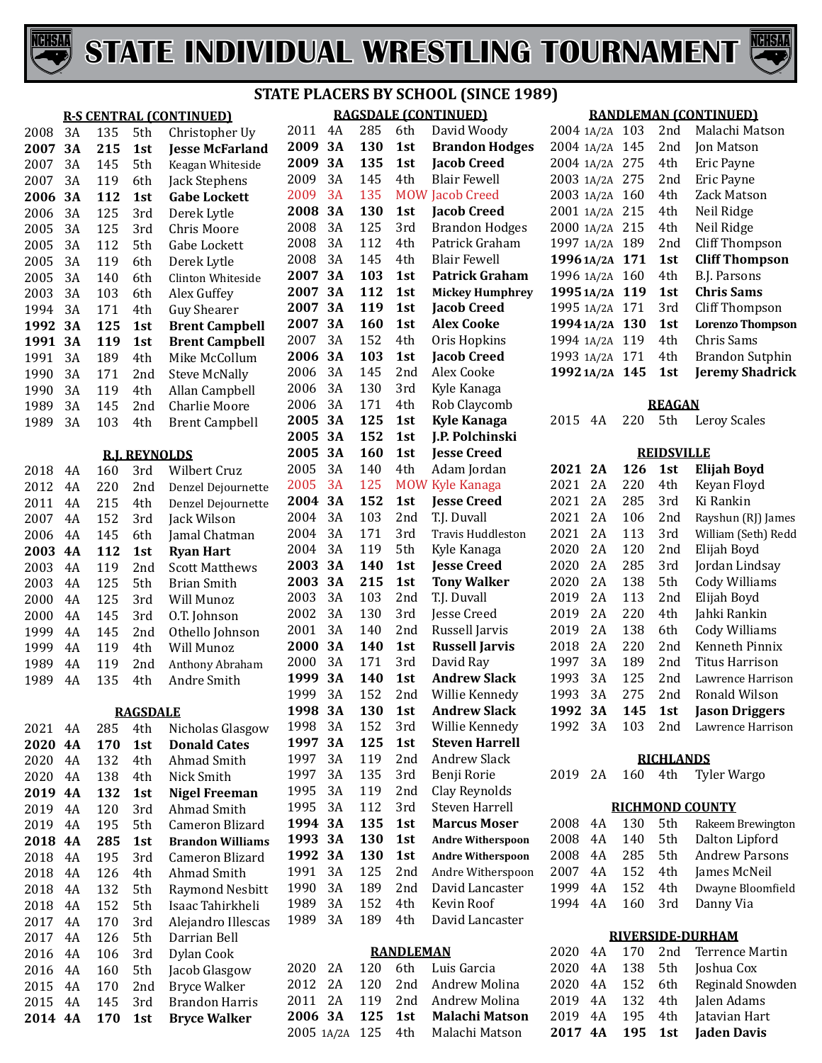# STATE INDIVIDUAL WRESTLING TOURNAMENT

## STATE PLACERS BY SCHOOL (SINCE 1989)

### R-S CENTRAL (CONTINUED)

| Year | Class | Wt | Place | Name |
|---|---|---|---|---|
| 2008 | 3A | 135 | 5th | Christopher Uy |
| **2007** | **3A** | **215** | **1st** | **Jesse McFarland** |
| 2007 | 3A | 145 | 5th | Keagan Whiteside |
| 2007 | 3A | 119 | 6th | Jack Stephens |
| **2006** | **3A** | **112** | **1st** | **Gabe Lockett** |
| 2006 | 3A | 125 | 3rd | Derek Lytle |
| 2005 | 3A | 125 | 3rd | Chris Moore |
| 2005 | 3A | 112 | 5th | Gabe Lockett |
| 2005 | 3A | 119 | 6th | Derek Lytle |
| 2005 | 3A | 140 | 6th | Clinton Whiteside |
| 2003 | 3A | 103 | 6th | Alex Guffey |
| 1994 | 3A | 171 | 4th | Guy Shearer |
| **1992** | **3A** | **125** | **1st** | **Brent Campbell** |
| **1991** | **3A** | **119** | **1st** | **Brent Campbell** |
| 1991 | 3A | 189 | 4th | Mike McCollum |
| 1990 | 3A | 171 | 2nd | Steve McNally |
| 1990 | 3A | 119 | 4th | Allan Campbell |
| 1989 | 3A | 145 | 2nd | Charlie Moore |
| 1989 | 3A | 103 | 4th | Brent Campbell |

### R.J. REYNOLDS

| Year | Class | Wt | Place | Name |
|---|---|---|---|---|
| 2018 | 4A | 160 | 3rd | Wilbert Cruz |
| 2012 | 4A | 220 | 2nd | Denzel Dejournette |
| 2011 | 4A | 215 | 4th | Denzel Dejournette |
| 2007 | 4A | 152 | 3rd | Jack Wilson |
| 2006 | 4A | 145 | 6th | Jamal Chatman |
| **2003** | **4A** | **112** | **1st** | **Ryan Hart** |
| 2003 | 4A | 119 | 2nd | Scott Matthews |
| 2003 | 4A | 125 | 5th | Brian Smith |
| 2000 | 4A | 125 | 3rd | Will Munoz |
| 2000 | 4A | 145 | 3rd | O.T. Johnson |
| 1999 | 4A | 145 | 2nd | Othello Johnson |
| 1999 | 4A | 119 | 4th | Will Munoz |
| 1989 | 4A | 119 | 2nd | Anthony Abraham |
| 1989 | 4A | 135 | 4th | Andre Smith |

### RAGSDALE

| Year | Class | Wt | Place | Name |
|---|---|---|---|---|
| 2021 | 4A | 285 | 4th | Nicholas Glasgow |
| **2020** | **4A** | **170** | **1st** | **Donald Cates** |
| 2020 | 4A | 132 | 4th | Ahmad Smith |
| 2020 | 4A | 138 | 4th | Nick Smith |
| **2019** | **4A** | **132** | **1st** | **Nigel Freeman** |
| 2019 | 4A | 120 | 3rd | Ahmad Smith |
| 2019 | 4A | 195 | 5th | Cameron Blizard |
| **2018** | **4A** | **285** | **1st** | **Brandon Williams** |
| 2018 | 4A | 195 | 3rd | Cameron Blizard |
| 2018 | 4A | 126 | 4th | Ahmad Smith |
| 2018 | 4A | 132 | 5th | Raymond Nesbitt |
| 2018 | 4A | 152 | 5th | Isaac Tahirkheli |
| 2017 | 4A | 170 | 3rd | Alejandro Illescas |
| 2017 | 4A | 126 | 5th | Darrian Bell |
| 2016 | 4A | 106 | 3rd | Dylan Cook |
| 2016 | 4A | 160 | 5th | Jacob Glasgow |
| 2015 | 4A | 170 | 2nd | Bryce Walker |
| 2015 | 4A | 145 | 3rd | Brandon Harris |
| **2014** | **4A** | **170** | **1st** | **Bryce Walker** |

### RAGSDALE (CONTINUED)

| Year | Class | Wt | Place | Name |
|---|---|---|---|---|
| 2011 | 4A | 285 | 6th | David Woody |
| **2009** | **3A** | **130** | **1st** | **Brandon Hodges** |
| **2009** | **3A** | **135** | **1st** | **Jacob Creed** |
| 2009 | 3A | 145 | 4th | Blair Fewell |
| 2009 | 3A | 135 | MOW | Jacob Creed |
| **2008** | **3A** | **130** | **1st** | **Jacob Creed** |
| 2008 | 3A | 125 | 3rd | Brandon Hodges |
| 2008 | 3A | 112 | 4th | Patrick Graham |
| 2008 | 3A | 145 | 4th | Blair Fewell |
| **2007** | **3A** | **103** | **1st** | **Patrick Graham** |
| **2007** | **3A** | **112** | **1st** | **Mickey Humphrey** |
| **2007** | **3A** | **119** | **1st** | **Jacob Creed** |
| **2007** | **3A** | **160** | **1st** | **Alex Cooke** |
| 2007 | 3A | 152 | 4th | Oris Hopkins |
| **2006** | **3A** | **103** | **1st** | **Jacob Creed** |
| 2006 | 3A | 145 | 2nd | Alex Cooke |
| 2006 | 3A | 130 | 3rd | Kyle Kanaga |
| 2006 | 3A | 171 | 4th | Rob Claycomb |
| **2005** | **3A** | **125** | **1st** | **Kyle Kanaga** |
| **2005** | **3A** | **152** | **1st** | **J.P. Polchinski** |
| **2005** | **3A** | **160** | **1st** | **Jesse Creed** |
| 2005 | 3A | 140 | 4th | Adam Jordan |
| 2005 | 3A | 125 | MOW | Kyle Kanaga |
| **2004** | **3A** | **152** | **1st** | **Jesse Creed** |
| 2004 | 3A | 103 | 2nd | T.J. Duvall |
| 2004 | 3A | 171 | 3rd | Travis Huddleston |
| 2004 | 3A | 119 | 5th | Kyle Kanaga |
| **2003** | **3A** | **140** | **1st** | **Jesse Creed** |
| **2003** | **3A** | **215** | **1st** | **Tony Walker** |
| 2003 | 3A | 103 | 2nd | T.J. Duvall |
| 2002 | 3A | 130 | 3rd | Jesse Creed |
| 2001 | 3A | 140 | 2nd | Russell Jarvis |
| **2000** | **3A** | **140** | **1st** | **Russell Jarvis** |
| 2000 | 3A | 171 | 3rd | David Ray |
| **1999** | **3A** | **140** | **1st** | **Andrew Slack** |
| 1999 | 3A | 152 | 2nd | Willie Kennedy |
| **1998** | **3A** | **130** | **1st** | **Andrew Slack** |
| 1998 | 3A | 152 | 3rd | Willie Kennedy |
| **1997** | **3A** | **125** | **1st** | **Steven Harrell** |
| 1997 | 3A | 119 | 2nd | Andrew Slack |
| 1997 | 3A | 135 | 3rd | Benji Rorie |
| 1995 | 3A | 119 | 2nd | Clay Reynolds |
| 1995 | 3A | 112 | 3rd | Steven Harrell |
| **1994** | **3A** | **135** | **1st** | **Marcus Moser** |
| **1993** | **3A** | **130** | **1st** | **Andre Witherspoon** |
| **1992** | **3A** | **130** | **1st** | **Andre Witherspoon** |
| 1991 | 3A | 125 | 2nd | Andre Witherspoon |
| 1990 | 3A | 189 | 2nd | David Lancaster |
| 1989 | 3A | 152 | 4th | Kevin Roof |
| 1989 | 3A | 189 | 4th | David Lancaster |

### RANDLEMAN

| Year | Class | Wt | Place | Name |
|---|---|---|---|---|
| 2020 | 2A | 120 | 6th | Luis Garcia |
| 2012 | 2A | 120 | 2nd | Andrew Molina |
| 2011 | 2A | 119 | 2nd | Andrew Molina |
| **2006** | **3A** | **125** | **1st** | **Malachi Matson** |
| 2005 | 1A/2A | 125 | 4th | Malachi Matson |

### RANDLEMAN (CONTINUED)

| Year | Class | Wt | Place | Name |
|---|---|---|---|---|
| 2004 | 1A/2A | 103 | 2nd | Malachi Matson |
| 2004 | 1A/2A | 145 | 2nd | Jon Matson |
| 2004 | 1A/2A | 275 | 4th | Eric Payne |
| 2003 | 1A/2A | 275 | 2nd | Eric Payne |
| 2003 | 1A/2A | 160 | 4th | Zack Matson |
| 2001 | 1A/2A | 215 | 4th | Neil Ridge |
| 2000 | 1A/2A | 215 | 4th | Neil Ridge |
| 1997 | 1A/2A | 189 | 2nd | Cliff Thompson |
| **1996** | **1A/2A** | **171** | **1st** | **Cliff Thompson** |
| 1996 | 1A/2A | 160 | 4th | B.J. Parsons |
| **1995** | **1A/2A** | **119** | **1st** | **Chris Sams** |
| 1995 | 1A/2A | 171 | 3rd | Cliff Thompson |
| **1994** | **1A/2A** | **130** | **1st** | **Lorenzo Thompson** |
| 1994 | 1A/2A | 119 | 4th | Chris Sams |
| 1993 | 1A/2A | 171 | 4th | Brandon Sutphin |
| **1992** | **1A/2A** | **145** | **1st** | **Jeremy Shadrick** |

### REAGAN

| Year | Class | Wt | Place | Name |
|---|---|---|---|---|
| 2015 | 4A | 220 | 5th | Leroy Scales |

### REIDSVILLE

| Year | Class | Wt | Place | Name |
|---|---|---|---|---|
| **2021** | **2A** | **126** | **1st** | **Elijah Boyd** |
| 2021 | 2A | 220 | 4th | Keyan Floyd |
| 2021 | 2A | 285 | 3rd | Ki Rankin |
| 2021 | 2A | 106 | 2nd | Rayshun (RJ) James |
| 2021 | 2A | 113 | 3rd | William (Seth) Redd |
| 2020 | 2A | 120 | 2nd | Elijah Boyd |
| 2020 | 2A | 285 | 3rd | Jordan Lindsay |
| 2020 | 2A | 138 | 5th | Cody Williams |
| 2019 | 2A | 113 | 2nd | Elijah Boyd |
| 2019 | 2A | 220 | 4th | Jahki Rankin |
| 2019 | 2A | 138 | 6th | Cody Williams |
| 2018 | 2A | 220 | 2nd | Kenneth Pinnix |
| 1997 | 3A | 189 | 2nd | Titus Harrison |
| 1993 | 3A | 125 | 2nd | Lawrence Harrison |
| 1993 | 3A | 275 | 2nd | Ronald Wilson |
| **1992** | **3A** | **145** | **1st** | **Jason Driggers** |
| 1992 | 3A | 103 | 2nd | Lawrence Harrison |

### RICHLANDS

| Year | Class | Wt | Place | Name |
|---|---|---|---|---|
| 2019 | 2A | 160 | 4th | Tyler Wargo |

### RICHMOND COUNTY

| Year | Class | Wt | Place | Name |
|---|---|---|---|---|
| 2008 | 4A | 130 | 5th | Rakeem Brewington |
| 2008 | 4A | 140 | 5th | Dalton Lipford |
| 2008 | 4A | 285 | 5th | Andrew Parsons |
| 2007 | 4A | 152 | 4th | James McNeil |
| 1999 | 4A | 152 | 4th | Dwayne Bloomfield |
| 1994 | 4A | 160 | 3rd | Danny Via |

### RIVERSIDE-DURHAM

| Year | Class | Wt | Place | Name |
|---|---|---|---|---|
| 2020 | 4A | 170 | 2nd | Terrence Martin |
| 2020 | 4A | 138 | 5th | Joshua Cox |
| 2020 | 4A | 152 | 6th | Reginald Snowden |
| 2019 | 4A | 132 | 4th | Jalen Adams |
| 2019 | 4A | 195 | 4th | Jatavian Hart |
| **2017** | **4A** | **195** | **1st** | **Jaden Davis** |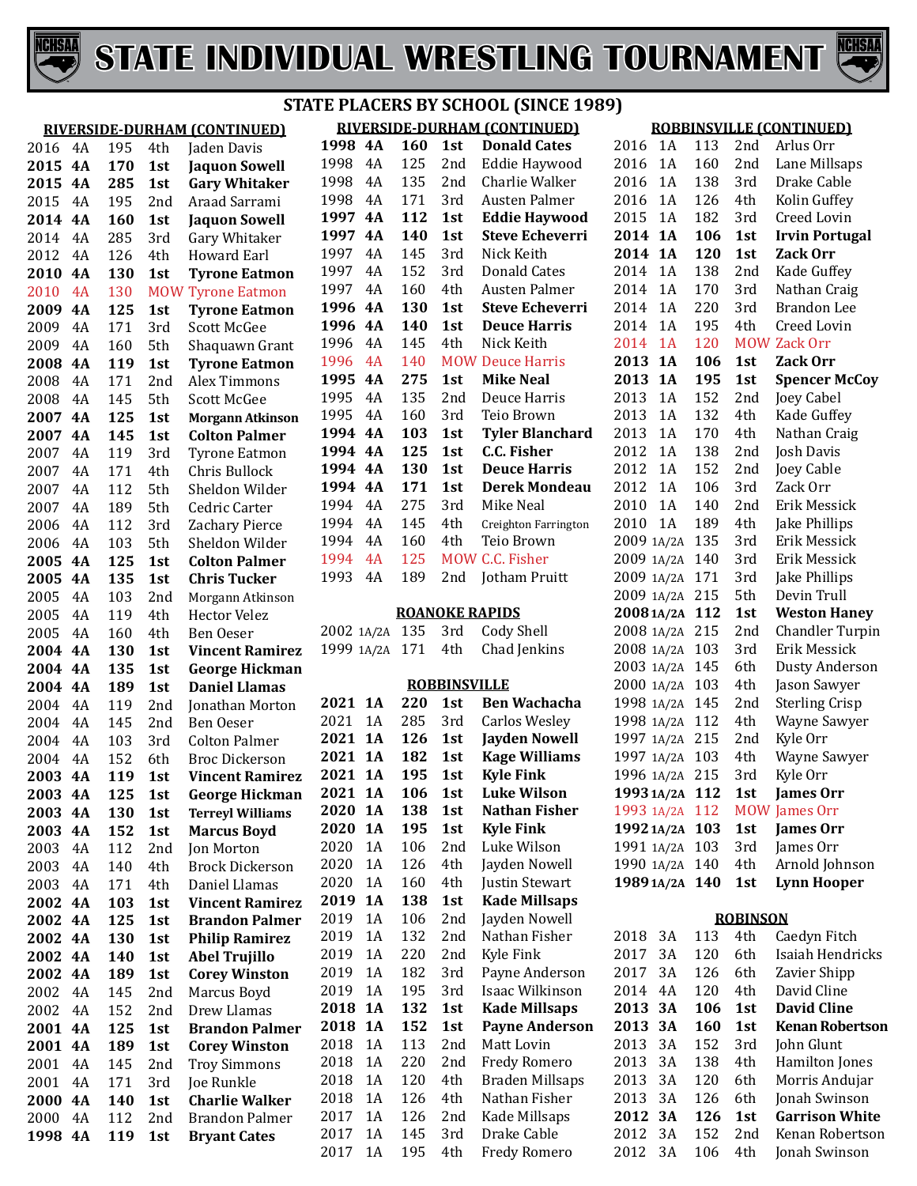# STATE INDIVIDUAL WRESTLING TOURNAMENT

## STATE PLACERS BY SCHOOL (SINCE 1989)

### RIVERSIDE-DURHAM (CONTINUED)

| Year | Class | Weight | Place | Name |
|---|---|---|---|---|
| 2016 | 4A | 195 | 4th | Jaden Davis |
| **2015** | **4A** | **170** | **1st** | **Jaquon Sowell** |
| **2015** | **4A** | **285** | **1st** | **Gary Whitaker** |
| 2015 | 4A | 195 | 2nd | Araad Sarrami |
| **2014** | **4A** | **160** | **1st** | **Jaquon Sowell** |
| 2014 | 4A | 285 | 3rd | Gary Whitaker |
| 2012 | 4A | 126 | 4th | Howard Earl |
| **2010** | **4A** | **130** | **1st** | **Tyrone Eatmon** |
| 2010 | 4A | 130 | MOW | Tyrone Eatmon |
| **2009** | **4A** | **125** | **1st** | **Tyrone Eatmon** |
| 2009 | 4A | 171 | 3rd | Scott McGee |
| 2009 | 4A | 160 | 5th | Shaquawn Grant |
| **2008** | **4A** | **119** | **1st** | **Tyrone Eatmon** |
| 2008 | 4A | 171 | 2nd | Alex Timmons |
| 2008 | 4A | 145 | 5th | Scott McGee |
| **2007** | **4A** | **125** | **1st** | **Morgann Atkinson** |
| **2007** | **4A** | **145** | **1st** | **Colton Palmer** |
| 2007 | 4A | 119 | 3rd | Tyrone Eatmon |
| 2007 | 4A | 171 | 4th | Chris Bullock |
| 2007 | 4A | 112 | 5th | Sheldon Wilder |
| 2007 | 4A | 189 | 5th | Cedric Carter |
| 2006 | 4A | 112 | 3rd | Zachary Pierce |
| 2006 | 4A | 103 | 5th | Sheldon Wilder |
| **2005** | **4A** | **125** | **1st** | **Colton Palmer** |
| **2005** | **4A** | **135** | **1st** | **Chris Tucker** |
| 2005 | 4A | 103 | 2nd | Morgann Atkinson |
| 2005 | 4A | 119 | 4th | Hector Velez |
| 2005 | 4A | 160 | 4th | Ben Oeser |
| **2004** | **4A** | **130** | **1st** | **Vincent Ramirez** |
| **2004** | **4A** | **135** | **1st** | **George Hickman** |
| **2004** | **4A** | **189** | **1st** | **Daniel Llamas** |
| 2004 | 4A | 119 | 2nd | Jonathan Morton |
| 2004 | 4A | 145 | 2nd | Ben Oeser |
| 2004 | 4A | 103 | 3rd | Colton Palmer |
| 2004 | 4A | 152 | 6th | Broc Dickerson |
| **2003** | **4A** | **119** | **1st** | **Vincent Ramirez** |
| **2003** | **4A** | **125** | **1st** | **George Hickman** |
| **2003** | **4A** | **130** | **1st** | **Terreyl Williams** |
| **2003** | **4A** | **152** | **1st** | **Marcus Boyd** |
| 2003 | 4A | 112 | 2nd | Jon Morton |
| 2003 | 4A | 140 | 4th | Brock Dickerson |
| 2003 | 4A | 171 | 4th | Daniel Llamas |
| **2002** | **4A** | **103** | **1st** | **Vincent Ramirez** |
| **2002** | **4A** | **125** | **1st** | **Brandon Palmer** |
| **2002** | **4A** | **130** | **1st** | **Philip Ramirez** |
| **2002** | **4A** | **140** | **1st** | **Abel Trujillo** |
| **2002** | **4A** | **189** | **1st** | **Corey Winston** |
| 2002 | 4A | 145 | 2nd | Marcus Boyd |
| 2002 | 4A | 152 | 2nd | Drew Llamas |
| **2001** | **4A** | **125** | **1st** | **Brandon Palmer** |
| **2001** | **4A** | **189** | **1st** | **Corey Winston** |
| 2001 | 4A | 145 | 2nd | Troy Simmons |
| 2001 | 4A | 171 | 3rd | Joe Runkle |
| **2000** | **4A** | **140** | **1st** | **Charlie Walker** |
| 2000 | 4A | 112 | 2nd | Brandon Palmer |
| **1998** | **4A** | **119** | **1st** | **Bryant Cates** |
| **1998** | **4A** | **160** | **1st** | **Donald Cates** |
| 1998 | 4A | 125 | 2nd | Eddie Haywood |
| 1998 | 4A | 135 | 2nd | Charlie Walker |
| 1998 | 4A | 171 | 3rd | Austen Palmer |
| **1997** | **4A** | **112** | **1st** | **Eddie Haywood** |
| **1997** | **4A** | **140** | **1st** | **Steve Echeverri** |
| 1997 | 4A | 145 | 3rd | Nick Keith |
| 1997 | 4A | 152 | 3rd | Donald Cates |
| 1997 | 4A | 160 | 4th | Austen Palmer |
| **1996** | **4A** | **130** | **1st** | **Steve Echeverri** |
| **1996** | **4A** | **140** | **1st** | **Deuce Harris** |
| 1996 | 4A | 145 | 4th | Nick Keith |
| 1996 | 4A | 140 | MOW | Deuce Harris |
| **1995** | **4A** | **275** | **1st** | **Mike Neal** |
| 1995 | 4A | 135 | 2nd | Deuce Harris |
| 1995 | 4A | 160 | 3rd | Teio Brown |
| **1994** | **4A** | **103** | **1st** | **Tyler Blanchard** |
| **1994** | **4A** | **125** | **1st** | **C.C. Fisher** |
| **1994** | **4A** | **130** | **1st** | **Deuce Harris** |
| **1994** | **4A** | **171** | **1st** | **Derek Mondeau** |
| 1994 | 4A | 275 | 3rd | Mike Neal |
| 1994 | 4A | 145 | 4th | Creighton Farrington |
| 1994 | 4A | 160 | 4th | Teio Brown |
| 1994 | 4A | 125 | MOW | C.C. Fisher |
| 1993 | 4A | 189 | 2nd | Jotham Pruitt |

### ROANOKE RAPIDS

| Year | Class | Weight | Place | Name |
|---|---|---|---|---|
| 2002 | 1A/2A | 135 | 3rd | Cody Shell |
| 1999 | 1A/2A | 171 | 4th | Chad Jenkins |

### ROBBINSVILLE

| Year | Class | Weight | Place | Name |
|---|---|---|---|---|
| **2021** | **1A** | **220** | **1st** | **Ben Wachacha** |
| 2021 | 1A | 285 | 3rd | Carlos Wesley |
| **2021** | **1A** | **126** | **1st** | **Jayden Nowell** |
| **2021** | **1A** | **182** | **1st** | **Kage Williams** |
| **2021** | **1A** | **195** | **1st** | **Kyle Fink** |
| **2021** | **1A** | **106** | **1st** | **Luke Wilson** |
| **2020** | **1A** | **138** | **1st** | **Nathan Fisher** |
| **2020** | **1A** | **195** | **1st** | **Kyle Fink** |
| 2020 | 1A | 106 | 2nd | Luke Wilson |
| 2020 | 1A | 126 | 4th | Jayden Nowell |
| 2020 | 1A | 160 | 4th | Justin Stewart |
| **2019** | **1A** | **138** | **1st** | **Kade Millsaps** |
| 2019 | 1A | 106 | 2nd | Jayden Nowell |
| 2019 | 1A | 132 | 2nd | Nathan Fisher |
| 2019 | 1A | 220 | 2nd | Kyle Fink |
| 2019 | 1A | 182 | 3rd | Payne Anderson |
| 2019 | 1A | 195 | 3rd | Isaac Wilkinson |
| **2018** | **1A** | **132** | **1st** | **Kade Millsaps** |
| **2018** | **1A** | **152** | **1st** | **Payne Anderson** |
| 2018 | 1A | 113 | 2nd | Matt Lovin |
| 2018 | 1A | 220 | 2nd | Fredy Romero |
| 2018 | 1A | 120 | 4th | Braden Millsaps |
| 2018 | 1A | 126 | 4th | Nathan Fisher |
| 2017 | 1A | 126 | 2nd | Kade Millsaps |
| 2017 | 1A | 145 | 3rd | Drake Cable |
| 2017 | 1A | 195 | 4th | Fredy Romero |

### ROBBINSVILLE (CONTINUED)

| Year | Class | Weight | Place | Name |
|---|---|---|---|---|
| 2016 | 1A | 113 | 2nd | Arlus Orr |
| 2016 | 1A | 160 | 2nd | Lane Millsaps |
| 2016 | 1A | 138 | 3rd | Drake Cable |
| 2016 | 1A | 126 | 4th | Kolin Guffey |
| 2015 | 1A | 182 | 3rd | Creed Lovin |
| **2014** | **1A** | **106** | **1st** | **Irvin Portugal** |
| **2014** | **1A** | **120** | **1st** | **Zack Orr** |
| 2014 | 1A | 138 | 2nd | Kade Guffey |
| 2014 | 1A | 170 | 3rd | Nathan Craig |
| 2014 | 1A | 220 | 3rd | Brandon Lee |
| 2014 | 1A | 195 | 4th | Creed Lovin |
| 2014 | 1A | 120 | MOW | Zack Orr |
| **2013** | **1A** | **106** | **1st** | **Zack Orr** |
| **2013** | **1A** | **195** | **1st** | **Spencer McCoy** |
| 2013 | 1A | 152 | 2nd | Joey Cabel |
| 2013 | 1A | 132 | 4th | Kade Guffey |
| 2013 | 1A | 170 | 4th | Nathan Craig |
| 2012 | 1A | 138 | 2nd | Josh Davis |
| 2012 | 1A | 152 | 2nd | Joey Cable |
| 2012 | 1A | 106 | 3rd | Zack Orr |
| 2010 | 1A | 140 | 2nd | Erik Messick |
| 2010 | 1A | 189 | 4th | Jake Phillips |
| 2009 | 1A/2A | 135 | 3rd | Erik Messick |
| 2009 | 1A/2A | 140 | 3rd | Erik Messick |
| 2009 | 1A/2A | 171 | 3rd | Jake Phillips |
| 2009 | 1A/2A | 215 | 5th | Devin Trull |
| **2008** | **1A/2A** | **112** | **1st** | **Weston Haney** |
| 2008 | 1A/2A | 215 | 2nd | Chandler Turpin |
| 2008 | 1A/2A | 103 | 3rd | Erik Messick |
| 2003 | 1A/2A | 145 | 6th | Dusty Anderson |
| 2000 | 1A/2A | 103 | 4th | Jason Sawyer |
| 1998 | 1A/2A | 145 | 2nd | Sterling Crisp |
| 1998 | 1A/2A | 112 | 4th | Wayne Sawyer |
| 1997 | 1A/2A | 215 | 2nd | Kyle Orr |
| 1997 | 1A/2A | 103 | 4th | Wayne Sawyer |
| 1996 | 1A/2A | 215 | 3rd | Kyle Orr |
| **1993** | **1A/2A** | **112** | **1st** | **James Orr** |
| 1993 | 1A/2A | 112 | MOW | James Orr |
| **1992** | **1A/2A** | **103** | **1st** | **James Orr** |
| 1991 | 1A/2A | 103 | 3rd | James Orr |
| 1990 | 1A/2A | 140 | 4th | Arnold Johnson |
| **1989** | **1A/2A** | **140** | **1st** | **Lynn Hooper** |

### ROBINSON

| Year | Class | Weight | Place | Name |
|---|---|---|---|---|
| 2018 | 3A | 113 | 4th | Caedyn Fitch |
| 2017 | 3A | 120 | 6th | Isaiah Hendricks |
| 2017 | 3A | 126 | 6th | Zavier Shipp |
| 2014 | 4A | 120 | 4th | David Cline |
| **2013** | **3A** | **106** | **1st** | **David Cline** |
| **2013** | **3A** | **160** | **1st** | **Kenan Robertson** |
| 2013 | 3A | 152 | 3rd | John Glunt |
| 2013 | 3A | 138 | 4th | Hamilton Jones |
| 2013 | 3A | 120 | 6th | Morris Andujar |
| 2013 | 3A | 126 | 6th | Jonah Swinson |
| **2012** | **3A** | **126** | **1st** | **Garrison White** |
| 2012 | 3A | 152 | 2nd | Kenan Robertson |
| 2012 | 3A | 106 | 4th | Jonah Swinson |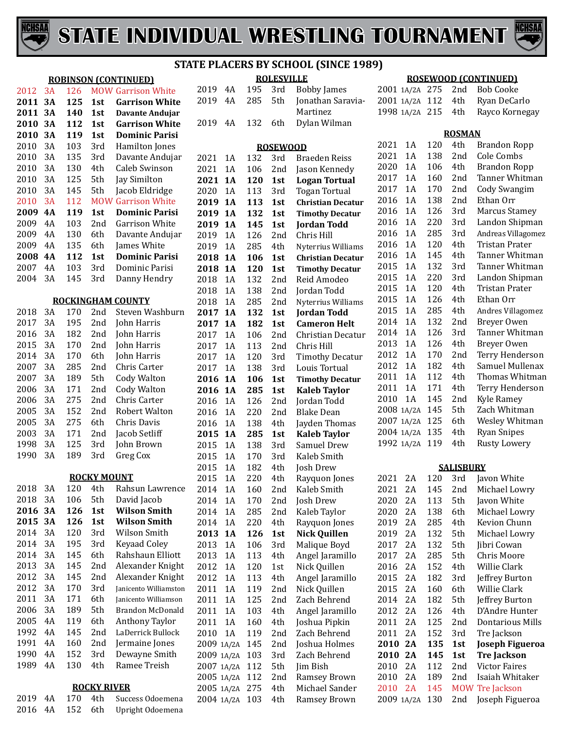# STATE INDIVIDUAL WRESTLING TOURNAMENT

## STATE PLACERS BY SCHOOL (SINCE 1989)

### ROBINSON (CONTINUED)

| Year | Class | Wt | Place | Name |
|---|---|---|---|---|
| 2012 | 3A | 126 | MOW | Garrison White |
| **2011** | **3A** | **125** | **1st** | **Garrison White** |
| **2011** | **3A** | **140** | **1st** | **Davante Andujar** |
| **2010** | **3A** | **112** | **1st** | **Garrison White** |
| **2010** | **3A** | **119** | **1st** | **Dominic Parisi** |
| 2010 | 3A | 103 | 3rd | Hamilton Jones |
| 2010 | 3A | 135 | 3rd | Davante Andujar |
| 2010 | 3A | 130 | 4th | Caleb Swinson |
| 2010 | 3A | 125 | 5th | Jay Similton |
| 2010 | 3A | 145 | 5th | Jacob Eldridge |
| 2010 | 3A | 112 | MOW | Garrison White |
| **2009** | **4A** | **119** | **1st** | **Dominic Parisi** |
| 2009 | 4A | 103 | 2nd | Garrison White |
| 2009 | 4A | 130 | 6th | Davante Andujar |
| 2009 | 4A | 135 | 6th | James White |
| **2008** | **4A** | **112** | **1st** | **Dominic Parisi** |
| 2007 | 4A | 103 | 3rd | Dominic Parisi |
| 2004 | 3A | 145 | 3rd | Danny Hendry |

### ROCKINGHAM COUNTY

| Year | Class | Wt | Place | Name |
|---|---|---|---|---|
| 2018 | 3A | 170 | 2nd | Steven Washburn |
| 2017 | 3A | 195 | 2nd | John Harris |
| 2016 | 3A | 182 | 2nd | John Harris |
| 2015 | 3A | 170 | 2nd | John Harris |
| 2014 | 3A | 170 | 6th | John Harris |
| 2007 | 3A | 285 | 2nd | Chris Carter |
| 2007 | 3A | 189 | 5th | Cody Walton |
| 2006 | 3A | 171 | 2nd | Cody Walton |
| 2006 | 3A | 275 | 2nd | Chris Carter |
| 2005 | 3A | 152 | 2nd | Robert Walton |
| 2005 | 3A | 275 | 6th | Chris Davis |
| 2003 | 3A | 171 | 2nd | Jacob Setliff |
| 1998 | 3A | 125 | 3rd | John Brown |
| 1990 | 3A | 189 | 3rd | Greg Cox |

### ROCKY MOUNT

| Year | Class | Wt | Place | Name |
|---|---|---|---|---|
| 2018 | 3A | 120 | 4th | Rahsun Lawrence |
| 2018 | 3A | 106 | 5th | David Jacob |
| **2016** | **3A** | **126** | **1st** | **Wilson Smith** |
| **2015** | **3A** | **126** | **1st** | **Wilson Smith** |
| 2014 | 3A | 120 | 3rd | Wilson Smith |
| 2014 | 3A | 195 | 3rd | Keyaad Coley |
| 2014 | 3A | 145 | 6th | Rahshaun Elliott |
| 2013 | 3A | 145 | 2nd | Alexander Knight |
| 2012 | 3A | 145 | 2nd | Alexander Knight |
| 2012 | 3A | 170 | 3rd | Janicento Williamson |
| 2011 | 3A | 171 | 6th | Janicento Williamson |
| 2006 | 3A | 189 | 5th | Brandon McDonald |
| 2005 | 4A | 119 | 6th | Anthony Taylor |
| 1992 | 4A | 145 | 2nd | LaDerrick Bullock |
| 1991 | 4A | 160 | 2nd | Jermaine Jones |
| 1990 | 4A | 152 | 3rd | Dewayne Smith |
| 1989 | 4A | 130 | 4th | Ramee Treish |

### ROCKY RIVER

| Year | Class | Wt | Place | Name |
|---|---|---|---|---|
| 2019 | 4A | 170 | 4th | Success Odoemena |
| 2016 | 4A | 152 | 6th | Upright Odoemena |

### ROLESVILLE

| Year | Class | Wt | Place | Name |
|---|---|---|---|---|
| 2019 | 4A | 195 | 3rd | Bobby James |
| 2019 | 4A | 285 | 5th | Jonathan Saravia-Martinez |
| 2019 | 4A | 132 | 6th | Dylan Wilman |

### ROSEWOOD

| Year | Class | Wt | Place | Name |
|---|---|---|---|---|
| 2021 | 1A | 132 | 3rd | Braeden Reiss |
| 2021 | 1A | 106 | 2nd | Jason Kennedy |
| **2021** | **1A** | **120** | **1st** | **Logan Tortual** |
| 2020 | 1A | 113 | 3rd | Togan Tortual |
| **2019** | **1A** | **113** | **1st** | **Christian Decatur** |
| **2019** | **1A** | **132** | **1st** | **Timothy Decatur** |
| **2019** | **1A** | **145** | **1st** | **Jordan Todd** |
| 2019 | 1A | 126 | 2nd | Chris Hill |
| 2019 | 1A | 285 | 4th | Nyterrius Williams |
| **2018** | **1A** | **106** | **1st** | **Christian Decatur** |
| **2018** | **1A** | **120** | **1st** | **Timothy Decatur** |
| 2018 | 1A | 132 | 2nd | Reid Amodeo |
| 2018 | 1A | 138 | 2nd | Jordan Todd |
| 2018 | 1A | 285 | 2nd | Nyterrius Williams |
| **2017** | **1A** | **132** | **1st** | **Jordan Todd** |
| **2017** | **1A** | **182** | **1st** | **Cameron Helt** |
| 2017 | 1A | 106 | 2nd | Christian Decatur |
| 2017 | 1A | 113 | 2nd | Chris Hill |
| 2017 | 1A | 120 | 3rd | Timothy Decatur |
| 2017 | 1A | 138 | 3rd | Louis Tortual |
| **2016** | **1A** | **106** | **1st** | **Timothy Decatur** |
| **2016** | **1A** | **285** | **1st** | **Kaleb Taylor** |
| 2016 | 1A | 126 | 2nd | Jordan Todd |
| 2016 | 1A | 220 | 2nd | Blake Dean |
| 2016 | 1A | 138 | 4th | Jayden Thomas |
| **2015** | **1A** | **285** | **1st** | **Kaleb Taylor** |
| 2015 | 1A | 138 | 3rd | Samuel Drew |
| 2015 | 1A | 170 | 3rd | Kaleb Smith |
| 2015 | 1A | 182 | 4th | Josh Drew |
| 2015 | 1A | 220 | 4th | Rayquon Jones |
| 2014 | 1A | 160 | 2nd | Kaleb Smith |
| 2014 | 1A | 170 | 2nd | Josh Drew |
| 2014 | 1A | 285 | 2nd | Kaleb Taylor |
| 2014 | 1A | 220 | 4th | Rayquon Jones |
| **2013** | **1A** | **126** | **1st** | **Nick Quillen** |
| 2013 | 1A | 106 | 3rd | Malique Boyd |
| 2013 | 1A | 113 | 4th | Angel Jaramillo |
| 2012 | 1A | 120 | 1st | Nick Quillen |
| 2012 | 1A | 113 | 4th | Angel Jaramillo |
| 2011 | 1A | 119 | 2nd | Nick Quillen |
| 2011 | 1A | 125 | 2nd | Zach Behrend |
| 2011 | 1A | 103 | 4th | Angel Jaramillo |
| 2011 | 1A | 160 | 4th | Joshua Pipkin |
| 2010 | 1A | 119 | 2nd | Zach Behrend |
| 2009 | 1A/2A | 145 | 2nd | Joshua Holmes |
| 2009 | 1A/2A | 103 | 3rd | Zach Behrend |
| 2007 | 1A/2A | 112 | 5th | Jim Bish |
| 2005 | 1A/2A | 112 | 2nd | Ramsey Brown |
| 2005 | 1A/2A | 275 | 4th | Michael Sander |
| 2004 | 1A/2A | 103 | 4th | Ramsey Brown |

### ROSEWOOD (CONTINUED)

| Year | Class | Wt | Place | Name |
|---|---|---|---|---|
| 2001 | 1A/2A | 275 | 2nd | Bob Cooke |
| 2001 | 1A/2A | 112 | 4th | Ryan DeCarlo |
| 1998 | 1A/2A | 215 | 4th | Rayco Kornegay |

### ROSMAN

| Year | Class | Wt | Place | Name |
|---|---|---|---|---|
| 2021 | 1A | 120 | 4th | Brandon Ropp |
| 2021 | 1A | 138 | 2nd | Cole Combs |
| 2020 | 1A | 106 | 4th | Brandon Ropp |
| 2017 | 1A | 160 | 2nd | Tanner Whitman |
| 2017 | 1A | 170 | 2nd | Cody Swangim |
| 2016 | 1A | 138 | 2nd | Ethan Orr |
| 2016 | 1A | 126 | 3rd | Marcus Stamey |
| 2016 | 1A | 220 | 3rd | Landon Shipman |
| 2016 | 1A | 285 | 3rd | Andreas Villagomez |
| 2016 | 1A | 120 | 4th | Tristan Prater |
| 2016 | 1A | 145 | 4th | Tanner Whitman |
| 2015 | 1A | 132 | 3rd | Tanner Whitman |
| 2015 | 1A | 220 | 3rd | Landon Shipman |
| 2015 | 1A | 120 | 4th | Tristan Prater |
| 2015 | 1A | 126 | 4th | Ethan Orr |
| 2015 | 1A | 285 | 4th | Andres Villagomez |
| 2014 | 1A | 132 | 2nd | Breyer Owen |
| 2014 | 1A | 126 | 3rd | Tanner Whitman |
| 2013 | 1A | 126 | 4th | Breyer Owen |
| 2012 | 1A | 170 | 2nd | Terry Henderson |
| 2012 | 1A | 182 | 4th | Samuel Mullenax |
| 2011 | 1A | 112 | 4th | Thomas Whitman |
| 2011 | 1A | 171 | 4th | Terry Henderson |
| 2010 | 1A | 145 | 2nd | Kyle Ramey |
| 2008 | 1A/2A | 145 | 5th | Zach Whitman |
| 2007 | 1A/2A | 125 | 6th | Wesley Whitman |
| 2004 | 1A/2A | 135 | 4th | Ryan Snipes |
| 1992 | 1A/2A | 119 | 4th | Rusty Lowery |

### SALISBURY

| Year | Class | Wt | Place | Name |
|---|---|---|---|---|
| 2021 | 2A | 120 | 3rd | Javon White |
| 2021 | 2A | 145 | 2nd | Michael Lowry |
| 2020 | 2A | 113 | 5th | Javon White |
| 2020 | 2A | 138 | 6th | Michael Lowry |
| 2019 | 2A | 285 | 4th | Kevion Chunn |
| 2019 | 2A | 132 | 5th | Michael Lowry |
| 2017 | 2A | 132 | 5th | Jibri Cowan |
| 2017 | 2A | 285 | 5th | Chris Moore |
| 2016 | 2A | 152 | 4th | Willie Clark |
| 2015 | 2A | 182 | 3rd | Jeffrey Burton |
| 2015 | 2A | 160 | 6th | Willie Clark |
| 2014 | 2A | 182 | 5th | Jeffrey Burton |
| 2012 | 2A | 126 | 4th | D'Andre Hunter |
| 2011 | 2A | 125 | 2nd | Dontarious Mills |
| 2011 | 2A | 152 | 3rd | Tre Jackson |
| **2010** | **2A** | **135** | **1st** | **Joseph Figueroa** |
| **2010** | **2A** | **145** | **1st** | **Tre Jackson** |
| 2010 | 2A | 112 | 2nd | Victor Faires |
| 2010 | 2A | 189 | 2nd | Isaiah Whitaker |
| 2010 | 2A | 145 | MOW | Tre Jackson |
| 2009 | 1A/2A | 130 | 2nd | Joseph Figueroa |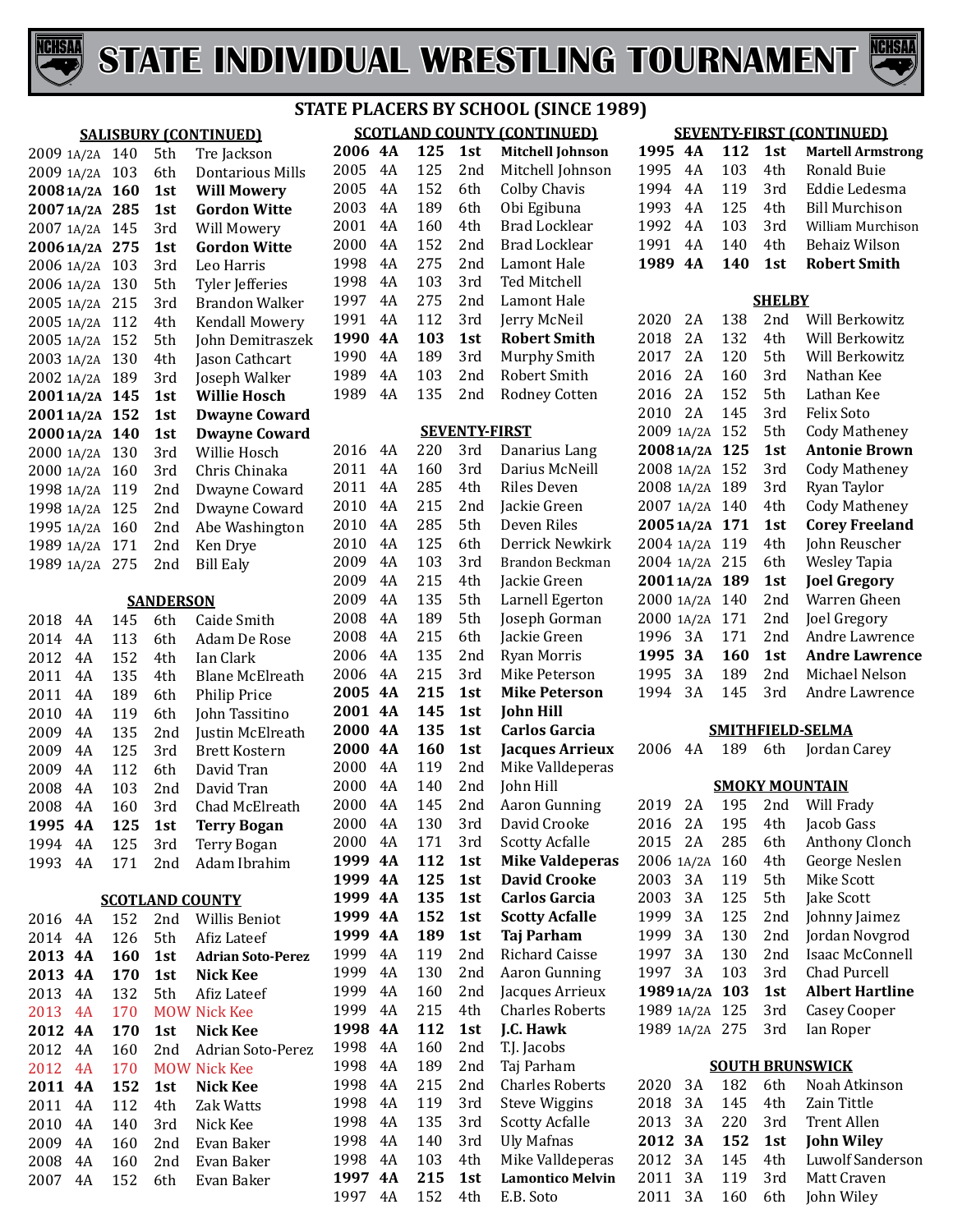# STATE INDIVIDUAL WRESTLING TOURNAMENT

## STATE PLACERS BY SCHOOL (SINCE 1989)

### SALISBURY (CONTINUED)

| Year | Class | Wt | Place | Name |
|---|---|---|---|---|
| 2009 | 1A/2A | 140 | 5th | Tre Jackson |
| 2009 | 1A/2A | 103 | 6th | Dontarious Mills |
| **2008** | **1A/2A** | **160** | **1st** | **Will Mowery** |
| **2007** | **1A/2A** | **285** | **1st** | **Gordon Witte** |
| 2007 | 1A/2A | 145 | 3rd | Will Mowery |
| **2006** | **1A/2A** | **275** | **1st** | **Gordon Witte** |
| 2006 | 1A/2A | 103 | 3rd | Leo Harris |
| 2006 | 1A/2A | 130 | 5th | Tyler Jefferies |
| 2005 | 1A/2A | 215 | 3rd | Brandon Walker |
| 2005 | 1A/2A | 112 | 4th | Kendall Mowery |
| 2005 | 1A/2A | 152 | 5th | John Demitraszek |
| 2003 | 1A/2A | 130 | 4th | Jason Cathcart |
| 2002 | 1A/2A | 189 | 3rd | Joseph Walker |
| **2001** | **1A/2A** | **145** | **1st** | **Willie Hosch** |
| **2001** | **1A/2A** | **152** | **1st** | **Dwayne Coward** |
| **2000** | **1A/2A** | **140** | **1st** | **Dwayne Coward** |
| 2000 | 1A/2A | 130 | 3rd | Willie Hosch |
| 2000 | 1A/2A | 160 | 3rd | Chris Chinaka |
| 1998 | 1A/2A | 119 | 2nd | Dwayne Coward |
| 1998 | 1A/2A | 125 | 2nd | Dwayne Coward |
| 1995 | 1A/2A | 160 | 2nd | Abe Washington |
| 1989 | 1A/2A | 171 | 2nd | Ken Drye |
| 1989 | 1A/2A | 275 | 2nd | Bill Ealy |

### SANDERSON

| Year | Class | Wt | Place | Name |
|---|---|---|---|---|
| 2018 | 4A | 145 | 6th | Caide Smith |
| 2014 | 4A | 113 | 6th | Adam De Rose |
| 2012 | 4A | 152 | 4th | Ian Clark |
| 2011 | 4A | 135 | 4th | Blane McElreath |
| 2011 | 4A | 189 | 6th | Philip Price |
| 2010 | 4A | 119 | 6th | John Tassitino |
| 2009 | 4A | 135 | 2nd | Justin McElreath |
| 2009 | 4A | 125 | 3rd | Brett Kostern |
| 2009 | 4A | 112 | 6th | David Tran |
| 2008 | 4A | 103 | 2nd | David Tran |
| 2008 | 4A | 160 | 3rd | Chad McElreath |
| **1995** | **4A** | **125** | **1st** | **Terry Bogan** |
| 1994 | 4A | 125 | 3rd | Terry Bogan |
| 1993 | 4A | 171 | 2nd | Adam Ibrahim |

### SCOTLAND COUNTY

| Year | Class | Wt | Place | Name |
|---|---|---|---|---|
| 2016 | 4A | 152 | 2nd | Willis Beniot |
| 2014 | 4A | 126 | 5th | Afiz Lateef |
| **2013** | **4A** | **160** | **1st** | **Adrian Soto-Perez** |
| **2013** | **4A** | **170** | **1st** | **Nick Kee** |
| 2013 | 4A | 132 | 5th | Afiz Lateef |
| 2013 | 4A | 170 | MOW | Nick Kee |
| **2012** | **4A** | **170** | **1st** | **Nick Kee** |
| 2012 | 4A | 160 | 2nd | Adrian Soto-Perez |
| 2012 | 4A | 170 | MOW | Nick Kee |
| **2011** | **4A** | **152** | **1st** | **Nick Kee** |
| 2011 | 4A | 112 | 4th | Zak Watts |
| 2010 | 4A | 140 | 3rd | Nick Kee |
| 2009 | 4A | 160 | 2nd | Evan Baker |
| 2008 | 4A | 160 | 2nd | Evan Baker |
| 2007 | 4A | 152 | 6th | Evan Baker |

### SCOTLAND COUNTY (CONTINUED)

| Year | Class | Wt | Place | Name |
|---|---|---|---|---|
| **2006** | **4A** | **125** | **1st** | **Mitchell Johnson** |
| 2005 | 4A | 125 | 2nd | Mitchell Johnson |
| 2005 | 4A | 152 | 6th | Colby Chavis |
| 2003 | 4A | 189 | 6th | Obi Egibuna |
| 2001 | 4A | 160 | 4th | Brad Locklear |
| 2000 | 4A | 152 | 2nd | Brad Locklear |
| 1998 | 4A | 275 | 2nd | Lamont Hale |
| 1998 | 4A | 103 | 3rd | Ted Mitchell |
| 1997 | 4A | 275 | 2nd | Lamont Hale |
| 1991 | 4A | 112 | 3rd | Jerry McNeil |
| **1990** | **4A** | **103** | **1st** | **Robert Smith** |
| 1990 | 4A | 189 | 3rd | Murphy Smith |
| 1989 | 4A | 103 | 2nd | Robert Smith |
| 1989 | 4A | 135 | 2nd | Rodney Cotten |

### SEVENTY-FIRST

| Year | Class | Wt | Place | Name |
|---|---|---|---|---|
| 2016 | 4A | 220 | 3rd | Danarius Lang |
| 2011 | 4A | 160 | 3rd | Darius McNeill |
| 2011 | 4A | 285 | 4th | Riles Deven |
| 2010 | 4A | 215 | 2nd | Jackie Green |
| 2010 | 4A | 285 | 5th | Deven Riles |
| 2010 | 4A | 125 | 6th | Derrick Newkirk |
| 2009 | 4A | 103 | 3rd | Brandon Beckman |
| 2009 | 4A | 215 | 4th | Jackie Green |
| 2009 | 4A | 135 | 5th | Larnell Egerton |
| 2008 | 4A | 189 | 5th | Joseph Gorman |
| 2008 | 4A | 215 | 6th | Jackie Green |
| 2006 | 4A | 135 | 2nd | Ryan Morris |
| 2006 | 4A | 215 | 3rd | Mike Peterson |
| **2005** | **4A** | **215** | **1st** | **Mike Peterson** |
| **2001** | **4A** | **145** | **1st** | **John Hill** |
| **2000** | **4A** | **135** | **1st** | **Carlos Garcia** |
| **2000** | **4A** | **160** | **1st** | **Jacques Arrieux** |
| 2000 | 4A | 119 | 2nd | Mike Valldeperas |
| 2000 | 4A | 140 | 2nd | John Hill |
| 2000 | 4A | 145 | 2nd | Aaron Gunning |
| 2000 | 4A | 130 | 3rd | David Crooke |
| 2000 | 4A | 171 | 3rd | Scotty Acfalle |
| **1999** | **4A** | **112** | **1st** | **Mike Valdeperas** |
| **1999** | **4A** | **125** | **1st** | **David Crooke** |
| **1999** | **4A** | **135** | **1st** | **Carlos Garcia** |
| **1999** | **4A** | **152** | **1st** | **Scotty Acfalle** |
| **1999** | **4A** | **189** | **1st** | **Taj Parham** |
| 1999 | 4A | 119 | 2nd | Richard Caisse |
| 1999 | 4A | 130 | 2nd | Aaron Gunning |
| 1999 | 4A | 160 | 2nd | Jacques Arrieux |
| 1999 | 4A | 215 | 4th | Charles Roberts |
| **1998** | **4A** | **112** | **1st** | **J.C. Hawk** |
| 1998 | 4A | 160 | 2nd | T.J. Jacobs |
| 1998 | 4A | 189 | 2nd | Taj Parham |
| 1998 | 4A | 215 | 2nd | Charles Roberts |
| 1998 | 4A | 119 | 3rd | Steve Wiggins |
| 1998 | 4A | 135 | 3rd | Scotty Acfalle |
| 1998 | 4A | 140 | 3rd | Uly Mafnas |
| 1998 | 4A | 103 | 4th | Mike Valldeperas |
| **1997** | **4A** | **215** | **1st** | **Lamontico Melvin** |
| 1997 | 4A | 152 | 4th | E.B. Soto |

### SEVENTY-FIRST (CONTINUED)

| Year | Class | Wt | Place | Name |
|---|---|---|---|---|
| **1995** | **4A** | **112** | **1st** | **Martell Armstrong** |
| 1995 | 4A | 103 | 4th | Ronald Buie |
| 1994 | 4A | 119 | 3rd | Eddie Ledesma |
| 1993 | 4A | 125 | 4th | Bill Murchison |
| 1992 | 4A | 103 | 3rd | William Murchison |
| 1991 | 4A | 140 | 4th | Behaiz Wilson |
| **1989** | **4A** | **140** | **1st** | **Robert Smith** |

### SHELBY

| Year | Class | Wt | Place | Name |
|---|---|---|---|---|
| 2020 | 2A | 138 | 2nd | Will Berkowitz |
| 2018 | 2A | 132 | 4th | Will Berkowitz |
| 2017 | 2A | 120 | 5th | Will Berkowitz |
| 2016 | 2A | 160 | 3rd | Nathan Kee |
| 2016 | 2A | 152 | 5th | Lathan Kee |
| 2010 | 2A | 145 | 3rd | Felix Soto |
| 2009 | 1A/2A | 152 | 5th | Cody Matheney |
| **2008** | **1A/2A** | **125** | **1st** | **Antonie Brown** |
| 2008 | 1A/2A | 152 | 3rd | Cody Matheney |
| 2008 | 1A/2A | 189 | 3rd | Ryan Taylor |
| 2007 | 1A/2A | 140 | 3rd | Cody Matheney |
| **2005** | **1A/2A** | **171** | **1st** | **Corey Freeland** |
| 2004 | 1A/2A | 119 | 4th | John Reuscher |
| 2004 | 1A/2A | 215 | 6th | Wesley Tapia |
| **2001** | **1A/2A** | **189** | **1st** | **Joel Gregory** |
| 2000 | 1A/2A | 140 | 2nd | Warren Gheen |
| 2000 | 1A/2A | 171 | 2nd | Joel Gregory |
| 1996 | 3A | 171 | 2nd | Andre Lawrence |
| **1995** | **3A** | **160** | **1st** | **Andre Lawrence** |
| 1995 | 3A | 189 | 2nd | Michael Nelson |
| 1994 | 3A | 145 | 3rd | Andre Lawrence |

### SMITHFIELD-SELMA

| Year | Class | Wt | Place | Name |
|---|---|---|---|---|
| 2006 | 4A | 189 | 6th | Jordan Carey |

### SMOKY MOUNTAIN

| Year | Class | Wt | Place | Name |
|---|---|---|---|---|
| 2019 | 2A | 195 | 2nd | Will Frady |
| 2016 | 2A | 195 | 4th | Jacob Gass |
| 2015 | 2A | 285 | 6th | Anthony Clonch |
| 2006 | 1A/2A | 160 | 4th | George Neslen |
| 2003 | 3A | 119 | 5th | Mike Scott |
| 2003 | 3A | 125 | 5th | Jake Scott |
| 1999 | 3A | 125 | 2nd | Johnny Jaimez |
| 1999 | 3A | 130 | 2nd | Jordan Novgrod |
| 1997 | 3A | 130 | 2nd | Isaac McConnell |
| 1997 | 3A | 103 | 3rd | Chad Purcell |
| **1989** | **1A/2A** | **103** | **1st** | **Albert Hartline** |
| 1989 | 1A/2A | 125 | 3rd | Casey Cooper |
| 1989 | 1A/2A | 275 | 3rd | Ian Roper |

### SOUTH BRUNSWICK

| Year | Class | Wt | Place | Name |
|---|---|---|---|---|
| 2020 | 3A | 182 | 6th | Noah Atkinson |
| 2018 | 3A | 145 | 4th | Zain Tittle |
| 2013 | 3A | 220 | 3rd | Trent Allen |
| **2012** | **3A** | **152** | **1st** | **John Wiley** |
| 2012 | 3A | 145 | 4th | Luwolf Sanderson |
| 2011 | 3A | 119 | 3rd | Matt Craven |
| 2011 | 3A | 160 | 6th | John Wiley |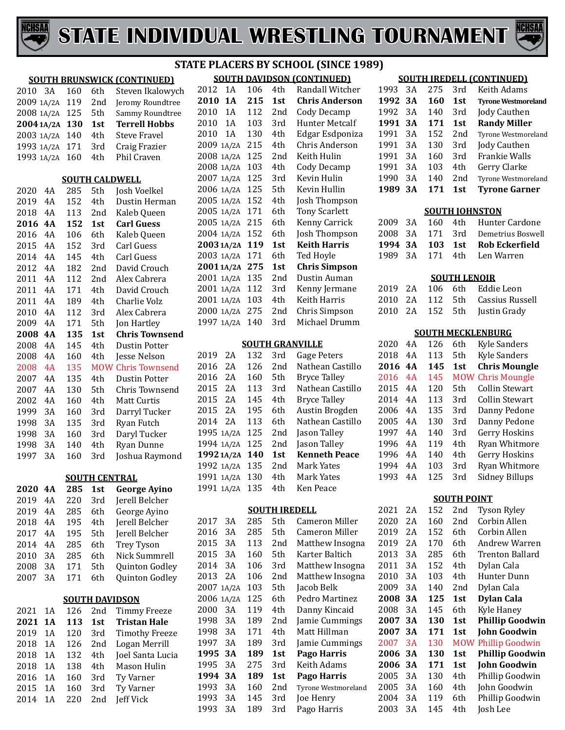# STATE INDIVIDUAL WRESTLING TOURNAMENT

## STATE PLACERS BY SCHOOL (SINCE 1989)

### SOUTH BRUNSWICK (CONTINUED)

| Year | Class | Weight | Place | Name |
|---|---|---|---|---|
| 2010 | 3A | 160 | 6th | Steven Ikalowych |
| 2009 | 1A/2A | 119 | 2nd | Jeromy Roundtree |
| 2008 | 1A/2A | 125 | 5th | Sammy Roundtree |
| **2004** | **1A/2A** | **130** | **1st** | **Terrell Hobbs** |
| 2003 | 1A/2A | 140 | 4th | Steve Fravel |
| 1993 | 1A/2A | 171 | 3rd | Craig Frazier |
| 1993 | 1A/2A | 160 | 4th | Phil Craven |

### SOUTH CALDWELL

| Year | Class | Weight | Place | Name |
|---|---|---|---|---|
| 2020 | 4A | 285 | 5th | Josh Voelkel |
| 2019 | 4A | 152 | 4th | Dustin Herman |
| 2018 | 4A | 113 | 2nd | Kaleb Queen |
| **2016** | **4A** | **152** | **1st** | **Carl Guess** |
| 2016 | 4A | 106 | 6th | Kaleb Queen |
| 2015 | 4A | 152 | 3rd | Carl Guess |
| 2014 | 4A | 145 | 4th | Carl Guess |
| 2012 | 4A | 182 | 2nd | David Crouch |
| 2011 | 4A | 112 | 2nd | Alex Cabrera |
| 2011 | 4A | 171 | 4th | David Crouch |
| 2011 | 4A | 189 | 4th | Charlie Volz |
| 2010 | 4A | 112 | 3rd | Alex Cabrera |
| 2009 | 4A | 171 | 5th | Jon Hartley |
| **2008** | **4A** | **135** | **1st** | **Chris Townsend** |
| 2008 | 4A | 145 | 4th | Dustin Potter |
| 2008 | 4A | 160 | 4th | Jesse Nelson |
| 2008 | 4A | 135 | MOW | Chris Townsend |
| 2007 | 4A | 135 | 4th | Dustin Potter |
| 2007 | 4A | 130 | 5th | Chris Townsend |
| 2002 | 4A | 160 | 4th | Matt Curtis |
| 1999 | 3A | 160 | 3rd | Darryl Tucker |
| 1998 | 3A | 135 | 3rd | Ryan Futch |
| 1998 | 3A | 160 | 3rd | Daryl Tucker |
| 1998 | 3A | 140 | 4th | Ryan Dunne |
| 1997 | 3A | 160 | 3rd | Joshua Raymond |

### SOUTH CENTRAL

| Year | Class | Weight | Place | Name |
|---|---|---|---|---|
| **2020** | **4A** | **285** | **1st** | **George Ayino** |
| 2019 | 4A | 220 | 3rd | Jerell Belcher |
| 2019 | 4A | 285 | 6th | George Ayino |
| 2018 | 4A | 195 | 4th | Jerell Belcher |
| 2017 | 4A | 195 | 5th | Jerell Belcher |
| 2014 | 4A | 285 | 6th | Trey Tyson |
| 2010 | 3A | 285 | 6th | Nick Summrell |
| 2008 | 3A | 171 | 5th | Quinton Godley |
| 2007 | 3A | 171 | 6th | Quinton Godley |

### SOUTH DAVIDSON

| Year | Class | Weight | Place | Name |
|---|---|---|---|---|
| 2021 | 1A | 126 | 2nd | Timmy Freeze |
| **2021** | **1A** | **113** | **1st** | **Tristan Hale** |
| 2019 | 1A | 120 | 3rd | Timothy Freeze |
| 2018 | 1A | 126 | 2nd | Logan Merrill |
| 2018 | 1A | 132 | 4th | Joel Santa Lucia |
| 2018 | 1A | 138 | 4th | Mason Hulin |
| 2016 | 1A | 160 | 3rd | Ty Varner |
| 2015 | 1A | 160 | 3rd | Ty Varner |
| 2014 | 1A | 220 | 2nd | Jeff Vick |

### SOUTH DAVIDSON (CONTINUED)

| Year | Class | Weight | Place | Name |
|---|---|---|---|---|
| 2012 | 1A | 106 | 4th | Randall Witcher |
| **2010** | **1A** | **215** | **1st** | **Chris Anderson** |
| 2010 | 1A | 112 | 2nd | Cody Decamp |
| 2010 | 1A | 103 | 3rd | Hunter Metcalf |
| 2010 | 1A | 130 | 4th | Edgar Esdponiza |
| 2009 | 1A/2A | 215 | 4th | Chris Anderson |
| 2008 | 1A/2A | 125 | 2nd | Keith Hulin |
| 2008 | 1A/2A | 103 | 4th | Cody Decamp |
| 2007 | 1A/2A | 125 | 3rd | Kevin Hulin |
| 2006 | 1A/2A | 125 | 5th | Kevin Hullin |
| 2005 | 1A/2A | 152 | 4th | Josh Thompson |
| 2005 | 1A/2A | 171 | 6th | Tony Scarlett |
| 2005 | 1A/2A | 215 | 6th | Kenny Carrick |
| 2004 | 1A/2A | 152 | 6th | Josh Thompson |
| **2003** | **1A/2A** | **119** | **1st** | **Keith Harris** |
| 2003 | 1A/2A | 171 | 6th | Ted Hoyle |
| **2001** | **1A/2A** | **275** | **1st** | **Chris Simpson** |
| 2001 | 1A/2A | 135 | 2nd | Dustin Auman |
| 2001 | 1A/2A | 112 | 3rd | Kenny Jermane |
| 2001 | 1A/2A | 103 | 4th | Keith Harris |
| 2000 | 1A/2A | 275 | 2nd | Chris Simpson |
| 1997 | 1A/2A | 140 | 3rd | Michael Drumm |

### SOUTH GRANVILLE

| Year | Class | Weight | Place | Name |
|---|---|---|---|---|
| 2019 | 2A | 132 | 3rd | Gage Peters |
| 2016 | 2A | 126 | 2nd | Nathean Castillo |
| 2016 | 2A | 160 | 5th | Bryce Talley |
| 2015 | 2A | 113 | 3rd | Nathean Castillo |
| 2015 | 2A | 145 | 4th | Bryce Talley |
| 2015 | 2A | 195 | 6th | Austin Brogden |
| 2014 | 2A | 113 | 6th | Nathean Castillo |
| 1995 | 1A/2A | 125 | 2nd | Jason Talley |
| 1994 | 1A/2A | 125 | 2nd | Jason Talley |
| **1992** | **1A/2A** | **140** | **1st** | **Kenneth Peace** |
| 1992 | 1A/2A | 135 | 2nd | Mark Yates |
| 1991 | 1A/2A | 130 | 4th | Mark Yates |
| 1991 | 1A/2A | 135 | 4th | Ken Peace |

### SOUTH IREDELL

| Year | Class | Weight | Place | Name |
|---|---|---|---|---|
| 2017 | 3A | 285 | 5th | Cameron Miller |
| 2016 | 3A | 285 | 5th | Cameron Miller |
| 2015 | 3A | 113 | 2nd | Matthew Insogna |
| 2015 | 3A | 160 | 5th | Karter Baltich |
| 2014 | 3A | 106 | 3rd | Matthew Insogna |
| 2013 | 2A | 106 | 2nd | Matthew Insogna |
| 2007 | 1A/2A | 103 | 5th | Jacob Belk |
| 2006 | 1A/2A | 125 | 6th | Pedro Martinez |
| 2000 | 3A | 119 | 4th | Danny Kincaid |
| 1998 | 3A | 189 | 2nd | Jamie Cummings |
| 1998 | 3A | 171 | 4th | Matt Hillman |
| 1997 | 3A | 189 | 3rd | Jamie Cummings |
| **1995** | **3A** | **189** | **1st** | **Pago Harris** |
| 1995 | 3A | 275 | 3rd | Keith Adams |
| **1994** | **3A** | **189** | **1st** | **Pago Harris** |
| 1993 | 3A | 160 | 2nd | Tyrone Westmoreland |
| 1993 | 3A | 145 | 3rd | Joe Henry |
| 1993 | 3A | 189 | 3rd | Pago Harris |

### SOUTH IREDELL (CONTINUED)

| Year | Class | Weight | Place | Name |
|---|---|---|---|---|
| 1993 | 3A | 275 | 3rd | Keith Adams |
| **1992** | **3A** | **160** | **1st** | **Tyrone Westmoreland** |
| 1992 | 3A | 140 | 3rd | Jody Cauthen |
| **1991** | **3A** | **171** | **1st** | **Randy Miller** |
| 1991 | 3A | 152 | 2nd | Tyrone Westmoreland |
| 1991 | 3A | 130 | 3rd | Jody Cauthen |
| 1991 | 3A | 160 | 3rd | Frankie Walls |
| 1991 | 3A | 103 | 4th | Gerry Clarke |
| 1990 | 3A | 140 | 2nd | Tyrone Westmoreland |
| **1989** | **3A** | **171** | **1st** | **Tyrone Garner** |

### SOUTH JOHNSTON

| Year | Class | Weight | Place | Name |
|---|---|---|---|---|
| 2009 | 3A | 160 | 4th | Hunter Cardone |
| 2008 | 3A | 171 | 3rd | Demetrius Boswell |
| **1994** | **3A** | **103** | **1st** | **Rob Eckerfield** |
| 1989 | 3A | 171 | 4th | Len Warren |

### SOUTH LENOIR

| Year | Class | Weight | Place | Name |
|---|---|---|---|---|
| 2019 | 2A | 106 | 6th | Eddie Leon |
| 2010 | 2A | 112 | 5th | Cassius Russell |
| 2010 | 2A | 152 | 5th | Justin Grady |

### SOUTH MECKLENBURG

| Year | Class | Weight | Place | Name |
|---|---|---|---|---|
| 2020 | 4A | 126 | 6th | Kyle Sanders |
| 2018 | 4A | 113 | 5th | Kyle Sanders |
| **2016** | **4A** | **145** | **1st** | **Chris Moungle** |
| 2016 | 4A | 145 | MOW | Chris Moungle |
| 2015 | 4A | 120 | 5th | Collin Stewart |
| 2014 | 4A | 113 | 3rd | Collin Stewart |
| 2006 | 4A | 135 | 3rd | Danny Pedone |
| 2005 | 4A | 130 | 3rd | Danny Pedone |
| 1997 | 4A | 140 | 3rd | Gerry Hoskins |
| 1996 | 4A | 119 | 4th | Ryan Whitmore |
| 1996 | 4A | 140 | 4th | Gerry Hoskins |
| 1994 | 4A | 103 | 3rd | Ryan Whitmore |
| 1993 | 4A | 125 | 3rd | Sidney Billups |

### SOUTH POINT

| Year | Class | Weight | Place | Name |
|---|---|---|---|---|
| 2021 | 2A | 152 | 2nd | Tyson Ryley |
| 2020 | 2A | 160 | 2nd | Corbin Allen |
| 2019 | 2A | 152 | 6th | Corbin Allen |
| 2019 | 2A | 170 | 6th | Andrew Warren |
| 2013 | 3A | 285 | 6th | Trenton Ballard |
| 2011 | 3A | 152 | 4th | Dylan Cala |
| 2010 | 3A | 103 | 4th | Hunter Dunn |
| 2009 | 3A | 140 | 2nd | Dylan Cala |
| **2008** | **3A** | **125** | **1st** | **Dylan Cala** |
| 2008 | 3A | 145 | 6th | Kyle Haney |
| **2007** | **3A** | **130** | **1st** | **Phillip Goodwin** |
| **2007** | **3A** | **171** | **1st** | **John Goodwin** |
| 2007 | 3A | 130 | MOW | Phillip Goodwin |
| **2006** | **3A** | **130** | **1st** | **Phillip Goodwin** |
| **2006** | **3A** | **171** | **1st** | **John Goodwin** |
| 2005 | 3A | 130 | 4th | Phillip Goodwin |
| 2005 | 3A | 160 | 4th | John Goodwin |
| 2004 | 3A | 119 | 6th | Phillip Goodwin |
| 2003 | 3A | 145 | 4th | Josh Lee |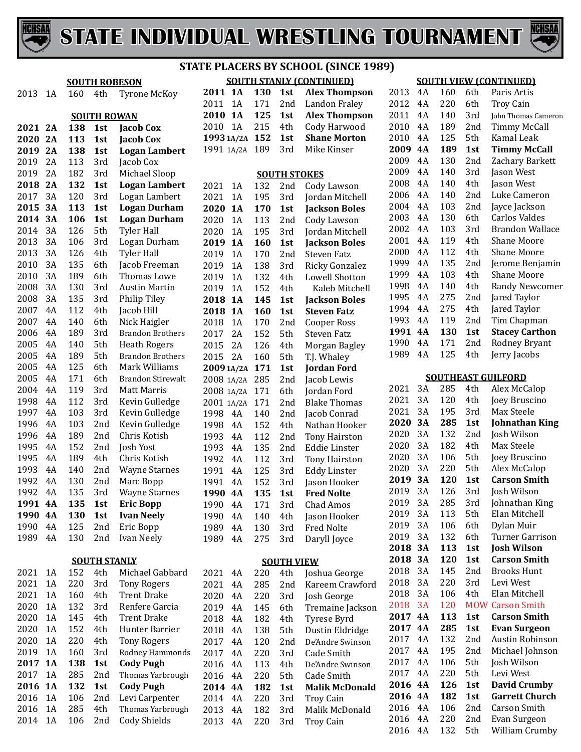# STATE INDIVIDUAL WRESTLING TOURNAMENT

## STATE PLACERS BY SCHOOL (SINCE 1989)

### SOUTH ROBESON

| Year | Class | Weight | Place | Name |
|---|---|---|---|---|
| 2013 | 1A | 160 | 4th | Tyrone McKoy |

### SOUTH ROWAN

| Year | Class | Weight | Place | Name |
|---|---|---|---|---|
| **2021** | **2A** | **138** | **1st** | **Jacob Cox** |
| **2020** | **2A** | **113** | **1st** | **Jacob Cox** |
| **2019** | **2A** | **138** | **1st** | **Logan Lambert** |
| 2019 | 2A | 113 | 3rd | Jacob Cox |
| 2019 | 2A | 182 | 3rd | Michael Sloop |
| **2018** | **2A** | **132** | **1st** | **Logan Lambert** |
| 2017 | 3A | 120 | 3rd | Logan Lambert |
| **2015** | **3A** | **113** | **1st** | **Logan Durham** |
| **2014** | **3A** | **106** | **1st** | **Logan Durham** |
| 2014 | 3A | 126 | 5th | Tyler Hall |
| 2013 | 3A | 106 | 3rd | Logan Durham |
| 2013 | 3A | 126 | 4th | Tyler Hall |
| 2010 | 3A | 135 | 6th | Jacob Freeman |
| 2010 | 3A | 189 | 6th | Thomas Lowe |
| 2008 | 3A | 130 | 3rd | Austin Martin |
| 2008 | 3A | 135 | 3rd | Philip Tiley |
| 2007 | 4A | 112 | 4th | Jacob Hill |
| 2007 | 4A | 140 | 6th | Nick Haigler |
| 2006 | 4A | 189 | 3rd | Brandon Brothers |
| 2005 | 4A | 140 | 5th | Heath Rogers |
| 2005 | 4A | 189 | 5th | Brandon Brothers |
| 2005 | 4A | 125 | 6th | Mark Williams |
| 2005 | 4A | 171 | 6th | Brandon Stirewalt |
| 2004 | 4A | 119 | 3rd | Matt Marris |
| 1998 | 4A | 112 | 3rd | Kevin Gulledge |
| 1997 | 4A | 103 | 3rd | Kevin Gulledge |
| 1996 | 4A | 103 | 2nd | Kevin Gulledge |
| 1996 | 4A | 189 | 2nd | Chris Kotish |
| 1995 | 4A | 152 | 2nd | Josh Yost |
| 1995 | 4A | 189 | 4th | Chris Kotish |
| 1993 | 4A | 140 | 2nd | Wayne Starnes |
| 1992 | 4A | 130 | 2nd | Marc Bopp |
| 1992 | 4A | 135 | 3rd | Wayne Starnes |
| **1991** | **4A** | **135** | **1st** | **Eric Bopp** |
| **1990** | **4A** | **130** | **1st** | **Ivan Neely** |
| 1990 | 4A | 125 | 2nd | Eric Bopp |
| 1989 | 4A | 130 | 2nd | Ivan Neely |

### SOUTH STANLY

| Year | Class | Weight | Place | Name |
|---|---|---|---|---|
| 2021 | 1A | 152 | 4th | Michael Gabbard |
| 2021 | 1A | 220 | 3rd | Tony Rogers |
| 2021 | 1A | 160 | 4th | Trent Drake |
| 2020 | 1A | 132 | 3rd | Renfere Garcia |
| 2020 | 1A | 145 | 4th | Trent Drake |
| 2020 | 1A | 152 | 4th | Hunter Barrier |
| 2020 | 1A | 220 | 4th | Tony Rogers |
| 2019 | 1A | 160 | 3rd | Rodney Hammonds |
| **2017** | **1A** | **138** | **1st** | **Cody Pugh** |
| 2017 | 1A | 285 | 2nd | Thomas Yarbrough |
| **2016** | **1A** | **132** | **1st** | **Cody Pugh** |
| 2016 | 1A | 106 | 2nd | Levi Carpenter |
| 2016 | 1A | 285 | 4th | Thomas Yarbrough |
| 2014 | 1A | 106 | 2nd | Cody Shields |

### SOUTH STANLY (CONTINUED)

| Year | Class | Weight | Place | Name |
|---|---|---|---|---|
| **2011** | **1A** | **130** | **1st** | **Alex Thompson** |
| 2011 | 1A | 171 | 2nd | Landon Fraley |
| **2010** | **1A** | **125** | **1st** | **Alex Thompson** |
| 2010 | 1A | 215 | 4th | Cody Harwood |
| **1993** | **1A/2A** | **152** | **1st** | **Shane Morton** |
| 1991 | 1A/2A | 189 | 3rd | Mike Kinser |

### SOUTH STOKES

| Year | Class | Weight | Place | Name |
|---|---|---|---|---|
| 2021 | 1A | 132 | 2nd | Cody Lawson |
| 2021 | 1A | 195 | 3rd | Jordan Mitchell |
| **2020** | **1A** | **170** | **1st** | **Jackson Boles** |
| 2020 | 1A | 113 | 2nd | Cody Lawson |
| 2020 | 1A | 195 | 3rd | Jordan Mitchell |
| **2019** | **1A** | **160** | **1st** | **Jackson Boles** |
| 2019 | 1A | 170 | 2nd | Steven Fatz |
| 2019 | 1A | 138 | 3rd | Ricky Gonzalez |
| 2019 | 1A | 132 | 4th | Lowell Shotton |
| 2019 | 1A | 152 | 4th | Kaleb Mitchell |
| **2018** | **1A** | **145** | **1st** | **Jackson Boles** |
| **2018** | **1A** | **160** | **1st** | **Steven Fatz** |
| 2018 | 1A | 170 | 2nd | Cooper Ross |
| 2017 | 2A | 152 | 5th | Steven Fatz |
| 2015 | 2A | 126 | 4th | Morgan Bagley |
| 2015 | 2A | 160 | 5th | T.J. Whaley |
| **2009** | **1A/2A** | **171** | **1st** | **Jordan Ford** |
| 2008 | 1A/2A | 285 | 2nd | Jacob Lewis |
| 2008 | 1A/2A | 171 | 6th | Jordan Ford |
| 2001 | 1A/2A | 171 | 2nd | Blake Thomas |
| 1998 | 4A | 140 | 2nd | Jacob Conrad |
| 1998 | 4A | 152 | 4th | Nathan Hooker |
| 1993 | 4A | 112 | 2nd | Tony Hairston |
| 1993 | 4A | 135 | 2nd | Eddie Linster |
| 1992 | 4A | 112 | 3rd | Tony Hairston |
| 1991 | 4A | 125 | 3rd | Eddy Linster |
| 1991 | 4A | 152 | 3rd | Jason Hooker |
| **1990** | **4A** | **135** | **1st** | **Fred Nolte** |
| 1990 | 4A | 171 | 3rd | Chad Amos |
| 1990 | 4A | 140 | 4th | Jason Hooker |
| 1989 | 4A | 130 | 3rd | Fred Nolte |
| 1989 | 4A | 275 | 3rd | Daryll Joyce |

### SOUTH VIEW

| Year | Class | Weight | Place | Name |
|---|---|---|---|---|
| 2021 | 4A | 220 | 4th | Joshua George |
| 2021 | 4A | 285 | 2nd | Kareem Crawford |
| 2020 | 4A | 220 | 3rd | Josh George |
| 2019 | 4A | 145 | 6th | Tremaine Jackson |
| 2018 | 4A | 182 | 4th | Tyrese Byrd |
| 2018 | 4A | 138 | 5th | Dustin Eldridge |
| 2017 | 4A | 120 | 2nd | De'Andre Swinson |
| 2017 | 4A | 220 | 3rd | Cade Smith |
| 2016 | 4A | 113 | 4th | De'Andre Swinson |
| 2016 | 4A | 220 | 5th | Cade Smith |
| **2014** | **4A** | **182** | **1st** | **Malik McDonald** |
| 2014 | 4A | 220 | 3rd | Troy Cain |
| 2013 | 4A | 182 | 3rd | Malik McDonald |
| 2013 | 4A | 220 | 3rd | Troy Cain |

### SOUTH VIEW (CONTINUED)

| Year | Class | Weight | Place | Name |
|---|---|---|---|---|
| 2013 | 4A | 160 | 6th | Paris Artis |
| 2012 | 4A | 220 | 6th | Troy Cain |
| 2011 | 4A | 140 | 3rd | John Thomas Cameron |
| 2010 | 4A | 189 | 2nd | Timmy McCall |
| 2010 | 4A | 125 | 5th | Kamal Leak |
| **2009** | **4A** | **189** | **1st** | **Timmy McCall** |
| 2009 | 4A | 130 | 2nd | Zachary Barkett |
| 2009 | 4A | 140 | 3rd | Jason West |
| 2008 | 4A | 140 | 4th | Jason West |
| 2006 | 4A | 140 | 2nd | Luke Cameron |
| 2004 | 4A | 103 | 2nd | Jayce Jackson |
| 2003 | 4A | 130 | 6th | Carlos Valdes |
| 2002 | 4A | 103 | 3rd | Brandon Wallace |
| 2001 | 4A | 119 | 4th | Shane Moore |
| 2000 | 4A | 112 | 4th | Shane Moore |
| 1999 | 4A | 135 | 2nd | Jerome Benjamin |
| 1999 | 4A | 103 | 4th | Shane Moore |
| 1998 | 4A | 140 | 4th | Randy Newcomer |
| 1995 | 4A | 275 | 2nd | Jared Taylor |
| 1994 | 4A | 275 | 4th | Jared Taylor |
| 1993 | 4A | 119 | 2nd | Tim Chapman |
| **1991** | **4A** | **130** | **1st** | **Stacey Carthon** |
| 1990 | 4A | 171 | 2nd | Rodney Bryant |
| 1989 | 4A | 125 | 4th | Jerry Jacobs |

### SOUTHEAST GUILFORD

| Year | Class | Weight | Place | Name |
|---|---|---|---|---|
| 2021 | 3A | 285 | 4th | Alex McCalop |
| 2021 | 3A | 120 | 4th | Joey Bruscino |
| 2021 | 3A | 195 | 3rd | Max Steele |
| **2020** | **3A** | **285** | **1st** | **Johnathan King** |
| 2020 | 3A | 132 | 2nd | Josh Wilson |
| 2020 | 3A | 182 | 4th | Max Steele |
| 2020 | 3A | 106 | 5th | Joey Bruscino |
| 2020 | 3A | 220 | 5th | Alex McCalop |
| **2019** | **3A** | **120** | **1st** | **Carson Smith** |
| 2019 | 3A | 126 | 3rd | Josh Wilson |
| 2019 | 3A | 285 | 3rd | Johnathan King |
| 2019 | 3A | 113 | 5th | Elan Mitchell |
| 2019 | 3A | 106 | 6th | Dylan Muir |
| 2019 | 3A | 132 | 6th | Turner Garrison |
| **2018** | **3A** | **113** | **1st** | **Josh Wilson** |
| **2018** | **3A** | **120** | **1st** | **Carson Smith** |
| 2018 | 3A | 145 | 2nd | Brooks Hunt |
| 2018 | 3A | 220 | 3rd | Levi West |
| 2018 | 3A | 106 | 4th | Elan Mitchell |
| 2018 | 3A | 120 | MOW | Carson Smith |
| **2017** | **4A** | **113** | **1st** | **Carson Smith** |
| **2017** | **4A** | **285** | **1st** | **Evan Surgeon** |
| 2017 | 4A | 132 | 2nd | Austin Robinson |
| 2017 | 4A | 195 | 2nd | Michael Johnson |
| 2017 | 4A | 106 | 5th | Josh Wilson |
| 2017 | 4A | 220 | 5th | Levi West |
| **2016** | **4A** | **126** | **1st** | **David Crumby** |
| **2016** | **4A** | **182** | **1st** | **Garrett Church** |
| 2016 | 4A | 106 | 2nd | Carson Smith |
| 2016 | 4A | 220 | 2nd | Evan Surgeon |
| 2016 | 4A | 132 | 5th | William Crumby |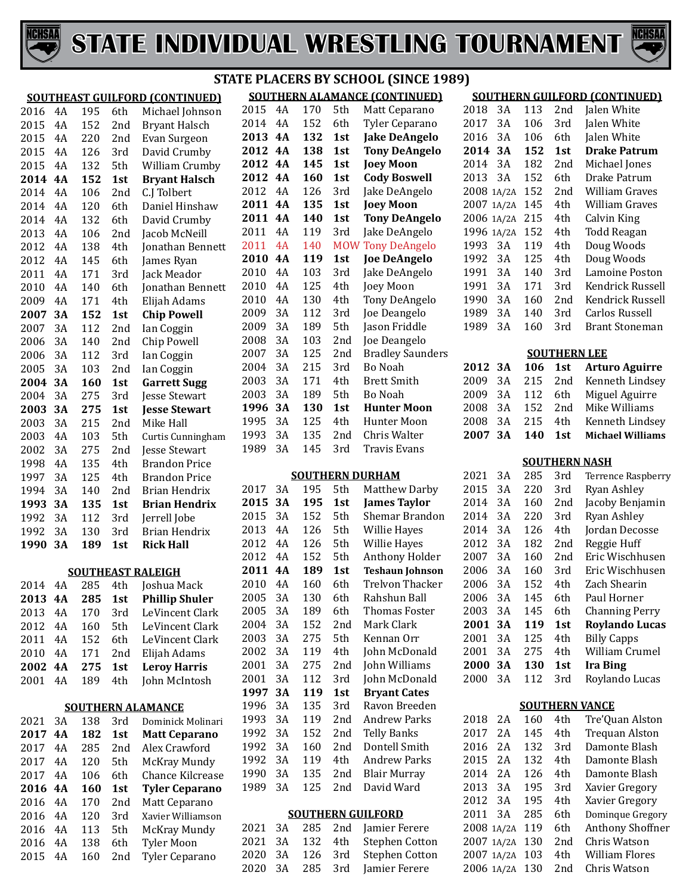# STATE INDIVIDUAL WRESTLING TOURNAMENT

## STATE PLACERS BY SCHOOL (SINCE 1989)

### SOUTHEAST GUILFORD (CONTINUED)

| Year | Class | Weight | Place | Name |
|---|---|---|---|---|
| 2016 | 4A | 195 | 6th | Michael Johnson |
| 2015 | 4A | 152 | 2nd | Bryant Halsch |
| 2015 | 4A | 220 | 2nd | Evan Surgeon |
| 2015 | 4A | 126 | 3rd | David Crumby |
| 2015 | 4A | 132 | 5th | William Crumby |
| **2014** | **4A** | **152** | **1st** | **Bryant Halsch** |
| 2014 | 4A | 106 | 2nd | C.J Tolbert |
| 2014 | 4A | 120 | 6th | Daniel Hinshaw |
| 2014 | 4A | 132 | 6th | David Crumby |
| 2013 | 4A | 106 | 2nd | Jacob McNeill |
| 2012 | 4A | 138 | 4th | Jonathan Bennett |
| 2012 | 4A | 145 | 6th | James Ryan |
| 2011 | 4A | 171 | 3rd | Jack Meador |
| 2010 | 4A | 140 | 6th | Jonathan Bennett |
| 2009 | 4A | 171 | 4th | Elijah Adams |
| **2007** | **3A** | **152** | **1st** | **Chip Powell** |
| 2007 | 3A | 112 | 2nd | Ian Coggin |
| 2006 | 3A | 140 | 2nd | Chip Powell |
| 2006 | 3A | 112 | 3rd | Ian Coggin |
| 2005 | 3A | 103 | 2nd | Ian Coggin |
| **2004** | **3A** | **160** | **1st** | **Garrett Sugg** |
| 2004 | 3A | 275 | 3rd | Jesse Stewart |
| **2003** | **3A** | **275** | **1st** | **Jesse Stewart** |
| 2003 | 3A | 215 | 2nd | Mike Hall |
| 2003 | 4A | 103 | 5th | Curtis Cunningham |
| 2002 | 3A | 275 | 2nd | Jesse Stewart |
| 1998 | 4A | 135 | 4th | Brandon Price |
| 1997 | 3A | 125 | 4th | Brandon Price |
| 1994 | 3A | 140 | 2nd | Brian Hendrix |
| **1993** | **3A** | **135** | **1st** | **Brian Hendrix** |
| 1992 | 3A | 112 | 3rd | Jerrell Jobe |
| 1992 | 3A | 130 | 3rd | Brian Hendrix |
| **1990** | **3A** | **189** | **1st** | **Rick Hall** |

### SOUTHEAST RALEIGH

| Year | Class | Weight | Place | Name |
|---|---|---|---|---|
| 2014 | 4A | 285 | 4th | Joshua Mack |
| **2013** | **4A** | **285** | **1st** | **Phillip Shuler** |
| 2013 | 4A | 170 | 3rd | LeVincent Clark |
| 2012 | 4A | 160 | 5th | LeVincent Clark |
| 2011 | 4A | 152 | 6th | LeVincent Clark |
| 2010 | 4A | 171 | 2nd | Elijah Adams |
| **2002** | **4A** | **275** | **1st** | **Leroy Harris** |
| 2001 | 4A | 189 | 4th | John McIntosh |

### SOUTHERN ALAMANCE

| Year | Class | Weight | Place | Name |
|---|---|---|---|---|
| 2021 | 3A | 138 | 3rd | Dominick Molinari |
| **2017** | **4A** | **182** | **1st** | **Matt Ceparano** |
| 2017 | 4A | 285 | 2nd | Alex Crawford |
| 2017 | 4A | 120 | 5th | McKray Mundy |
| 2017 | 4A | 106 | 6th | Chance Kilcrease |
| **2016** | **4A** | **160** | **1st** | **Tyler Ceparano** |
| 2016 | 4A | 170 | 2nd | Matt Ceparano |
| 2016 | 4A | 120 | 3rd | Xavier Williamson |
| 2016 | 4A | 113 | 5th | McKray Mundy |
| 2016 | 4A | 138 | 6th | Tyler Moon |
| 2015 | 4A | 160 | 2nd | Tyler Ceparano |

### SOUTHERN ALAMANCE (CONTINUED)

| Year | Class | Weight | Place | Name |
|---|---|---|---|---|
| 2015 | 4A | 170 | 5th | Matt Ceparano |
| 2014 | 4A | 152 | 6th | Tyler Ceparano |
| **2013** | **4A** | **132** | **1st** | **Jake DeAngelo** |
| **2012** | **4A** | **138** | **1st** | **Tony DeAngelo** |
| **2012** | **4A** | **145** | **1st** | **Joey Moon** |
| **2012** | **4A** | **160** | **1st** | **Cody Boswell** |
| 2012 | 4A | 126 | 3rd | Jake DeAngelo |
| **2011** | **4A** | **135** | **1st** | **Joey Moon** |
| **2011** | **4A** | **140** | **1st** | **Tony DeAngelo** |
| 2011 | 4A | 119 | 3rd | Jake DeAngelo |
| 2011 | 4A | 140 | MOW | Tony DeAngelo |
| **2010** | **4A** | **119** | **1st** | **Joe DeAngelo** |
| 2010 | 4A | 103 | 3rd | Jake DeAngelo |
| 2010 | 4A | 125 | 4th | Joey Moon |
| 2010 | 4A | 130 | 4th | Tony DeAngelo |
| 2009 | 3A | 112 | 3rd | Joe Deangelo |
| 2009 | 3A | 189 | 5th | Jason Friddle |
| 2008 | 3A | 103 | 2nd | Joe Deangelo |
| 2007 | 3A | 125 | 2nd | Bradley Saunders |
| 2004 | 3A | 215 | 3rd | Bo Noah |
| 2003 | 3A | 171 | 4th | Brett Smith |
| 2003 | 3A | 189 | 5th | Bo Noah |
| **1996** | **3A** | **130** | **1st** | **Hunter Moon** |
| 1995 | 3A | 125 | 4th | Hunter Moon |
| 1993 | 3A | 135 | 2nd | Chris Walter |
| 1989 | 3A | 145 | 3rd | Travis Evans |

### SOUTHERN DURHAM

| Year | Class | Weight | Place | Name |
|---|---|---|---|---|
| 2017 | 3A | 195 | 5th | Matthew Darby |
| **2015** | **3A** | **195** | **1st** | **James Taylor** |
| 2015 | 3A | 152 | 5th | Shemar Brandon |
| 2013 | 4A | 126 | 5th | Willie Hayes |
| 2012 | 4A | 126 | 5th | Willie Hayes |
| 2012 | 4A | 152 | 5th | Anthony Holder |
| **2011** | **4A** | **189** | **1st** | **Teshaun Johnson** |
| 2010 | 4A | 160 | 6th | Trelvon Thacker |
| 2005 | 3A | 130 | 6th | Rahshun Ball |
| 2005 | 3A | 189 | 6th | Thomas Foster |
| 2004 | 3A | 152 | 2nd | Mark Clark |
| 2003 | 3A | 275 | 5th | Kennan Orr |
| 2002 | 3A | 119 | 4th | John McDonald |
| 2001 | 3A | 275 | 2nd | John Williams |
| 2001 | 3A | 112 | 3rd | John McDonald |
| **1997** | **3A** | **119** | **1st** | **Bryant Cates** |
| 1996 | 3A | 135 | 3rd | Ravon Breeden |
| 1993 | 3A | 119 | 2nd | Andrew Parks |
| 1992 | 3A | 152 | 2nd | Telly Banks |
| 1992 | 3A | 160 | 2nd | Dontell Smith |
| 1992 | 3A | 119 | 4th | Andrew Parks |
| 1990 | 3A | 135 | 2nd | Blair Murray |
| 1989 | 3A | 125 | 2nd | David Ward |

### SOUTHERN GUILFORD

| Year | Class | Weight | Place | Name |
|---|---|---|---|---|
| 2021 | 3A | 285 | 2nd | Jamier Ferere |
| 2021 | 3A | 132 | 4th | Stephen Cotton |
| 2020 | 3A | 126 | 3rd | Stephen Cotton |
| 2020 | 3A | 285 | 3rd | Jamier Ferere |

### SOUTHERN GUILFORD (CONTINUED)

| Year | Class | Weight | Place | Name |
|---|---|---|---|---|
| 2018 | 3A | 113 | 2nd | Jalen White |
| 2017 | 3A | 106 | 3rd | Jalen White |
| 2016 | 3A | 106 | 6th | Jalen White |
| **2014** | **3A** | **152** | **1st** | **Drake Patrum** |
| 2014 | 3A | 182 | 2nd | Michael Jones |
| 2013 | 3A | 152 | 6th | Drake Patrum |
| 2008 | 1A/2A | 152 | 2nd | William Graves |
| 2007 | 1A/2A | 145 | 4th | William Graves |
| 2006 | 1A/2A | 215 | 4th | Calvin King |
| 1996 | 1A/2A | 152 | 4th | Todd Reagan |
| 1993 | 3A | 119 | 4th | Doug Woods |
| 1992 | 3A | 125 | 4th | Doug Woods |
| 1991 | 3A | 140 | 3rd | Lamoine Poston |
| 1991 | 3A | 171 | 3rd | Kendrick Russell |
| 1990 | 3A | 160 | 2nd | Kendrick Russell |
| 1989 | 3A | 140 | 3rd | Carlos Russell |
| 1989 | 3A | 160 | 3rd | Brant Stoneman |

### SOUTHERN LEE

| Year | Class | Weight | Place | Name |
|---|---|---|---|---|
| **2012** | **3A** | **106** | **1st** | **Arturo Aguirre** |
| 2009 | 3A | 215 | 2nd | Kenneth Lindsey |
| 2009 | 3A | 112 | 6th | Miguel Aguirre |
| 2008 | 3A | 152 | 2nd | Mike Williams |
| 2008 | 3A | 215 | 4th | Kenneth Lindsey |
| **2007** | **3A** | **140** | **1st** | **Michael Williams** |

### SOUTHERN NASH

| Year | Class | Weight | Place | Name |
|---|---|---|---|---|
| 2021 | 3A | 285 | 3rd | Terrence Raspberry |
| 2015 | 3A | 220 | 3rd | Ryan Ashley |
| 2014 | 3A | 160 | 2nd | Jacoby Benjamin |
| 2014 | 3A | 220 | 3rd | Ryan Ashley |
| 2014 | 3A | 126 | 4th | Jordan Decosse |
| 2012 | 3A | 182 | 2nd | Reggie Huff |
| 2007 | 3A | 160 | 2nd | Eric Wischhusen |
| 2006 | 3A | 160 | 3rd | Eric Wischhusen |
| 2006 | 3A | 152 | 4th | Zach Shearin |
| 2006 | 3A | 145 | 6th | Paul Horner |
| 2003 | 3A | 145 | 6th | Channing Perry |
| **2001** | **3A** | **119** | **1st** | **Roylando Lucas** |
| 2001 | 3A | 125 | 4th | Billy Capps |
| 2001 | 3A | 275 | 4th | William Crumel |
| **2000** | **3A** | **130** | **1st** | **Ira Bing** |
| 2000 | 3A | 112 | 3rd | Roylando Lucas |

### SOUTHERN VANCE

| Year | Class | Weight | Place | Name |
|---|---|---|---|---|
| 2018 | 2A | 160 | 4th | Tre'Quan Alston |
| 2017 | 2A | 145 | 4th | Trequan Alston |
| 2016 | 2A | 132 | 3rd | Damonte Blash |
| 2015 | 2A | 132 | 4th | Damonte Blash |
| 2014 | 2A | 126 | 4th | Damonte Blash |
| 2013 | 3A | 195 | 3rd | Xavier Gregory |
| 2012 | 3A | 195 | 4th | Xavier Gregory |
| 2011 | 3A | 285 | 6th | Dominque Gregory |
| 2008 | 1A/2A | 119 | 6th | Anthony Shoffner |
| 2007 | 1A/2A | 130 | 2nd | Chris Watson |
| 2007 | 1A/2A | 103 | 4th | William Flores |
| 2006 | 1A/2A | 130 | 2nd | Chris Watson |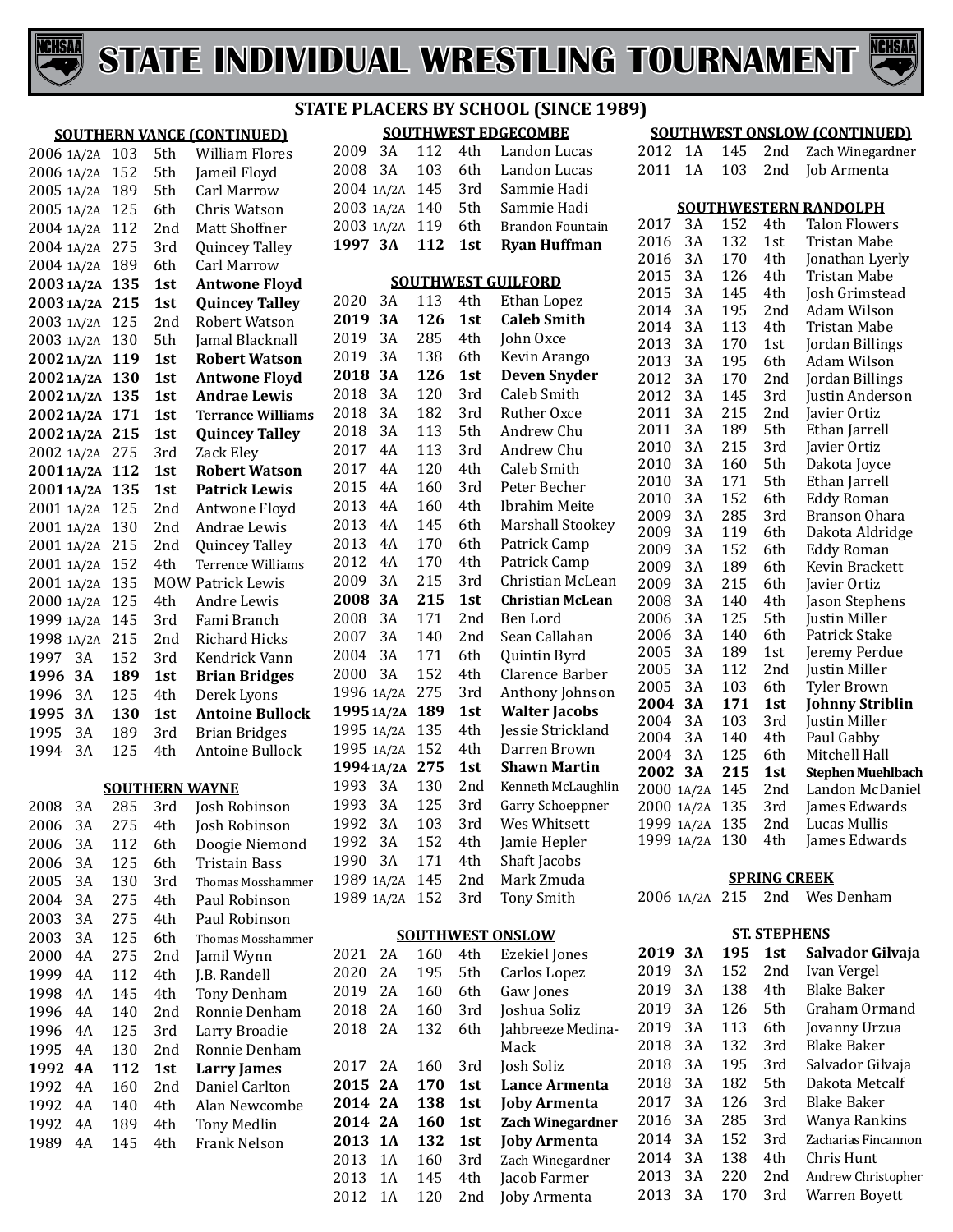# STATE INDIVIDUAL WRESTLING TOURNAMENT

## STATE PLACERS BY SCHOOL (SINCE 1989)

### SOUTHERN VANCE (CONTINUED)

| Year | Class | Wt | Place | Name |
|---|---|---|---|---|
| 2006 | 1A/2A | 103 | 5th | William Flores |
| 2006 | 1A/2A | 152 | 5th | Jameil Floyd |
| 2005 | 1A/2A | 189 | 5th | Carl Marrow |
| 2005 | 1A/2A | 125 | 6th | Chris Watson |
| 2004 | 1A/2A | 112 | 2nd | Matt Shoffner |
| 2004 | 1A/2A | 275 | 3rd | Quincey Talley |
| 2004 | 1A/2A | 189 | 6th | Carl Marrow |
| **2003** | **1A/2A** | **135** | **1st** | **Antwone Floyd** |
| **2003** | **1A/2A** | **215** | **1st** | **Quincey Talley** |
| 2003 | 1A/2A | 125 | 2nd | Robert Watson |
| 2003 | 1A/2A | 130 | 5th | Jamal Blacknall |
| **2002** | **1A/2A** | **119** | **1st** | **Robert Watson** |
| **2002** | **1A/2A** | **130** | **1st** | **Antwone Floyd** |
| **2002** | **1A/2A** | **135** | **1st** | **Andrae Lewis** |
| **2002** | **1A/2A** | **171** | **1st** | **Terrance Williams** |
| **2002** | **1A/2A** | **215** | **1st** | **Quincey Talley** |
| 2002 | 1A/2A | 275 | 3rd | Zack Eley |
| **2001** | **1A/2A** | **112** | **1st** | **Robert Watson** |
| **2001** | **1A/2A** | **135** | **1st** | **Patrick Lewis** |
| 2001 | 1A/2A | 125 | 2nd | Antwone Floyd |
| 2001 | 1A/2A | 130 | 2nd | Andrae Lewis |
| 2001 | 1A/2A | 215 | 2nd | Quincey Talley |
| 2001 | 1A/2A | 152 | 4th | Terrence Williams |
| 2001 | 1A/2A | 135 | MOW | Patrick Lewis |
| 2000 | 1A/2A | 125 | 4th | Andre Lewis |
| 1999 | 1A/2A | 145 | 3rd | Fami Branch |
| 1998 | 1A/2A | 215 | 2nd | Richard Hicks |
| 1997 | 3A | 152 | 3rd | Kendrick Vann |
| **1996** | **3A** | **189** | **1st** | **Brian Bridges** |
| 1996 | 3A | 125 | 4th | Derek Lyons |
| **1995** | **3A** | **130** | **1st** | **Antoine Bullock** |
| 1995 | 3A | 189 | 3rd | Brian Bridges |
| 1994 | 3A | 125 | 4th | Antoine Bullock |

### SOUTHERN WAYNE

| Year | Class | Wt | Place | Name |
|---|---|---|---|---|
| 2008 | 3A | 285 | 3rd | Josh Robinson |
| 2006 | 3A | 275 | 4th | Josh Robinson |
| 2006 | 3A | 112 | 6th | Doogie Niemond |
| 2006 | 3A | 125 | 6th | Tristain Bass |
| 2005 | 3A | 130 | 3rd | Thomas Mosshammer |
| 2004 | 3A | 275 | 4th | Paul Robinson |
| 2003 | 3A | 275 | 4th | Paul Robinson |
| 2003 | 3A | 125 | 6th | Thomas Mosshammer |
| 2000 | 4A | 275 | 2nd | Jamil Wynn |
| 1999 | 4A | 112 | 4th | J.B. Randell |
| 1998 | 4A | 145 | 4th | Tony Denham |
| 1996 | 4A | 140 | 2nd | Ronnie Denham |
| 1996 | 4A | 125 | 3rd | Larry Broadie |
| 1995 | 4A | 130 | 2nd | Ronnie Denham |
| **1992** | **4A** | **112** | **1st** | **Larry James** |
| 1992 | 4A | 160 | 2nd | Daniel Carlton |
| 1992 | 4A | 140 | 4th | Alan Newcombe |
| 1992 | 4A | 189 | 4th | Tony Medlin |
| 1989 | 4A | 145 | 4th | Frank Nelson |

### SOUTHWEST EDGECOMBE

| Year | Class | Wt | Place | Name |
|---|---|---|---|---|
| 2009 | 3A | 112 | 4th | Landon Lucas |
| 2008 | 3A | 103 | 6th | Landon Lucas |
| 2004 | 1A/2A | 145 | 3rd | Sammie Hadi |
| 2003 | 1A/2A | 140 | 5th | Sammie Hadi |
| 2003 | 1A/2A | 119 | 6th | Brandon Fountain |
| **1997** | **3A** | **112** | **1st** | **Ryan Huffman** |

### SOUTHWEST GUILFORD

| Year | Class | Wt | Place | Name |
|---|---|---|---|---|
| 2020 | 3A | 113 | 4th | Ethan Lopez |
| **2019** | **3A** | **126** | **1st** | **Caleb Smith** |
| 2019 | 3A | 285 | 4th | John Oxce |
| 2019 | 3A | 138 | 6th | Kevin Arango |
| **2018** | **3A** | **126** | **1st** | **Deven Snyder** |
| 2018 | 3A | 120 | 3rd | Caleb Smith |
| 2018 | 3A | 182 | 3rd | Ruther Oxce |
| 2018 | 3A | 113 | 5th | Andrew Chu |
| 2017 | 4A | 113 | 3rd | Andrew Chu |
| 2017 | 4A | 120 | 4th | Caleb Smith |
| 2015 | 4A | 160 | 3rd | Peter Becher |
| 2013 | 4A | 160 | 4th | Ibrahim Meite |
| 2013 | 4A | 145 | 6th | Marshall Stookey |
| 2013 | 4A | 170 | 6th | Patrick Camp |
| 2012 | 4A | 170 | 4th | Patrick Camp |
| 2009 | 3A | 215 | 3rd | Christian McLean |
| **2008** | **3A** | **215** | **1st** | **Christian McLean** |
| 2008 | 3A | 171 | 2nd | Ben Lord |
| 2007 | 3A | 140 | 2nd | Sean Callahan |
| 2004 | 3A | 171 | 6th | Quintin Byrd |
| 2000 | 3A | 152 | 4th | Clarence Barber |
| 1996 | 1A/2A | 275 | 3rd | Anthony Johnson |
| **1995** | **1A/2A** | **189** | **1st** | **Walter Jacobs** |
| 1995 | 1A/2A | 135 | 4th | Jessie Strickland |
| 1995 | 1A/2A | 152 | 4th | Darren Brown |
| **1994** | **1A/2A** | **275** | **1st** | **Shawn Martin** |
| 1993 | 3A | 130 | 2nd | Kenneth McLaughlin |
| 1993 | 3A | 125 | 3rd | Garry Schoeppner |
| 1992 | 3A | 103 | 3rd | Wes Whitsett |
| 1992 | 3A | 152 | 4th | Jamie Hepler |
| 1990 | 3A | 171 | 4th | Shaft Jacobs |
| 1989 | 1A/2A | 145 | 2nd | Mark Zmuda |
| 1989 | 1A/2A | 152 | 3rd | Tony Smith |

### SOUTHWEST ONSLOW

| Year | Class | Wt | Place | Name |
|---|---|---|---|---|
| 2021 | 2A | 160 | 4th | Ezekiel Jones |
| 2020 | 2A | 195 | 5th | Carlos Lopez |
| 2019 | 2A | 160 | 6th | Gaw Jones |
| 2018 | 2A | 160 | 3rd | Joshua Soliz |
| 2018 | 2A | 132 | 6th | Jahbreeze Medina-Mack |
| 2017 | 2A | 160 | 3rd | Josh Soliz |
| **2015** | **2A** | **170** | **1st** | **Lance Armenta** |
| **2014** | **2A** | **138** | **1st** | **Joby Armenta** |
| **2014** | **2A** | **160** | **1st** | **Zach Winegardner** |
| **2013** | **1A** | **132** | **1st** | **Joby Armenta** |
| 2013 | 1A | 160 | 3rd | Zach Winegardner |
| 2013 | 1A | 145 | 4th | Jacob Farmer |
| 2012 | 1A | 120 | 2nd | Joby Armenta |

### SOUTHWEST ONSLOW (CONTINUED)

| Year | Class | Wt | Place | Name |
|---|---|---|---|---|
| 2012 | 1A | 145 | 2nd | Zach Winegardner |
| 2011 | 1A | 103 | 2nd | Job Armenta |

### SOUTHWESTERN RANDOLPH

| Year | Class | Wt | Place | Name |
|---|---|---|---|---|
| 2017 | 3A | 152 | 4th | Talon Flowers |
| 2016 | 3A | 132 | 1st | Tristan Mabe |
| 2016 | 3A | 170 | 4th | Jonathan Lyerly |
| 2015 | 3A | 126 | 4th | Tristan Mabe |
| 2015 | 3A | 145 | 4th | Josh Grimstead |
| 2014 | 3A | 195 | 2nd | Adam Wilson |
| 2014 | 3A | 113 | 4th | Tristan Mabe |
| 2013 | 3A | 170 | 1st | Jordan Billings |
| 2013 | 3A | 195 | 6th | Adam Wilson |
| 2012 | 3A | 170 | 2nd | Jordan Billings |
| 2012 | 3A | 145 | 3rd | Justin Anderson |
| 2011 | 3A | 215 | 2nd | Javier Ortiz |
| 2011 | 3A | 189 | 5th | Ethan Jarrell |
| 2010 | 3A | 215 | 3rd | Javier Ortiz |
| 2010 | 3A | 160 | 5th | Dakota Joyce |
| 2010 | 3A | 171 | 5th | Ethan Jarrell |
| 2010 | 3A | 152 | 6th | Eddy Roman |
| 2009 | 3A | 285 | 3rd | Branson Ohara |
| 2009 | 3A | 119 | 6th | Dakota Aldridge |
| 2009 | 3A | 152 | 6th | Eddy Roman |
| 2009 | 3A | 189 | 6th | Kevin Brackett |
| 2009 | 3A | 215 | 6th | Javier Ortiz |
| 2008 | 3A | 140 | 4th | Jason Stephens |
| 2006 | 3A | 125 | 5th | Justin Miller |
| 2006 | 3A | 140 | 6th | Patrick Stake |
| 2005 | 3A | 189 | 1st | Jeremy Perdue |
| 2005 | 3A | 112 | 2nd | Justin Miller |
| 2005 | 3A | 103 | 6th | Tyler Brown |
| **2004** | **3A** | **171** | **1st** | **Johnny Striblin** |
| 2004 | 3A | 103 | 3rd | Justin Miller |
| 2004 | 3A | 140 | 4th | Paul Gabby |
| 2004 | 3A | 125 | 6th | Mitchell Hall |
| **2002** | **3A** | **215** | **1st** | **Stephen Muehlbach** |
| 2000 | 1A/2A | 145 | 2nd | Landon McDaniel |
| 2000 | 1A/2A | 135 | 3rd | James Edwards |
| 1999 | 1A/2A | 135 | 2nd | Lucas Mullis |
| 1999 | 1A/2A | 130 | 4th | James Edwards |

### SPRING CREEK

| Year | Class | Wt | Place | Name |
|---|---|---|---|---|
| 2006 | 1A/2A | 215 | 2nd | Wes Denham |

### ST. STEPHENS

| Year | Class | Wt | Place | Name |
|---|---|---|---|---|
| **2019** | **3A** | **195** | **1st** | **Salvador Gilvaja** |
| 2019 | 3A | 152 | 2nd | Ivan Vergel |
| 2019 | 3A | 138 | 4th | Blake Baker |
| 2019 | 3A | 126 | 5th | Graham Ormand |
| 2019 | 3A | 113 | 6th | Jovanny Urzua |
| 2018 | 3A | 132 | 3rd | Blake Baker |
| 2018 | 3A | 195 | 3rd | Salvador Gilvaja |
| 2018 | 3A | 182 | 5th | Dakota Metcalf |
| 2017 | 3A | 126 | 3rd | Blake Baker |
| 2016 | 3A | 285 | 3rd | Wanya Rankins |
| 2014 | 3A | 152 | 3rd | Zacharias Fincannon |
| 2014 | 3A | 138 | 4th | Chris Hunt |
| 2013 | 3A | 220 | 2nd | Andrew Christopher |
| 2013 | 3A | 170 | 3rd | Warren Boyett |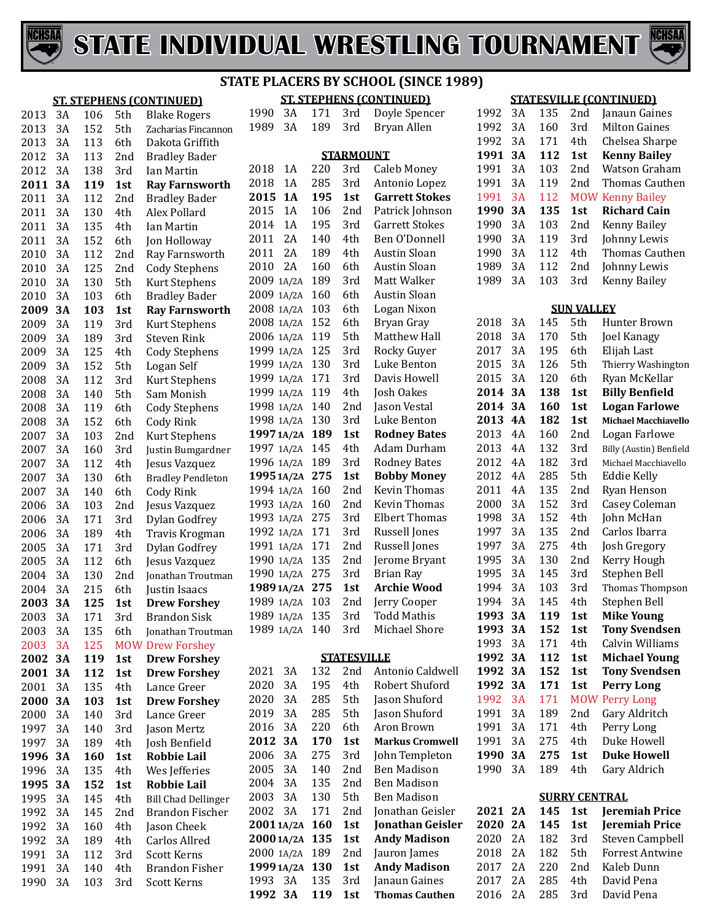# STATE INDIVIDUAL WRESTLING TOURNAMENT

## STATE PLACERS BY SCHOOL (SINCE 1989)

### ST. STEPHENS (CONTINUED)

| Year | Class | Weight | Place | Name |
|---|---|---|---|---|
| 2013 | 3A | 106 | 5th | Blake Rogers |
| 2013 | 3A | 152 | 5th | Zacharias Fincannon |
| 2013 | 3A | 113 | 6th | Dakota Griffith |
| 2012 | 3A | 113 | 2nd | Bradley Bader |
| 2012 | 3A | 138 | 3rd | Ian Martin |
| **2011** | **3A** | **119** | **1st** | **Ray Farnsworth** |
| 2011 | 3A | 112 | 2nd | Bradley Bader |
| 2011 | 3A | 130 | 4th | Alex Pollard |
| 2011 | 3A | 135 | 4th | Ian Martin |
| 2011 | 3A | 152 | 6th | Jon Holloway |
| 2010 | 3A | 112 | 2nd | Ray Farnsworth |
| 2010 | 3A | 125 | 2nd | Cody Stephens |
| 2010 | 3A | 130 | 5th | Kurt Stephens |
| 2010 | 3A | 103 | 6th | Bradley Bader |
| **2009** | **3A** | **103** | **1st** | **Ray Farnsworth** |
| 2009 | 3A | 119 | 3rd | Kurt Stephens |
| 2009 | 3A | 189 | 3rd | Steven Rink |
| 2009 | 3A | 125 | 4th | Cody Stephens |
| 2009 | 3A | 152 | 5th | Logan Self |
| 2008 | 3A | 112 | 3rd | Kurt Stephens |
| 2008 | 3A | 140 | 5th | Sam Monish |
| 2008 | 3A | 119 | 6th | Cody Stephens |
| 2008 | 3A | 152 | 6th | Cody Rink |
| 2007 | 3A | 103 | 2nd | Kurt Stephens |
| 2007 | 3A | 160 | 3rd | Justin Bumgardner |
| 2007 | 3A | 112 | 4th | Jesus Vazquez |
| 2007 | 3A | 130 | 6th | Bradley Pendleton |
| 2007 | 3A | 140 | 6th | Cody Rink |
| 2006 | 3A | 103 | 2nd | Jesus Vazquez |
| 2006 | 3A | 171 | 3rd | Dylan Godfrey |
| 2006 | 3A | 189 | 4th | Travis Krogman |
| 2005 | 3A | 171 | 3rd | Dylan Godfrey |
| 2005 | 3A | 112 | 6th | Jesus Vazquez |
| 2004 | 3A | 130 | 2nd | Jonathan Troutman |
| 2004 | 3A | 215 | 6th | Justin Isaacs |
| **2003** | **3A** | **125** | **1st** | **Drew Forshey** |
| 2003 | 3A | 171 | 3rd | Brandon Sisk |
| 2003 | 3A | 135 | 6th | Jonathan Troutman |
| 2003 | 3A | 125 | MOW | Drew Forshey |
| **2002** | **3A** | **119** | **1st** | **Drew Forshey** |
| **2001** | **3A** | **112** | **1st** | **Drew Forshey** |
| 2001 | 3A | 135 | 4th | Lance Greer |
| **2000** | **3A** | **103** | **1st** | **Drew Forshey** |
| 2000 | 3A | 140 | 3rd | Lance Greer |
| 1997 | 3A | 140 | 3rd | Jason Mertz |
| 1997 | 3A | 189 | 4th | Josh Benfield |
| **1996** | **3A** | **160** | **1st** | **Robbie Lail** |
| 1996 | 3A | 135 | 4th | Wes Jefferies |
| **1995** | **3A** | **152** | **1st** | **Robbie Lail** |
| 1995 | 3A | 145 | 4th | Bill Chad Dellinger |
| 1992 | 3A | 145 | 2nd | Brandon Fischer |
| 1992 | 3A | 160 | 4th | Jason Cheek |
| 1992 | 3A | 189 | 4th | Carlos Allred |
| 1991 | 3A | 112 | 3rd | Scott Kerns |
| 1991 | 3A | 140 | 4th | Brandon Fisher |
| 1990 | 3A | 103 | 3rd | Scott Kerns |
| 1990 | 3A | 171 | 3rd | Doyle Spencer |
| 1989 | 3A | 189 | 3rd | Bryan Allen |

### STARMOUNT

| Year | Class | Weight | Place | Name |
|---|---|---|---|---|
| 2018 | 1A | 220 | 3rd | Caleb Money |
| 2018 | 1A | 285 | 3rd | Antonio Lopez |
| **2015** | **1A** | **195** | **1st** | **Garrett Stokes** |
| 2015 | 1A | 106 | 2nd | Patrick Johnson |
| 2014 | 1A | 195 | 3rd | Garrett Stokes |
| 2011 | 2A | 140 | 4th | Ben O'Donnell |
| 2011 | 2A | 189 | 4th | Austin Sloan |
| 2010 | 2A | 160 | 6th | Austin Sloan |
| 2009 | 1A/2A | 189 | 3rd | Matt Walker |
| 2009 | 1A/2A | 160 | 4th | Austin Sloan |
| 2008 | 1A/2A | 103 | 6th | Logan Nixon |
| 2008 | 1A/2A | 152 | 6th | Bryan Gray |
| 2006 | 1A/2A | 119 | 5th | Matthew Hall |
| 1999 | 1A/2A | 125 | 3rd | Rocky Guyer |
| 1999 | 1A/2A | 130 | 3rd | Luke Benton |
| 1999 | 1A/2A | 171 | 3rd | Davis Howell |
| 1999 | 1A/2A | 119 | 4th | Josh Oakes |
| 1998 | 1A/2A | 140 | 2nd | Jason Vestal |
| 1998 | 1A/2A | 130 | 3rd | Luke Benton |
| **1997** | **1A/2A** | **189** | **1st** | **Rodney Bates** |
| 1997 | 1A/2A | 145 | 4th | Adam Durham |
| 1996 | 1A/2A | 189 | 3rd | Rodney Bates |
| **1995** | **1A/2A** | **275** | **1st** | **Bobby Money** |
| 1994 | 1A/2A | 160 | 2nd | Kevin Thomas |
| 1993 | 1A/2A | 160 | 2nd | Kevin Thomas |
| 1993 | 1A/2A | 275 | 3rd | Elbert Thomas |
| 1992 | 1A/2A | 171 | 3rd | Russell Jones |
| 1991 | 1A/2A | 171 | 2nd | Russell Jones |
| 1990 | 1A/2A | 135 | 2nd | Jerome Bryant |
| 1990 | 1A/2A | 275 | 3rd | Brian Ray |
| **1989** | **1A/2A** | **275** | **1st** | **Archie Wood** |
| 1989 | 1A/2A | 103 | 2nd | Jerry Cooper |
| 1989 | 1A/2A | 135 | 3rd | Todd Mathis |
| 1989 | 1A/2A | 140 | 3rd | Michael Shore |

### STATESVILLE

| Year | Class | Weight | Place | Name |
|---|---|---|---|---|
| 2021 | 3A | 132 | 2nd | Antonio Caldwell |
| 2020 | 3A | 195 | 4th | Robert Shuford |
| 2020 | 3A | 285 | 5th | Jason Shuford |
| 2019 | 3A | 285 | 5th | Jason Shuford |
| 2016 | 3A | 220 | 6th | Aron Brown |
| **2012** | **3A** | **170** | **1st** | **Markus Cromwell** |
| 2006 | 3A | 275 | 3rd | John Templeton |
| 2005 | 3A | 140 | 2nd | Ben Madison |
| 2004 | 3A | 135 | 2nd | Ben Madison |
| 2003 | 3A | 130 | 5th | Ben Madison |
| 2002 | 3A | 171 | 2nd | Jonathan Geisler |
| **2001** | **1A/2A** | **160** | **1st** | **Jonathan Geisler** |
| **2000** | **1A/2A** | **135** | **1st** | **Andy Madison** |
| 2000 | 1A/2A | 189 | 2nd | Jauron James |
| **1999** | **1A/2A** | **130** | **1st** | **Andy Madison** |
| 1993 | 3A | 135 | 3rd | Janaun Gaines |
| **1992** | **3A** | **119** | **1st** | **Thomas Cauthen** |
| 1992 | 3A | 135 | 2nd | Janaun Gaines |
| 1992 | 3A | 160 | 3rd | Milton Gaines |
| 1992 | 3A | 171 | 4th | Chelsea Sharpe |
| **1991** | **3A** | **112** | **1st** | **Kenny Bailey** |
| 1991 | 3A | 103 | 2nd | Watson Graham |
| 1991 | 3A | 119 | 2nd | Thomas Cauthen |
| 1991 | 3A | 112 | MOW | Kenny Bailey |
| **1990** | **3A** | **135** | **1st** | **Richard Cain** |
| 1990 | 3A | 103 | 2nd | Kenny Bailey |
| 1990 | 3A | 119 | 3rd | Johnny Lewis |
| 1990 | 3A | 112 | 4th | Thomas Cauthen |
| 1989 | 3A | 112 | 2nd | Johnny Lewis |
| 1989 | 3A | 103 | 3rd | Kenny Bailey |

### SUN VALLEY

| Year | Class | Weight | Place | Name |
|---|---|---|---|---|
| 2018 | 3A | 145 | 5th | Hunter Brown |
| 2018 | 3A | 170 | 5th | Joel Kanagy |
| 2017 | 3A | 195 | 6th | Elijah Last |
| 2015 | 3A | 126 | 5th | Thierry Washington |
| 2015 | 3A | 120 | 6th | Ryan McKellar |
| **2014** | **3A** | **138** | **1st** | **Billy Benfield** |
| **2014** | **3A** | **160** | **1st** | **Logan Farlowe** |
| **2013** | **4A** | **182** | **1st** | **Michael Macchiavello** |
| 2013 | 4A | 160 | 2nd | Logan Farlowe |
| 2013 | 4A | 132 | 3rd | Billy (Austin) Benfield |
| 2012 | 4A | 182 | 3rd | Michael Macchiavello |
| 2012 | 4A | 285 | 5th | Eddie Kelly |
| 2011 | 4A | 135 | 2nd | Ryan Henson |
| 2000 | 3A | 152 | 3rd | Casey Coleman |
| 1998 | 3A | 152 | 4th | John McHan |
| 1997 | 3A | 135 | 2nd | Carlos Ibarra |
| 1997 | 3A | 275 | 4th | Josh Gregory |
| 1995 | 3A | 130 | 2nd | Kerry Hough |
| 1995 | 3A | 145 | 3rd | Stephen Bell |
| 1994 | 3A | 103 | 3rd | Thomas Thompson |
| 1994 | 3A | 145 | 4th | Stephen Bell |
| **1993** | **3A** | **119** | **1st** | **Mike Young** |
| **1993** | **3A** | **152** | **1st** | **Tony Svendsen** |
| 1993 | 3A | 171 | 4th | Calvin Williams |
| **1992** | **3A** | **112** | **1st** | **Michael Young** |
| **1992** | **3A** | **152** | **1st** | **Tony Svendsen** |
| **1992** | **3A** | **171** | **1st** | **Perry Long** |
| 1992 | 3A | 171 | MOW | Perry Long |
| 1991 | 3A | 189 | 2nd | Gary Aldritch |
| 1991 | 3A | 171 | 4th | Perry Long |
| 1991 | 3A | 275 | 4th | Duke Howell |
| **1990** | **3A** | **275** | **1st** | **Duke Howell** |
| 1990 | 3A | 189 | 4th | Gary Aldrich |

### SURRY CENTRAL

| Year | Class | Weight | Place | Name |
|---|---|---|---|---|
| **2021** | **2A** | **145** | **1st** | **Jeremiah Price** |
| **2020** | **2A** | **145** | **1st** | **Jeremiah Price** |
| 2020 | 2A | 182 | 3rd | Steven Campbell |
| 2018 | 2A | 182 | 5th | Forrest Antwine |
| 2017 | 2A | 220 | 2nd | Kaleb Dunn |
| 2017 | 2A | 285 | 4th | David Pena |
| 2016 | 2A | 285 | 3rd | David Pena |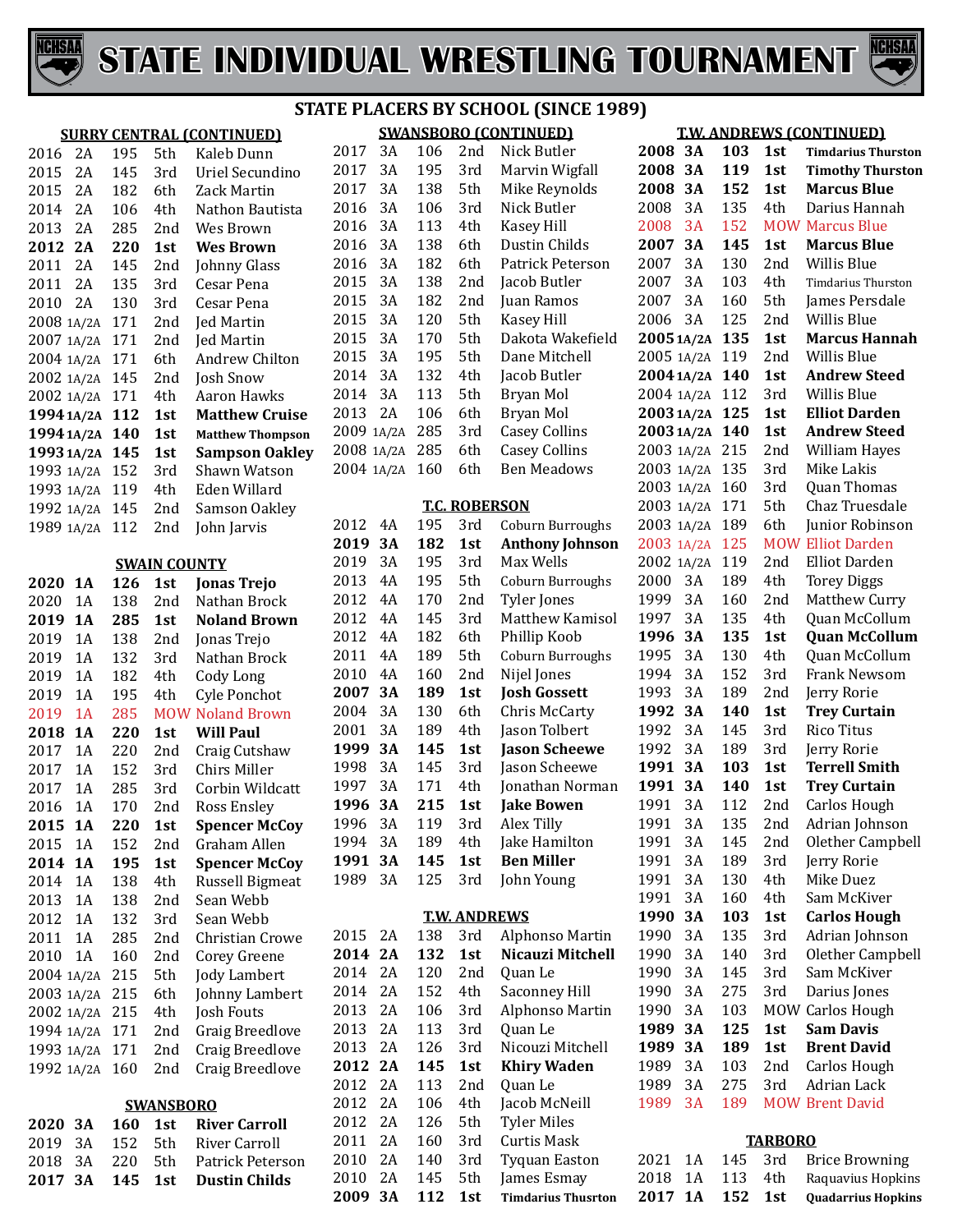# STATE INDIVIDUAL WRESTLING TOURNAMENT

## STATE PLACERS BY SCHOOL (SINCE 1989)

### SURRY CENTRAL (CONTINUED)

| Year | Class | Weight | Place | Name |
|---|---|---|---|---|
| 2016 | 2A | 195 | 5th | Kaleb Dunn |
| 2015 | 2A | 145 | 3rd | Uriel Secundino |
| 2015 | 2A | 182 | 6th | Zack Martin |
| 2014 | 2A | 106 | 4th | Nathon Bautista |
| 2013 | 2A | 285 | 2nd | Wes Brown |
| **2012** | **2A** | **220** | **1st** | **Wes Brown** |
| 2011 | 2A | 145 | 2nd | Johnny Glass |
| 2011 | 2A | 135 | 3rd | Cesar Pena |
| 2010 | 2A | 130 | 3rd | Cesar Pena |
| 2008 | 1A/2A | 171 | 2nd | Jed Martin |
| 2007 | 1A/2A | 171 | 2nd | Jed Martin |
| 2004 | 1A/2A | 171 | 6th | Andrew Chilton |
| 2002 | 1A/2A | 145 | 2nd | Josh Snow |
| 2002 | 1A/2A | 171 | 4th | Aaron Hawks |
| **1994** | **1A/2A** | **112** | **1st** | **Matthew Cruise** |
| **1994** | **1A/2A** | **140** | **1st** | **Matthew Thompson** |
| **1993** | **1A/2A** | **145** | **1st** | **Sampson Oakley** |
| 1993 | 1A/2A | 152 | 3rd | Shawn Watson |
| 1993 | 1A/2A | 119 | 4th | Eden Willard |
| 1992 | 1A/2A | 145 | 2nd | Samson Oakley |
| 1989 | 1A/2A | 112 | 2nd | John Jarvis |

### SWAIN COUNTY

| Year | Class | Weight | Place | Name |
|---|---|---|---|---|
| **2020** | **1A** | **126** | **1st** | **Jonas Trejo** |
| 2020 | 1A | 138 | 2nd | Nathan Brock |
| **2019** | **1A** | **285** | **1st** | **Noland Brown** |
| 2019 | 1A | 138 | 2nd | Jonas Trejo |
| 2019 | 1A | 132 | 3rd | Nathan Brock |
| 2019 | 1A | 182 | 4th | Cody Long |
| 2019 | 1A | 195 | 4th | Cyle Ponchot |
| 2019 | 1A | 285 | MOW | Noland Brown |
| **2018** | **1A** | **220** | **1st** | **Will Paul** |
| 2017 | 1A | 220 | 2nd | Craig Cutshaw |
| 2017 | 1A | 152 | 3rd | Chirs Miller |
| 2017 | 1A | 285 | 3rd | Corbin Wildcatt |
| 2016 | 1A | 170 | 2nd | Ross Ensley |
| **2015** | **1A** | **220** | **1st** | **Spencer McCoy** |
| 2015 | 1A | 152 | 2nd | Graham Allen |
| **2014** | **1A** | **195** | **1st** | **Spencer McCoy** |
| 2014 | 1A | 138 | 4th | Russell Bigmeat |
| 2013 | 1A | 138 | 2nd | Sean Webb |
| 2012 | 1A | 132 | 3rd | Sean Webb |
| 2011 | 1A | 285 | 2nd | Christian Crowe |
| 2010 | 1A | 160 | 2nd | Corey Greene |
| 2004 | 1A/2A | 215 | 5th | Jody Lambert |
| 2003 | 1A/2A | 215 | 6th | Johnny Lambert |
| 2002 | 1A/2A | 215 | 4th | Josh Fouts |
| 1994 | 1A/2A | 171 | 2nd | Graig Breedlove |
| 1993 | 1A/2A | 171 | 2nd | Craig Breedlove |
| 1992 | 1A/2A | 160 | 2nd | Craig Breedlove |

### SWANSBORO

| Year | Class | Weight | Place | Name |
|---|---|---|---|---|
| **2020** | **3A** | **160** | **1st** | **River Carroll** |
| 2019 | 3A | 152 | 5th | River Carroll |
| 2018 | 3A | 220 | 5th | Patrick Peterson |
| **2017** | **3A** | **145** | **1st** | **Dustin Childs** |
| 2017 | 3A | 106 | 2nd | Nick Butler |
| 2017 | 3A | 195 | 3rd | Marvin Wigfall |
| 2017 | 3A | 138 | 5th | Mike Reynolds |
| 2016 | 3A | 106 | 3rd | Nick Butler |
| 2016 | 3A | 113 | 4th | Kasey Hill |
| 2016 | 3A | 138 | 6th | Dustin Childs |
| 2016 | 3A | 182 | 6th | Patrick Peterson |
| 2015 | 3A | 138 | 2nd | Jacob Butler |
| 2015 | 3A | 182 | 2nd | Juan Ramos |
| 2015 | 3A | 120 | 5th | Kasey Hill |
| 2015 | 3A | 170 | 5th | Dakota Wakefield |
| 2015 | 3A | 195 | 5th | Dane Mitchell |
| 2014 | 3A | 132 | 4th | Jacob Butler |
| 2014 | 3A | 113 | 5th | Bryan Mol |
| 2013 | 2A | 106 | 6th | Bryan Mol |
| 2009 | 1A/2A | 285 | 3rd | Casey Collins |
| 2008 | 1A/2A | 285 | 6th | Casey Collins |
| 2004 | 1A/2A | 160 | 6th | Ben Meadows |

### T.C. ROBERSON

| Year | Class | Weight | Place | Name |
|---|---|---|---|---|
| 2012 | 4A | 195 | 3rd | Coburn Burroughs |
| **2019** | **3A** | **182** | **1st** | **Anthony Johnson** |
| 2019 | 3A | 195 | 3rd | Max Wells |
| 2013 | 4A | 195 | 5th | Coburn Burroughs |
| 2012 | 4A | 170 | 2nd | Tyler Jones |
| 2012 | 4A | 145 | 3rd | Matthew Kamisol |
| 2012 | 4A | 182 | 6th | Phillip Koob |
| 2011 | 4A | 189 | 5th | Coburn Burroughs |
| 2010 | 4A | 160 | 2nd | Nijel Jones |
| **2007** | **3A** | **189** | **1st** | **Josh Gossett** |
| 2004 | 3A | 130 | 6th | Chris McCarty |
| 2001 | 3A | 189 | 4th | Jason Tolbert |
| **1999** | **3A** | **145** | **1st** | **Jason Scheewe** |
| 1998 | 3A | 145 | 3rd | Jason Scheewe |
| 1997 | 3A | 171 | 4th | Jonathan Norman |
| **1996** | **3A** | **215** | **1st** | **Jake Bowen** |
| 1996 | 3A | 119 | 3rd | Alex Tilly |
| 1994 | 3A | 189 | 4th | Jake Hamilton |
| **1991** | **3A** | **145** | **1st** | **Ben Miller** |
| 1989 | 3A | 125 | 3rd | John Young |

### T.W. ANDREWS

| Year | Class | Weight | Place | Name |
|---|---|---|---|---|
| 2015 | 2A | 138 | 3rd | Alphonso Martin |
| **2014** | **2A** | **132** | **1st** | **Nicauzi Mitchell** |
| 2014 | 2A | 120 | 2nd | Quan Le |
| 2014 | 2A | 152 | 4th | Saconney Hill |
| 2013 | 2A | 106 | 3rd | Alphonso Martin |
| 2013 | 2A | 113 | 3rd | Quan Le |
| 2013 | 2A | 126 | 3rd | Nicouzi Mitchell |
| **2012** | **2A** | **145** | **1st** | **Khiry Waden** |
| 2012 | 2A | 113 | 2nd | Quan Le |
| 2012 | 2A | 106 | 4th | Jacob McNeill |
| 2012 | 2A | 126 | 5th | Tyler Miles |
| 2011 | 2A | 160 | 3rd | Curtis Mask |
| 2010 | 2A | 140 | 3rd | Tyquan Easton |
| 2010 | 2A | 145 | 5th | James Esmay |
| **2009** | **3A** | **112** | **1st** | **Timdarius Thursrton** |
| **2008** | **3A** | **103** | **1st** | **Timdarius Thurston** |
| **2008** | **3A** | **119** | **1st** | **Timothy Thurston** |
| **2008** | **3A** | **152** | **1st** | **Marcus Blue** |
| 2008 | 3A | 135 | 4th | Darius Hannah |
| 2008 | 3A | 152 | MOW | Marcus Blue |
| **2007** | **3A** | **145** | **1st** | **Marcus Blue** |
| 2007 | 3A | 130 | 2nd | Willis Blue |
| 2007 | 3A | 103 | 4th | Timdarius Thurston |
| 2007 | 3A | 160 | 5th | James Persdale |
| 2006 | 3A | 125 | 2nd | Willis Blue |
| **2005** | **1A/2A** | **135** | **1st** | **Marcus Hannah** |
| 2005 | 1A/2A | 119 | 2nd | Willis Blue |
| **2004** | **1A/2A** | **140** | **1st** | **Andrew Steed** |
| 2004 | 1A/2A | 112 | 3rd | Willis Blue |
| **2003** | **1A/2A** | **125** | **1st** | **Elliot Darden** |
| **2003** | **1A/2A** | **140** | **1st** | **Andrew Steed** |
| 2003 | 1A/2A | 215 | 2nd | William Hayes |
| 2003 | 1A/2A | 135 | 3rd | Mike Lakis |
| 2003 | 1A/2A | 160 | 3rd | Quan Thomas |
| 2003 | 1A/2A | 171 | 5th | Chaz Truesdale |
| 2003 | 1A/2A | 189 | 6th | Junior Robinson |
| 2003 | 1A/2A | 125 | MOW | Elliot Darden |
| 2002 | 1A/2A | 119 | 2nd | Elliot Darden |
| 2000 | 3A | 189 | 4th | Torey Diggs |
| 1999 | 3A | 160 | 2nd | Matthew Curry |
| 1997 | 3A | 135 | 4th | Quan McCollum |
| **1996** | **3A** | **135** | **1st** | **Quan McCollum** |
| 1995 | 3A | 130 | 4th | Quan McCollum |
| 1994 | 3A | 152 | 3rd | Frank Newsom |
| 1993 | 3A | 189 | 2nd | Jerry Rorie |
| **1992** | **3A** | **140** | **1st** | **Trey Curtain** |
| 1992 | 3A | 145 | 3rd | Rico Titus |
| 1992 | 3A | 189 | 3rd | Jerry Rorie |
| **1991** | **3A** | **103** | **1st** | **Terrell Smith** |
| **1991** | **3A** | **140** | **1st** | **Trey Curtain** |
| 1991 | 3A | 112 | 2nd | Carlos Hough |
| 1991 | 3A | 135 | 2nd | Adrian Johnson |
| 1991 | 3A | 145 | 2nd | Olether Campbell |
| 1991 | 3A | 189 | 3rd | Jerry Rorie |
| 1991 | 3A | 130 | 4th | Mike Duez |
| 1991 | 3A | 160 | 4th | Sam McKiver |
| **1990** | **3A** | **103** | **1st** | **Carlos Hough** |
| 1990 | 3A | 135 | 3rd | Adrian Johnson |
| 1990 | 3A | 140 | 3rd | Olether Campbell |
| 1990 | 3A | 145 | 3rd | Sam McKiver |
| 1990 | 3A | 275 | 3rd | Darius Jones |
| 1990 | 3A | 103 | MOW | Carlos Hough |
| **1989** | **3A** | **125** | **1st** | **Sam Davis** |
| **1989** | **3A** | **189** | **1st** | **Brent David** |
| 1989 | 3A | 103 | 2nd | Carlos Hough |
| 1989 | 3A | 275 | 3rd | Adrian Lack |
| 1989 | 3A | 189 | MOW | Brent David |

### TARBORO

| Year | Class | Weight | Place | Name |
|---|---|---|---|---|
| 2021 | 1A | 145 | 3rd | Brice Browning |
| 2018 | 1A | 113 | 4th | Raquavius Hopkins |
| **2017** | **1A** | **152** | **1st** | **Quadarrius Hopkins** |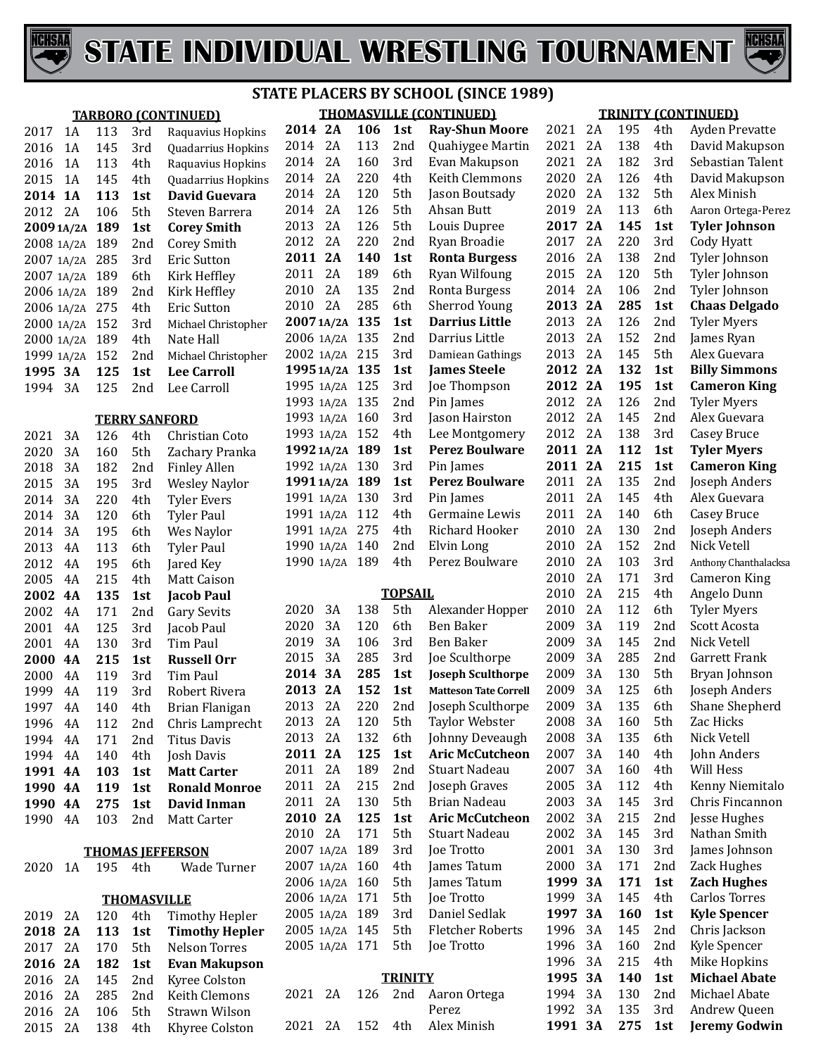# STATE INDIVIDUAL WRESTLING TOURNAMENT

## STATE PLACERS BY SCHOOL (SINCE 1989)

### TARBORO (CONTINUED)

| Year | Class | Weight | Place | Name |
|---|---|---|---|---|
| 2017 | 1A | 113 | 3rd | Raquavius Hopkins |
| 2016 | 1A | 145 | 3rd | Quadarrius Hopkins |
| 2016 | 1A | 113 | 4th | Raquavius Hopkins |
| 2015 | 1A | 145 | 4th | Quadarrius Hopkins |
| **2014** | **1A** | **113** | **1st** | **David Guevara** |
| 2012 | 2A | 106 | 5th | Steven Barrera |
| **2009** | **1A/2A** | **189** | **1st** | **Corey Smith** |
| 2008 | 1A/2A | 189 | 2nd | Corey Smith |
| 2007 | 1A/2A | 285 | 3rd | Eric Sutton |
| 2007 | 1A/2A | 189 | 6th | Kirk Heffley |
| 2006 | 1A/2A | 189 | 2nd | Kirk Heffley |
| 2006 | 1A/2A | 275 | 4th | Eric Sutton |
| 2000 | 1A/2A | 152 | 3rd | Michael Christopher |
| 2000 | 1A/2A | 189 | 4th | Nate Hall |
| 1999 | 1A/2A | 152 | 2nd | Michael Christopher |
| **1995** | **3A** | **125** | **1st** | **Lee Carroll** |
| 1994 | 3A | 125 | 2nd | Lee Carroll |

### TERRY SANFORD

| Year | Class | Weight | Place | Name |
|---|---|---|---|---|
| 2021 | 3A | 126 | 4th | Christian Coto |
| 2020 | 3A | 160 | 5th | Zachary Pranka |
| 2018 | 3A | 182 | 2nd | Finley Allen |
| 2015 | 3A | 195 | 3rd | Wesley Naylor |
| 2014 | 3A | 220 | 4th | Tyler Evers |
| 2014 | 3A | 120 | 6th | Tyler Paul |
| 2014 | 3A | 195 | 6th | Wes Naylor |
| 2013 | 4A | 113 | 6th | Tyler Paul |
| 2012 | 4A | 195 | 6th | Jared Key |
| 2005 | 4A | 215 | 4th | Matt Caison |
| **2002** | **4A** | **135** | **1st** | **Jacob Paul** |
| 2002 | 4A | 171 | 2nd | Gary Sevits |
| 2001 | 4A | 125 | 3rd | Jacob Paul |
| 2001 | 4A | 130 | 3rd | Tim Paul |
| **2000** | **4A** | **215** | **1st** | **Russell Orr** |
| 2000 | 4A | 119 | 3rd | Tim Paul |
| 1999 | 4A | 119 | 3rd | Robert Rivera |
| 1997 | 4A | 140 | 4th | Brian Flanigan |
| 1996 | 4A | 112 | 2nd | Chris Lamprecht |
| 1994 | 4A | 171 | 2nd | Titus Davis |
| 1994 | 4A | 140 | 4th | Josh Davis |
| **1991** | **4A** | **103** | **1st** | **Matt Carter** |
| **1990** | **4A** | **119** | **1st** | **Ronald Monroe** |
| **1990** | **4A** | **275** | **1st** | **David Inman** |
| 1990 | 4A | 103 | 2nd | Matt Carter |

### THOMAS JEFFERSON

| Year | Class | Weight | Place | Name |
|---|---|---|---|---|
| 2020 | 1A | 195 | 4th | Wade Turner |

### THOMASVILLE

| Year | Class | Weight | Place | Name |
|---|---|---|---|---|
| 2019 | 2A | 120 | 4th | Timothy Hepler |
| **2018** | **2A** | **113** | **1st** | **Timothy Hepler** |
| 2017 | 2A | 170 | 5th | Nelson Torres |
| **2016** | **2A** | **182** | **1st** | **Evan Makupson** |
| 2016 | 2A | 145 | 2nd | Kyree Colston |
| 2016 | 2A | 285 | 2nd | Keith Clemons |
| 2016 | 2A | 106 | 5th | Strawn Wilson |
| 2015 | 2A | 138 | 4th | Khyree Colston |

### THOMASVILLE (CONTINUED)

| Year | Class | Weight | Place | Name |
|---|---|---|---|---|
| **2014** | **2A** | **106** | **1st** | **Ray-Shun Moore** |
| 2014 | 2A | 113 | 2nd | Quahiygee Martin |
| 2014 | 2A | 160 | 3rd | Evan Makupson |
| 2014 | 2A | 220 | 4th | Keith Clemmons |
| 2014 | 2A | 120 | 5th | Jason Boutsady |
| 2014 | 2A | 126 | 5th | Ahsan Butt |
| 2013 | 2A | 126 | 5th | Louis Dupree |
| 2012 | 2A | 220 | 2nd | Ryan Broadie |
| **2011** | **2A** | **140** | **1st** | **Ronta Burgess** |
| 2011 | 2A | 189 | 6th | Ryan Wilfoung |
| 2010 | 2A | 135 | 2nd | Ronta Burgess |
| 2010 | 2A | 285 | 6th | Sherrod Young |
| **2007** | **1A/2A** | **135** | **1st** | **Darrius Little** |
| 2006 | 1A/2A | 135 | 2nd | Darrius Little |
| 2002 | 1A/2A | 215 | 3rd | Damiean Gathings |
| **1995** | **1A/2A** | **135** | **1st** | **James Steele** |
| 1995 | 1A/2A | 125 | 3rd | Joe Thompson |
| 1993 | 1A/2A | 135 | 2nd | Pin James |
| 1993 | 1A/2A | 160 | 3rd | Jason Hairston |
| 1993 | 1A/2A | 152 | 4th | Lee Montgomery |
| **1992** | **1A/2A** | **189** | **1st** | **Perez Boulware** |
| 1992 | 1A/2A | 130 | 3rd | Pin James |
| **1991** | **1A/2A** | **189** | **1st** | **Perez Boulware** |
| 1991 | 1A/2A | 130 | 3rd | Pin James |
| 1991 | 1A/2A | 112 | 4th | Germaine Lewis |
| 1991 | 1A/2A | 275 | 4th | Richard Hooker |
| 1990 | 1A/2A | 140 | 2nd | Elvin Long |
| 1990 | 1A/2A | 189 | 4th | Perez Boulware |

### TOPSAIL

| Year | Class | Weight | Place | Name |
|---|---|---|---|---|
| 2020 | 3A | 138 | 5th | Alexander Hopper |
| 2020 | 3A | 120 | 6th | Ben Baker |
| 2019 | 3A | 106 | 3rd | Ben Baker |
| 2015 | 3A | 285 | 3rd | Joe Sculthorpe |
| **2014** | **3A** | **285** | **1st** | **Joseph Sculthorpe** |
| **2013** | **2A** | **152** | **1st** | **Matteson Tate Correll** |
| 2013 | 2A | 220 | 2nd | Joseph Sculthorpe |
| 2013 | 2A | 120 | 5th | Taylor Webster |
| 2013 | 2A | 132 | 6th | Johnny Deveaugh |
| **2011** | **2A** | **125** | **1st** | **Aric McCutcheon** |
| 2011 | 2A | 189 | 2nd | Stuart Nadeau |
| 2011 | 2A | 215 | 2nd | Joseph Graves |
| 2011 | 2A | 130 | 5th | Brian Nadeau |
| **2010** | **2A** | **125** | **1st** | **Aric McCutcheon** |
| 2010 | 2A | 171 | 5th | Stuart Nadeau |
| 2007 | 1A/2A | 189 | 3rd | Joe Trotto |
| 2007 | 1A/2A | 160 | 4th | James Tatum |
| 2006 | 1A/2A | 160 | 5th | James Tatum |
| 2006 | 1A/2A | 171 | 5th | Joe Trotto |
| 2005 | 1A/2A | 189 | 3rd | Daniel Sedlak |
| 2005 | 1A/2A | 145 | 5th | Fletcher Roberts |
| 2005 | 1A/2A | 171 | 5th | Joe Trotto |

### TRINITY

| Year | Class | Weight | Place | Name |
|---|---|---|---|---|
| 2021 | 2A | 126 | 2nd | Aaron Ortega Perez |
| 2021 | 2A | 152 | 4th | Alex Minish |

### TRINITY (CONTINUED)

| Year | Class | Weight | Place | Name |
|---|---|---|---|---|
| 2021 | 2A | 195 | 4th | Ayden Prevatte |
| 2021 | 2A | 138 | 4th | David Makupson |
| 2021 | 2A | 182 | 3rd | Sebastian Talent |
| 2020 | 2A | 126 | 4th | David Makupson |
| 2020 | 2A | 132 | 5th | Alex Minish |
| 2019 | 2A | 113 | 6th | Aaron Ortega-Perez |
| **2017** | **2A** | **145** | **1st** | **Tyler Johnson** |
| 2017 | 2A | 220 | 3rd | Cody Hyatt |
| 2016 | 2A | 138 | 2nd | Tyler Johnson |
| 2015 | 2A | 120 | 5th | Tyler Johnson |
| 2014 | 2A | 106 | 2nd | Tyler Johnson |
| **2013** | **2A** | **285** | **1st** | **Chaas Delgado** |
| 2013 | 2A | 126 | 2nd | Tyler Myers |
| 2013 | 2A | 152 | 2nd | James Ryan |
| 2013 | 2A | 145 | 5th | Alex Guevara |
| **2012** | **2A** | **132** | **1st** | **Billy Simmons** |
| **2012** | **2A** | **195** | **1st** | **Cameron King** |
| 2012 | 2A | 126 | 2nd | Tyler Myers |
| 2012 | 2A | 145 | 2nd | Alex Guevara |
| 2012 | 2A | 138 | 3rd | Casey Bruce |
| **2011** | **2A** | **112** | **1st** | **Tyler Myers** |
| **2011** | **2A** | **215** | **1st** | **Cameron King** |
| 2011 | 2A | 135 | 2nd | Joseph Anders |
| 2011 | 2A | 145 | 4th | Alex Guevara |
| 2011 | 2A | 140 | 6th | Casey Bruce |
| 2010 | 2A | 130 | 2nd | Joseph Anders |
| 2010 | 2A | 152 | 2nd | Nick Vetell |
| 2010 | 2A | 103 | 3rd | Anthony Chanthalacksa |
| 2010 | 2A | 171 | 3rd | Cameron King |
| 2010 | 2A | 215 | 4th | Angelo Dunn |
| 2010 | 2A | 112 | 6th | Tyler Myers |
| 2009 | 3A | 119 | 2nd | Scott Acosta |
| 2009 | 3A | 145 | 2nd | Nick Vetell |
| 2009 | 3A | 285 | 2nd | Garrett Frank |
| 2009 | 3A | 130 | 5th | Bryan Johnson |
| 2009 | 3A | 125 | 6th | Joseph Anders |
| 2009 | 3A | 135 | 6th | Shane Shepherd |
| 2008 | 3A | 160 | 5th | Zac Hicks |
| 2008 | 3A | 135 | 6th | Nick Vetell |
| 2007 | 3A | 140 | 4th | John Anders |
| 2007 | 3A | 160 | 4th | Will Hess |
| 2005 | 3A | 112 | 4th | Kenny Niemitalo |
| 2003 | 3A | 145 | 3rd | Chris Fincannon |
| 2002 | 3A | 215 | 2nd | Jesse Hughes |
| 2002 | 3A | 145 | 3rd | Nathan Smith |
| 2001 | 3A | 130 | 3rd | James Johnson |
| 2000 | 3A | 171 | 2nd | Zack Hughes |
| **1999** | **3A** | **171** | **1st** | **Zach Hughes** |
| 1999 | 3A | 145 | 4th | Carlos Torres |
| **1997** | **3A** | **160** | **1st** | **Kyle Spencer** |
| 1996 | 3A | 145 | 2nd | Chris Jackson |
| 1996 | 3A | 160 | 2nd | Kyle Spencer |
| 1996 | 3A | 215 | 4th | Mike Hopkins |
| **1995** | **3A** | **140** | **1st** | **Michael Abate** |
| 1994 | 3A | 130 | 2nd | Michael Abate |
| 1992 | 3A | 135 | 3rd | Andrew Queen |
| **1991** | **3A** | **275** | **1st** | **Jeremy Godwin** |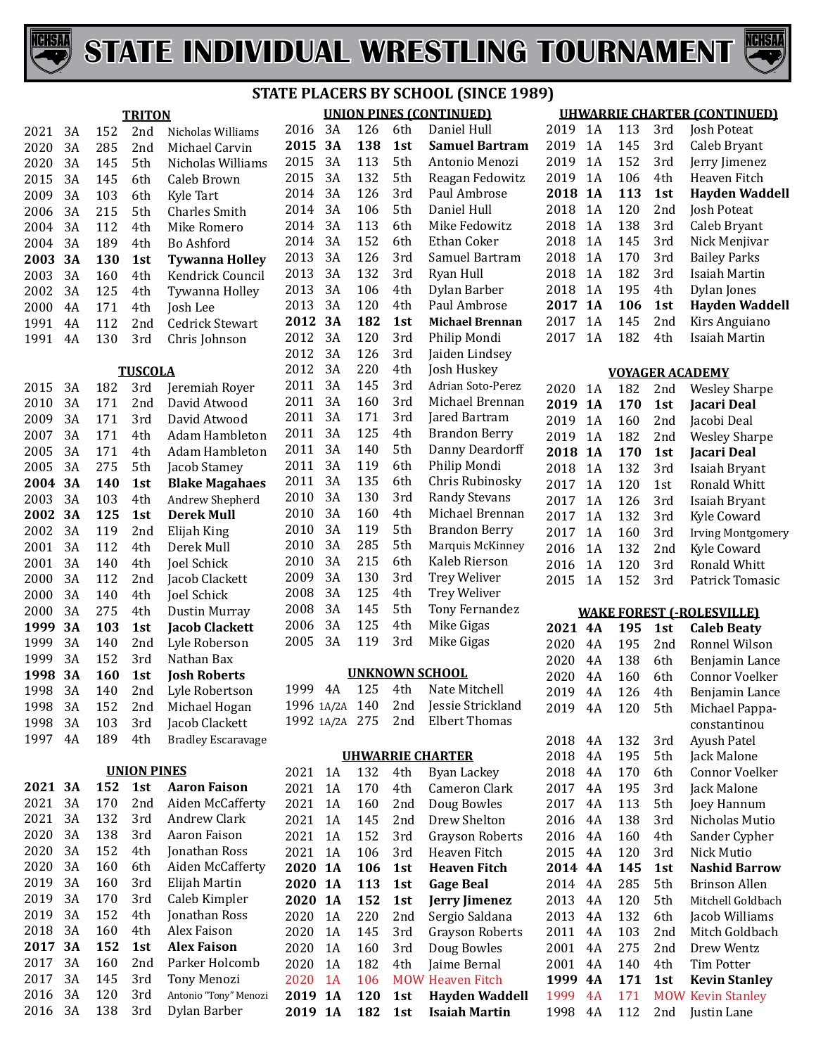# STATE INDIVIDUAL WRESTLING TOURNAMENT

## STATE PLACERS BY SCHOOL (SINCE 1989)

### TRITON

| Year | Class | Wt | Place | Name |
|---|---|---|---|---|
| 2021 | 3A | 152 | 2nd | Nicholas Williams |
| 2020 | 3A | 285 | 2nd | Michael Carvin |
| 2020 | 3A | 145 | 5th | Nicholas Williams |
| 2015 | 3A | 145 | 6th | Caleb Brown |
| 2009 | 3A | 103 | 6th | Kyle Tart |
| 2006 | 3A | 215 | 5th | Charles Smith |
| 2004 | 3A | 112 | 4th | Mike Romero |
| 2004 | 3A | 189 | 4th | Bo Ashford |
| **2003** | **3A** | **130** | **1st** | **Tywanna Holley** |
| 2003 | 3A | 160 | 4th | Kendrick Council |
| 2002 | 3A | 125 | 4th | Tywanna Holley |
| 2000 | 4A | 171 | 4th | Josh Lee |
| 1991 | 4A | 112 | 2nd | Cedrick Stewart |
| 1991 | 4A | 130 | 3rd | Chris Johnson |

### TUSCOLA

| Year | Class | Wt | Place | Name |
|---|---|---|---|---|
| 2015 | 3A | 182 | 3rd | Jeremiah Royer |
| 2010 | 3A | 171 | 2nd | David Atwood |
| 2009 | 3A | 171 | 3rd | David Atwood |
| 2007 | 3A | 171 | 4th | Adam Hambleton |
| 2005 | 3A | 171 | 4th | Adam Hambleton |
| 2005 | 3A | 275 | 5th | Jacob Stamey |
| **2004** | **3A** | **140** | **1st** | **Blake Magahaes** |
| 2003 | 3A | 103 | 4th | Andrew Shepherd |
| **2002** | **3A** | **125** | **1st** | **Derek Mull** |
| 2002 | 3A | 119 | 2nd | Elijah King |
| 2001 | 3A | 112 | 4th | Derek Mull |
| 2001 | 3A | 140 | 4th | Joel Schick |
| 2000 | 3A | 112 | 2nd | Jacob Clackett |
| 2000 | 3A | 140 | 4th | Joel Schick |
| 2000 | 3A | 275 | 4th | Dustin Murray |
| **1999** | **3A** | **103** | **1st** | **Jacob Clackett** |
| 1999 | 3A | 140 | 2nd | Lyle Roberson |
| 1999 | 3A | 152 | 3rd | Nathan Bax |
| **1998** | **3A** | **160** | **1st** | **Josh Roberts** |
| 1998 | 3A | 140 | 2nd | Lyle Robertson |
| 1998 | 3A | 152 | 2nd | Michael Hogan |
| 1998 | 3A | 103 | 3rd | Jacob Clackett |
| 1997 | 4A | 189 | 4th | Bradley Escaravage |

### UNION PINES

| Year | Class | Wt | Place | Name |
|---|---|---|---|---|
| **2021** | **3A** | **152** | **1st** | **Aaron Faison** |
| 2021 | 3A | 170 | 2nd | Aiden McCafferty |
| 2021 | 3A | 132 | 3rd | Andrew Clark |
| 2020 | 3A | 138 | 3rd | Aaron Faison |
| 2020 | 3A | 152 | 4th | Jonathan Ross |
| 2020 | 3A | 160 | 6th | Aiden McCafferty |
| 2019 | 3A | 160 | 3rd | Elijah Martin |
| 2019 | 3A | 170 | 3rd | Caleb Kimpler |
| 2019 | 3A | 152 | 4th | Jonathan Ross |
| 2018 | 3A | 160 | 4th | Alex Faison |
| **2017** | **3A** | **152** | **1st** | **Alex Faison** |
| 2017 | 3A | 160 | 2nd | Parker Holcomb |
| 2017 | 3A | 145 | 3rd | Tony Menozi |
| 2016 | 3A | 120 | 3rd | Antonio "Tony" Menozi |
| 2016 | 3A | 138 | 3rd | Dylan Barber |

### UNION PINES (CONTINUED)

| Year | Class | Wt | Place | Name |
|---|---|---|---|---|
| 2016 | 3A | 126 | 6th | Daniel Hull |
| **2015** | **3A** | **138** | **1st** | **Samuel Bartram** |
| 2015 | 3A | 113 | 5th | Antonio Menozi |
| 2015 | 3A | 132 | 5th | Reagan Fedowitz |
| 2014 | 3A | 126 | 3rd | Paul Ambrose |
| 2014 | 3A | 106 | 5th | Daniel Hull |
| 2014 | 3A | 113 | 6th | Mike Fedowitz |
| 2014 | 3A | 152 | 6th | Ethan Coker |
| 2013 | 3A | 126 | 3rd | Samuel Bartram |
| 2013 | 3A | 132 | 3rd | Ryan Hull |
| 2013 | 3A | 106 | 4th | Dylan Barber |
| 2013 | 3A | 120 | 4th | Paul Ambrose |
| **2012** | **3A** | **182** | **1st** | **Michael Brennan** |
| 2012 | 3A | 120 | 3rd | Philip Mondi |
| 2012 | 3A | 126 | 3rd | Jaiden Lindsey |
| 2012 | 3A | 220 | 4th | Josh Huskey |
| 2011 | 3A | 145 | 3rd | Adrian Soto-Perez |
| 2011 | 3A | 160 | 3rd | Michael Brennan |
| 2011 | 3A | 171 | 3rd | Jared Bartram |
| 2011 | 3A | 125 | 4th | Brandon Berry |
| 2011 | 3A | 140 | 5th | Danny Deardorff |
| 2011 | 3A | 119 | 6th | Philip Mondi |
| 2011 | 3A | 135 | 6th | Chris Rubinosky |
| 2010 | 3A | 130 | 3rd | Randy Stevans |
| 2010 | 3A | 160 | 4th | Michael Brennan |
| 2010 | 3A | 119 | 5th | Brandon Berry |
| 2010 | 3A | 285 | 5th | Marquis McKinney |
| 2010 | 3A | 215 | 6th | Kaleb Rierson |
| 2009 | 3A | 130 | 3rd | Trey Weliver |
| 2008 | 3A | 125 | 4th | Trey Weliver |
| 2008 | 3A | 145 | 5th | Tony Fernandez |
| 2006 | 3A | 125 | 4th | Mike Gigas |
| 2005 | 3A | 119 | 3rd | Mike Gigas |

### UNKNOWN SCHOOL

| Year | Class | Wt | Place | Name |
|---|---|---|---|---|
| 1999 | 4A | 125 | 4th | Nate Mitchell |
| 1996 | 1A/2A | 140 | 2nd | Jessie Strickland |
| 1992 | 1A/2A | 275 | 2nd | Elbert Thomas |

### UHWARRIE CHARTER

| Year | Class | Wt | Place | Name |
|---|---|---|---|---|
| 2021 | 1A | 132 | 4th | Byan Lackey |
| 2021 | 1A | 170 | 4th | Cameron Clark |
| 2021 | 1A | 160 | 2nd | Doug Bowles |
| 2021 | 1A | 145 | 2nd | Drew Shelton |
| 2021 | 1A | 152 | 3rd | Grayson Roberts |
| 2021 | 1A | 106 | 3rd | Heaven Fitch |
| **2020** | **1A** | **106** | **1st** | **Heaven Fitch** |
| **2020** | **1A** | **113** | **1st** | **Gage Beal** |
| **2020** | **1A** | **152** | **1st** | **Jerry Jimenez** |
| 2020 | 1A | 220 | 2nd | Sergio Saldana |
| 2020 | 1A | 145 | 3rd | Grayson Roberts |
| 2020 | 1A | 160 | 3rd | Doug Bowles |
| 2020 | 1A | 182 | 4th | Jaime Bernal |
| 2020 | 1A | 106 | MOW | Heaven Fitch |
| **2019** | **1A** | **120** | **1st** | **Hayden Waddell** |
| **2019** | **1A** | **182** | **1st** | **Isaiah Martin** |

### UHWARRIE CHARTER (CONTINUED)

| Year | Class | Wt | Place | Name |
|---|---|---|---|---|
| 2019 | 1A | 113 | 3rd | Josh Poteat |
| 2019 | 1A | 145 | 3rd | Caleb Bryant |
| 2019 | 1A | 152 | 3rd | Jerry Jimenez |
| 2019 | 1A | 106 | 4th | Heaven Fitch |
| **2018** | **1A** | **113** | **1st** | **Hayden Waddell** |
| 2018 | 1A | 120 | 2nd | Josh Poteat |
| 2018 | 1A | 138 | 3rd | Caleb Bryant |
| 2018 | 1A | 145 | 3rd | Nick Menjivar |
| 2018 | 1A | 170 | 3rd | Bailey Parks |
| 2018 | 1A | 182 | 3rd | Isaiah Martin |
| 2018 | 1A | 195 | 4th | Dylan Jones |
| **2017** | **1A** | **106** | **1st** | **Hayden Waddell** |
| 2017 | 1A | 145 | 2nd | Kirs Anguiano |
| 2017 | 1A | 182 | 4th | Isaiah Martin |

### VOYAGER ACADEMY

| Year | Class | Wt | Place | Name |
|---|---|---|---|---|
| 2020 | 1A | 182 | 2nd | Wesley Sharpe |
| **2019** | **1A** | **170** | **1st** | **Jacari Deal** |
| 2019 | 1A | 160 | 2nd | Jacobi Deal |
| 2019 | 1A | 182 | 2nd | Wesley Sharpe |
| **2018** | **1A** | **170** | **1st** | **Jacari Deal** |
| 2018 | 1A | 132 | 3rd | Isaiah Bryant |
| 2017 | 1A | 120 | 1st | Ronald Whitt |
| 2017 | 1A | 126 | 3rd | Isaiah Bryant |
| 2017 | 1A | 132 | 3rd | Kyle Coward |
| 2017 | 1A | 160 | 3rd | Irving Montgomery |
| 2016 | 1A | 132 | 2nd | Kyle Coward |
| 2016 | 1A | 120 | 3rd | Ronald Whitt |
| 2015 | 1A | 152 | 3rd | Patrick Tomasic |

### WAKE FOREST (-ROLESVILLE)

| Year | Class | Wt | Place | Name |
|---|---|---|---|---|
| **2021** | **4A** | **195** | **1st** | **Caleb Beaty** |
| 2020 | 4A | 195 | 2nd | Ronnel Wilson |
| 2020 | 4A | 138 | 6th | Benjamin Lance |
| 2020 | 4A | 160 | 6th | Connor Voelker |
| 2019 | 4A | 126 | 4th | Benjamin Lance |
| 2019 | 4A | 120 | 5th | Michael Pappa-constantinou |
| 2018 | 4A | 132 | 3rd | Ayush Patel |
| 2018 | 4A | 195 | 5th | Jack Malone |
| 2018 | 4A | 170 | 6th | Connor Voelker |
| 2017 | 4A | 195 | 3rd | Jack Malone |
| 2017 | 4A | 113 | 5th | Joey Hannum |
| 2016 | 4A | 138 | 3rd | Nicholas Mutio |
| 2016 | 4A | 160 | 4th | Sander Cypher |
| 2015 | 4A | 120 | 3rd | Nick Mutio |
| **2014** | **4A** | **145** | **1st** | **Nashid Barrow** |
| 2014 | 4A | 285 | 5th | Brinson Allen |
| 2013 | 4A | 120 | 5th | Mitchell Goldbach |
| 2013 | 4A | 132 | 6th | Jacob Williams |
| 2011 | 4A | 103 | 2nd | Mitch Goldbach |
| 2001 | 4A | 275 | 2nd | Drew Wentz |
| 2001 | 4A | 140 | 4th | Tim Potter |
| **1999** | **4A** | **171** | **1st** | **Kevin Stanley** |
| 1999 | 4A | 171 | MOW | Kevin Stanley |
| 1998 | 4A | 112 | 2nd | Justin Lane |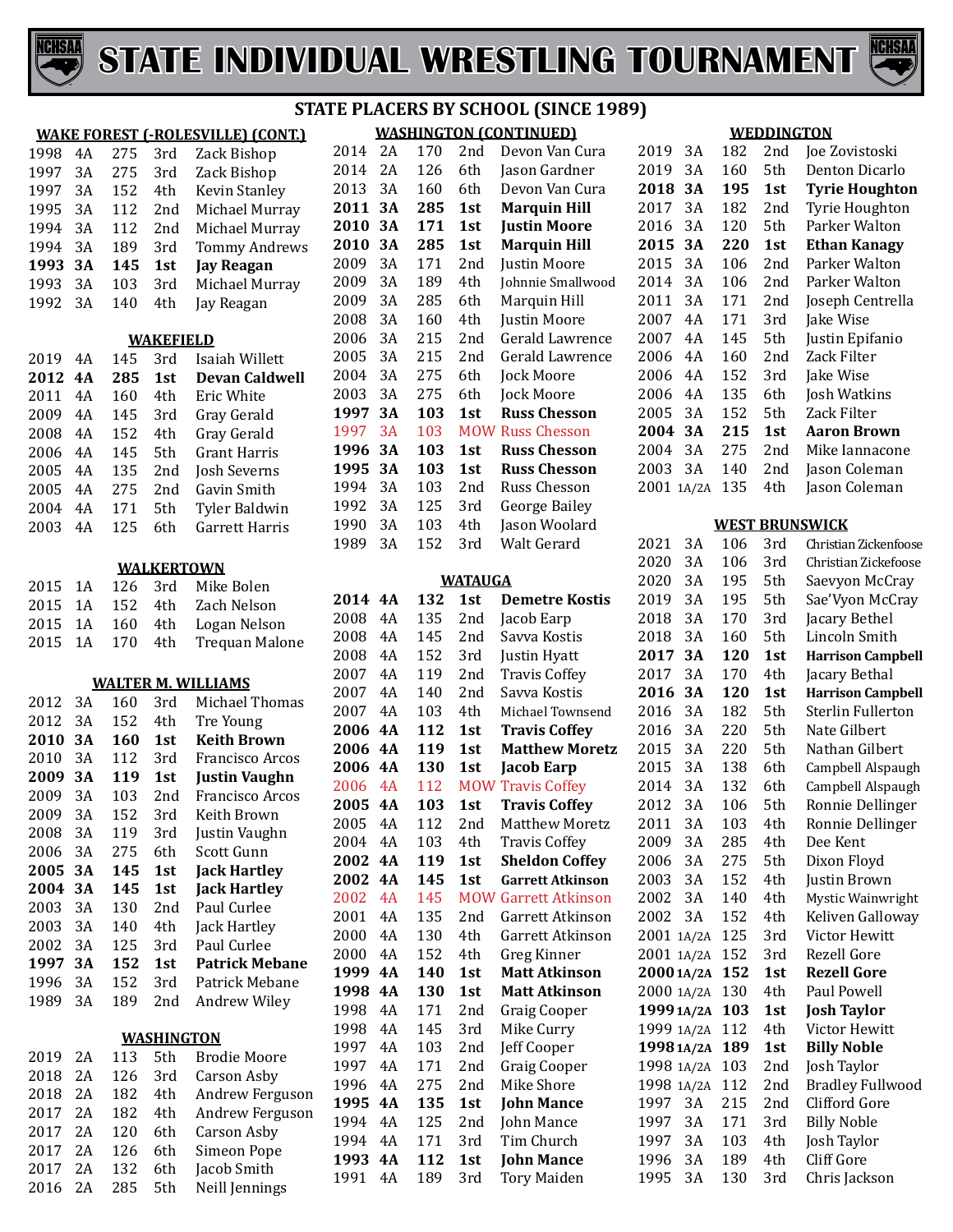# STATE INDIVIDUAL WRESTLING TOURNAMENT

## STATE PLACERS BY SCHOOL (SINCE 1989)

### WAKE FOREST (-ROLESVILLE) (CONT.)

| | | | | |
|---|---|---|---|---|
| 1998 | 4A | 275 | 3rd | Zack Bishop |
| 1997 | 3A | 275 | 3rd | Zack Bishop |
| 1997 | 3A | 152 | 4th | Kevin Stanley |
| 1995 | 3A | 112 | 2nd | Michael Murray |
| 1994 | 3A | 112 | 2nd | Michael Murray |
| 1994 | 3A | 189 | 3rd | Tommy Andrews |
| **1993** | **3A** | **145** | **1st** | **Jay Reagan** |
| 1993 | 3A | 103 | 3rd | Michael Murray |
| 1992 | 3A | 140 | 4th | Jay Reagan |

### WAKEFIELD

| | | | | |
|---|---|---|---|---|
| 2019 | 4A | 145 | 3rd | Isaiah Willett |
| **2012** | **4A** | **285** | **1st** | **Devan Caldwell** |
| 2011 | 4A | 160 | 4th | Eric White |
| 2009 | 4A | 145 | 3rd | Gray Gerald |
| 2008 | 4A | 152 | 4th | Gray Gerald |
| 2006 | 4A | 145 | 5th | Grant Harris |
| 2005 | 4A | 135 | 2nd | Josh Severns |
| 2005 | 4A | 275 | 2nd | Gavin Smith |
| 2004 | 4A | 171 | 5th | Tyler Baldwin |
| 2003 | 4A | 125 | 6th | Garrett Harris |

### WALKERTOWN

| | | | | |
|---|---|---|---|---|
| 2015 | 1A | 126 | 3rd | Mike Bolen |
| 2015 | 1A | 152 | 4th | Zach Nelson |
| 2015 | 1A | 160 | 4th | Logan Nelson |
| 2015 | 1A | 170 | 4th | Trequan Malone |

### WALTER M. WILLIAMS

| | | | | |
|---|---|---|---|---|
| 2012 | 3A | 160 | 3rd | Michael Thomas |
| 2012 | 3A | 152 | 4th | Tre Young |
| **2010** | **3A** | **160** | **1st** | **Keith Brown** |
| 2010 | 3A | 112 | 3rd | Francisco Arcos |
| **2009** | **3A** | **119** | **1st** | **Justin Vaughn** |
| 2009 | 3A | 103 | 2nd | Francisco Arcos |
| 2009 | 3A | 152 | 3rd | Keith Brown |
| 2008 | 3A | 119 | 3rd | Justin Vaughn |
| 2006 | 3A | 275 | 6th | Scott Gunn |
| **2005** | **3A** | **145** | **1st** | **Jack Hartley** |
| **2004** | **3A** | **145** | **1st** | **Jack Hartley** |
| 2003 | 3A | 130 | 2nd | Paul Curlee |
| 2003 | 3A | 140 | 4th | Jack Hartley |
| 2002 | 3A | 125 | 3rd | Paul Curlee |
| **1997** | **3A** | **152** | **1st** | **Patrick Mebane** |
| 1996 | 3A | 152 | 3rd | Patrick Mebane |
| 1989 | 3A | 189 | 2nd | Andrew Wiley |

### WASHINGTON

| | | | | |
|---|---|---|---|---|
| 2019 | 2A | 113 | 5th | Brodie Moore |
| 2018 | 2A | 126 | 3rd | Carson Asby |
| 2018 | 2A | 182 | 4th | Andrew Ferguson |
| 2017 | 2A | 182 | 4th | Andrew Ferguson |
| 2017 | 2A | 120 | 6th | Carson Asby |
| 2017 | 2A | 126 | 6th | Simeon Pope |
| 2017 | 2A | 132 | 6th | Jacob Smith |
| 2016 | 2A | 285 | 5th | Neill Jennings |

### WASHINGTON (CONTINUED)

| | | | | |
|---|---|---|---|---|
| 2014 | 2A | 170 | 2nd | Devon Van Cura |
| 2014 | 2A | 126 | 6th | Jason Gardner |
| 2013 | 3A | 160 | 6th | Devon Van Cura |
| **2011** | **3A** | **285** | **1st** | **Marquin Hill** |
| **2010** | **3A** | **171** | **1st** | **Justin Moore** |
| **2010** | **3A** | **285** | **1st** | **Marquin Hill** |
| 2009 | 3A | 171 | 2nd | Justin Moore |
| 2009 | 3A | 189 | 4th | Johnnie Smallwood |
| 2009 | 3A | 285 | 6th | Marquin Hill |
| 2008 | 3A | 160 | 4th | Justin Moore |
| 2006 | 3A | 215 | 2nd | Gerald Lawrence |
| 2005 | 3A | 215 | 2nd | Gerald Lawrence |
| 2004 | 3A | 275 | 6th | Jock Moore |
| 2003 | 3A | 275 | 6th | Jock Moore |
| **1997** | **3A** | **103** | **1st** | **Russ Chesson** |
| 1997 | 3A | 103 | MOW | Russ Chesson |
| **1996** | **3A** | **103** | **1st** | **Russ Chesson** |
| **1995** | **3A** | **103** | **1st** | **Russ Chesson** |
| 1994 | 3A | 103 | 2nd | Russ Chesson |
| 1992 | 3A | 125 | 3rd | George Bailey |
| 1990 | 3A | 103 | 4th | Jason Woolard |
| 1989 | 3A | 152 | 3rd | Walt Gerard |

### WATAUGA

| | | | | |
|---|---|---|---|---|
| **2014** | **4A** | **132** | **1st** | **Demetre Kostis** |
| 2008 | 4A | 135 | 2nd | Jacob Earp |
| 2008 | 4A | 145 | 2nd | Savva Kostis |
| 2008 | 4A | 152 | 3rd | Justin Hyatt |
| 2007 | 4A | 119 | 2nd | Travis Coffey |
| 2007 | 4A | 140 | 2nd | Savva Kostis |
| 2007 | 4A | 103 | 4th | Michael Townsend |
| **2006** | **4A** | **112** | **1st** | **Travis Coffey** |
| **2006** | **4A** | **119** | **1st** | **Matthew Moretz** |
| **2006** | **4A** | **130** | **1st** | **Jacob Earp** |
| 2006 | 4A | 112 | MOW | Travis Coffey |
| **2005** | **4A** | **103** | **1st** | **Travis Coffey** |
| 2005 | 4A | 112 | 2nd | Matthew Moretz |
| 2004 | 4A | 103 | 4th | Travis Coffey |
| **2002** | **4A** | **119** | **1st** | **Sheldon Coffey** |
| **2002** | **4A** | **145** | **1st** | **Garrett Atkinson** |
| 2002 | 4A | 145 | MOW | Garrett Atkinson |
| 2001 | 4A | 135 | 2nd | Garrett Atkinson |
| 2000 | 4A | 130 | 4th | Garrett Atkinson |
| 2000 | 4A | 152 | 4th | Greg Kinner |
| **1999** | **4A** | **140** | **1st** | **Matt Atkinson** |
| **1998** | **4A** | **130** | **1st** | **Matt Atkinson** |
| 1998 | 4A | 171 | 2nd | Graig Cooper |
| 1998 | 4A | 145 | 3rd | Mike Curry |
| 1997 | 4A | 103 | 2nd | Jeff Cooper |
| 1997 | 4A | 171 | 2nd | Graig Cooper |
| 1996 | 4A | 275 | 2nd | Mike Shore |
| **1995** | **4A** | **135** | **1st** | **John Mance** |
| 1994 | 4A | 125 | 2nd | John Mance |
| 1994 | 4A | 171 | 3rd | Tim Church |
| **1993** | **4A** | **112** | **1st** | **John Mance** |
| 1991 | 4A | 189 | 3rd | Tory Maiden |

### WEDDINGTON

| | | | | |
|---|---|---|---|---|
| 2019 | 3A | 182 | 2nd | Joe Zovistoski |
| 2019 | 3A | 160 | 5th | Denton Dicarlo |
| **2018** | **3A** | **195** | **1st** | **Tyrie Houghton** |
| 2017 | 3A | 182 | 2nd | Tyrie Houghton |
| 2016 | 3A | 120 | 5th | Parker Walton |
| **2015** | **3A** | **220** | **1st** | **Ethan Kanagy** |
| 2015 | 3A | 106 | 2nd | Parker Walton |
| 2014 | 3A | 106 | 2nd | Parker Walton |
| 2011 | 3A | 171 | 2nd | Joseph Centrella |
| 2007 | 4A | 171 | 3rd | Jake Wise |
| 2007 | 4A | 145 | 5th | Justin Epifanio |
| 2006 | 4A | 160 | 2nd | Zack Filter |
| 2006 | 4A | 152 | 3rd | Jake Wise |
| 2006 | 4A | 135 | 6th | Josh Watkins |
| 2005 | 3A | 152 | 5th | Zack Filter |
| **2004** | **3A** | **215** | **1st** | **Aaron Brown** |
| 2004 | 3A | 275 | 2nd | Mike Iannacone |
| 2003 | 3A | 140 | 2nd | Jason Coleman |
| 2001 | 1A/2A | 135 | 4th | Jason Coleman |

### WEST BRUNSWICK

| | | | | |
|---|---|---|---|---|
| 2021 | 3A | 106 | 3rd | Christian Zickenfoose |
| 2020 | 3A | 106 | 3rd | Christian Zickefoose |
| 2020 | 3A | 195 | 5th | Saevyon McCray |
| 2019 | 3A | 195 | 5th | Sae'Vyon McCray |
| 2018 | 3A | 170 | 3rd | Jacary Bethel |
| 2018 | 3A | 160 | 5th | Lincoln Smith |
| **2017** | **3A** | **120** | **1st** | **Harrison Campbell** |
| 2017 | 3A | 170 | 4th | Jacary Bethal |
| **2016** | **3A** | **120** | **1st** | **Harrison Campbell** |
| 2016 | 3A | 182 | 5th | Sterlin Fullerton |
| 2016 | 3A | 220 | 5th | Nate Gilbert |
| 2015 | 3A | 220 | 5th | Nathan Gilbert |
| 2015 | 3A | 138 | 6th | Campbell Alspaugh |
| 2014 | 3A | 132 | 6th | Campbell Alspaugh |
| 2012 | 3A | 106 | 5th | Ronnie Dellinger |
| 2011 | 3A | 103 | 4th | Ronnie Dellinger |
| 2009 | 3A | 285 | 4th | Dee Kent |
| 2006 | 3A | 275 | 5th | Dixon Floyd |
| 2003 | 3A | 152 | 4th | Justin Brown |
| 2002 | 3A | 140 | 4th | Mystic Wainwright |
| 2002 | 3A | 152 | 4th | Keliven Galloway |
| 2001 | 1A/2A | 125 | 3rd | Victor Hewitt |
| 2001 | 1A/2A | 152 | 3rd | Rezell Gore |
| **2000** | **1A/2A** | **152** | **1st** | **Rezell Gore** |
| 2000 | 1A/2A | 130 | 4th | Paul Powell |
| **1999** | **1A/2A** | **103** | **1st** | **Josh Taylor** |
| 1999 | 1A/2A | 112 | 4th | Victor Hewitt |
| **1998** | **1A/2A** | **189** | **1st** | **Billy Noble** |
| 1998 | 1A/2A | 103 | 2nd | Josh Taylor |
| 1998 | 1A/2A | 112 | 2nd | Bradley Fullwood |
| 1997 | 3A | 215 | 2nd | Clifford Gore |
| 1997 | 3A | 171 | 3rd | Billy Noble |
| 1997 | 3A | 103 | 4th | Josh Taylor |
| 1996 | 3A | 189 | 4th | Cliff Gore |
| 1995 | 3A | 130 | 3rd | Chris Jackson |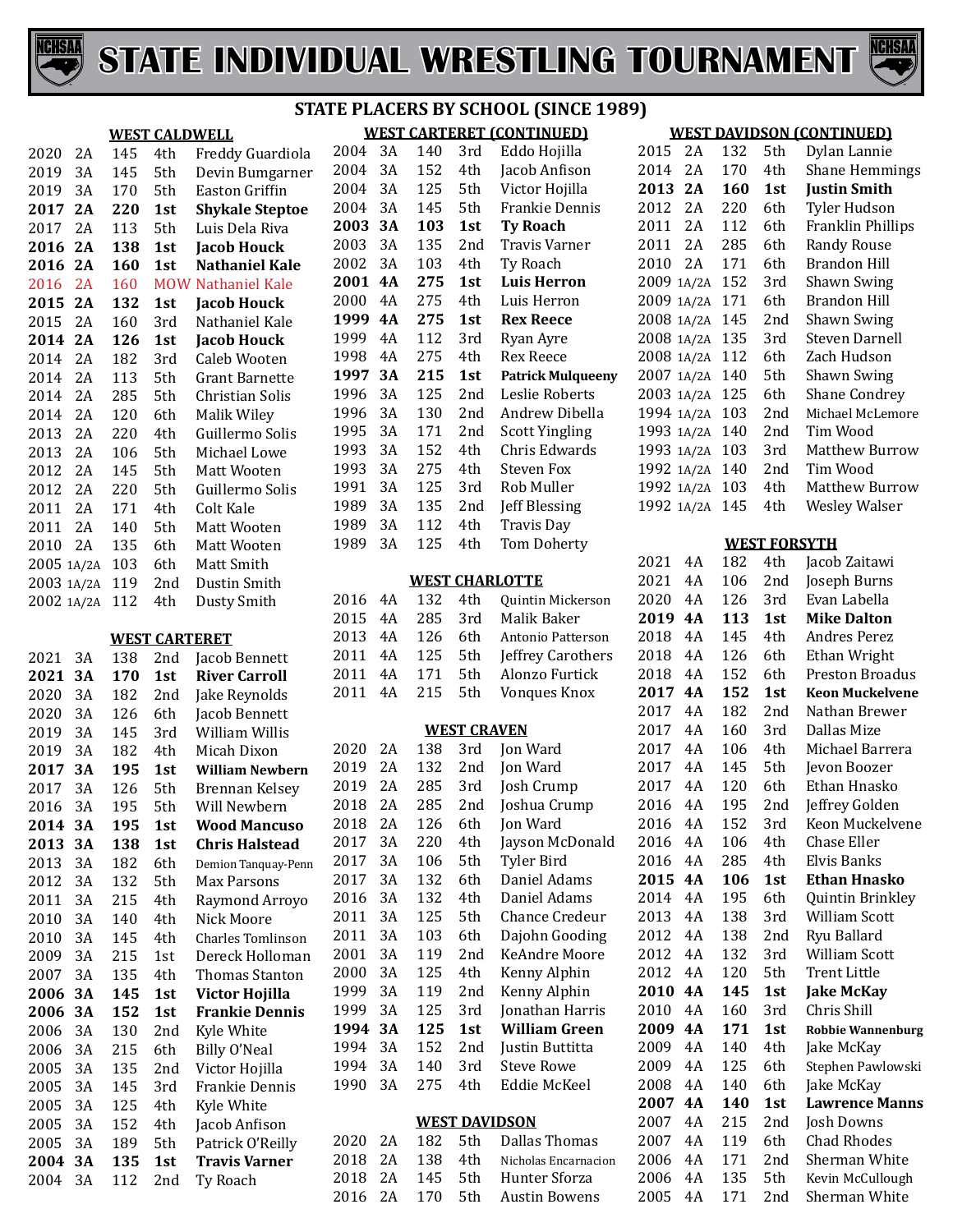# STATE INDIVIDUAL WRESTLING TOURNAMENT

## STATE PLACERS BY SCHOOL (SINCE 1989)

### WEST CALDWELL

| Year | Class | Weight | Place | Name |
|---|---|---|---|---|
| 2020 | 2A | 145 | 4th | Freddy Guardiola |
| 2019 | 3A | 145 | 5th | Devin Bumgarner |
| 2019 | 3A | 170 | 5th | Easton Griffin |
| **2017** | **2A** | **220** | **1st** | **Shykale Steptoe** |
| 2017 | 2A | 113 | 5th | Luis Dela Riva |
| **2016** | **2A** | **138** | **1st** | **Jacob Houck** |
| **2016** | **2A** | **160** | **1st** | **Nathaniel Kale** |
| 2016 | 2A | 160 | MOW | Nathaniel Kale |
| **2015** | **2A** | **132** | **1st** | **Jacob Houck** |
| 2015 | 2A | 160 | 3rd | Nathaniel Kale |
| **2014** | **2A** | **126** | **1st** | **Jacob Houck** |
| 2014 | 2A | 182 | 3rd | Caleb Wooten |
| 2014 | 2A | 113 | 5th | Grant Barnette |
| 2014 | 2A | 285 | 5th | Christian Solis |
| 2014 | 2A | 120 | 6th | Malik Wiley |
| 2013 | 2A | 220 | 4th | Guillermo Solis |
| 2013 | 2A | 106 | 5th | Michael Lowe |
| 2012 | 2A | 145 | 5th | Matt Wooten |
| 2012 | 2A | 220 | 5th | Guillermo Solis |
| 2011 | 2A | 171 | 4th | Colt Kale |
| 2011 | 2A | 140 | 5th | Matt Wooten |
| 2010 | 2A | 135 | 6th | Matt Wooten |
| 2005 | 1A/2A | 103 | 6th | Matt Smith |
| 2003 | 1A/2A | 119 | 2nd | Dustin Smith |
| 2002 | 1A/2A | 112 | 4th | Dusty Smith |

### WEST CARTERET

| Year | Class | Weight | Place | Name |
|---|---|---|---|---|
| 2021 | 3A | 138 | 2nd | Jacob Bennett |
| **2021** | **3A** | **170** | **1st** | **River Carroll** |
| 2020 | 3A | 182 | 2nd | Jake Reynolds |
| 2020 | 3A | 126 | 6th | Jacob Bennett |
| 2019 | 3A | 145 | 3rd | William Willis |
| 2019 | 3A | 182 | 4th | Micah Dixon |
| **2017** | **3A** | **195** | **1st** | **William Newbern** |
| 2017 | 3A | 126 | 5th | Brennan Kelsey |
| 2016 | 3A | 195 | 5th | Will Newbern |
| **2014** | **3A** | **195** | **1st** | **Wood Mancuso** |
| **2013** | **3A** | **138** | **1st** | **Chris Halstead** |
| 2013 | 3A | 182 | 6th | Demion Tanquay-Penn |
| 2012 | 3A | 132 | 5th | Max Parsons |
| 2011 | 3A | 215 | 4th | Raymond Arroyo |
| 2010 | 3A | 140 | 4th | Nick Moore |
| 2010 | 3A | 145 | 4th | Charles Tomlinson |
| 2009 | 3A | 215 | 1st | Dereck Holloman |
| 2007 | 3A | 135 | 4th | Thomas Stanton |
| **2006** | **3A** | **145** | **1st** | **Victor Hojilla** |
| **2006** | **3A** | **152** | **1st** | **Frankie Dennis** |
| 2006 | 3A | 130 | 2nd | Kyle White |
| 2006 | 3A | 215 | 6th | Billy O'Neal |
| 2005 | 3A | 135 | 2nd | Victor Hojilla |
| 2005 | 3A | 145 | 3rd | Frankie Dennis |
| 2005 | 3A | 125 | 4th | Kyle White |
| 2005 | 3A | 152 | 4th | Jacob Anfison |
| 2005 | 3A | 189 | 5th | Patrick O'Reilly |
| **2004** | **3A** | **135** | **1st** | **Travis Varner** |
| 2004 | 3A | 112 | 2nd | Ty Roach |

### WEST CARTERET (CONTINUED)

| Year | Class | Weight | Place | Name |
|---|---|---|---|---|
| 2004 | 3A | 140 | 3rd | Eddo Hojilla |
| 2004 | 3A | 152 | 4th | Jacob Anfison |
| 2004 | 3A | 125 | 5th | Victor Hojilla |
| 2004 | 3A | 145 | 5th | Frankie Dennis |
| **2003** | **3A** | **103** | **1st** | **Ty Roach** |
| 2003 | 3A | 135 | 2nd | Travis Varner |
| 2002 | 3A | 103 | 4th | Ty Roach |
| **2001** | **4A** | **275** | **1st** | **Luis Herron** |
| 2000 | 4A | 275 | 4th | Luis Herron |
| **1999** | **4A** | **275** | **1st** | **Rex Reece** |
| 1999 | 4A | 112 | 3rd | Ryan Ayre |
| 1998 | 4A | 275 | 4th | Rex Reece |
| **1997** | **3A** | **215** | **1st** | **Patrick Mulqueeny** |
| 1996 | 3A | 125 | 2nd | Leslie Roberts |
| 1996 | 3A | 130 | 2nd | Andrew Dibella |
| 1995 | 3A | 171 | 2nd | Scott Yingling |
| 1993 | 3A | 152 | 4th | Chris Edwards |
| 1993 | 3A | 275 | 4th | Steven Fox |
| 1991 | 3A | 125 | 3rd | Rob Muller |
| 1989 | 3A | 135 | 2nd | Jeff Blessing |
| 1989 | 3A | 112 | 4th | Travis Day |
| 1989 | 3A | 125 | 4th | Tom Doherty |

### WEST CHARLOTTE

| Year | Class | Weight | Place | Name |
|---|---|---|---|---|
| 2016 | 4A | 132 | 4th | Quintin Mickerson |
| 2015 | 4A | 285 | 3rd | Malik Baker |
| 2013 | 4A | 126 | 6th | Antonio Patterson |
| 2011 | 4A | 125 | 5th | Jeffrey Carothers |
| 2011 | 4A | 171 | 5th | Alonzo Furtick |
| 2011 | 4A | 215 | 5th | Vonques Knox |

### WEST CRAVEN

| Year | Class | Weight | Place | Name |
|---|---|---|---|---|
| 2020 | 2A | 138 | 3rd | Jon Ward |
| 2019 | 2A | 132 | 2nd | Jon Ward |
| 2019 | 2A | 285 | 3rd | Josh Crump |
| 2018 | 2A | 285 | 2nd | Joshua Crump |
| 2018 | 2A | 126 | 6th | Jon Ward |
| 2017 | 3A | 220 | 4th | Jayson McDonald |
| 2017 | 3A | 106 | 5th | Tyler Bird |
| 2017 | 3A | 132 | 6th | Daniel Adams |
| 2016 | 3A | 132 | 4th | Daniel Adams |
| 2011 | 3A | 125 | 5th | Chance Credeur |
| 2011 | 3A | 103 | 6th | Dajohn Gooding |
| 2001 | 3A | 119 | 2nd | KeAndre Moore |
| 2000 | 3A | 125 | 4th | Kenny Alphin |
| 1999 | 3A | 119 | 2nd | Kenny Alphin |
| 1999 | 3A | 125 | 3rd | Jonathan Harris |
| **1994** | **3A** | **125** | **1st** | **William Green** |
| 1994 | 3A | 152 | 2nd | Justin Buttitta |
| 1994 | 3A | 140 | 3rd | Steve Rowe |
| 1990 | 3A | 275 | 4th | Eddie McKeel |

### WEST DAVIDSON

| Year | Class | Weight | Place | Name |
|---|---|---|---|---|
| 2020 | 2A | 182 | 5th | Dallas Thomas |
| 2018 | 2A | 138 | 4th | Nicholas Encarnacion |
| 2018 | 2A | 145 | 5th | Hunter Sforza |
| 2016 | 2A | 170 | 5th | Austin Bowens |

### WEST DAVIDSON (CONTINUED)

| Year | Class | Weight | Place | Name |
|---|---|---|---|---|
| 2015 | 2A | 132 | 5th | Dylan Lannie |
| 2014 | 2A | 170 | 4th | Shane Hemmings |
| **2013** | **2A** | **160** | **1st** | **Justin Smith** |
| 2012 | 2A | 220 | 6th | Tyler Hudson |
| 2011 | 2A | 112 | 6th | Franklin Phillips |
| 2011 | 2A | 285 | 6th | Randy Rouse |
| 2010 | 2A | 171 | 6th | Brandon Hill |
| 2009 | 1A/2A | 152 | 3rd | Shawn Swing |
| 2009 | 1A/2A | 171 | 6th | Brandon Hill |
| 2008 | 1A/2A | 145 | 2nd | Shawn Swing |
| 2008 | 1A/2A | 135 | 3rd | Steven Darnell |
| 2008 | 1A/2A | 112 | 6th | Zach Hudson |
| 2007 | 1A/2A | 140 | 5th | Shawn Swing |
| 2003 | 1A/2A | 125 | 6th | Shane Condrey |
| 1994 | 1A/2A | 103 | 2nd | Michael McLemore |
| 1993 | 1A/2A | 140 | 2nd | Tim Wood |
| 1993 | 1A/2A | 103 | 3rd | Matthew Burrow |
| 1992 | 1A/2A | 140 | 2nd | Tim Wood |
| 1992 | 1A/2A | 103 | 4th | Matthew Burrow |
| 1992 | 1A/2A | 145 | 4th | Wesley Walser |

### WEST FORSYTH

| Year | Class | Weight | Place | Name |
|---|---|---|---|---|
| 2021 | 4A | 182 | 4th | Jacob Zaitawi |
| 2021 | 4A | 106 | 2nd | Joseph Burns |
| 2020 | 4A | 126 | 3rd | Evan Labella |
| **2019** | **4A** | **113** | **1st** | **Mike Dalton** |
| 2018 | 4A | 145 | 4th | Andres Perez |
| 2018 | 4A | 126 | 6th | Ethan Wright |
| 2018 | 4A | 152 | 6th | Preston Broadus |
| **2017** | **4A** | **152** | **1st** | **Keon Muckelvene** |
| 2017 | 4A | 182 | 2nd | Nathan Brewer |
| 2017 | 4A | 160 | 3rd | Dallas Mize |
| 2017 | 4A | 106 | 4th | Michael Barrera |
| 2017 | 4A | 145 | 5th | Jevon Boozer |
| 2017 | 4A | 120 | 6th | Ethan Hnasko |
| 2016 | 4A | 195 | 2nd | Jeffrey Golden |
| 2016 | 4A | 152 | 3rd | Keon Muckelvene |
| 2016 | 4A | 106 | 4th | Chase Eller |
| 2016 | 4A | 285 | 4th | Elvis Banks |
| **2015** | **4A** | **106** | **1st** | **Ethan Hnasko** |
| 2014 | 4A | 195 | 6th | Quintin Brinkley |
| 2013 | 4A | 138 | 3rd | William Scott |
| 2012 | 4A | 138 | 2nd | Ryu Ballard |
| 2012 | 4A | 132 | 3rd | William Scott |
| 2012 | 4A | 120 | 5th | Trent Little |
| **2010** | **4A** | **145** | **1st** | **Jake McKay** |
| 2010 | 4A | 160 | 3rd | Chris Shill |
| **2009** | **4A** | **171** | **1st** | **Robbie Wannenburg** |
| 2009 | 4A | 140 | 4th | Jake McKay |
| 2009 | 4A | 125 | 6th | Stephen Pawlowski |
| 2008 | 4A | 140 | 6th | Jake McKay |
| **2007** | **4A** | **140** | **1st** | **Lawrence Manns** |
| 2007 | 4A | 215 | 2nd | Josh Downs |
| 2007 | 4A | 119 | 6th | Chad Rhodes |
| 2006 | 4A | 171 | 2nd | Sherman White |
| 2006 | 4A | 135 | 5th | Kevin McCullough |
| 2005 | 4A | 171 | 2nd | Sherman White |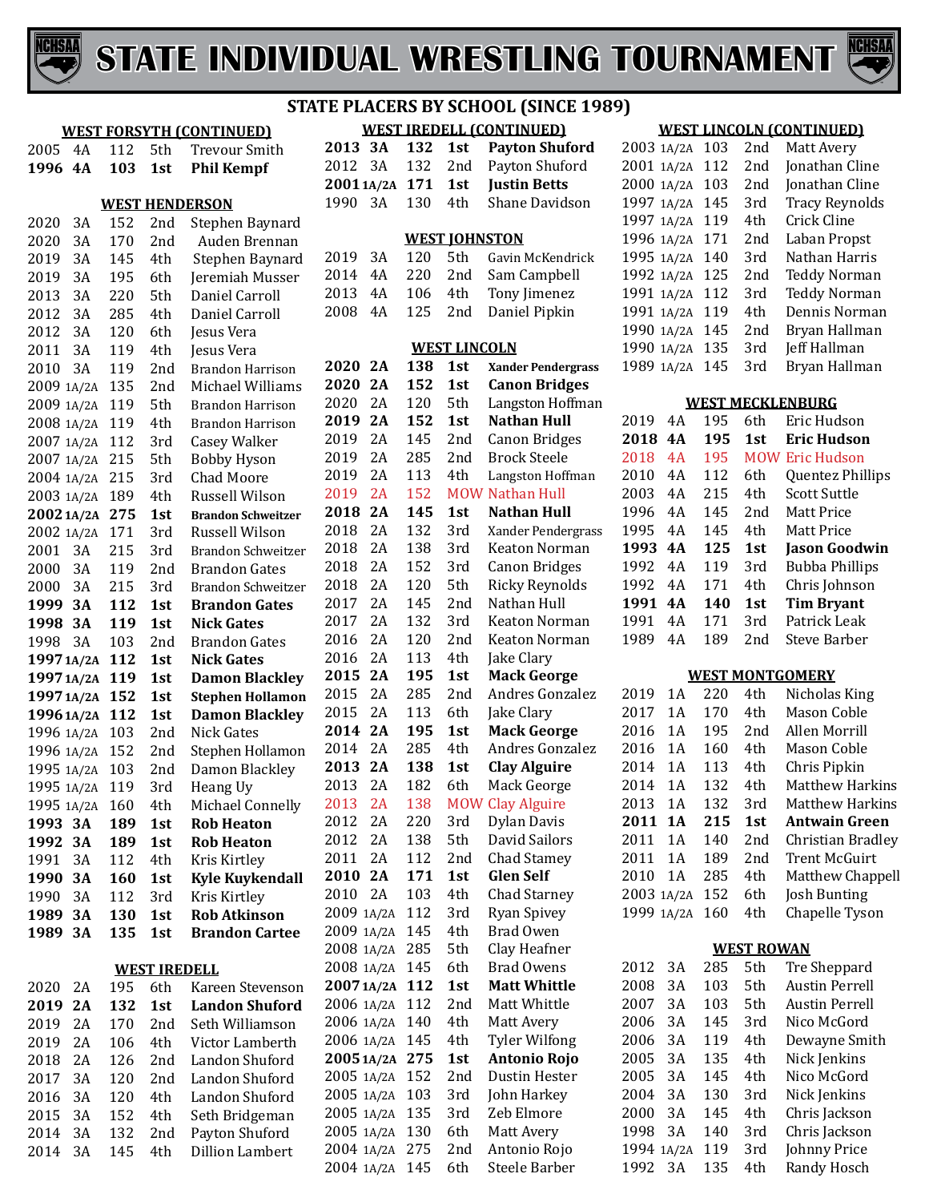# STATE INDIVIDUAL WRESTLING TOURNAMENT

## STATE PLACERS BY SCHOOL (SINCE 1989)

### WEST FORSYTH (CONTINUED)

| Year | Class | Weight | Place | Name |
|---|---|---|---|---|
| 2005 | 4A | 112 | 5th | Trevour Smith |
| **1996** | **4A** | **103** | **1st** | **Phil Kempf** |

### WEST HENDERSON

| Year | Class | Weight | Place | Name |
|---|---|---|---|---|
| 2020 | 3A | 152 | 2nd | Stephen Baynard |
| 2020 | 3A | 170 | 2nd | Auden Brennan |
| 2019 | 3A | 145 | 4th | Stephen Baynard |
| 2019 | 3A | 195 | 6th | Jeremiah Musser |
| 2013 | 3A | 220 | 5th | Daniel Carroll |
| 2012 | 3A | 285 | 4th | Daniel Carroll |
| 2012 | 3A | 120 | 6th | Jesus Vera |
| 2011 | 3A | 119 | 4th | Jesus Vera |
| 2010 | 3A | 119 | 2nd | Brandon Harrison |
| 2009 | 1A/2A | 135 | 2nd | Michael Williams |
| 2009 | 1A/2A | 119 | 5th | Brandon Harrison |
| 2008 | 1A/2A | 119 | 4th | Brandon Harrison |
| 2007 | 1A/2A | 112 | 3rd | Casey Walker |
| 2007 | 1A/2A | 215 | 5th | Bobby Hyson |
| 2004 | 1A/2A | 215 | 3rd | Chad Moore |
| 2003 | 1A/2A | 189 | 4th | Russell Wilson |
| **2002** | **1A/2A** | **275** | **1st** | **Brandon Schweitzer** |
| 2002 | 1A/2A | 171 | 3rd | Russell Wilson |
| 2001 | 3A | 215 | 3rd | Brandon Schweitzer |
| 2000 | 3A | 119 | 2nd | Brandon Gates |
| 2000 | 3A | 215 | 3rd | Brandon Schweitzer |
| **1999** | **3A** | **112** | **1st** | **Brandon Gates** |
| **1998** | **3A** | **119** | **1st** | **Nick Gates** |
| 1998 | 3A | 103 | 2nd | Brandon Gates |
| **1997** | **1A/2A** | **112** | **1st** | **Nick Gates** |
| **1997** | **1A/2A** | **119** | **1st** | **Damon Blackley** |
| **1997** | **1A/2A** | **152** | **1st** | **Stephen Hollamon** |
| **1996** | **1A/2A** | **112** | **1st** | **Damon Blackley** |
| 1996 | 1A/2A | 103 | 2nd | Nick Gates |
| 1996 | 1A/2A | 152 | 2nd | Stephen Hollamon |
| 1995 | 1A/2A | 103 | 2nd | Damon Blackley |
| 1995 | 1A/2A | 119 | 3rd | Heang Uy |
| 1995 | 1A/2A | 160 | 4th | Michael Connelly |
| **1993** | **3A** | **189** | **1st** | **Rob Heaton** |
| **1992** | **3A** | **189** | **1st** | **Rob Heaton** |
| 1991 | 3A | 112 | 4th | Kris Kirtley |
| **1990** | **3A** | **160** | **1st** | **Kyle Kuykendall** |
| 1990 | 3A | 112 | 3rd | Kris Kirtley |
| **1989** | **3A** | **130** | **1st** | **Rob Atkinson** |
| **1989** | **3A** | **135** | **1st** | **Brandon Cartee** |

### WEST IREDELL

| Year | Class | Weight | Place | Name |
|---|---|---|---|---|
| 2020 | 2A | 195 | 6th | Kareen Stevenson |
| **2019** | **2A** | **132** | **1st** | **Landon Shuford** |
| 2019 | 2A | 170 | 2nd | Seth Williamson |
| 2019 | 2A | 106 | 4th | Victor Lamberth |
| 2018 | 2A | 126 | 2nd | Landon Shuford |
| 2017 | 3A | 120 | 2nd | Landon Shuford |
| 2016 | 3A | 120 | 4th | Landon Shuford |
| 2015 | 3A | 152 | 4th | Seth Bridgeman |
| 2014 | 3A | 132 | 2nd | Payton Shuford |
| 2014 | 3A | 145 | 4th | Dillion Lambert |

### WEST IREDELL (CONTINUED)

| Year | Class | Weight | Place | Name |
|---|---|---|---|---|
| **2013** | **3A** | **132** | **1st** | **Payton Shuford** |
| 2012 | 3A | 132 | 2nd | Payton Shuford |
| **2001** | **1A/2A** | **171** | **1st** | **Justin Betts** |
| 1990 | 3A | 130 | 4th | Shane Davidson |

### WEST JOHNSTON

| Year | Class | Weight | Place | Name |
|---|---|---|---|---|
| 2019 | 3A | 120 | 5th | Gavin McKendrick |
| 2014 | 4A | 220 | 2nd | Sam Campbell |
| 2013 | 4A | 106 | 4th | Tony Jimenez |
| 2008 | 4A | 125 | 2nd | Daniel Pipkin |

### WEST LINCOLN

| Year | Class | Weight | Place | Name |
|---|---|---|---|---|
| **2020** | **2A** | **138** | **1st** | **Xander Pendergrass** |
| **2020** | **2A** | **152** | **1st** | **Canon Bridges** |
| 2020 | 2A | 120 | 5th | Langston Hoffman |
| **2019** | **2A** | **152** | **1st** | **Nathan Hull** |
| 2019 | 2A | 145 | 2nd | Canon Bridges |
| 2019 | 2A | 285 | 2nd | Brock Steele |
| 2019 | 2A | 113 | 4th | Langston Hoffman |
| 2019 | 2A | 152 | MOW | Nathan Hull |
| **2018** | **2A** | **145** | **1st** | **Nathan Hull** |
| 2018 | 2A | 132 | 3rd | Xander Pendergrass |
| 2018 | 2A | 138 | 3rd | Keaton Norman |
| 2018 | 2A | 152 | 3rd | Canon Bridges |
| 2018 | 2A | 120 | 5th | Ricky Reynolds |
| 2017 | 2A | 145 | 2nd | Nathan Hull |
| 2017 | 2A | 132 | 3rd | Keaton Norman |
| 2016 | 2A | 120 | 2nd | Keaton Norman |
| 2016 | 2A | 113 | 4th | Jake Clary |
| **2015** | **2A** | **195** | **1st** | **Mack George** |
| 2015 | 2A | 285 | 2nd | Andres Gonzalez |
| 2015 | 2A | 113 | 6th | Jake Clary |
| **2014** | **2A** | **195** | **1st** | **Mack George** |
| 2014 | 2A | 285 | 4th | Andres Gonzalez |
| **2013** | **2A** | **138** | **1st** | **Clay Alguire** |
| 2013 | 2A | 182 | 6th | Mack George |
| 2013 | 2A | 138 | MOW | Clay Alguire |
| 2012 | 2A | 220 | 3rd | Dylan Davis |
| 2012 | 2A | 138 | 5th | David Sailors |
| 2011 | 2A | 112 | 2nd | Chad Stamey |
| **2010** | **2A** | **171** | **1st** | **Glen Self** |
| 2010 | 2A | 103 | 4th | Chad Starney |
| 2009 | 1A/2A | 112 | 3rd | Ryan Spivey |
| 2009 | 1A/2A | 145 | 4th | Brad Owen |
| 2008 | 1A/2A | 285 | 5th | Clay Heafner |
| 2008 | 1A/2A | 145 | 6th | Brad Owens |
| **2007** | **1A/2A** | **112** | **1st** | **Matt Whittle** |
| 2006 | 1A/2A | 112 | 2nd | Matt Whittle |
| 2006 | 1A/2A | 140 | 4th | Matt Avery |
| 2006 | 1A/2A | 145 | 4th | Tyler Wilfong |
| **2005** | **1A/2A** | **275** | **1st** | **Antonio Rojo** |
| 2005 | 1A/2A | 152 | 2nd | Dustin Hester |
| 2005 | 1A/2A | 103 | 3rd | John Harkey |
| 2005 | 1A/2A | 135 | 3rd | Zeb Elmore |
| 2005 | 1A/2A | 130 | 6th | Matt Avery |
| 2004 | 1A/2A | 275 | 2nd | Antonio Rojo |
| 2004 | 1A/2A | 145 | 6th | Steele Barber |

### WEST LINCOLN (CONTINUED)

| Year | Class | Weight | Place | Name |
|---|---|---|---|---|
| 2003 | 1A/2A | 103 | 2nd | Matt Avery |
| 2001 | 1A/2A | 112 | 2nd | Jonathan Cline |
| 2000 | 1A/2A | 103 | 2nd | Jonathan Cline |
| 1997 | 1A/2A | 145 | 3rd | Tracy Reynolds |
| 1997 | 1A/2A | 119 | 4th | Crick Cline |
| 1996 | 1A/2A | 171 | 2nd | Laban Propst |
| 1995 | 1A/2A | 140 | 3rd | Nathan Harris |
| 1992 | 1A/2A | 125 | 2nd | Teddy Norman |
| 1991 | 1A/2A | 112 | 3rd | Teddy Norman |
| 1991 | 1A/2A | 119 | 4th | Dennis Norman |
| 1990 | 1A/2A | 145 | 2nd | Bryan Hallman |
| 1990 | 1A/2A | 135 | 3rd | Jeff Hallman |
| 1989 | 1A/2A | 145 | 3rd | Bryan Hallman |

### WEST MECKLENBURG

| Year | Class | Weight | Place | Name |
|---|---|---|---|---|
| 2019 | 4A | 195 | 6th | Eric Hudson |
| **2018** | **4A** | **195** | **1st** | **Eric Hudson** |
| 2018 | 4A | 195 | MOW | Eric Hudson |
| 2010 | 4A | 112 | 6th | Quentez Phillips |
| 2003 | 4A | 215 | 4th | Scott Suttle |
| 1996 | 4A | 145 | 2nd | Matt Price |
| 1995 | 4A | 145 | 4th | Matt Price |
| **1993** | **4A** | **125** | **1st** | **Jason Goodwin** |
| 1992 | 4A | 119 | 3rd | Bubba Phillips |
| 1992 | 4A | 171 | 4th | Chris Johnson |
| **1991** | **4A** | **140** | **1st** | **Tim Bryant** |
| 1991 | 4A | 171 | 3rd | Patrick Leak |
| 1989 | 4A | 189 | 2nd | Steve Barber |

### WEST MONTGOMERY

| Year | Class | Weight | Place | Name |
|---|---|---|---|---|
| 2019 | 1A | 220 | 4th | Nicholas King |
| 2017 | 1A | 170 | 4th | Mason Coble |
| 2016 | 1A | 195 | 2nd | Allen Morrill |
| 2016 | 1A | 160 | 4th | Mason Coble |
| 2014 | 1A | 113 | 4th | Chris Pipkin |
| 2014 | 1A | 132 | 4th | Matthew Harkins |
| 2013 | 1A | 132 | 3rd | Matthew Harkins |
| **2011** | **1A** | **215** | **1st** | **Antwain Green** |
| 2011 | 1A | 140 | 2nd | Christian Bradley |
| 2011 | 1A | 189 | 2nd | Trent McGuirt |
| 2010 | 1A | 285 | 4th | Matthew Chappell |
| 2003 | 1A/2A | 152 | 6th | Josh Bunting |
| 1999 | 1A/2A | 160 | 4th | Chapelle Tyson |

### WEST ROWAN

| Year | Class | Weight | Place | Name |
|---|---|---|---|---|
| 2012 | 3A | 285 | 5th | Tre Sheppard |
| 2008 | 3A | 103 | 5th | Austin Perrell |
| 2007 | 3A | 103 | 5th | Austin Perrell |
| 2006 | 3A | 145 | 3rd | Nico McGord |
| 2006 | 3A | 119 | 4th | Dewayne Smith |
| 2005 | 3A | 135 | 4th | Nick Jenkins |
| 2005 | 3A | 145 | 4th | Nico McGord |
| 2004 | 3A | 130 | 3rd | Nick Jenkins |
| 2000 | 3A | 145 | 4th | Chris Jackson |
| 1998 | 3A | 140 | 3rd | Chris Jackson |
| 1994 | 1A/2A | 119 | 3rd | Johnny Price |
| 1992 | 3A | 135 | 4th | Randy Hosch |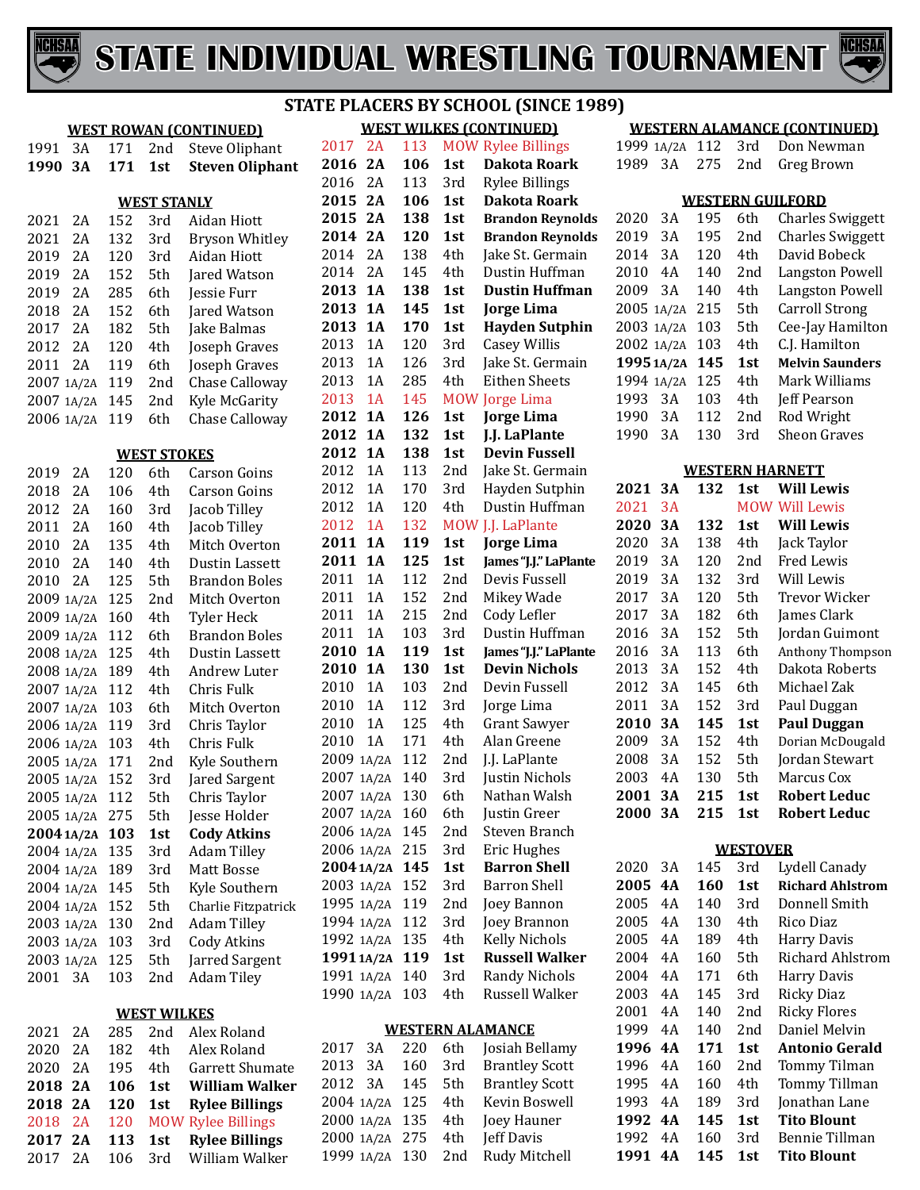# STATE INDIVIDUAL WRESTLING TOURNAMENT

## STATE PLACERS BY SCHOOL (SINCE 1989)

### WEST ROWAN (CONTINUED)

| Year | Class | Wt | Place | Name |
|---|---|---|---|---|
| 1991 | 3A | 171 | 2nd | Steve Oliphant |
| **1990** | **3A** | **171** | **1st** | **Steven Oliphant** |

### WEST STANLY

| Year | Class | Wt | Place | Name |
|---|---|---|---|---|
| 2021 | 2A | 152 | 3rd | Aidan Hiott |
| 2021 | 2A | 132 | 3rd | Bryson Whitley |
| 2019 | 2A | 120 | 3rd | Aidan Hiott |
| 2019 | 2A | 152 | 5th | Jared Watson |
| 2019 | 2A | 285 | 6th | Jessie Furr |
| 2018 | 2A | 152 | 6th | Jared Watson |
| 2017 | 2A | 182 | 5th | Jake Balmas |
| 2012 | 2A | 120 | 4th | Joseph Graves |
| 2011 | 2A | 119 | 6th | Joseph Graves |
| 2007 | 1A/2A | 119 | 2nd | Chase Calloway |
| 2007 | 1A/2A | 145 | 2nd | Kyle McGarity |
| 2006 | 1A/2A | 119 | 6th | Chase Calloway |

### WEST STOKES

| Year | Class | Wt | Place | Name |
|---|---|---|---|---|
| 2019 | 2A | 120 | 6th | Carson Goins |
| 2018 | 2A | 106 | 4th | Carson Goins |
| 2012 | 2A | 160 | 3rd | Jacob Tilley |
| 2011 | 2A | 160 | 4th | Jacob Tilley |
| 2010 | 2A | 135 | 4th | Mitch Overton |
| 2010 | 2A | 140 | 4th | Dustin Lassett |
| 2010 | 2A | 125 | 5th | Brandon Boles |
| 2009 | 1A/2A | 125 | 2nd | Mitch Overton |
| 2009 | 1A/2A | 160 | 4th | Tyler Heck |
| 2009 | 1A/2A | 112 | 6th | Brandon Boles |
| 2008 | 1A/2A | 125 | 4th | Dustin Lassett |
| 2008 | 1A/2A | 189 | 4th | Andrew Luter |
| 2007 | 1A/2A | 112 | 4th | Chris Fulk |
| 2007 | 1A/2A | 103 | 6th | Mitch Overton |
| 2006 | 1A/2A | 119 | 3rd | Chris Taylor |
| 2006 | 1A/2A | 103 | 4th | Chris Fulk |
| 2005 | 1A/2A | 171 | 2nd | Kyle Southern |
| 2005 | 1A/2A | 152 | 3rd | Jared Sargent |
| 2005 | 1A/2A | 112 | 5th | Chris Taylor |
| 2005 | 1A/2A | 275 | 5th | Jesse Holder |
| **2004** | **1A/2A** | **103** | **1st** | **Cody Atkins** |
| 2004 | 1A/2A | 135 | 3rd | Adam Tilley |
| 2004 | 1A/2A | 189 | 3rd | Matt Bosse |
| 2004 | 1A/2A | 145 | 5th | Kyle Southern |
| 2004 | 1A/2A | 152 | 5th | Charlie Fitzpatrick |
| 2003 | 1A/2A | 130 | 2nd | Adam Tilley |
| 2003 | 1A/2A | 103 | 3rd | Cody Atkins |
| 2003 | 1A/2A | 125 | 5th | Jarred Sargent |
| 2001 | 3A | 103 | 2nd | Adam Tiley |

### WEST WILKES

| Year | Class | Wt | Place | Name |
|---|---|---|---|---|
| 2021 | 2A | 285 | 2nd | Alex Roland |
| 2020 | 2A | 182 | 4th | Alex Roland |
| 2020 | 2A | 195 | 4th | Garrett Shumate |
| **2018** | **2A** | **106** | **1st** | **William Walker** |
| **2018** | **2A** | **120** | **1st** | **Rylee Billings** |
| 2018 | 2A | 120 | MOW | Rylee Billings |
| **2017** | **2A** | **113** | **1st** | **Rylee Billings** |
| 2017 | 2A | 106 | 3rd | William Walker |

### WEST WILKES (CONTINUED)

| Year | Class | Wt | Place | Name |
|---|---|---|---|---|
| 2017 | 2A | 113 | MOW | Rylee Billings |
| **2016** | **2A** | **106** | **1st** | **Dakota Roark** |
| 2016 | 2A | 113 | 3rd | Rylee Billings |
| **2015** | **2A** | **106** | **1st** | **Dakota Roark** |
| **2015** | **2A** | **138** | **1st** | **Brandon Reynolds** |
| **2014** | **2A** | **120** | **1st** | **Brandon Reynolds** |
| 2014 | 2A | 138 | 4th | Jake St. Germain |
| 2014 | 2A | 145 | 4th | Dustin Huffman |
| **2013** | **1A** | **138** | **1st** | **Dustin Huffman** |
| **2013** | **1A** | **145** | **1st** | **Jorge Lima** |
| **2013** | **1A** | **170** | **1st** | **Hayden Sutphin** |
| 2013 | 1A | 120 | 3rd | Casey Willis |
| 2013 | 1A | 126 | 3rd | Jake St. Germain |
| 2013 | 1A | 285 | 4th | Eithen Sheets |
| 2013 | 1A | 145 | MOW | Jorge Lima |
| **2012** | **1A** | **126** | **1st** | **Jorge Lima** |
| **2012** | **1A** | **132** | **1st** | **J.J. LaPlante** |
| **2012** | **1A** | **138** | **1st** | **Devin Fussell** |
| 2012 | 1A | 113 | 2nd | Jake St. Germain |
| 2012 | 1A | 170 | 3rd | Hayden Sutphin |
| 2012 | 1A | 120 | 4th | Dustin Huffman |
| 2012 | 1A | 132 | MOW | J.J. LaPlante |
| **2011** | **1A** | **119** | **1st** | **Jorge Lima** |
| **2011** | **1A** | **125** | **1st** | **James "J.J." LaPlante** |
| 2011 | 1A | 112 | 2nd | Devis Fussell |
| 2011 | 1A | 152 | 2nd | Mikey Wade |
| 2011 | 1A | 215 | 2nd | Cody Lefler |
| 2011 | 1A | 103 | 3rd | Dustin Huffman |
| **2010** | **1A** | **119** | **1st** | **James "J.J." LaPlante** |
| **2010** | **1A** | **130** | **1st** | **Devin Nichols** |
| 2010 | 1A | 103 | 2nd | Devin Fussell |
| 2010 | 1A | 112 | 3rd | Jorge Lima |
| 2010 | 1A | 125 | 4th | Grant Sawyer |
| 2010 | 1A | 171 | 4th | Alan Greene |
| 2009 | 1A/2A | 112 | 2nd | J.J. LaPlante |
| 2007 | 1A/2A | 140 | 3rd | Justin Nichols |
| 2007 | 1A/2A | 130 | 6th | Nathan Walsh |
| 2007 | 1A/2A | 160 | 6th | Justin Greer |
| 2006 | 1A/2A | 145 | 2nd | Steven Branch |
| 2006 | 1A/2A | 215 | 3rd | Eric Hughes |
| **2004** | **1A/2A** | **145** | **1st** | **Barron Shell** |
| 2003 | 1A/2A | 152 | 3rd | Barron Shell |
| 1995 | 1A/2A | 119 | 2nd | Joey Bannon |
| 1994 | 1A/2A | 112 | 3rd | Joey Brannon |
| 1992 | 1A/2A | 135 | 4th | Kelly Nichols |
| **1991** | **1A/2A** | **119** | **1st** | **Russell Walker** |
| 1991 | 1A/2A | 140 | 3rd | Randy Nichols |
| 1990 | 1A/2A | 103 | 4th | Russell Walker |

### WESTERN ALAMANCE

| Year | Class | Wt | Place | Name |
|---|---|---|---|---|
| 2017 | 3A | 220 | 6th | Josiah Bellamy |
| 2013 | 3A | 160 | 3rd | Brantley Scott |
| 2012 | 3A | 145 | 5th | Brantley Scott |
| 2004 | 1A/2A | 125 | 4th | Kevin Boswell |
| 2000 | 1A/2A | 135 | 4th | Joey Hauner |
| 2000 | 1A/2A | 275 | 4th | Jeff Davis |
| 1999 | 1A/2A | 130 | 2nd | Rudy Mitchell |

### WESTERN ALAMANCE (CONTINUED)

| Year | Class | Wt | Place | Name |
|---|---|---|---|---|
| 1999 | 1A/2A | 112 | 3rd | Don Newman |
| 1989 | 3A | 275 | 2nd | Greg Brown |

### WESTERN GUILFORD

| Year | Class | Wt | Place | Name |
|---|---|---|---|---|
| 2020 | 3A | 195 | 6th | Charles Swiggett |
| 2019 | 3A | 195 | 2nd | Charles Swiggett |
| 2014 | 3A | 120 | 4th | David Bobeck |
| 2010 | 4A | 140 | 2nd | Langston Powell |
| 2009 | 3A | 140 | 4th | Langston Powell |
| 2005 | 1A/2A | 215 | 5th | Carroll Strong |
| 2003 | 1A/2A | 103 | 5th | Cee-Jay Hamilton |
| 2002 | 1A/2A | 103 | 4th | C.J. Hamilton |
| **1995** | **1A/2A** | **145** | **1st** | **Melvin Saunders** |
| 1994 | 1A/2A | 125 | 4th | Mark Williams |
| 1993 | 3A | 103 | 4th | Jeff Pearson |
| 1990 | 3A | 112 | 2nd | Rod Wright |
| 1990 | 3A | 130 | 3rd | Sheon Graves |

### WESTERN HARNETT

| Year | Class | Wt | Place | Name |
|---|---|---|---|---|
| **2021** | **3A** | **132** | **1st** | **Will Lewis** |
| 2021 | 3A | | MOW | Will Lewis |
| **2020** | **3A** | **132** | **1st** | **Will Lewis** |
| 2020 | 3A | 138 | 4th | Jack Taylor |
| 2019 | 3A | 120 | 2nd | Fred Lewis |
| 2019 | 3A | 132 | 3rd | Will Lewis |
| 2017 | 3A | 120 | 5th | Trevor Wicker |
| 2017 | 3A | 182 | 6th | James Clark |
| 2016 | 3A | 152 | 5th | Jordan Guimont |
| 2016 | 3A | 113 | 6th | Anthony Thompson |
| 2013 | 3A | 152 | 4th | Dakota Roberts |
| 2012 | 3A | 145 | 6th | Michael Zak |
| 2011 | 3A | 152 | 3rd | Paul Duggan |
| **2010** | **3A** | **145** | **1st** | **Paul Duggan** |
| 2009 | 3A | 152 | 4th | Dorian McDougald |
| 2008 | 3A | 152 | 5th | Jordan Stewart |
| 2003 | 4A | 130 | 5th | Marcus Cox |
| **2001** | **3A** | **215** | **1st** | **Robert Leduc** |
| **2000** | **3A** | **215** | **1st** | **Robert Leduc** |

### WESTOVER

| Year | Class | Wt | Place | Name |
|---|---|---|---|---|
| 2020 | 3A | 145 | 3rd | Lydell Canady |
| **2005** | **4A** | **160** | **1st** | **Richard Ahlstrom** |
| 2005 | 4A | 140 | 3rd | Donnell Smith |
| 2005 | 4A | 130 | 4th | Rico Diaz |
| 2005 | 4A | 189 | 4th | Harry Davis |
| 2004 | 4A | 160 | 5th | Richard Ahlstrom |
| 2004 | 4A | 171 | 6th | Harry Davis |
| 2003 | 4A | 145 | 3rd | Ricky Diaz |
| 2001 | 4A | 140 | 2nd | Ricky Flores |
| 1999 | 4A | 140 | 2nd | Daniel Melvin |
| **1996** | **4A** | **171** | **1st** | **Antonio Gerald** |
| 1996 | 4A | 160 | 2nd | Tommy Tilman |
| 1995 | 4A | 160 | 4th | Tommy Tillman |
| 1993 | 4A | 189 | 3rd | Jonathan Lane |
| **1992** | **4A** | **145** | **1st** | **Tito Blount** |
| 1992 | 4A | 160 | 3rd | Bennie Tillman |
| **1991** | **4A** | **145** | **1st** | **Tito Blount** |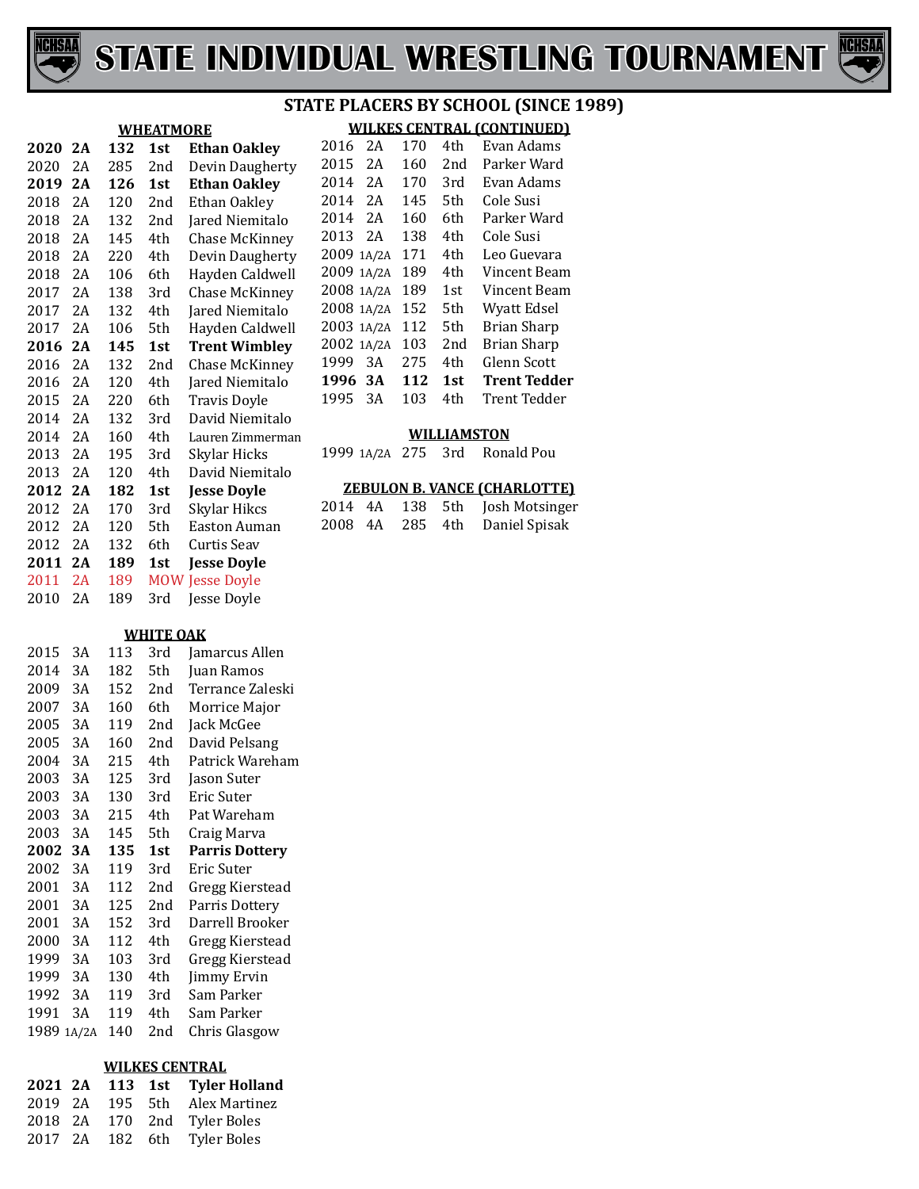# STATE INDIVIDUAL WRESTLING TOURNAMENT

## STATE PLACERS BY SCHOOL (SINCE 1989)

### WHEATMORE

| | | | | |
|---|---|---|---|---|
| **2020** | **2A** | **132** | **1st** | **Ethan Oakley** |
| 2020 | 2A | 285 | 2nd | Devin Daugherty |
| **2019** | **2A** | **126** | **1st** | **Ethan Oakley** |
| 2018 | 2A | 120 | 2nd | Ethan Oakley |
| 2018 | 2A | 132 | 2nd | Jared Niemitalo |
| 2018 | 2A | 145 | 4th | Chase McKinney |
| 2018 | 2A | 220 | 4th | Devin Daugherty |
| 2018 | 2A | 106 | 6th | Hayden Caldwell |
| 2017 | 2A | 138 | 3rd | Chase McKinney |
| 2017 | 2A | 132 | 4th | Jared Niemitalo |
| 2017 | 2A | 106 | 5th | Hayden Caldwell |
| **2016** | **2A** | **145** | **1st** | **Trent Wimbley** |
| 2016 | 2A | 132 | 2nd | Chase McKinney |
| 2016 | 2A | 120 | 4th | Jared Niemitalo |
| 2015 | 2A | 220 | 6th | Travis Doyle |
| 2014 | 2A | 132 | 3rd | David Niemitalo |
| 2014 | 2A | 160 | 4th | Lauren Zimmerman |
| 2013 | 2A | 195 | 3rd | Skylar Hicks |
| 2013 | 2A | 120 | 4th | David Niemitalo |
| **2012** | **2A** | **182** | **1st** | **Jesse Doyle** |
| 2012 | 2A | 170 | 3rd | Skylar Hikcs |
| 2012 | 2A | 120 | 5th | Easton Auman |
| 2012 | 2A | 132 | 6th | Curtis Seav |
| **2011** | **2A** | **189** | **1st** | **Jesse Doyle** |
| 2011 | 2A | 189 | MOW | Jesse Doyle |
| 2010 | 2A | 189 | 3rd | Jesse Doyle |

### WHITE OAK

| | | | | |
|---|---|---|---|---|
| 2015 | 3A | 113 | 3rd | Jamarcus Allen |
| 2014 | 3A | 182 | 5th | Juan Ramos |
| 2009 | 3A | 152 | 2nd | Terrance Zaleski |
| 2007 | 3A | 160 | 6th | Morrice Major |
| 2005 | 3A | 119 | 2nd | Jack McGee |
| 2005 | 3A | 160 | 2nd | David Pelsang |
| 2004 | 3A | 215 | 4th | Patrick Wareham |
| 2003 | 3A | 125 | 3rd | Jason Suter |
| 2003 | 3A | 130 | 3rd | Eric Suter |
| 2003 | 3A | 215 | 4th | Pat Wareham |
| 2003 | 3A | 145 | 5th | Craig Marva |
| **2002** | **3A** | **135** | **1st** | **Parris Dottery** |
| 2002 | 3A | 119 | 3rd | Eric Suter |
| 2001 | 3A | 112 | 2nd | Gregg Kierstead |
| 2001 | 3A | 125 | 2nd | Parris Dottery |
| 2001 | 3A | 152 | 3rd | Darrell Brooker |
| 2000 | 3A | 112 | 4th | Gregg Kierstead |
| 1999 | 3A | 103 | 3rd | Gregg Kierstead |
| 1999 | 3A | 130 | 4th | Jimmy Ervin |
| 1992 | 3A | 119 | 3rd | Sam Parker |
| 1991 | 3A | 119 | 4th | Sam Parker |
| 1989 | 1A/2A | 140 | 2nd | Chris Glasgow |

### WILKES CENTRAL

| | | | | |
|---|---|---|---|---|
| **2021** | **2A** | **113** | **1st** | **Tyler Holland** |
| 2019 | 2A | 195 | 5th | Alex Martinez |
| 2018 | 2A | 170 | 2nd | Tyler Boles |
| 2017 | 2A | 182 | 6th | Tyler Boles |

### WILKES CENTRAL (CONTINUED)

| | | | | |
|---|---|---|---|---|
| 2016 | 2A | 170 | 4th | Evan Adams |
| 2015 | 2A | 160 | 2nd | Parker Ward |
| 2014 | 2A | 170 | 3rd | Evan Adams |
| 2014 | 2A | 145 | 5th | Cole Susi |
| 2014 | 2A | 160 | 6th | Parker Ward |
| 2013 | 2A | 138 | 4th | Cole Susi |
| 2009 | 1A/2A | 171 | 4th | Leo Guevara |
| 2009 | 1A/2A | 189 | 4th | Vincent Beam |
| 2008 | 1A/2A | 189 | 1st | Vincent Beam |
| 2008 | 1A/2A | 152 | 5th | Wyatt Edsel |
| 2003 | 1A/2A | 112 | 5th | Brian Sharp |
| 2002 | 1A/2A | 103 | 2nd | Brian Sharp |
| 1999 | 3A | 275 | 4th | Glenn Scott |
| **1996** | **3A** | **112** | **1st** | **Trent Tedder** |
| 1995 | 3A | 103 | 4th | Trent Tedder |

### WILLIAMSTON

| | | | | |
|---|---|---|---|---|
| 1999 | 1A/2A | 275 | 3rd | Ronald Pou |

### ZEBULON B. VANCE (CHARLOTTE)

| | | | | |
|---|---|---|---|---|
| 2014 | 4A | 138 | 5th | Josh Motsinger |
| 2008 | 4A | 285 | 4th | Daniel Spisak |